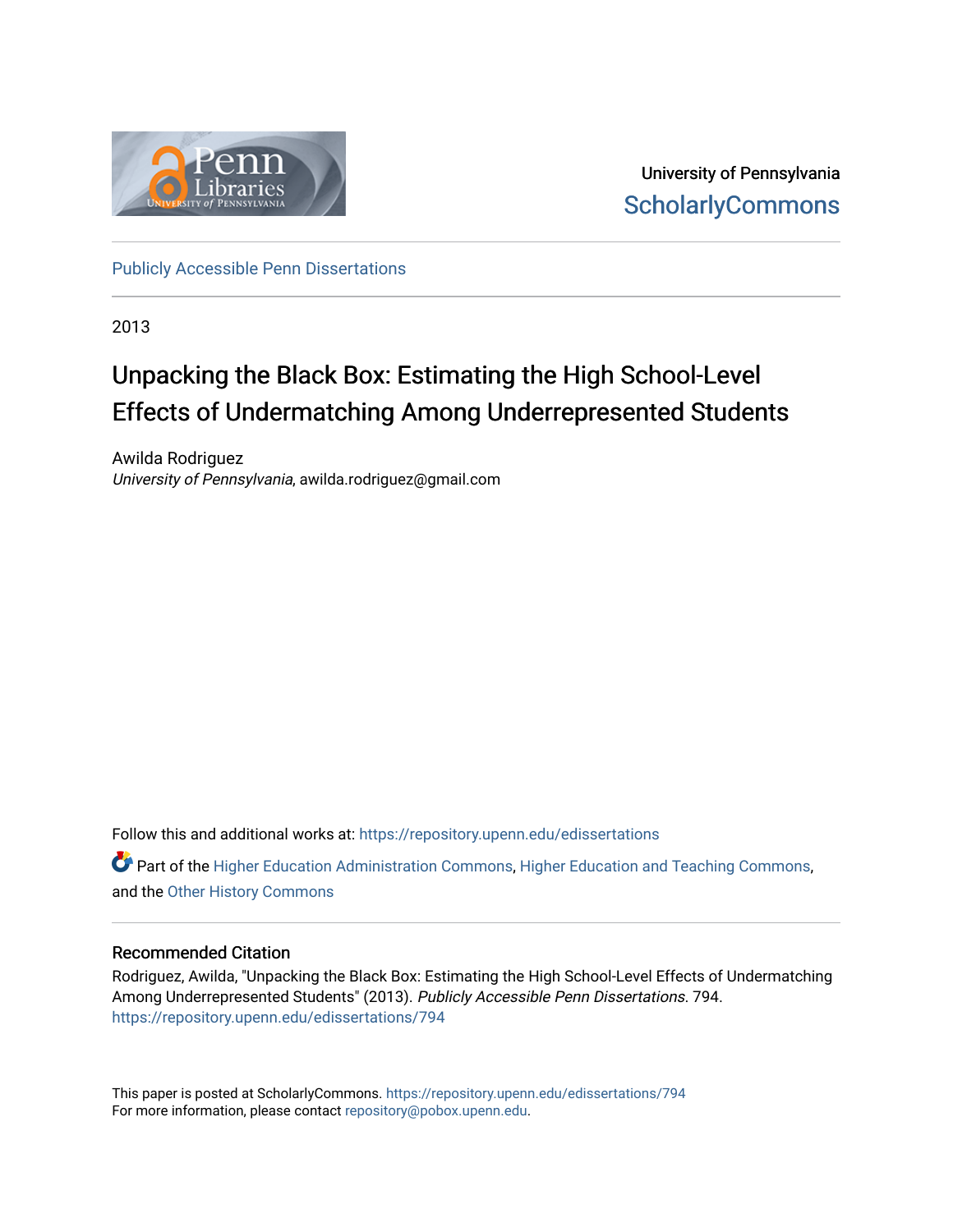University of Pennsylvania
ScholarlyCommons

Publicly Accessible Penn Dissertations

2013

# Unpacking the Black Box: Estimating the High School-Level Effects of Undermatching Among Underrepresented Students

Awilda Rodriguez
*University of Pennsylvania*, awilda.rodriguez@gmail.com

Follow this and additional works at: https://repository.upenn.edu/edissertations

Part of the Higher Education Administration Commons, Higher Education and Teaching Commons, and the Other History Commons

## Recommended Citation

Rodriguez, Awilda, "Unpacking the Black Box: Estimating the High School-Level Effects of Undermatching Among Underrepresented Students" (2013). *Publicly Accessible Penn Dissertations*. 794.
https://repository.upenn.edu/edissertations/794

This paper is posted at ScholarlyCommons. https://repository.upenn.edu/edissertations/794
For more information, please contact repository@pobox.upenn.edu.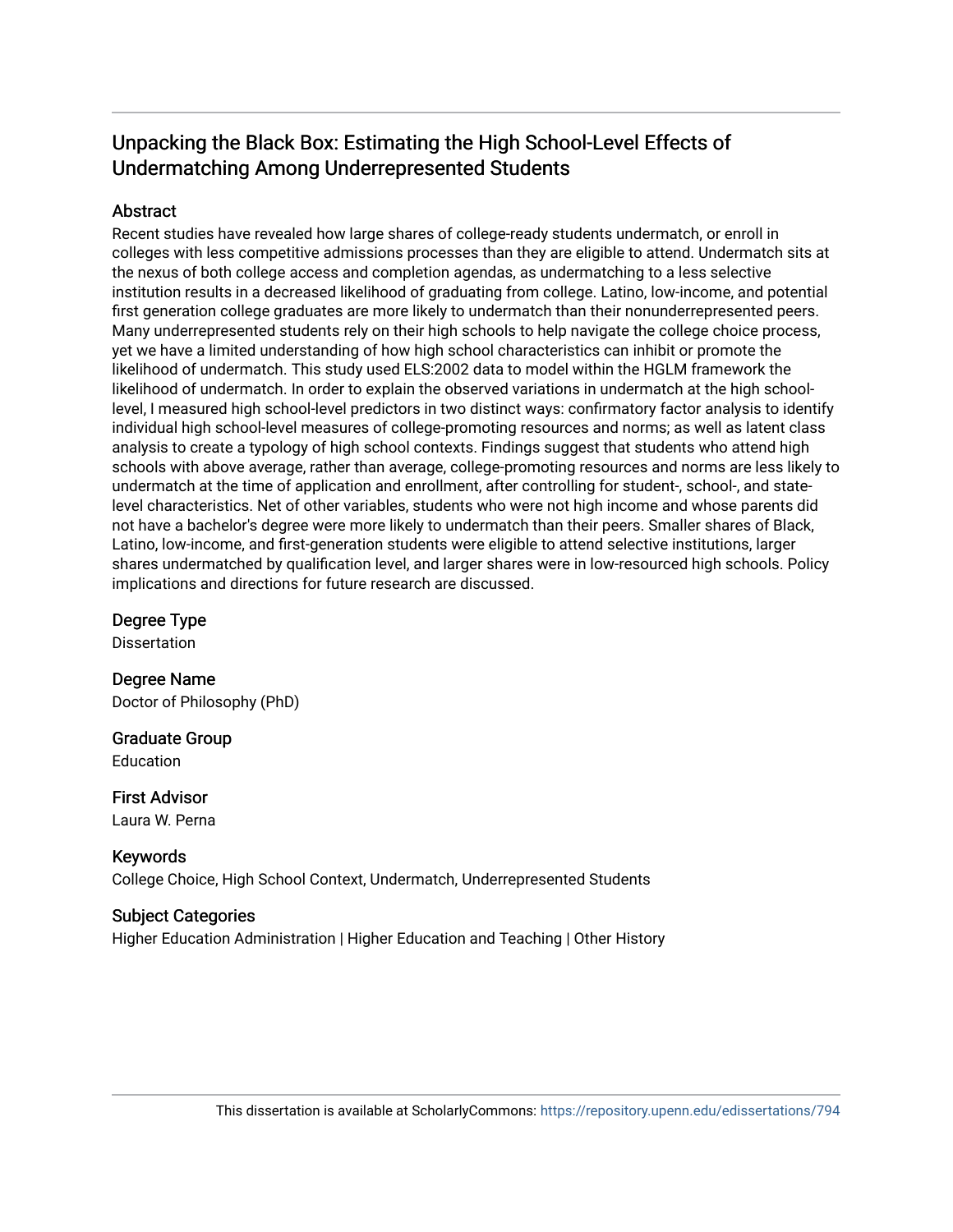## Unpacking the Black Box: Estimating the High School-Level Effects of Undermatching Among Underrepresented Students

### Abstract

Recent studies have revealed how large shares of college-ready students undermatch, or enroll in colleges with less competitive admissions processes than they are eligible to attend. Undermatch sits at the nexus of both college access and completion agendas, as undermatching to a less selective institution results in a decreased likelihood of graduating from college. Latino, low-income, and potential first generation college graduates are more likely to undermatch than their nonunderrepresented peers. Many underrepresented students rely on their high schools to help navigate the college choice process, yet we have a limited understanding of how high school characteristics can inhibit or promote the likelihood of undermatch. This study used ELS:2002 data to model within the HGLM framework the likelihood of undermatch. In order to explain the observed variations in undermatch at the high school-level, I measured high school-level predictors in two distinct ways: confirmatory factor analysis to identify individual high school-level measures of college-promoting resources and norms; as well as latent class analysis to create a typology of high school contexts. Findings suggest that students who attend high schools with above average, rather than average, college-promoting resources and norms are less likely to undermatch at the time of application and enrollment, after controlling for student-, school-, and state-level characteristics. Net of other variables, students who were not high income and whose parents did not have a bachelor's degree were more likely to undermatch than their peers. Smaller shares of Black, Latino, low-income, and first-generation students were eligible to attend selective institutions, larger shares undermatched by qualification level, and larger shares were in low-resourced high schools. Policy implications and directions for future research are discussed.

### Degree Type

Dissertation

### Degree Name

Doctor of Philosophy (PhD)

### Graduate Group

Education

### First Advisor

Laura W. Perna

### Keywords

College Choice, High School Context, Undermatch, Underrepresented Students

### Subject Categories

Higher Education Administration | Higher Education and Teaching | Other History

This dissertation is available at ScholarlyCommons: https://repository.upenn.edu/edissertations/794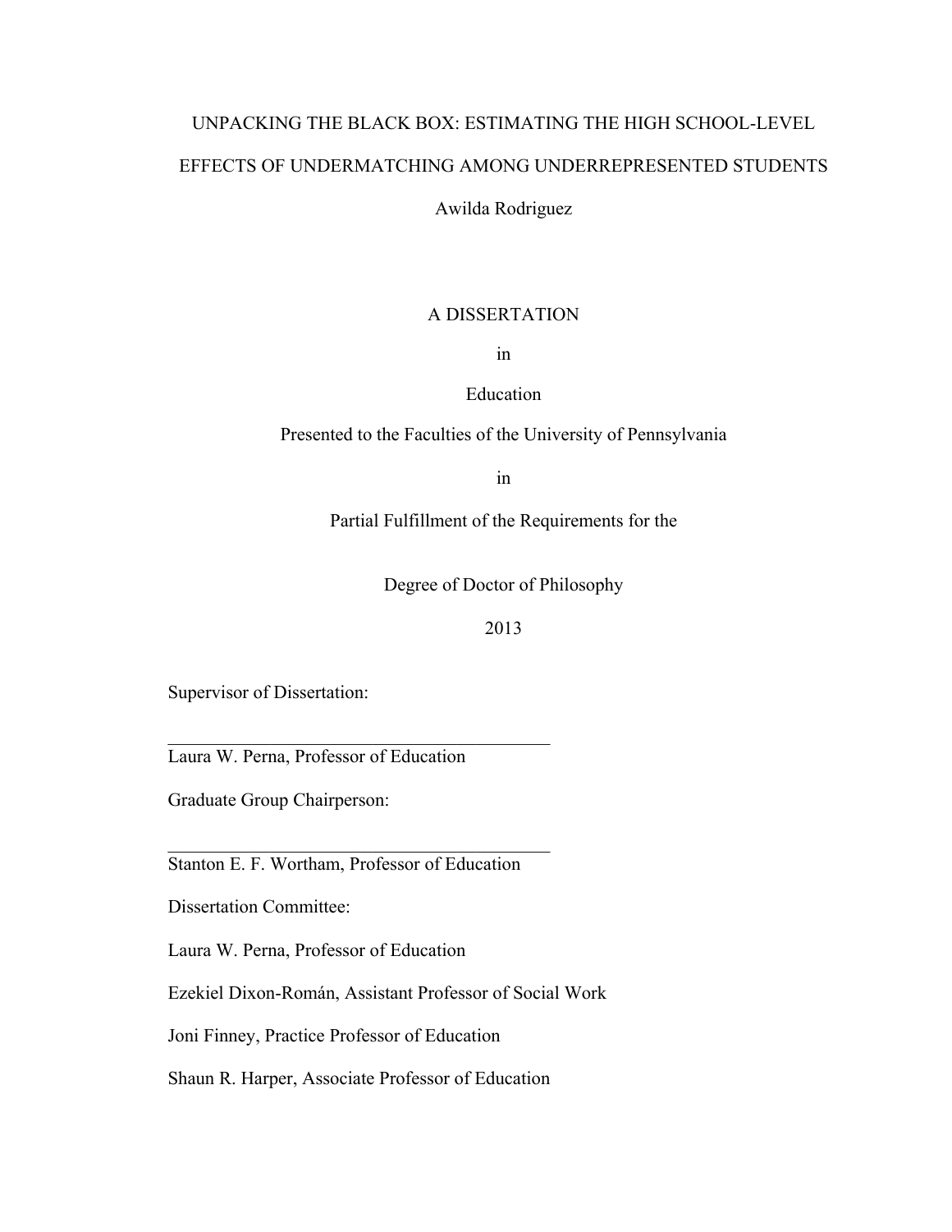# UNPACKING THE BLACK BOX: ESTIMATING THE HIGH SCHOOL-LEVEL EFFECTS OF UNDERMATCHING AMONG UNDERREPRESENTED STUDENTS

Awilda Rodriguez

A DISSERTATION

in

Education

Presented to the Faculties of the University of Pennsylvania

in

Partial Fulfillment of the Requirements for the

Degree of Doctor of Philosophy

2013

Supervisor of Dissertation:

\_\_\_\_\_\_\_\_\_\_\_\_\_\_\_\_\_\_\_\_\_\_\_\_\_\_\_\_\_\_\_\_\_\_\_\_\_\_\_\_

Laura W. Perna, Professor of Education

Graduate Group Chairperson:

\_\_\_\_\_\_\_\_\_\_\_\_\_\_\_\_\_\_\_\_\_\_\_\_\_\_\_\_\_\_\_\_\_\_\_\_\_\_\_\_

Stanton E. F. Wortham, Professor of Education

Dissertation Committee:

Laura W. Perna, Professor of Education

Ezekiel Dixon-Román, Assistant Professor of Social Work

Joni Finney, Practice Professor of Education

Shaun R. Harper, Associate Professor of Education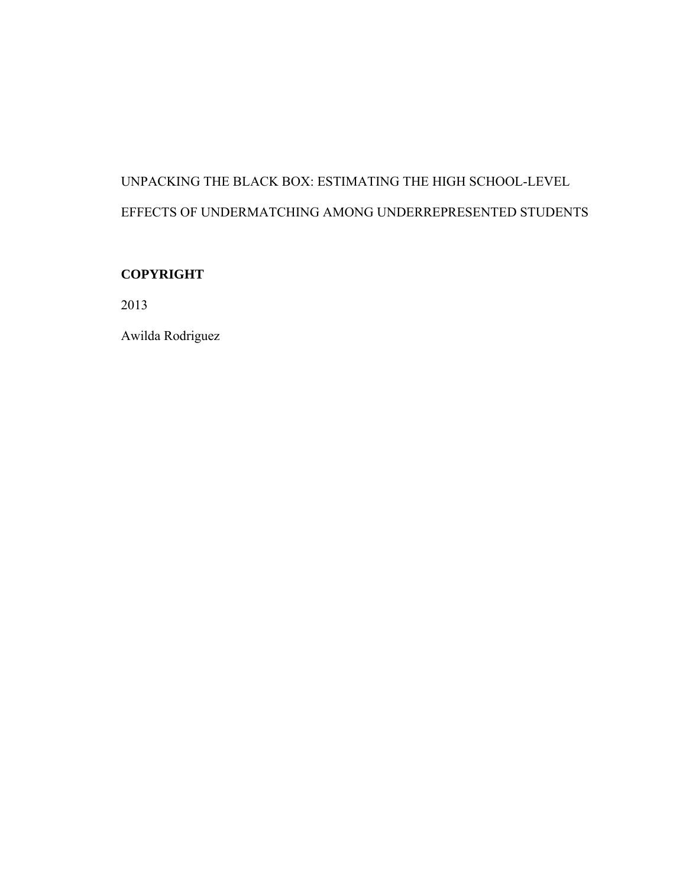UNPACKING THE BLACK BOX: ESTIMATING THE HIGH SCHOOL-LEVEL EFFECTS OF UNDERMATCHING AMONG UNDERREPRESENTED STUDENTS

**COPYRIGHT**

2013

Awilda Rodriguez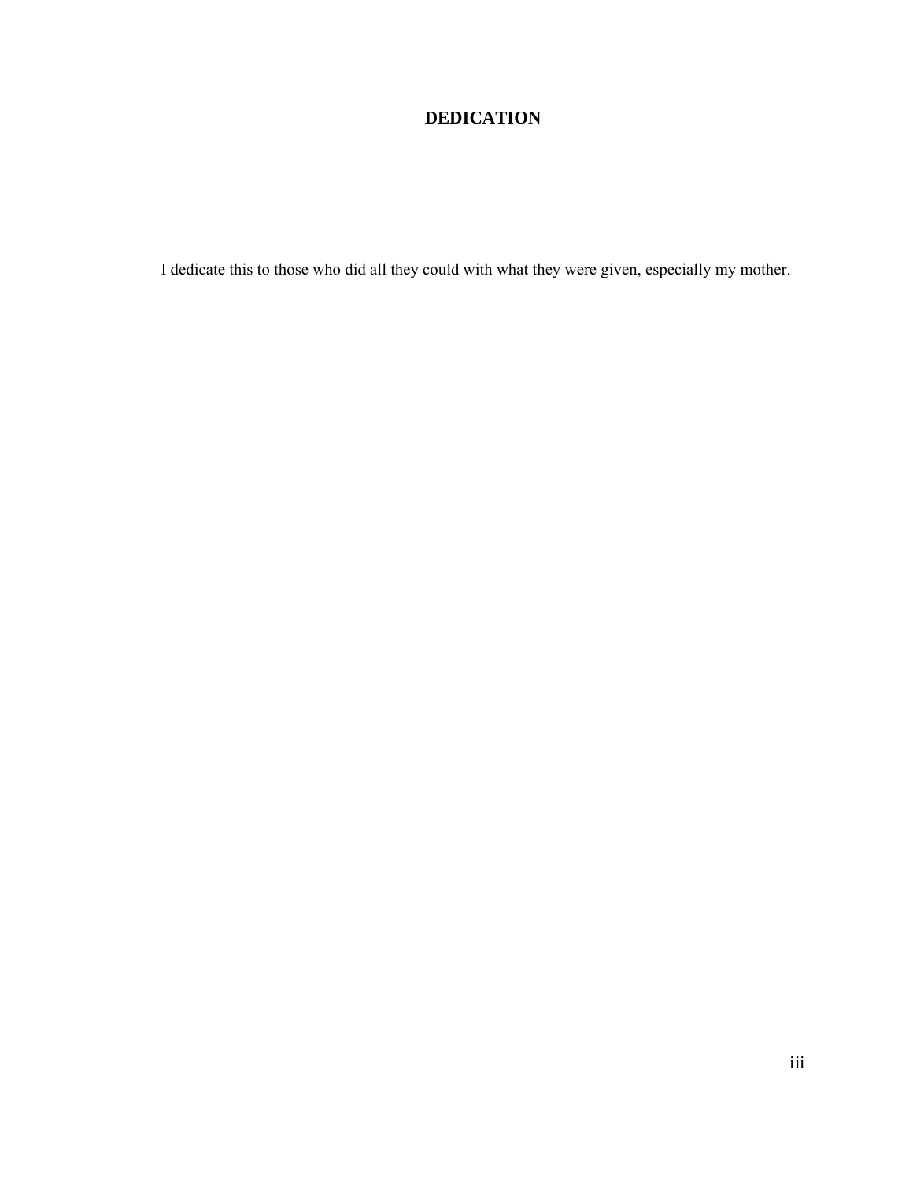## DEDICATION

I dedicate this to those who did all they could with what they were given, especially my mother.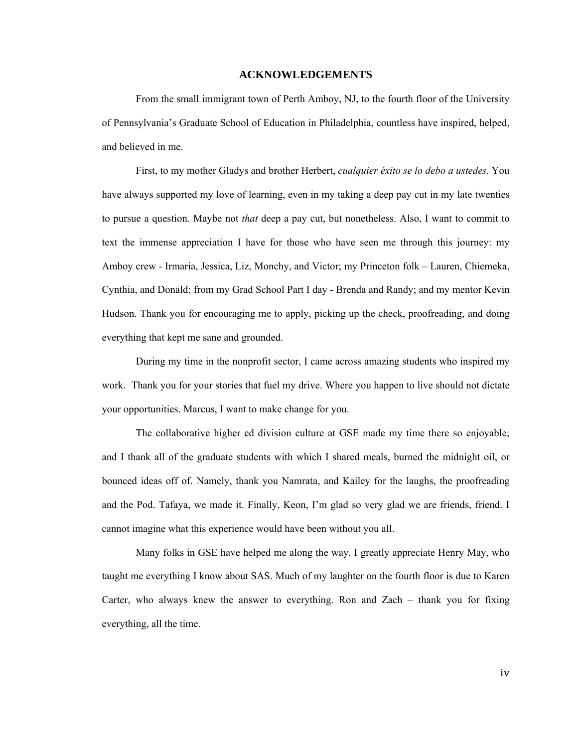## ACKNOWLEDGEMENTS

From the small immigrant town of Perth Amboy, NJ, to the fourth floor of the University of Pennsylvania's Graduate School of Education in Philadelphia, countless have inspired, helped, and believed in me.

First, to my mother Gladys and brother Herbert, *cualquier éxito se lo debo a ustedes*. You have always supported my love of learning, even in my taking a deep pay cut in my late twenties to pursue a question. Maybe not *that* deep a pay cut, but nonetheless. Also, I want to commit to text the immense appreciation I have for those who have seen me through this journey: my Amboy crew - Irmaria, Jessica, Liz, Monchy, and Victor; my Princeton folk – Lauren, Chiemeka, Cynthia, and Donald; from my Grad School Part I day - Brenda and Randy; and my mentor Kevin Hudson. Thank you for encouraging me to apply, picking up the check, proofreading, and doing everything that kept me sane and grounded.

During my time in the nonprofit sector, I came across amazing students who inspired my work. Thank you for your stories that fuel my drive. Where you happen to live should not dictate your opportunities. Marcus, I want to make change for you.

The collaborative higher ed division culture at GSE made my time there so enjoyable; and I thank all of the graduate students with which I shared meals, burned the midnight oil, or bounced ideas off of. Namely, thank you Namrata, and Kailey for the laughs, the proofreading and the Pod. Tafaya, we made it. Finally, Keon, I'm glad so very glad we are friends, friend. I cannot imagine what this experience would have been without you all.

Many folks in GSE have helped me along the way. I greatly appreciate Henry May, who taught me everything I know about SAS. Much of my laughter on the fourth floor is due to Karen Carter, who always knew the answer to everything. Ron and Zach – thank you for fixing everything, all the time.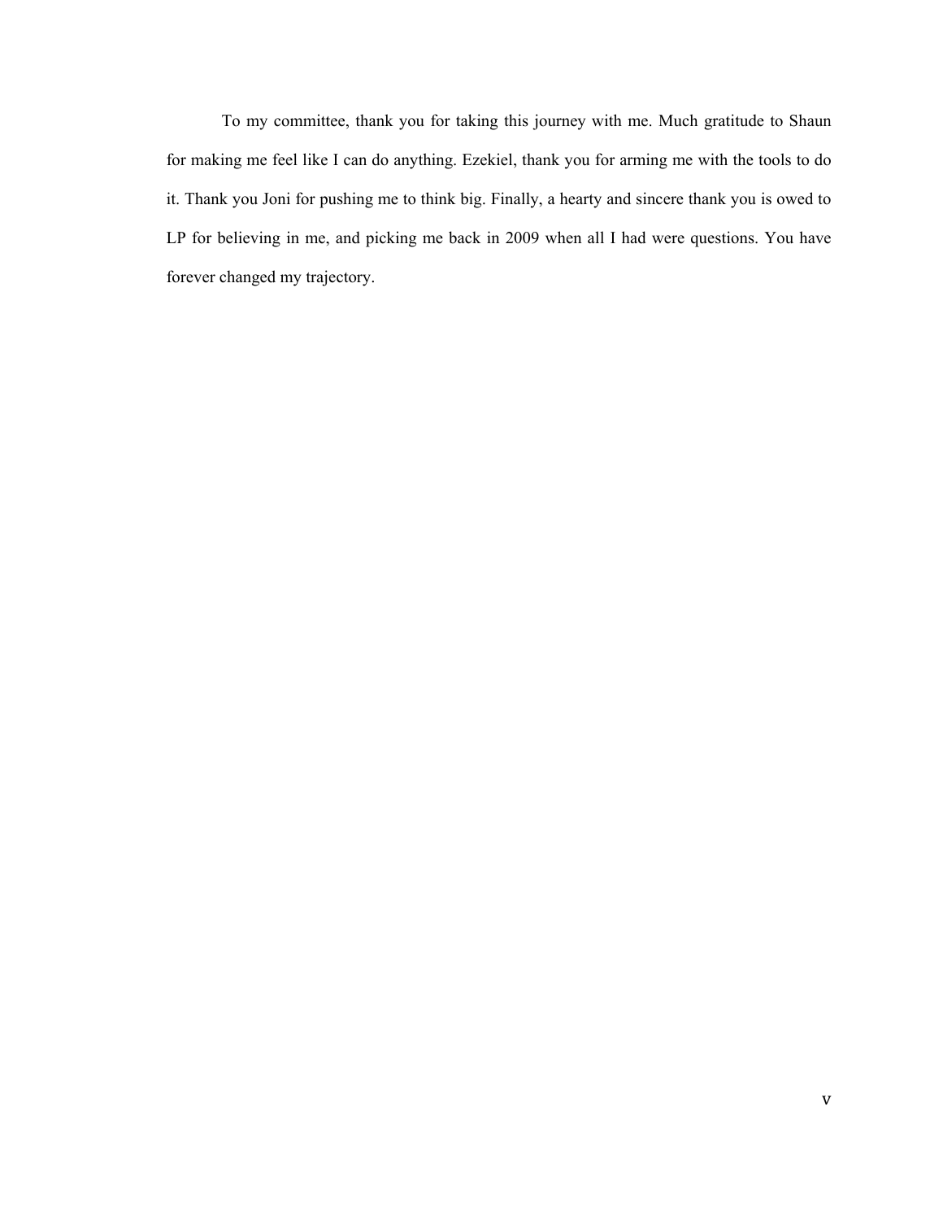To my committee, thank you for taking this journey with me. Much gratitude to Shaun for making me feel like I can do anything. Ezekiel, thank you for arming me with the tools to do it. Thank you Joni for pushing me to think big. Finally, a hearty and sincere thank you is owed to LP for believing in me, and picking me back in 2009 when all I had were questions. You have forever changed my trajectory.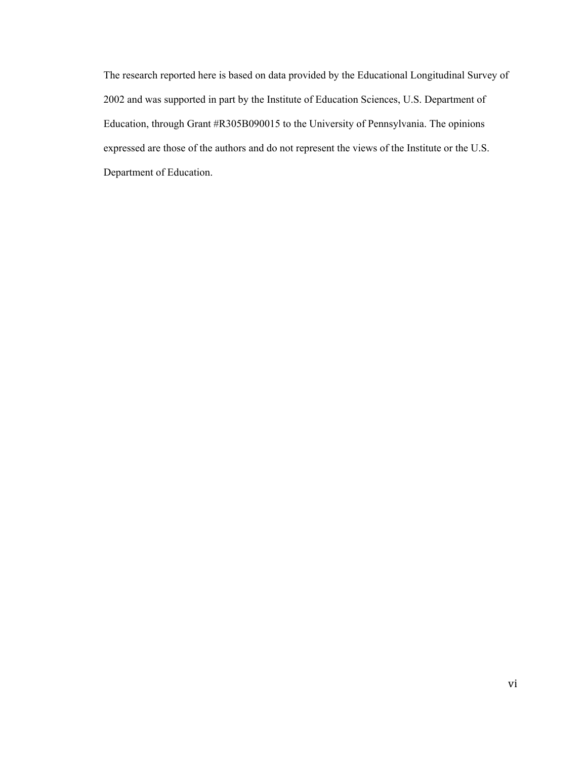The research reported here is based on data provided by the Educational Longitudinal Survey of 2002 and was supported in part by the Institute of Education Sciences, U.S. Department of Education, through Grant #R305B090015 to the University of Pennsylvania. The opinions expressed are those of the authors and do not represent the views of the Institute or the U.S. Department of Education.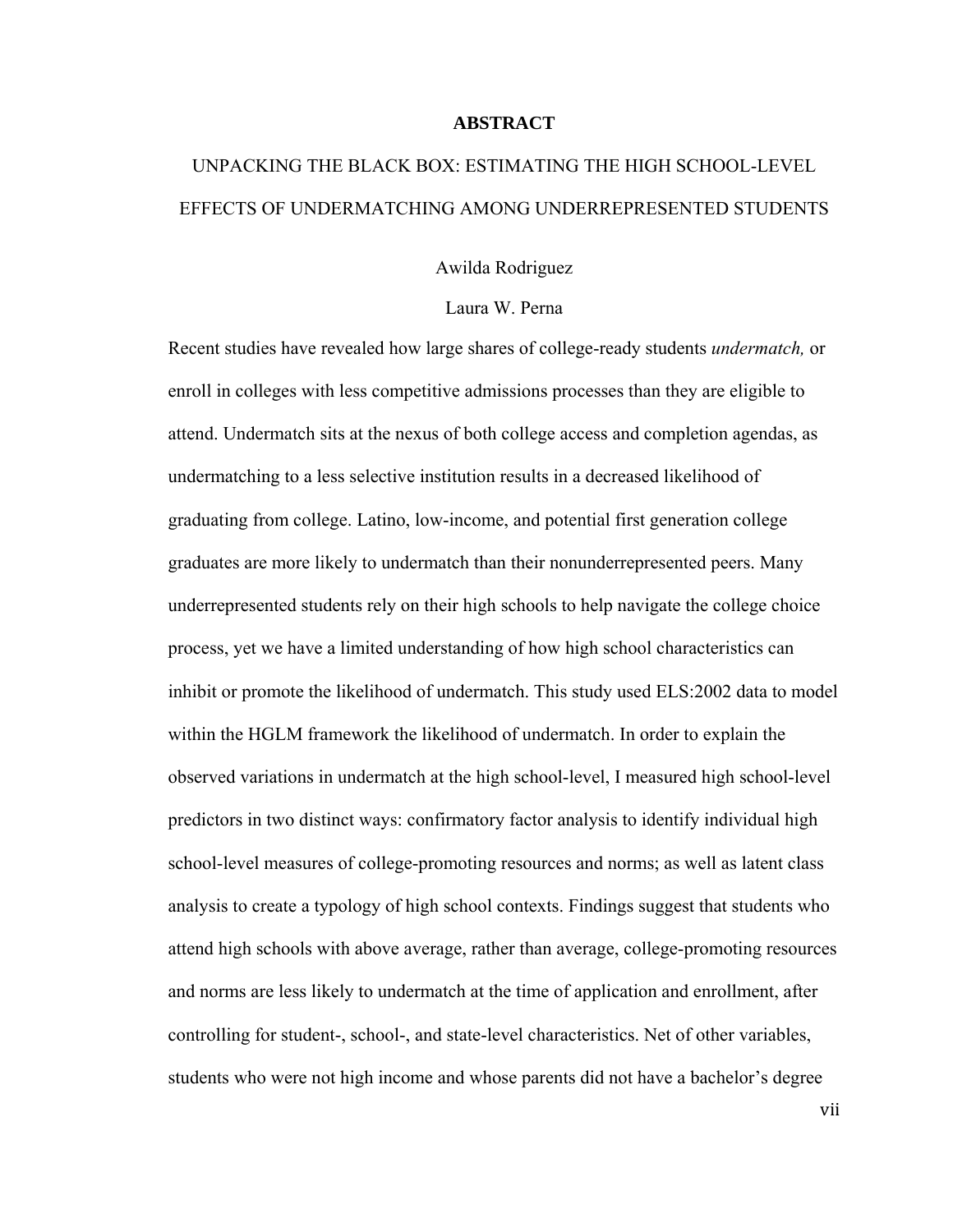**ABSTRACT**

UNPACKING THE BLACK BOX: ESTIMATING THE HIGH SCHOOL-LEVEL EFFECTS OF UNDERMATCHING AMONG UNDERREPRESENTED STUDENTS

Awilda Rodriguez

Laura W. Perna

Recent studies have revealed how large shares of college-ready students *undermatch,* or enroll in colleges with less competitive admissions processes than they are eligible to attend. Undermatch sits at the nexus of both college access and completion agendas, as undermatching to a less selective institution results in a decreased likelihood of graduating from college. Latino, low-income, and potential first generation college graduates are more likely to undermatch than their nonunderrepresented peers. Many underrepresented students rely on their high schools to help navigate the college choice process, yet we have a limited understanding of how high school characteristics can inhibit or promote the likelihood of undermatch. This study used ELS:2002 data to model within the HGLM framework the likelihood of undermatch. In order to explain the observed variations in undermatch at the high school-level, I measured high school-level predictors in two distinct ways: confirmatory factor analysis to identify individual high school-level measures of college-promoting resources and norms; as well as latent class analysis to create a typology of high school contexts. Findings suggest that students who attend high schools with above average, rather than average, college-promoting resources and norms are less likely to undermatch at the time of application and enrollment, after controlling for student-, school-, and state-level characteristics. Net of other variables, students who were not high income and whose parents did not have a bachelor's degree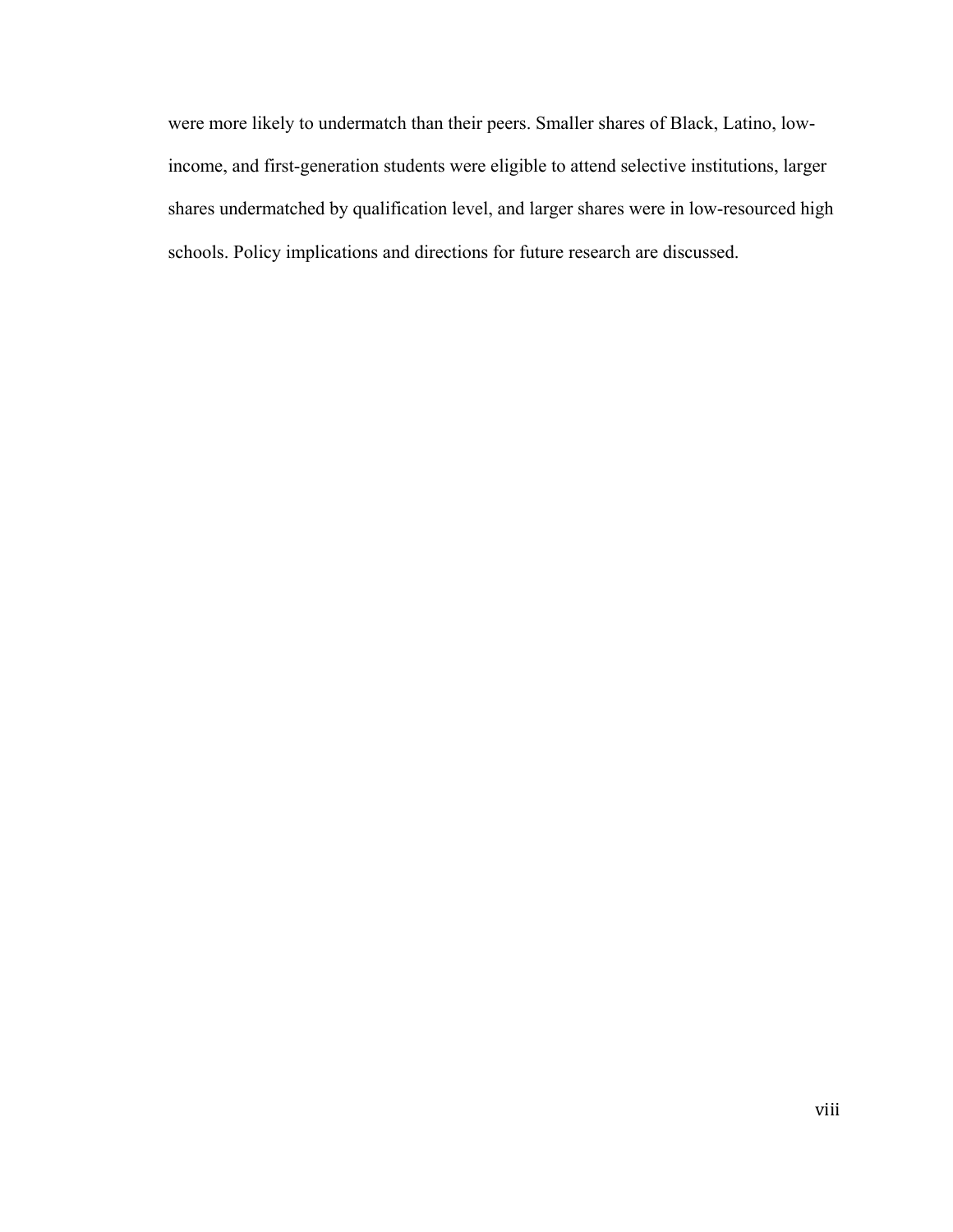were more likely to undermatch than their peers. Smaller shares of Black, Latino, low-income, and first-generation students were eligible to attend selective institutions, larger shares undermatched by qualification level, and larger shares were in low-resourced high schools. Policy implications and directions for future research are discussed.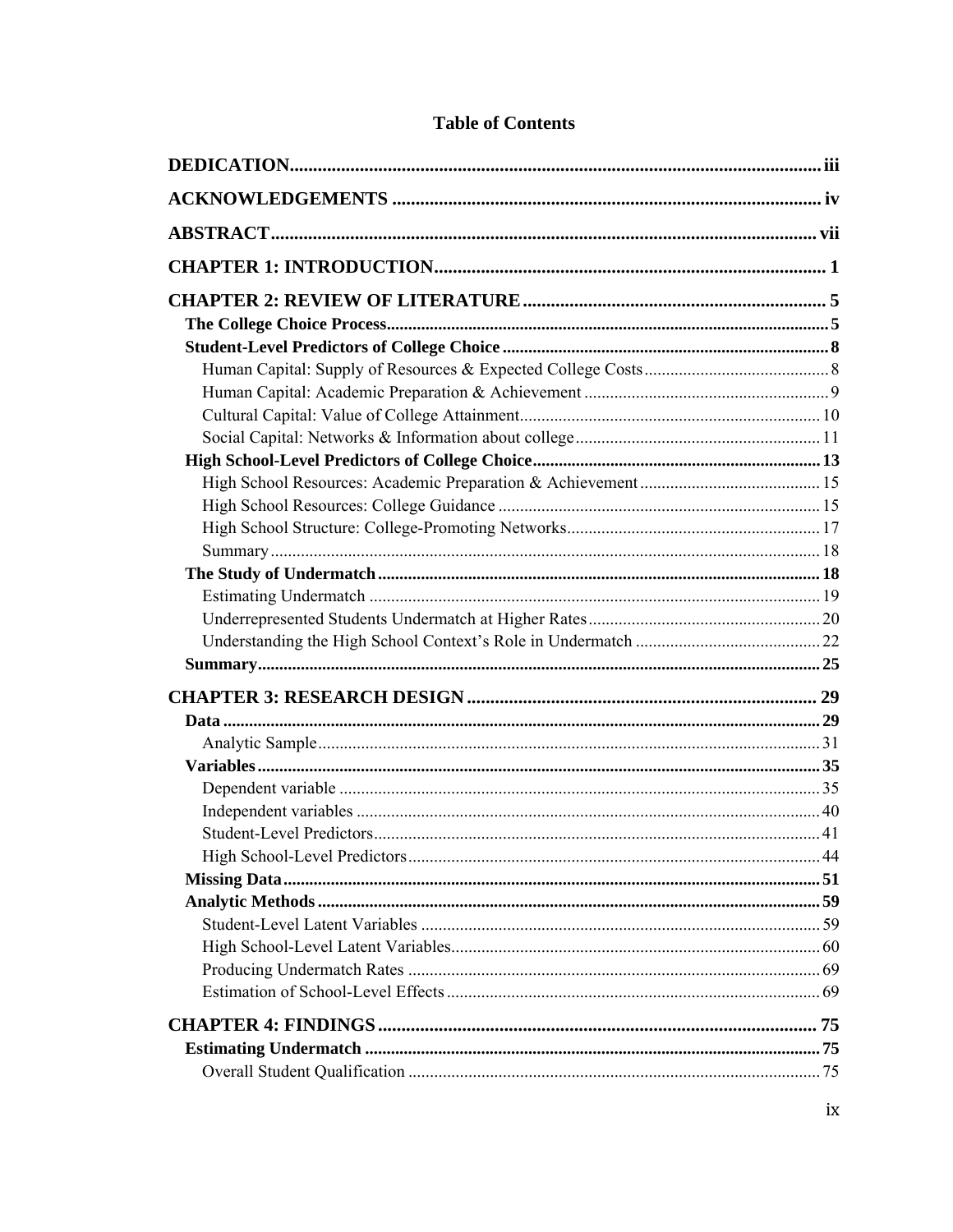# Table of Contents

**DEDICATION** ... iii

**ACKNOWLEDGEMENTS** ... iv

**ABSTRACT** ... vii

**CHAPTER 1: INTRODUCTION** ... 1

**CHAPTER 2: REVIEW OF LITERATURE** ... 5

- **The College Choice Process** ... 5
- **Student-Level Predictors of College Choice** ... 8
  - Human Capital: Supply of Resources & Expected College Costs ... 8
  - Human Capital: Academic Preparation & Achievement ... 9
  - Cultural Capital: Value of College Attainment ... 10
  - Social Capital: Networks & Information about college ... 11
- **High School-Level Predictors of College Choice** ... 13
  - High School Resources: Academic Preparation & Achievement ... 15
  - High School Resources: College Guidance ... 15
  - High School Structure: College-Promoting Networks ... 17
  - Summary ... 18
- **The Study of Undermatch** ... 18
  - Estimating Undermatch ... 19
  - Underrepresented Students Undermatch at Higher Rates ... 20
  - Understanding the High School Context's Role in Undermatch ... 22
- **Summary** ... 25

**CHAPTER 3: RESEARCH DESIGN** ... 29

- **Data** ... 29
  - Analytic Sample ... 31
- **Variables** ... 35
  - Dependent variable ... 35
  - Independent variables ... 40
  - Student-Level Predictors ... 41
  - High School-Level Predictors ... 44
- **Missing Data** ... 51
- **Analytic Methods** ... 59
  - Student-Level Latent Variables ... 59
  - High School-Level Latent Variables ... 60
  - Producing Undermatch Rates ... 69
  - Estimation of School-Level Effects ... 69

**CHAPTER 4: FINDINGS** ... 75

- **Estimating Undermatch** ... 75
  - Overall Student Qualification ... 75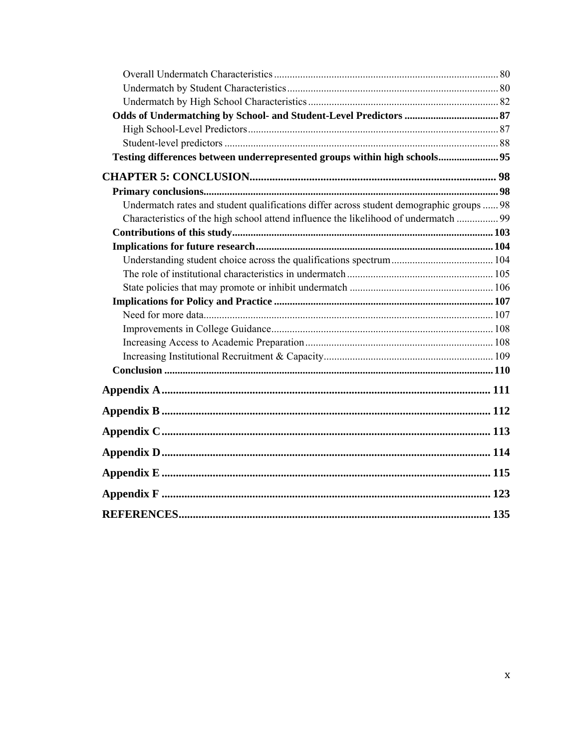Overall Undermatch Characteristics ..................................................................................... 80
Undermatch by Student Characteristics ................................................................................ 80
Undermatch by High School Characteristics ........................................................................ 82
**Odds of Undermatching by School- and Student-Level Predictors .................................... 87**
High School-Level Predictors ............................................................................................... 87
Student-level predictors ........................................................................................................ 88
**Testing differences between underrepresented groups within high schools....................... 95**

**CHAPTER 5: CONCLUSION...................................................................................... 98**
**Primary conclusions............................................................................................................... 98**
Undermatch rates and student qualifications differ across student demographic groups ...... 98
Characteristics of the high school attend influence the likelihood of undermatch ................ 99
**Contributions of this study.................................................................................................. 103**
**Implications for future research.......................................................................................... 104**
Understanding student choice across the qualifications spectrum ....................................... 104
The role of institutional characteristics in undermatch ........................................................ 105
State policies that may promote or inhibit undermatch ....................................................... 106
**Implications for Policy and Practice .................................................................................. 107**
Need for more data............................................................................................................... 107
Improvements in College Guidance .................................................................................... 108
Increasing Access to Academic Preparation ....................................................................... 108
Increasing Institutional Recruitment & Capacity ................................................................ 109
**Conclusion ........................................................................................................................... 110**

**Appendix A ................................................................................................................... 111**

**Appendix B ................................................................................................................... 112**

**Appendix C ................................................................................................................... 113**

**Appendix D ................................................................................................................... 114**

**Appendix E ................................................................................................................... 115**

**Appendix F ................................................................................................................... 123**

**REFERENCES............................................................................................................. 135**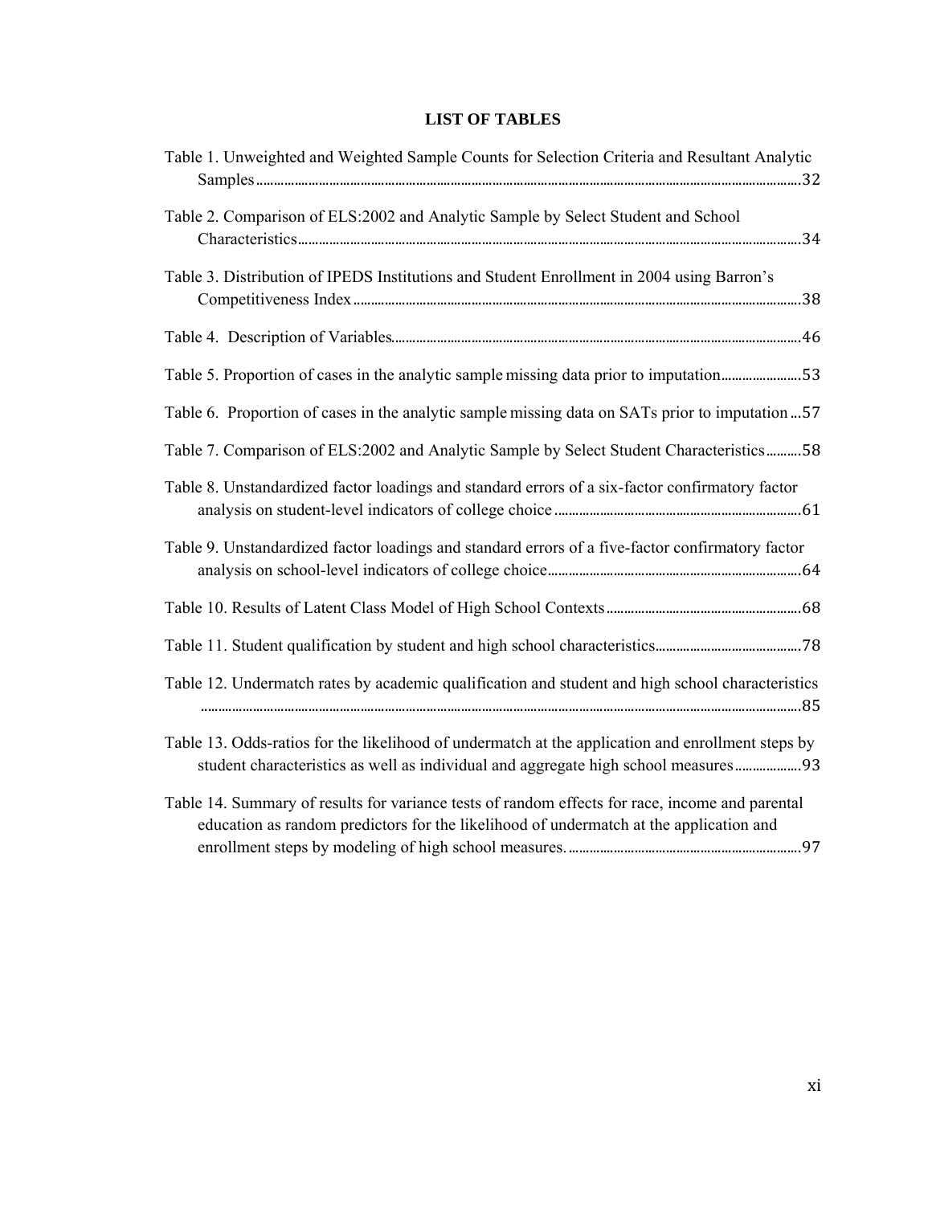# LIST OF TABLES

Table 1. Unweighted and Weighted Sample Counts for Selection Criteria and Resultant Analytic Samples ........................................................................................................ 32

Table 2. Comparison of ELS:2002 and Analytic Sample by Select Student and School Characteristics ........................................................................................................ 34

Table 3. Distribution of IPEDS Institutions and Student Enrollment in 2004 using Barron's Competitiveness Index ........................................................................................................ 38

Table 4. Description of Variables ........................................................................................................ 46

Table 5. Proportion of cases in the analytic sample missing data prior to imputation ........................ 53

Table 6. Proportion of cases in the analytic sample missing data on SATs prior to imputation ... 57

Table 7. Comparison of ELS:2002 and Analytic Sample by Select Student Characteristics .......... 58

Table 8. Unstandardized factor loadings and standard errors of a six-factor confirmatory factor analysis on student-level indicators of college choice ........................................................ 61

Table 9. Unstandardized factor loadings and standard errors of a five-factor confirmatory factor analysis on school-level indicators of college choice ........................................................ 64

Table 10. Results of Latent Class Model of High School Contexts ........................................................ 68

Table 11. Student qualification by student and high school characteristics ........................................ 78

Table 12. Undermatch rates by academic qualification and student and high school characteristics ........................................................................................................ 85

Table 13. Odds-ratios for the likelihood of undermatch at the application and enrollment steps by student characteristics as well as individual and aggregate high school measures .................. 93

Table 14. Summary of results for variance tests of random effects for race, income and parental education as random predictors for the likelihood of undermatch at the application and enrollment steps by modeling of high school measures. ........................................................ 97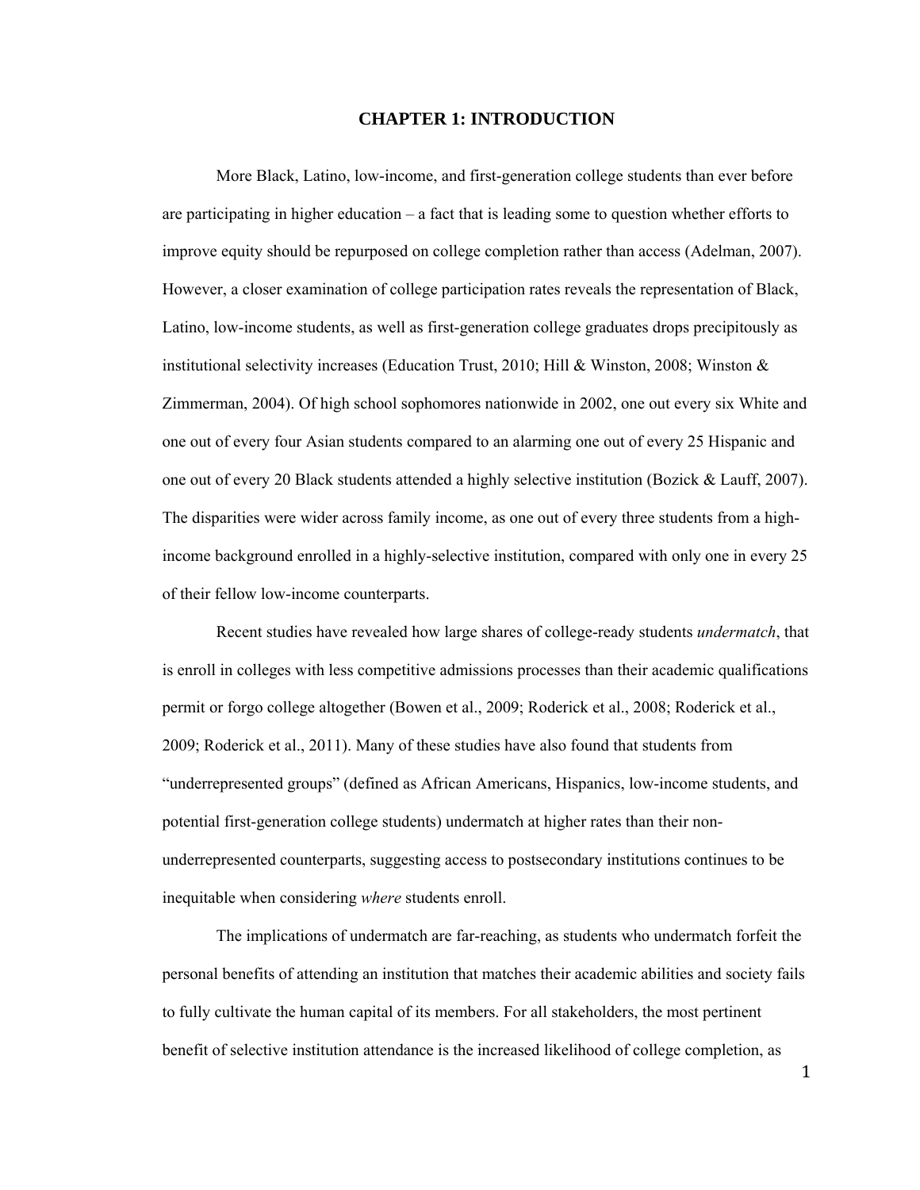# CHAPTER 1: INTRODUCTION

More Black, Latino, low-income, and first-generation college students than ever before are participating in higher education – a fact that is leading some to question whether efforts to improve equity should be repurposed on college completion rather than access (Adelman, 2007). However, a closer examination of college participation rates reveals the representation of Black, Latino, low-income students, as well as first-generation college graduates drops precipitously as institutional selectivity increases (Education Trust, 2010; Hill & Winston, 2008; Winston & Zimmerman, 2004). Of high school sophomores nationwide in 2002, one out every six White and one out of every four Asian students compared to an alarming one out of every 25 Hispanic and one out of every 20 Black students attended a highly selective institution (Bozick & Lauff, 2007). The disparities were wider across family income, as one out of every three students from a high-income background enrolled in a highly-selective institution, compared with only one in every 25 of their fellow low-income counterparts.

Recent studies have revealed how large shares of college-ready students *undermatch*, that is enroll in colleges with less competitive admissions processes than their academic qualifications permit or forgo college altogether (Bowen et al., 2009; Roderick et al., 2008; Roderick et al., 2009; Roderick et al., 2011). Many of these studies have also found that students from "underrepresented groups" (defined as African Americans, Hispanics, low-income students, and potential first-generation college students) undermatch at higher rates than their non-underrepresented counterparts, suggesting access to postsecondary institutions continues to be inequitable when considering *where* students enroll.

The implications of undermatch are far-reaching, as students who undermatch forfeit the personal benefits of attending an institution that matches their academic abilities and society fails to fully cultivate the human capital of its members. For all stakeholders, the most pertinent benefit of selective institution attendance is the increased likelihood of college completion, as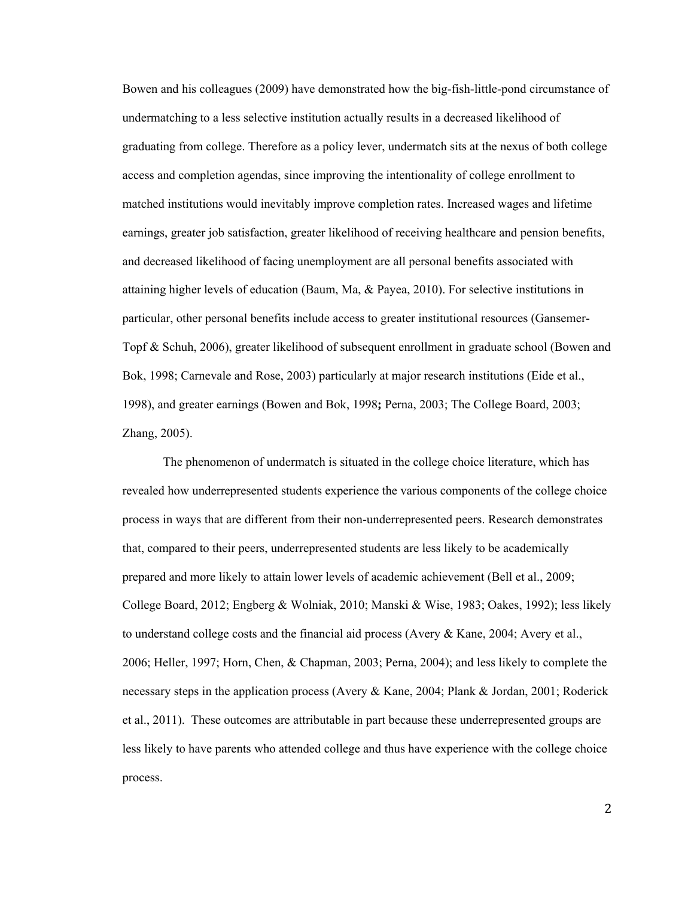Bowen and his colleagues (2009) have demonstrated how the big-fish-little-pond circumstance of undermatching to a less selective institution actually results in a decreased likelihood of graduating from college. Therefore as a policy lever, undermatch sits at the nexus of both college access and completion agendas, since improving the intentionality of college enrollment to matched institutions would inevitably improve completion rates. Increased wages and lifetime earnings, greater job satisfaction, greater likelihood of receiving healthcare and pension benefits, and decreased likelihood of facing unemployment are all personal benefits associated with attaining higher levels of education (Baum, Ma, & Payea, 2010). For selective institutions in particular, other personal benefits include access to greater institutional resources (Gansemer-Topf & Schuh, 2006), greater likelihood of subsequent enrollment in graduate school (Bowen and Bok, 1998; Carnevale and Rose, 2003) particularly at major research institutions (Eide et al., 1998), and greater earnings (Bowen and Bok, 1998**;** Perna, 2003; The College Board, 2003; Zhang, 2005).

The phenomenon of undermatch is situated in the college choice literature, which has revealed how underrepresented students experience the various components of the college choice process in ways that are different from their non-underrepresented peers. Research demonstrates that, compared to their peers, underrepresented students are less likely to be academically prepared and more likely to attain lower levels of academic achievement (Bell et al., 2009; College Board, 2012; Engberg & Wolniak, 2010; Manski & Wise, 1983; Oakes, 1992); less likely to understand college costs and the financial aid process (Avery & Kane, 2004; Avery et al., 2006; Heller, 1997; Horn, Chen, & Chapman, 2003; Perna, 2004); and less likely to complete the necessary steps in the application process (Avery & Kane, 2004; Plank & Jordan, 2001; Roderick et al., 2011). These outcomes are attributable in part because these underrepresented groups are less likely to have parents who attended college and thus have experience with the college choice process.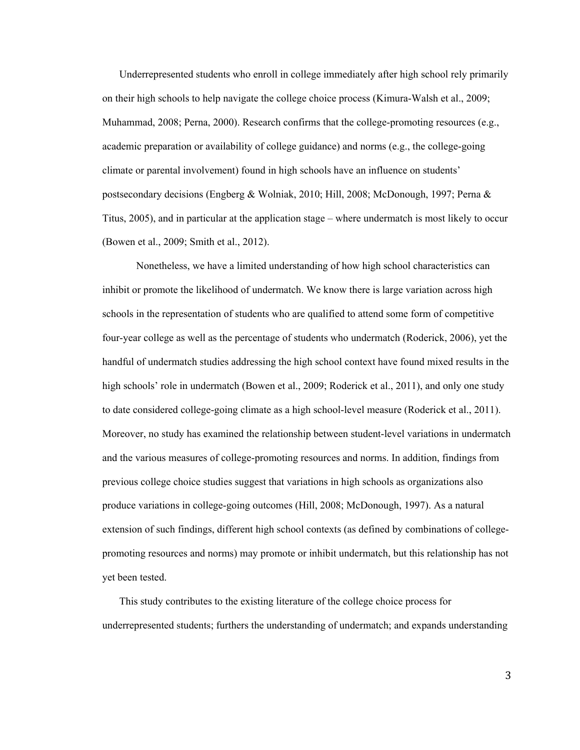Underrepresented students who enroll in college immediately after high school rely primarily on their high schools to help navigate the college choice process (Kimura-Walsh et al., 2009; Muhammad, 2008; Perna, 2000). Research confirms that the college-promoting resources (e.g., academic preparation or availability of college guidance) and norms (e.g., the college-going climate or parental involvement) found in high schools have an influence on students' postsecondary decisions (Engberg & Wolniak, 2010; Hill, 2008; McDonough, 1997; Perna & Titus, 2005), and in particular at the application stage – where undermatch is most likely to occur (Bowen et al., 2009; Smith et al., 2012).

Nonetheless, we have a limited understanding of how high school characteristics can inhibit or promote the likelihood of undermatch. We know there is large variation across high schools in the representation of students who are qualified to attend some form of competitive four-year college as well as the percentage of students who undermatch (Roderick, 2006), yet the handful of undermatch studies addressing the high school context have found mixed results in the high schools' role in undermatch (Bowen et al., 2009; Roderick et al., 2011), and only one study to date considered college-going climate as a high school-level measure (Roderick et al., 2011). Moreover, no study has examined the relationship between student-level variations in undermatch and the various measures of college-promoting resources and norms. In addition, findings from previous college choice studies suggest that variations in high schools as organizations also produce variations in college-going outcomes (Hill, 2008; McDonough, 1997). As a natural extension of such findings, different high school contexts (as defined by combinations of college-promoting resources and norms) may promote or inhibit undermatch, but this relationship has not yet been tested.

This study contributes to the existing literature of the college choice process for underrepresented students; furthers the understanding of undermatch; and expands understanding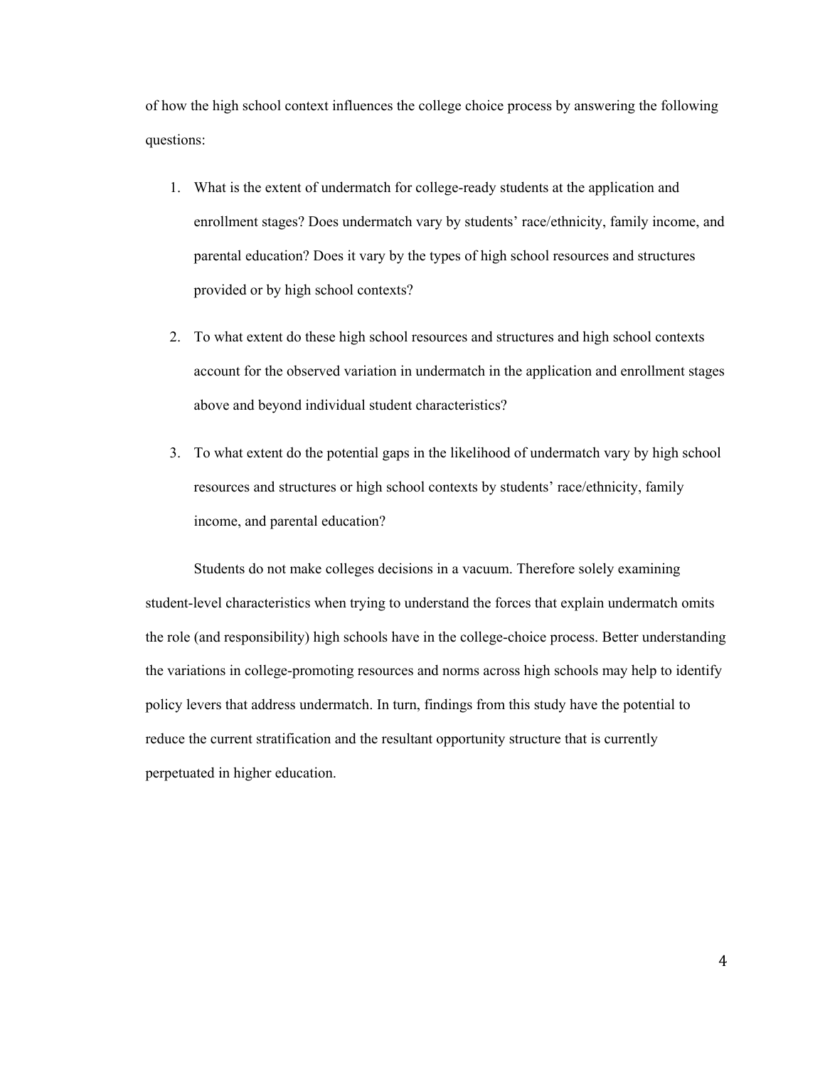of how the high school context influences the college choice process by answering the following questions:

1. What is the extent of undermatch for college-ready students at the application and enrollment stages? Does undermatch vary by students' race/ethnicity, family income, and parental education? Does it vary by the types of high school resources and structures provided or by high school contexts?

2. To what extent do these high school resources and structures and high school contexts account for the observed variation in undermatch in the application and enrollment stages above and beyond individual student characteristics?

3. To what extent do the potential gaps in the likelihood of undermatch vary by high school resources and structures or high school contexts by students' race/ethnicity, family income, and parental education?

Students do not make colleges decisions in a vacuum. Therefore solely examining student-level characteristics when trying to understand the forces that explain undermatch omits the role (and responsibility) high schools have in the college-choice process. Better understanding the variations in college-promoting resources and norms across high schools may help to identify policy levers that address undermatch. In turn, findings from this study have the potential to reduce the current stratification and the resultant opportunity structure that is currently perpetuated in higher education.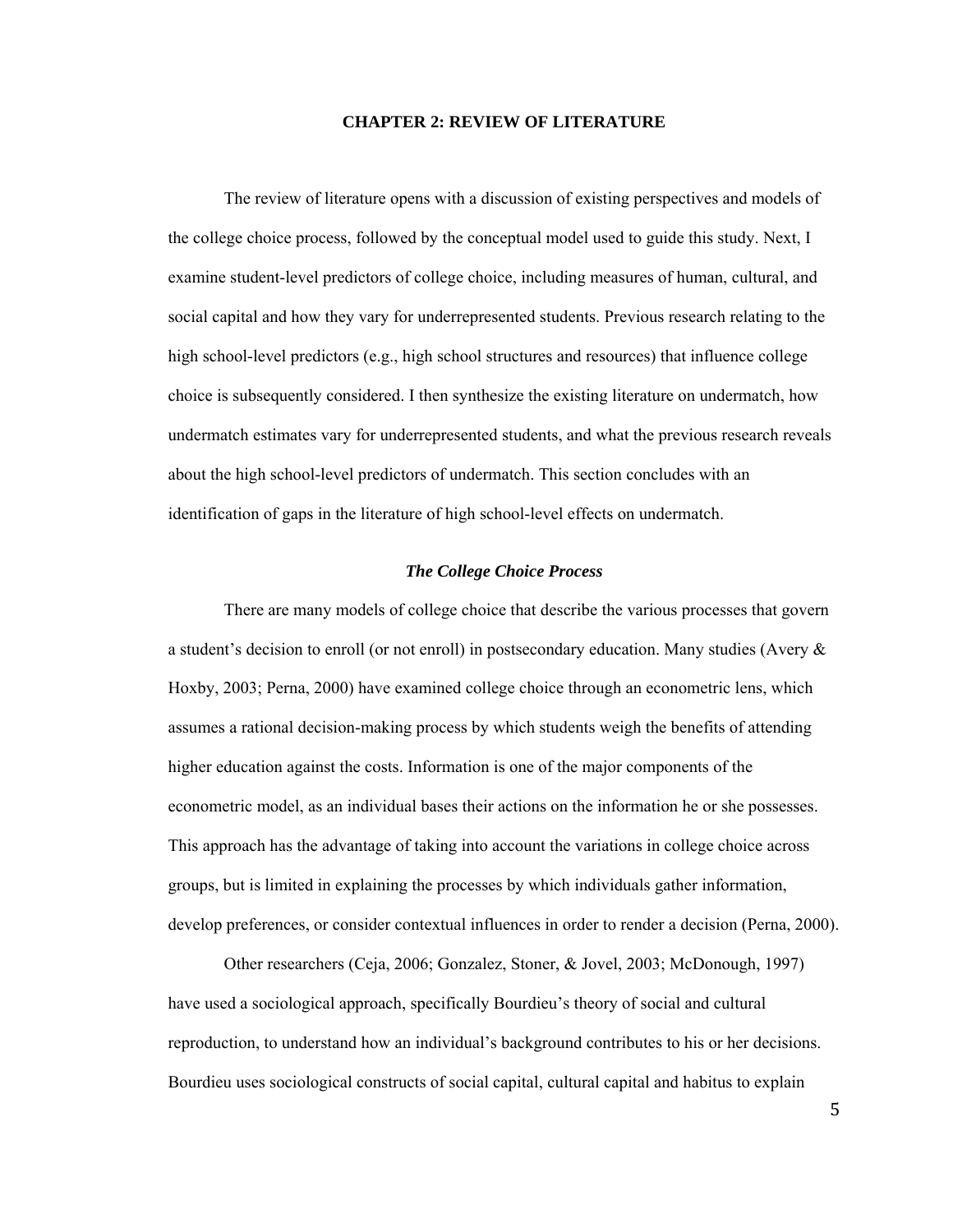# CHAPTER 2: REVIEW OF LITERATURE

The review of literature opens with a discussion of existing perspectives and models of the college choice process, followed by the conceptual model used to guide this study. Next, I examine student-level predictors of college choice, including measures of human, cultural, and social capital and how they vary for underrepresented students. Previous research relating to the high school-level predictors (e.g., high school structures and resources) that influence college choice is subsequently considered. I then synthesize the existing literature on undermatch, how undermatch estimates vary for underrepresented students, and what the previous research reveals about the high school-level predictors of undermatch. This section concludes with an identification of gaps in the literature of high school-level effects on undermatch.

## *The College Choice Process*

There are many models of college choice that describe the various processes that govern a student's decision to enroll (or not enroll) in postsecondary education. Many studies (Avery & Hoxby, 2003; Perna, 2000) have examined college choice through an econometric lens, which assumes a rational decision-making process by which students weigh the benefits of attending higher education against the costs. Information is one of the major components of the econometric model, as an individual bases their actions on the information he or she possesses. This approach has the advantage of taking into account the variations in college choice across groups, but is limited in explaining the processes by which individuals gather information, develop preferences, or consider contextual influences in order to render a decision (Perna, 2000).

Other researchers (Ceja, 2006; Gonzalez, Stoner, & Jovel, 2003; McDonough, 1997) have used a sociological approach, specifically Bourdieu's theory of social and cultural reproduction, to understand how an individual's background contributes to his or her decisions. Bourdieu uses sociological constructs of social capital, cultural capital and habitus to explain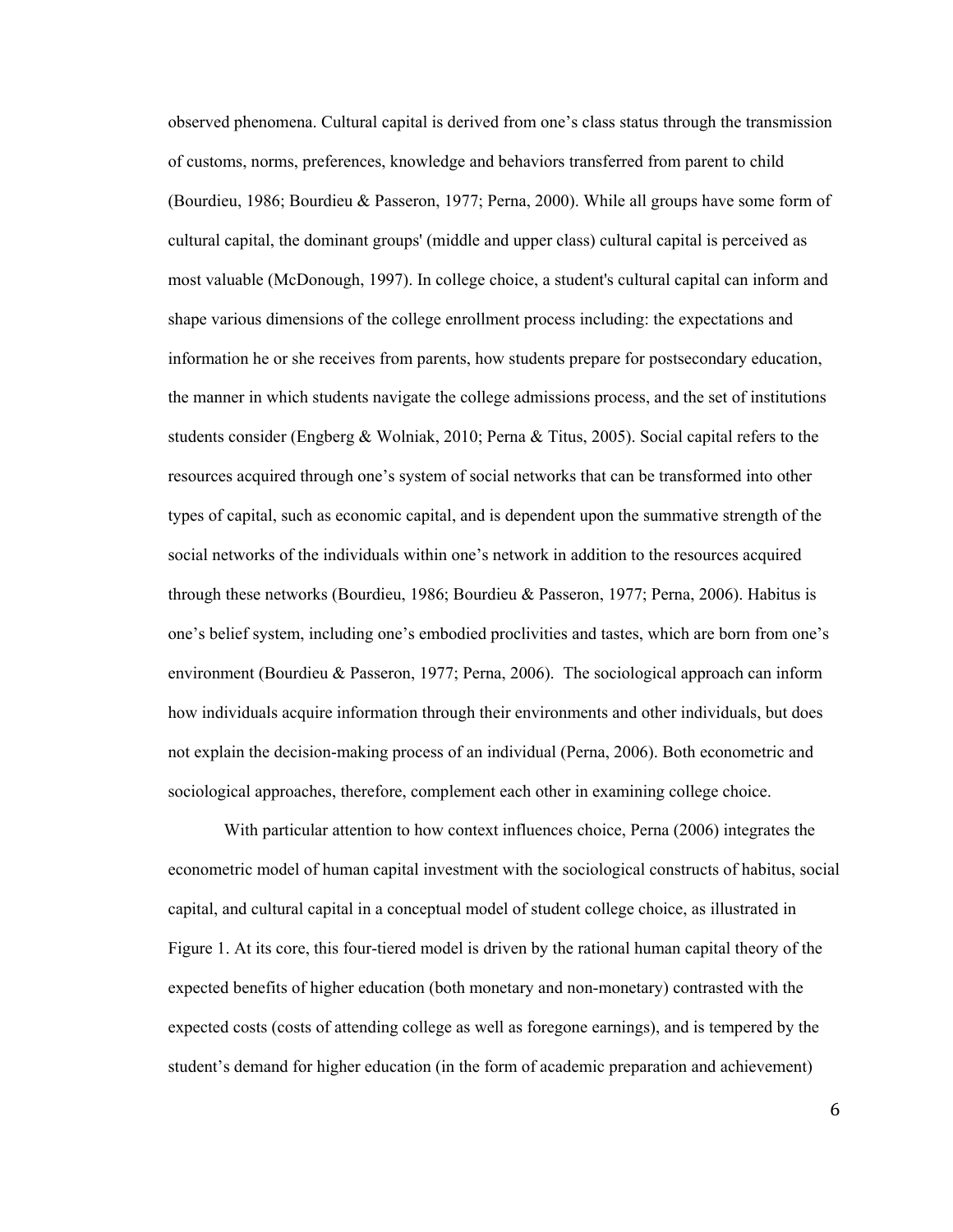observed phenomena. Cultural capital is derived from one's class status through the transmission of customs, norms, preferences, knowledge and behaviors transferred from parent to child (Bourdieu, 1986; Bourdieu & Passeron, 1977; Perna, 2000). While all groups have some form of cultural capital, the dominant groups' (middle and upper class) cultural capital is perceived as most valuable (McDonough, 1997). In college choice, a student's cultural capital can inform and shape various dimensions of the college enrollment process including: the expectations and information he or she receives from parents, how students prepare for postsecondary education, the manner in which students navigate the college admissions process, and the set of institutions students consider (Engberg & Wolniak, 2010; Perna & Titus, 2005). Social capital refers to the resources acquired through one's system of social networks that can be transformed into other types of capital, such as economic capital, and is dependent upon the summative strength of the social networks of the individuals within one's network in addition to the resources acquired through these networks (Bourdieu, 1986; Bourdieu & Passeron, 1977; Perna, 2006). Habitus is one's belief system, including one's embodied proclivities and tastes, which are born from one's environment (Bourdieu & Passeron, 1977; Perna, 2006). The sociological approach can inform how individuals acquire information through their environments and other individuals, but does not explain the decision-making process of an individual (Perna, 2006). Both econometric and sociological approaches, therefore, complement each other in examining college choice.

With particular attention to how context influences choice, Perna (2006) integrates the econometric model of human capital investment with the sociological constructs of habitus, social capital, and cultural capital in a conceptual model of student college choice, as illustrated in Figure 1. At its core, this four-tiered model is driven by the rational human capital theory of the expected benefits of higher education (both monetary and non-monetary) contrasted with the expected costs (costs of attending college as well as foregone earnings), and is tempered by the student's demand for higher education (in the form of academic preparation and achievement)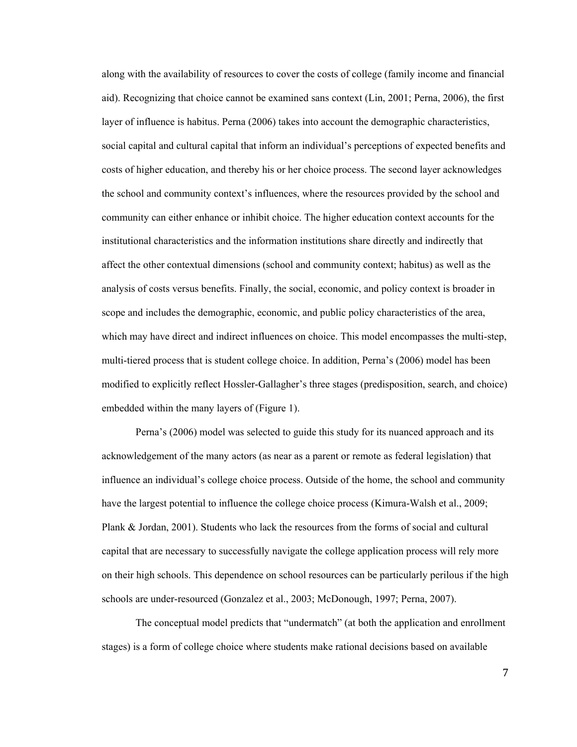along with the availability of resources to cover the costs of college (family income and financial aid). Recognizing that choice cannot be examined sans context (Lin, 2001; Perna, 2006), the first layer of influence is habitus. Perna (2006) takes into account the demographic characteristics, social capital and cultural capital that inform an individual's perceptions of expected benefits and costs of higher education, and thereby his or her choice process. The second layer acknowledges the school and community context's influences, where the resources provided by the school and community can either enhance or inhibit choice. The higher education context accounts for the institutional characteristics and the information institutions share directly and indirectly that affect the other contextual dimensions (school and community context; habitus) as well as the analysis of costs versus benefits. Finally, the social, economic, and policy context is broader in scope and includes the demographic, economic, and public policy characteristics of the area, which may have direct and indirect influences on choice. This model encompasses the multi-step, multi-tiered process that is student college choice. In addition, Perna's (2006) model has been modified to explicitly reflect Hossler-Gallagher's three stages (predisposition, search, and choice) embedded within the many layers of (Figure 1).

Perna's (2006) model was selected to guide this study for its nuanced approach and its acknowledgement of the many actors (as near as a parent or remote as federal legislation) that influence an individual's college choice process. Outside of the home, the school and community have the largest potential to influence the college choice process (Kimura-Walsh et al., 2009; Plank & Jordan, 2001). Students who lack the resources from the forms of social and cultural capital that are necessary to successfully navigate the college application process will rely more on their high schools. This dependence on school resources can be particularly perilous if the high schools are under-resourced (Gonzalez et al., 2003; McDonough, 1997; Perna, 2007).

The conceptual model predicts that "undermatch" (at both the application and enrollment stages) is a form of college choice where students make rational decisions based on available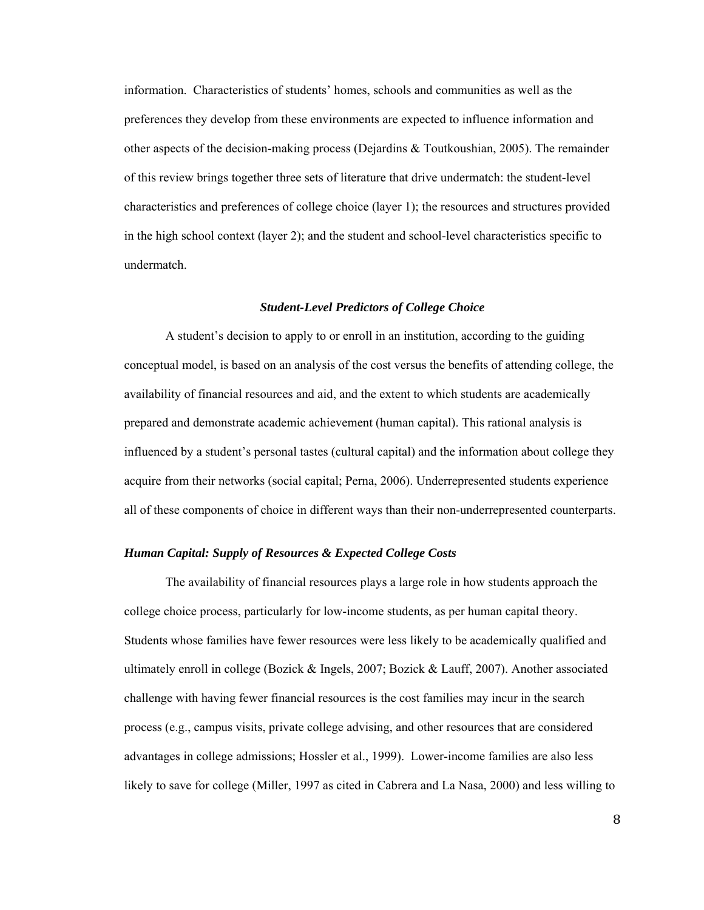information. Characteristics of students' homes, schools and communities as well as the preferences they develop from these environments are expected to influence information and other aspects of the decision-making process (Dejardins & Toutkoushian, 2005). The remainder of this review brings together three sets of literature that drive undermatch: the student-level characteristics and preferences of college choice (layer 1); the resources and structures provided in the high school context (layer 2); and the student and school-level characteristics specific to undermatch.

### *Student-Level Predictors of College Choice*

A student's decision to apply to or enroll in an institution, according to the guiding conceptual model, is based on an analysis of the cost versus the benefits of attending college, the availability of financial resources and aid, and the extent to which students are academically prepared and demonstrate academic achievement (human capital). This rational analysis is influenced by a student's personal tastes (cultural capital) and the information about college they acquire from their networks (social capital; Perna, 2006). Underrepresented students experience all of these components of choice in different ways than their non-underrepresented counterparts.

#### *Human Capital: Supply of Resources & Expected College Costs*

The availability of financial resources plays a large role in how students approach the college choice process, particularly for low-income students, as per human capital theory. Students whose families have fewer resources were less likely to be academically qualified and ultimately enroll in college (Bozick & Ingels, 2007; Bozick & Lauff, 2007). Another associated challenge with having fewer financial resources is the cost families may incur in the search process (e.g., campus visits, private college advising, and other resources that are considered advantages in college admissions; Hossler et al., 1999). Lower-income families are also less likely to save for college (Miller, 1997 as cited in Cabrera and La Nasa, 2000) and less willing to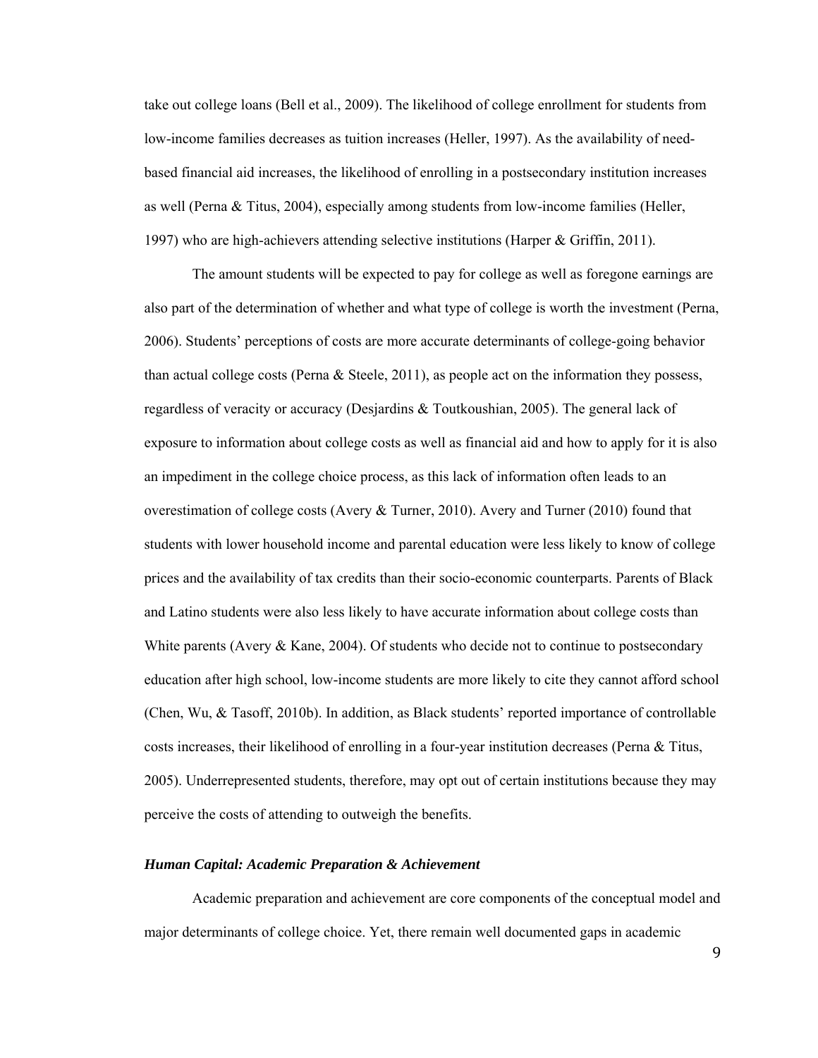take out college loans (Bell et al., 2009). The likelihood of college enrollment for students from low-income families decreases as tuition increases (Heller, 1997). As the availability of need-based financial aid increases, the likelihood of enrolling in a postsecondary institution increases as well (Perna & Titus, 2004), especially among students from low-income families (Heller, 1997) who are high-achievers attending selective institutions (Harper & Griffin, 2011).

The amount students will be expected to pay for college as well as foregone earnings are also part of the determination of whether and what type of college is worth the investment (Perna, 2006). Students' perceptions of costs are more accurate determinants of college-going behavior than actual college costs (Perna & Steele, 2011), as people act on the information they possess, regardless of veracity or accuracy (Desjardins & Toutkoushian, 2005). The general lack of exposure to information about college costs as well as financial aid and how to apply for it is also an impediment in the college choice process, as this lack of information often leads to an overestimation of college costs (Avery & Turner, 2010). Avery and Turner (2010) found that students with lower household income and parental education were less likely to know of college prices and the availability of tax credits than their socio-economic counterparts. Parents of Black and Latino students were also less likely to have accurate information about college costs than White parents (Avery & Kane, 2004). Of students who decide not to continue to postsecondary education after high school, low-income students are more likely to cite they cannot afford school (Chen, Wu, & Tasoff, 2010b). In addition, as Black students' reported importance of controllable costs increases, their likelihood of enrolling in a four-year institution decreases (Perna & Titus, 2005). Underrepresented students, therefore, may opt out of certain institutions because they may perceive the costs of attending to outweigh the benefits.

### *Human Capital: Academic Preparation & Achievement*

Academic preparation and achievement are core components of the conceptual model and major determinants of college choice. Yet, there remain well documented gaps in academic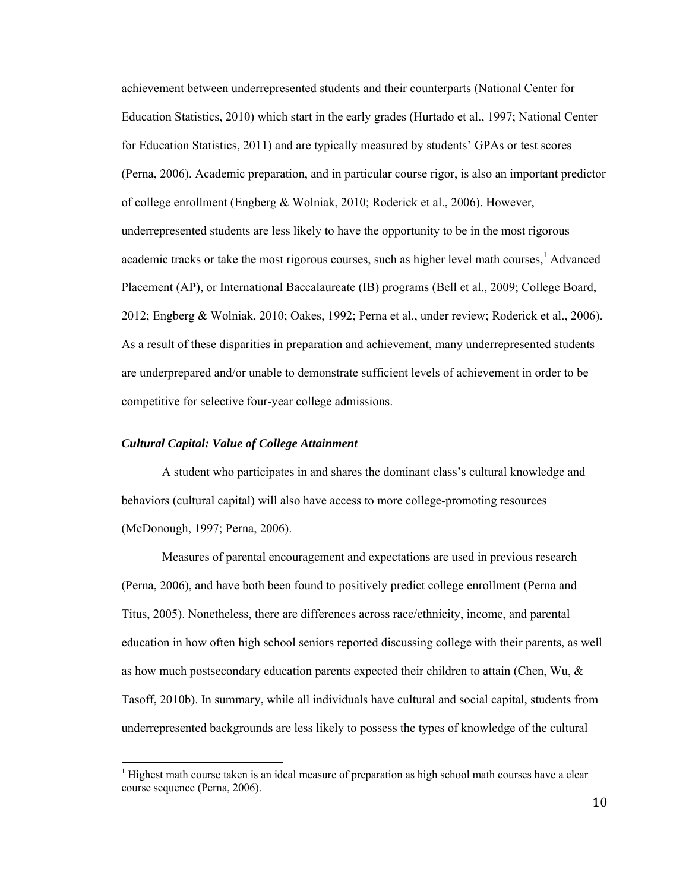achievement between underrepresented students and their counterparts (National Center for Education Statistics, 2010) which start in the early grades (Hurtado et al., 1997; National Center for Education Statistics, 2011) and are typically measured by students' GPAs or test scores (Perna, 2006). Academic preparation, and in particular course rigor, is also an important predictor of college enrollment (Engberg & Wolniak, 2010; Roderick et al., 2006). However, underrepresented students are less likely to have the opportunity to be in the most rigorous academic tracks or take the most rigorous courses, such as higher level math courses,[1] Advanced Placement (AP), or International Baccalaureate (IB) programs (Bell et al., 2009; College Board, 2012; Engberg & Wolniak, 2010; Oakes, 1992; Perna et al., under review; Roderick et al., 2006). As a result of these disparities in preparation and achievement, many underrepresented students are underprepared and/or unable to demonstrate sufficient levels of achievement in order to be competitive for selective four-year college admissions.

### *Cultural Capital: Value of College Attainment*

A student who participates in and shares the dominant class's cultural knowledge and behaviors (cultural capital) will also have access to more college-promoting resources (McDonough, 1997; Perna, 2006).

Measures of parental encouragement and expectations are used in previous research (Perna, 2006), and have both been found to positively predict college enrollment (Perna and Titus, 2005). Nonetheless, there are differences across race/ethnicity, income, and parental education in how often high school seniors reported discussing college with their parents, as well as how much postsecondary education parents expected their children to attain (Chen, Wu, & Tasoff, 2010b). In summary, while all individuals have cultural and social capital, students from underrepresented backgrounds are less likely to possess the types of knowledge of the cultural

[1] Highest math course taken is an ideal measure of preparation as high school math courses have a clear course sequence (Perna, 2006).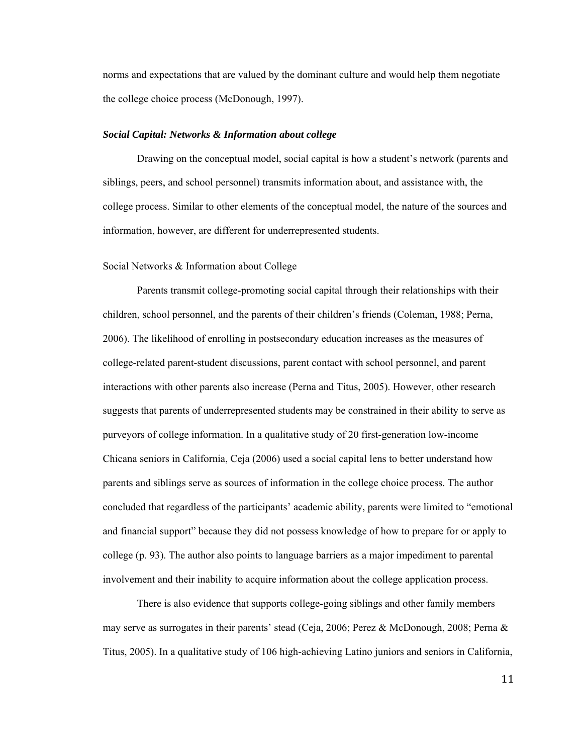norms and expectations that are valued by the dominant culture and would help them negotiate the college choice process (McDonough, 1997).

### ***Social Capital: Networks & Information about college***

Drawing on the conceptual model, social capital is how a student's network (parents and siblings, peers, and school personnel) transmits information about, and assistance with, the college process. Similar to other elements of the conceptual model, the nature of the sources and information, however, are different for underrepresented students.

#### Social Networks & Information about College

Parents transmit college-promoting social capital through their relationships with their children, school personnel, and the parents of their children's friends (Coleman, 1988; Perna, 2006). The likelihood of enrolling in postsecondary education increases as the measures of college-related parent-student discussions, parent contact with school personnel, and parent interactions with other parents also increase (Perna and Titus, 2005). However, other research suggests that parents of underrepresented students may be constrained in their ability to serve as purveyors of college information. In a qualitative study of 20 first-generation low-income Chicana seniors in California, Ceja (2006) used a social capital lens to better understand how parents and siblings serve as sources of information in the college choice process. The author concluded that regardless of the participants' academic ability, parents were limited to "emotional and financial support" because they did not possess knowledge of how to prepare for or apply to college (p. 93). The author also points to language barriers as a major impediment to parental involvement and their inability to acquire information about the college application process.

There is also evidence that supports college-going siblings and other family members may serve as surrogates in their parents' stead (Ceja, 2006; Perez & McDonough, 2008; Perna & Titus, 2005). In a qualitative study of 106 high-achieving Latino juniors and seniors in California,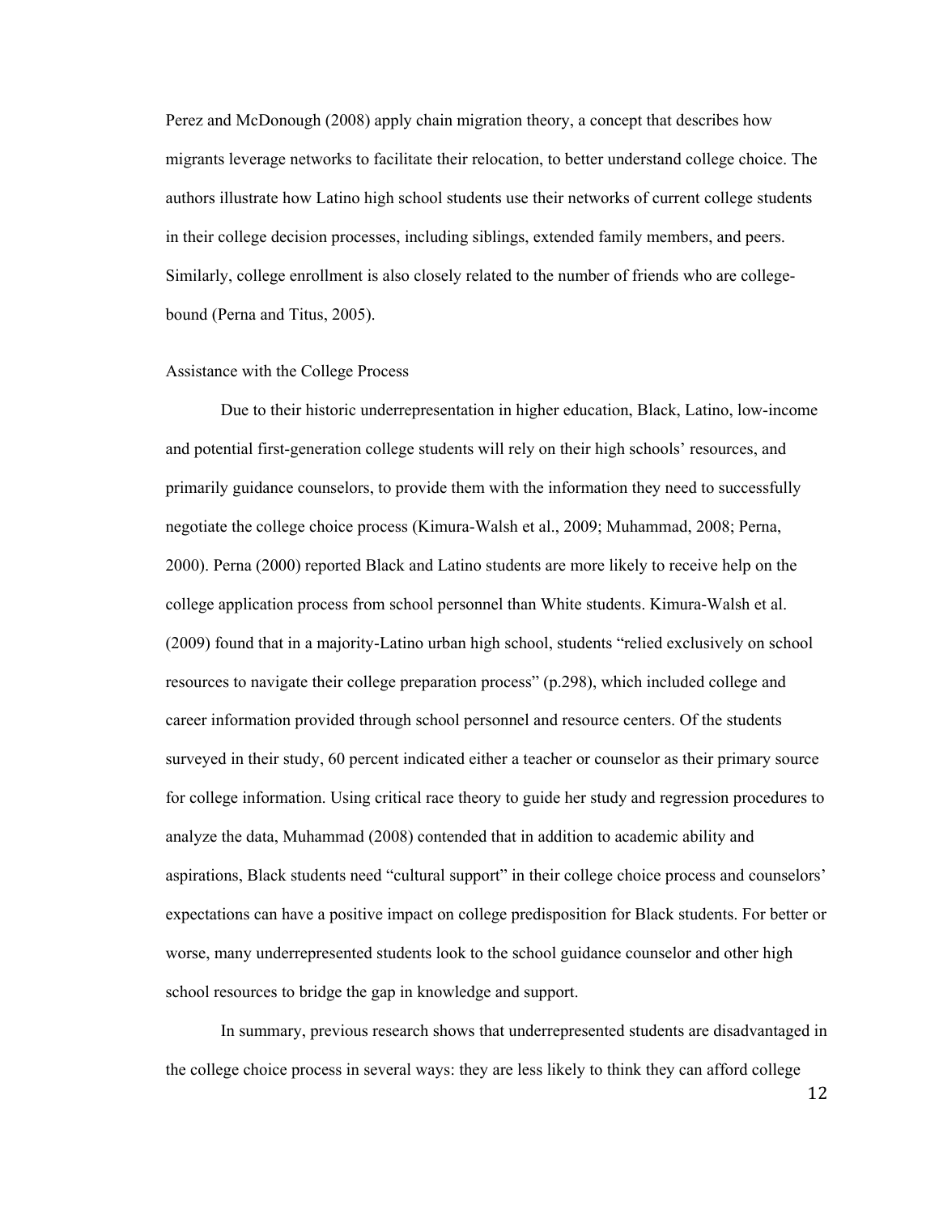Perez and McDonough (2008) apply chain migration theory, a concept that describes how migrants leverage networks to facilitate their relocation, to better understand college choice. The authors illustrate how Latino high school students use their networks of current college students in their college decision processes, including siblings, extended family members, and peers. Similarly, college enrollment is also closely related to the number of friends who are college-bound (Perna and Titus, 2005).

### Assistance with the College Process

Due to their historic underrepresentation in higher education, Black, Latino, low-income and potential first-generation college students will rely on their high schools' resources, and primarily guidance counselors, to provide them with the information they need to successfully negotiate the college choice process (Kimura-Walsh et al., 2009; Muhammad, 2008; Perna, 2000). Perna (2000) reported Black and Latino students are more likely to receive help on the college application process from school personnel than White students. Kimura-Walsh et al. (2009) found that in a majority-Latino urban high school, students "relied exclusively on school resources to navigate their college preparation process" (p.298), which included college and career information provided through school personnel and resource centers. Of the students surveyed in their study, 60 percent indicated either a teacher or counselor as their primary source for college information. Using critical race theory to guide her study and regression procedures to analyze the data, Muhammad (2008) contended that in addition to academic ability and aspirations, Black students need "cultural support" in their college choice process and counselors' expectations can have a positive impact on college predisposition for Black students. For better or worse, many underrepresented students look to the school guidance counselor and other high school resources to bridge the gap in knowledge and support.

In summary, previous research shows that underrepresented students are disadvantaged in the college choice process in several ways: they are less likely to think they can afford college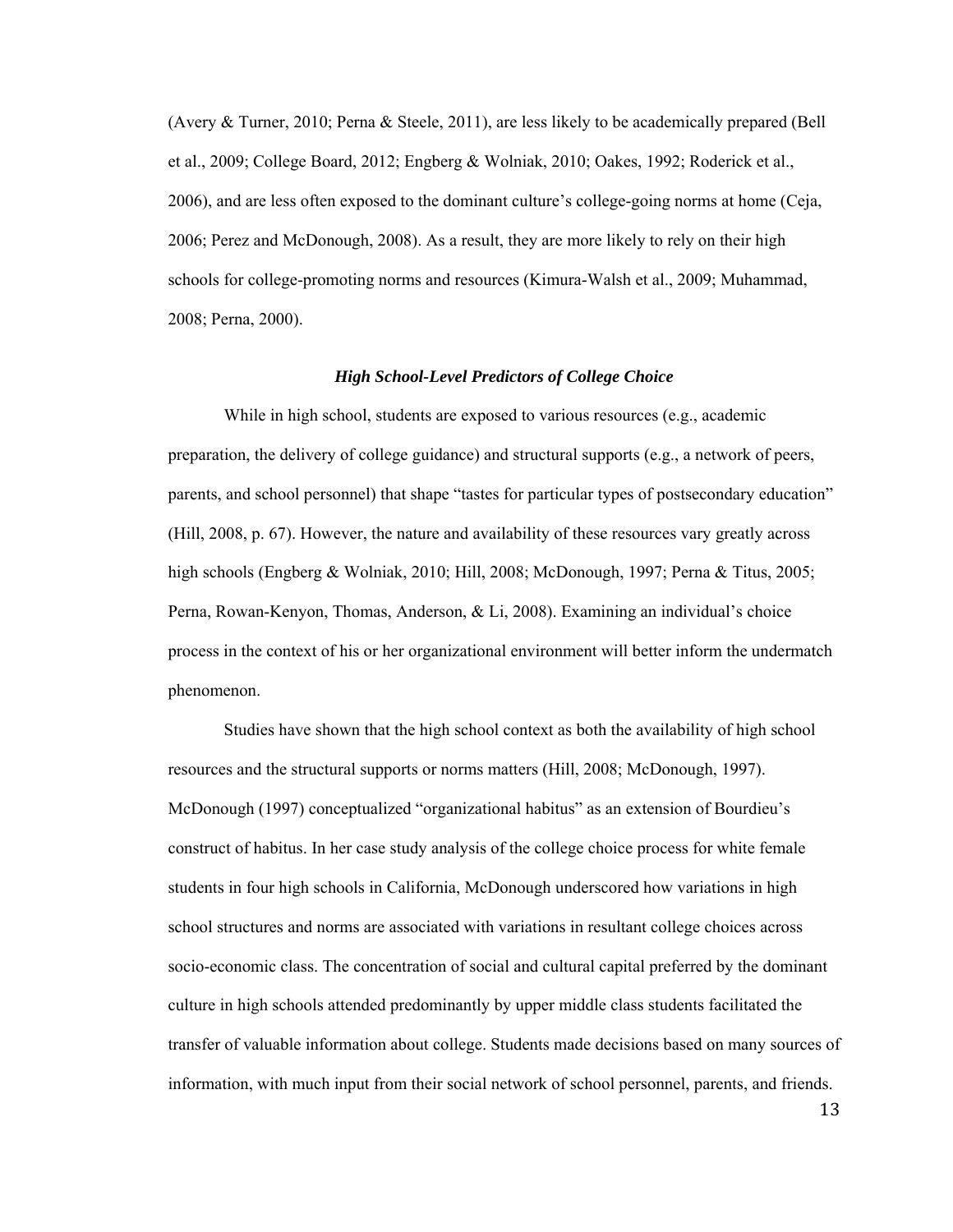(Avery & Turner, 2010; Perna & Steele, 2011), are less likely to be academically prepared (Bell et al., 2009; College Board, 2012; Engberg & Wolniak, 2010; Oakes, 1992; Roderick et al., 2006), and are less often exposed to the dominant culture's college-going norms at home (Ceja, 2006; Perez and McDonough, 2008). As a result, they are more likely to rely on their high schools for college-promoting norms and resources (Kimura-Walsh et al., 2009; Muhammad, 2008; Perna, 2000).

### ***High School-Level Predictors of College Choice***

While in high school, students are exposed to various resources (e.g., academic preparation, the delivery of college guidance) and structural supports (e.g., a network of peers, parents, and school personnel) that shape "tastes for particular types of postsecondary education" (Hill, 2008, p. 67). However, the nature and availability of these resources vary greatly across high schools (Engberg & Wolniak, 2010; Hill, 2008; McDonough, 1997; Perna & Titus, 2005; Perna, Rowan-Kenyon, Thomas, Anderson, & Li, 2008). Examining an individual's choice process in the context of his or her organizational environment will better inform the undermatch phenomenon.

Studies have shown that the high school context as both the availability of high school resources and the structural supports or norms matters (Hill, 2008; McDonough, 1997). McDonough (1997) conceptualized "organizational habitus" as an extension of Bourdieu's construct of habitus. In her case study analysis of the college choice process for white female students in four high schools in California, McDonough underscored how variations in high school structures and norms are associated with variations in resultant college choices across socio-economic class. The concentration of social and cultural capital preferred by the dominant culture in high schools attended predominantly by upper middle class students facilitated the transfer of valuable information about college. Students made decisions based on many sources of information, with much input from their social network of school personnel, parents, and friends.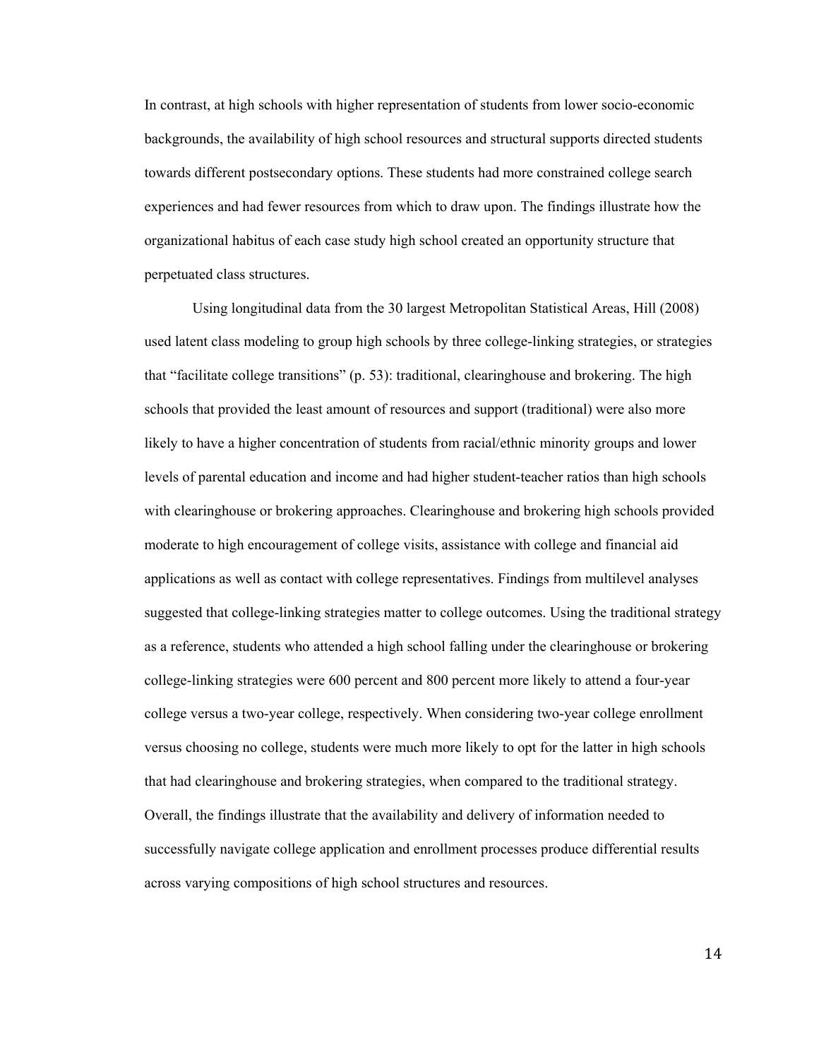In contrast, at high schools with higher representation of students from lower socio-economic backgrounds, the availability of high school resources and structural supports directed students towards different postsecondary options. These students had more constrained college search experiences and had fewer resources from which to draw upon. The findings illustrate how the organizational habitus of each case study high school created an opportunity structure that perpetuated class structures.

Using longitudinal data from the 30 largest Metropolitan Statistical Areas, Hill (2008) used latent class modeling to group high schools by three college-linking strategies, or strategies that "facilitate college transitions" (p. 53): traditional, clearinghouse and brokering. The high schools that provided the least amount of resources and support (traditional) were also more likely to have a higher concentration of students from racial/ethnic minority groups and lower levels of parental education and income and had higher student-teacher ratios than high schools with clearinghouse or brokering approaches. Clearinghouse and brokering high schools provided moderate to high encouragement of college visits, assistance with college and financial aid applications as well as contact with college representatives. Findings from multilevel analyses suggested that college-linking strategies matter to college outcomes. Using the traditional strategy as a reference, students who attended a high school falling under the clearinghouse or brokering college-linking strategies were 600 percent and 800 percent more likely to attend a four-year college versus a two-year college, respectively. When considering two-year college enrollment versus choosing no college, students were much more likely to opt for the latter in high schools that had clearinghouse and brokering strategies, when compared to the traditional strategy. Overall, the findings illustrate that the availability and delivery of information needed to successfully navigate college application and enrollment processes produce differential results across varying compositions of high school structures and resources.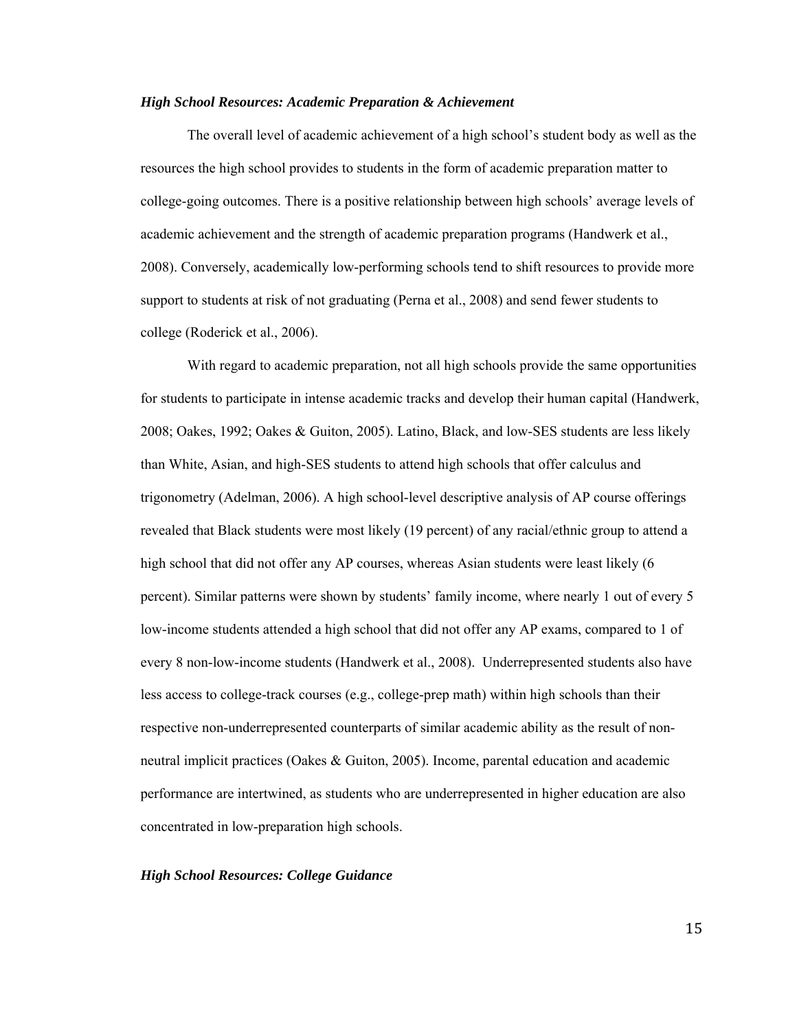### *High School Resources: Academic Preparation & Achievement*

The overall level of academic achievement of a high school's student body as well as the resources the high school provides to students in the form of academic preparation matter to college-going outcomes. There is a positive relationship between high schools' average levels of academic achievement and the strength of academic preparation programs (Handwerk et al., 2008). Conversely, academically low-performing schools tend to shift resources to provide more support to students at risk of not graduating (Perna et al., 2008) and send fewer students to college (Roderick et al., 2006).

With regard to academic preparation, not all high schools provide the same opportunities for students to participate in intense academic tracks and develop their human capital (Handwerk, 2008; Oakes, 1992; Oakes & Guiton, 2005). Latino, Black, and low-SES students are less likely than White, Asian, and high-SES students to attend high schools that offer calculus and trigonometry (Adelman, 2006). A high school-level descriptive analysis of AP course offerings revealed that Black students were most likely (19 percent) of any racial/ethnic group to attend a high school that did not offer any AP courses, whereas Asian students were least likely (6 percent). Similar patterns were shown by students' family income, where nearly 1 out of every 5 low-income students attended a high school that did not offer any AP exams, compared to 1 of every 8 non-low-income students (Handwerk et al., 2008). Underrepresented students also have less access to college-track courses (e.g., college-prep math) within high schools than their respective non-underrepresented counterparts of similar academic ability as the result of non-neutral implicit practices (Oakes & Guiton, 2005). Income, parental education and academic performance are intertwined, as students who are underrepresented in higher education are also concentrated in low-preparation high schools.

### *High School Resources: College Guidance*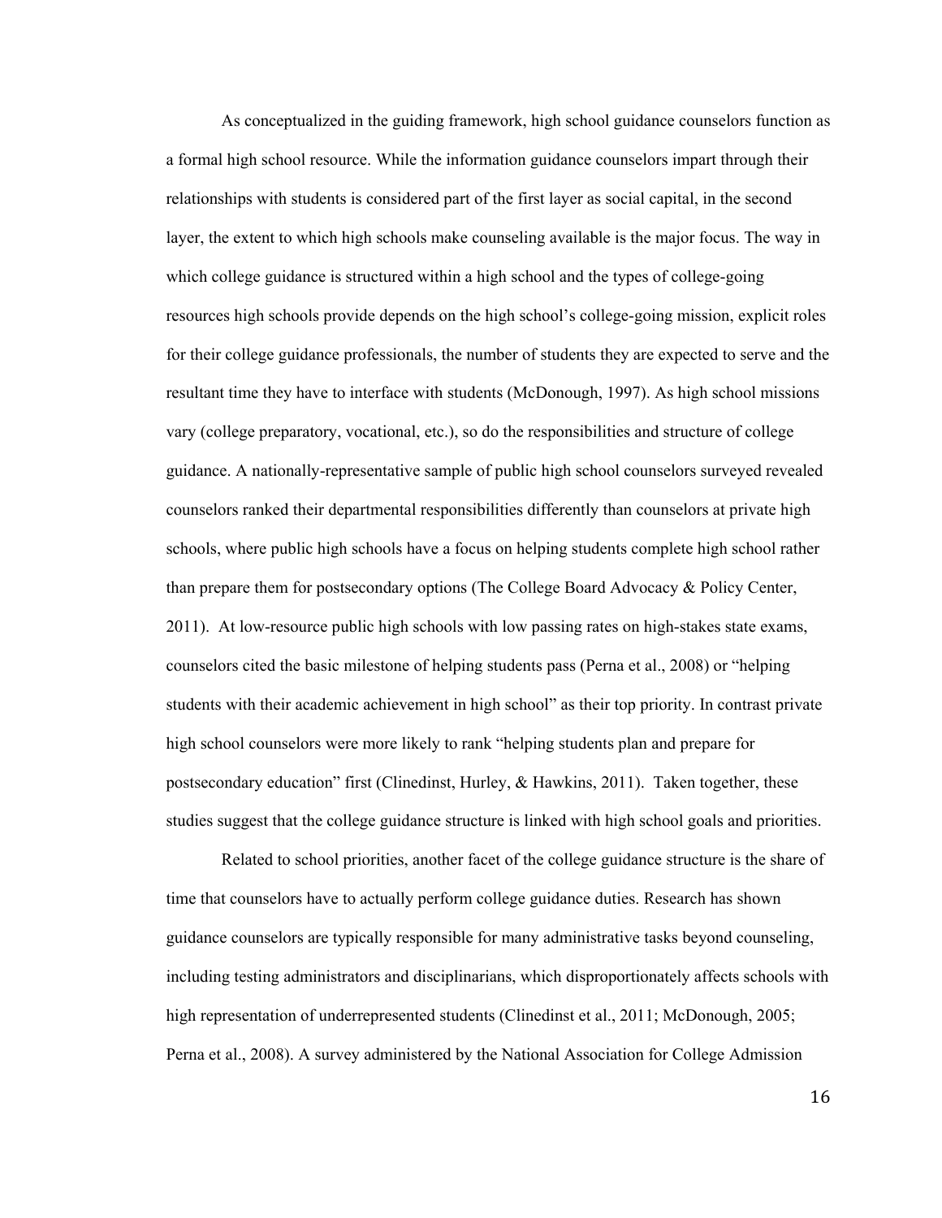As conceptualized in the guiding framework, high school guidance counselors function as a formal high school resource. While the information guidance counselors impart through their relationships with students is considered part of the first layer as social capital, in the second layer, the extent to which high schools make counseling available is the major focus. The way in which college guidance is structured within a high school and the types of college-going resources high schools provide depends on the high school's college-going mission, explicit roles for their college guidance professionals, the number of students they are expected to serve and the resultant time they have to interface with students (McDonough, 1997). As high school missions vary (college preparatory, vocational, etc.), so do the responsibilities and structure of college guidance. A nationally-representative sample of public high school counselors surveyed revealed counselors ranked their departmental responsibilities differently than counselors at private high schools, where public high schools have a focus on helping students complete high school rather than prepare them for postsecondary options (The College Board Advocacy & Policy Center, 2011). At low-resource public high schools with low passing rates on high-stakes state exams, counselors cited the basic milestone of helping students pass (Perna et al., 2008) or "helping students with their academic achievement in high school" as their top priority. In contrast private high school counselors were more likely to rank "helping students plan and prepare for postsecondary education" first (Clinedinst, Hurley, & Hawkins, 2011). Taken together, these studies suggest that the college guidance structure is linked with high school goals and priorities.

Related to school priorities, another facet of the college guidance structure is the share of time that counselors have to actually perform college guidance duties. Research has shown guidance counselors are typically responsible for many administrative tasks beyond counseling, including testing administrators and disciplinarians, which disproportionately affects schools with high representation of underrepresented students (Clinedinst et al., 2011; McDonough, 2005; Perna et al., 2008). A survey administered by the National Association for College Admission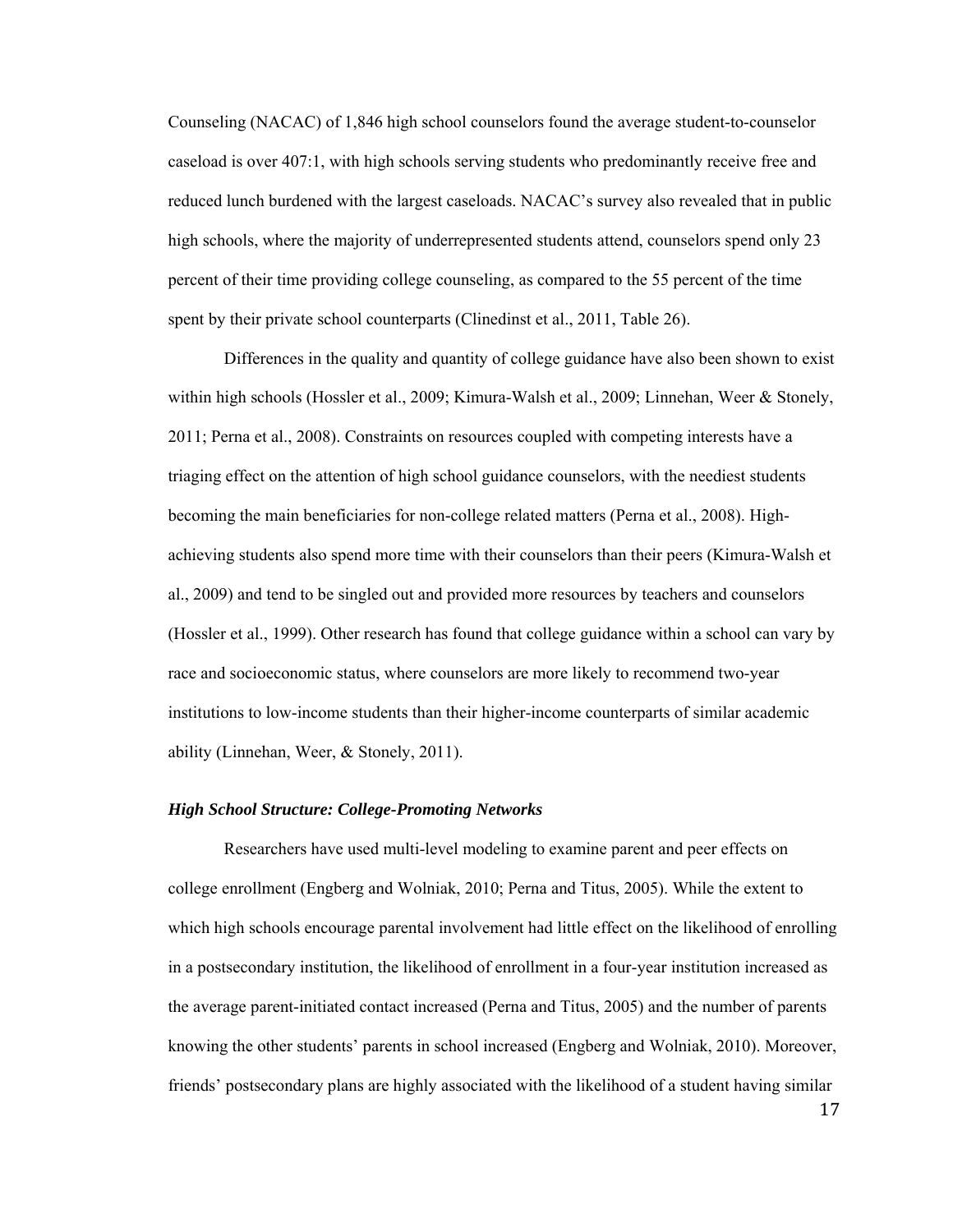Counseling (NACAC) of 1,846 high school counselors found the average student-to-counselor caseload is over 407:1, with high schools serving students who predominantly receive free and reduced lunch burdened with the largest caseloads. NACAC's survey also revealed that in public high schools, where the majority of underrepresented students attend, counselors spend only 23 percent of their time providing college counseling, as compared to the 55 percent of the time spent by their private school counterparts (Clinedinst et al., 2011, Table 26).

Differences in the quality and quantity of college guidance have also been shown to exist within high schools (Hossler et al., 2009; Kimura-Walsh et al., 2009; Linnehan, Weer & Stonely, 2011; Perna et al., 2008). Constraints on resources coupled with competing interests have a triaging effect on the attention of high school guidance counselors, with the neediest students becoming the main beneficiaries for non-college related matters (Perna et al., 2008). High-achieving students also spend more time with their counselors than their peers (Kimura-Walsh et al., 2009) and tend to be singled out and provided more resources by teachers and counselors (Hossler et al., 1999). Other research has found that college guidance within a school can vary by race and socioeconomic status, where counselors are more likely to recommend two-year institutions to low-income students than their higher-income counterparts of similar academic ability (Linnehan, Weer, & Stonely, 2011).

### *High School Structure: College-Promoting Networks*

Researchers have used multi-level modeling to examine parent and peer effects on college enrollment (Engberg and Wolniak, 2010; Perna and Titus, 2005). While the extent to which high schools encourage parental involvement had little effect on the likelihood of enrolling in a postsecondary institution, the likelihood of enrollment in a four-year institution increased as the average parent-initiated contact increased (Perna and Titus, 2005) and the number of parents knowing the other students' parents in school increased (Engberg and Wolniak, 2010). Moreover, friends' postsecondary plans are highly associated with the likelihood of a student having similar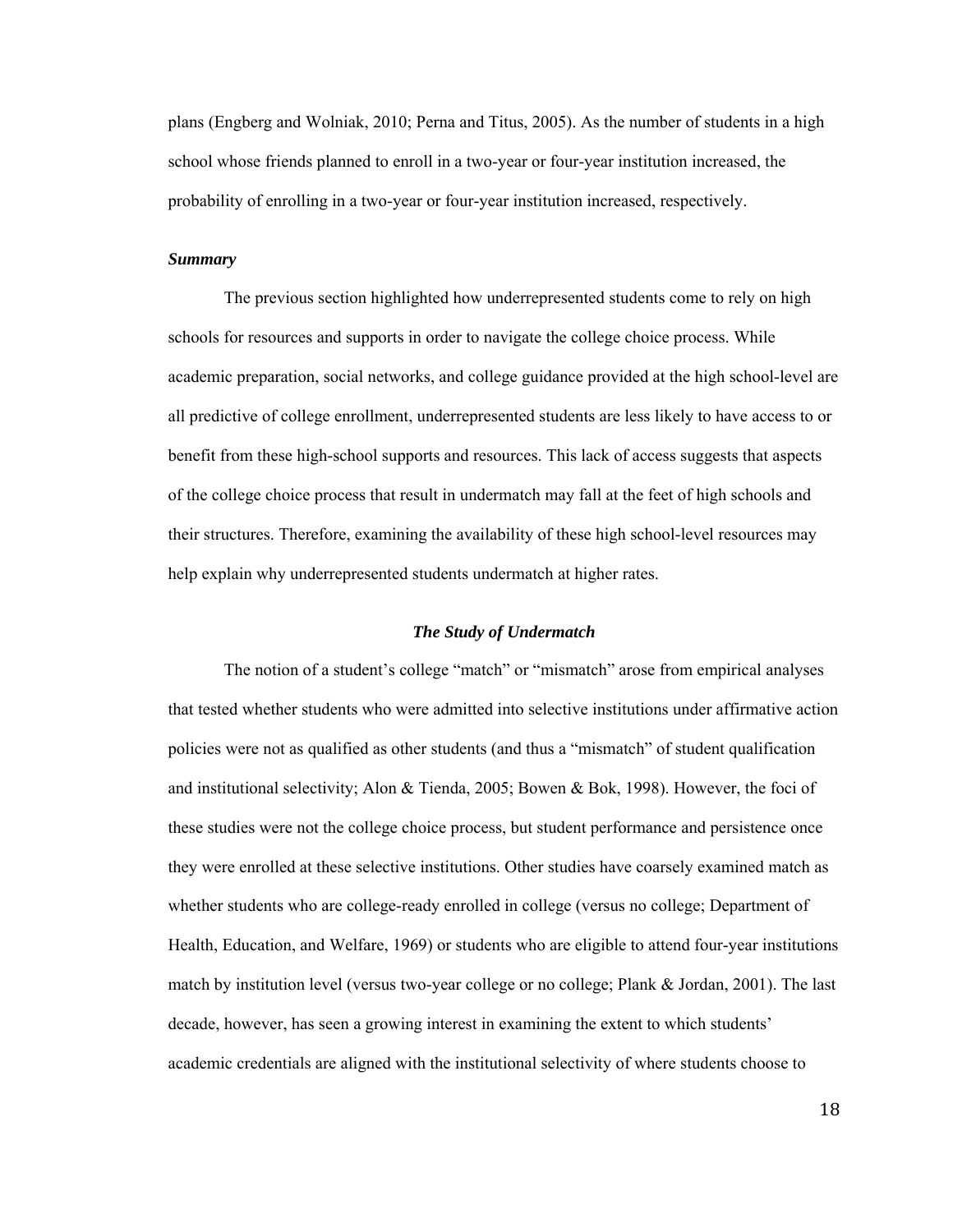plans (Engberg and Wolniak, 2010; Perna and Titus, 2005). As the number of students in a high school whose friends planned to enroll in a two-year or four-year institution increased, the probability of enrolling in a two-year or four-year institution increased, respectively.

### *Summary*

The previous section highlighted how underrepresented students come to rely on high schools for resources and supports in order to navigate the college choice process. While academic preparation, social networks, and college guidance provided at the high school-level are all predictive of college enrollment, underrepresented students are less likely to have access to or benefit from these high-school supports and resources. This lack of access suggests that aspects of the college choice process that result in undermatch may fall at the feet of high schools and their structures. Therefore, examining the availability of these high school-level resources may help explain why underrepresented students undermatch at higher rates.

## *The Study of Undermatch*

The notion of a student's college "match" or "mismatch" arose from empirical analyses that tested whether students who were admitted into selective institutions under affirmative action policies were not as qualified as other students (and thus a "mismatch" of student qualification and institutional selectivity; Alon & Tienda, 2005; Bowen & Bok, 1998). However, the foci of these studies were not the college choice process, but student performance and persistence once they were enrolled at these selective institutions. Other studies have coarsely examined match as whether students who are college-ready enrolled in college (versus no college; Department of Health, Education, and Welfare, 1969) or students who are eligible to attend four-year institutions match by institution level (versus two-year college or no college; Plank & Jordan, 2001). The last decade, however, has seen a growing interest in examining the extent to which students' academic credentials are aligned with the institutional selectivity of where students choose to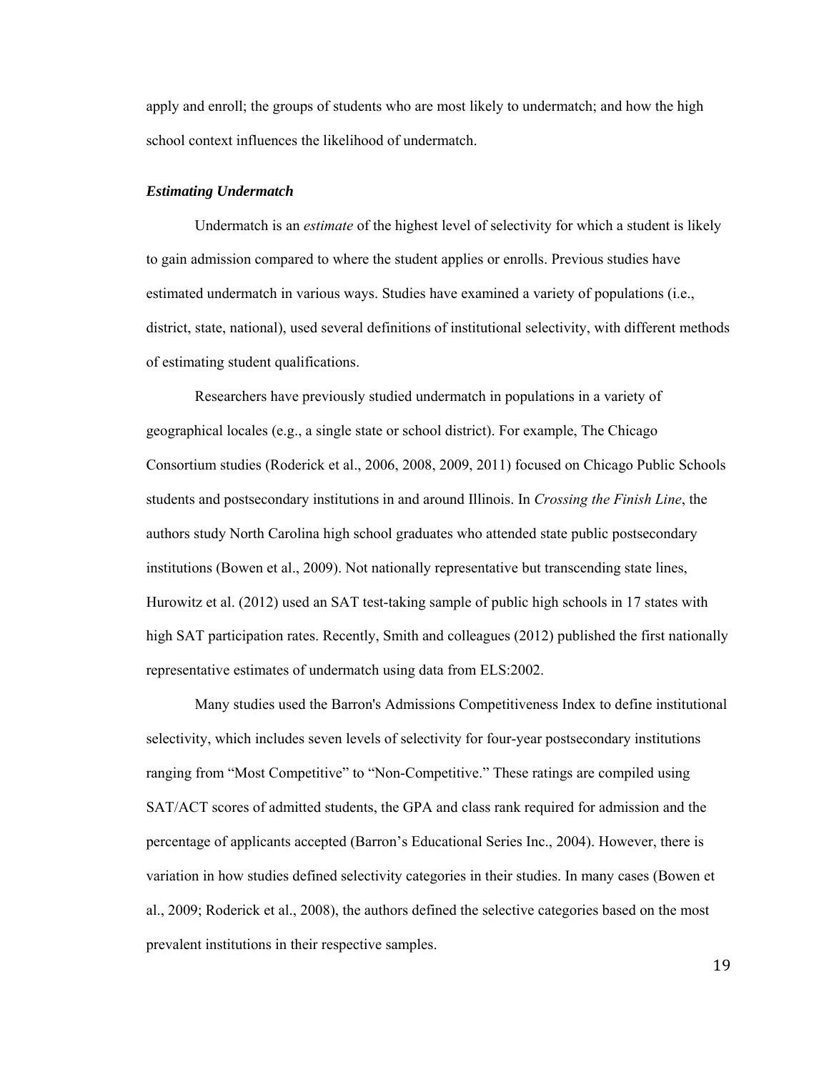apply and enroll; the groups of students who are most likely to undermatch; and how the high school context influences the likelihood of undermatch.

### *Estimating Undermatch*

Undermatch is an *estimate* of the highest level of selectivity for which a student is likely to gain admission compared to where the student applies or enrolls. Previous studies have estimated undermatch in various ways. Studies have examined a variety of populations (i.e., district, state, national), used several definitions of institutional selectivity, with different methods of estimating student qualifications.

Researchers have previously studied undermatch in populations in a variety of geographical locales (e.g., a single state or school district). For example, The Chicago Consortium studies (Roderick et al., 2006, 2008, 2009, 2011) focused on Chicago Public Schools students and postsecondary institutions in and around Illinois. In *Crossing the Finish Line*, the authors study North Carolina high school graduates who attended state public postsecondary institutions (Bowen et al., 2009). Not nationally representative but transcending state lines, Hurowitz et al. (2012) used an SAT test-taking sample of public high schools in 17 states with high SAT participation rates. Recently, Smith and colleagues (2012) published the first nationally representative estimates of undermatch using data from ELS:2002.

Many studies used the Barron's Admissions Competitiveness Index to define institutional selectivity, which includes seven levels of selectivity for four-year postsecondary institutions ranging from "Most Competitive" to "Non-Competitive." These ratings are compiled using SAT/ACT scores of admitted students, the GPA and class rank required for admission and the percentage of applicants accepted (Barron's Educational Series Inc., 2004). However, there is variation in how studies defined selectivity categories in their studies. In many cases (Bowen et al., 2009; Roderick et al., 2008), the authors defined the selective categories based on the most prevalent institutions in their respective samples.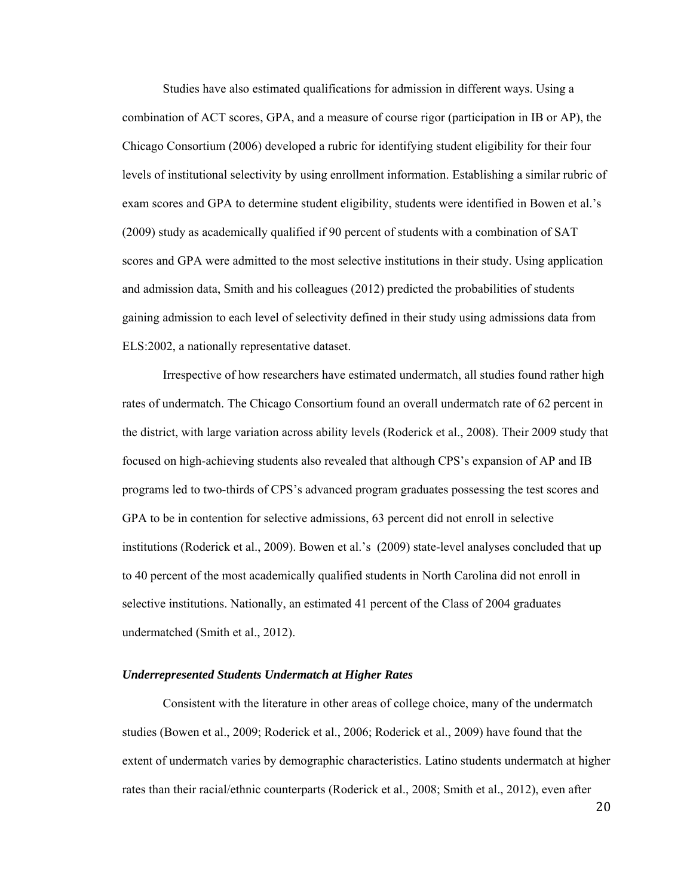Studies have also estimated qualifications for admission in different ways. Using a combination of ACT scores, GPA, and a measure of course rigor (participation in IB or AP), the Chicago Consortium (2006) developed a rubric for identifying student eligibility for their four levels of institutional selectivity by using enrollment information. Establishing a similar rubric of exam scores and GPA to determine student eligibility, students were identified in Bowen et al.'s (2009) study as academically qualified if 90 percent of students with a combination of SAT scores and GPA were admitted to the most selective institutions in their study. Using application and admission data, Smith and his colleagues (2012) predicted the probabilities of students gaining admission to each level of selectivity defined in their study using admissions data from ELS:2002, a nationally representative dataset.

Irrespective of how researchers have estimated undermatch, all studies found rather high rates of undermatch. The Chicago Consortium found an overall undermatch rate of 62 percent in the district, with large variation across ability levels (Roderick et al., 2008). Their 2009 study that focused on high-achieving students also revealed that although CPS's expansion of AP and IB programs led to two-thirds of CPS's advanced program graduates possessing the test scores and GPA to be in contention for selective admissions, 63 percent did not enroll in selective institutions (Roderick et al., 2009). Bowen et al.'s (2009) state-level analyses concluded that up to 40 percent of the most academically qualified students in North Carolina did not enroll in selective institutions. Nationally, an estimated 41 percent of the Class of 2004 graduates undermatched (Smith et al., 2012).

### *Underrepresented Students Undermatch at Higher Rates*

Consistent with the literature in other areas of college choice, many of the undermatch studies (Bowen et al., 2009; Roderick et al., 2006; Roderick et al., 2009) have found that the extent of undermatch varies by demographic characteristics. Latino students undermatch at higher rates than their racial/ethnic counterparts (Roderick et al., 2008; Smith et al., 2012), even after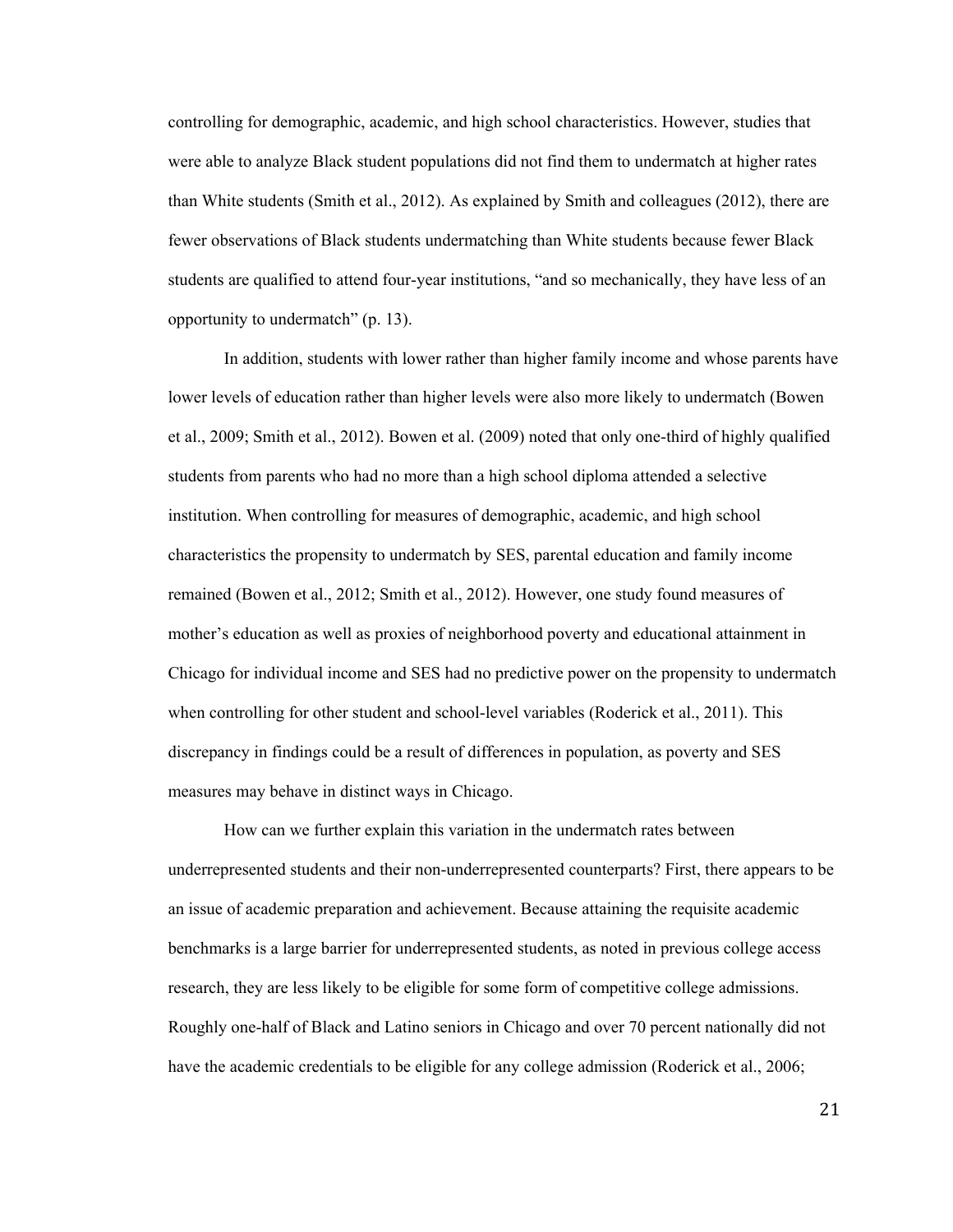controlling for demographic, academic, and high school characteristics. However, studies that were able to analyze Black student populations did not find them to undermatch at higher rates than White students (Smith et al., 2012). As explained by Smith and colleagues (2012), there are fewer observations of Black students undermatching than White students because fewer Black students are qualified to attend four-year institutions, "and so mechanically, they have less of an opportunity to undermatch" (p. 13).

In addition, students with lower rather than higher family income and whose parents have lower levels of education rather than higher levels were also more likely to undermatch (Bowen et al., 2009; Smith et al., 2012). Bowen et al. (2009) noted that only one-third of highly qualified students from parents who had no more than a high school diploma attended a selective institution. When controlling for measures of demographic, academic, and high school characteristics the propensity to undermatch by SES, parental education and family income remained (Bowen et al., 2012; Smith et al., 2012). However, one study found measures of mother's education as well as proxies of neighborhood poverty and educational attainment in Chicago for individual income and SES had no predictive power on the propensity to undermatch when controlling for other student and school-level variables (Roderick et al., 2011). This discrepancy in findings could be a result of differences in population, as poverty and SES measures may behave in distinct ways in Chicago.

How can we further explain this variation in the undermatch rates between underrepresented students and their non-underrepresented counterparts? First, there appears to be an issue of academic preparation and achievement. Because attaining the requisite academic benchmarks is a large barrier for underrepresented students, as noted in previous college access research, they are less likely to be eligible for some form of competitive college admissions. Roughly one-half of Black and Latino seniors in Chicago and over 70 percent nationally did not have the academic credentials to be eligible for any college admission (Roderick et al., 2006;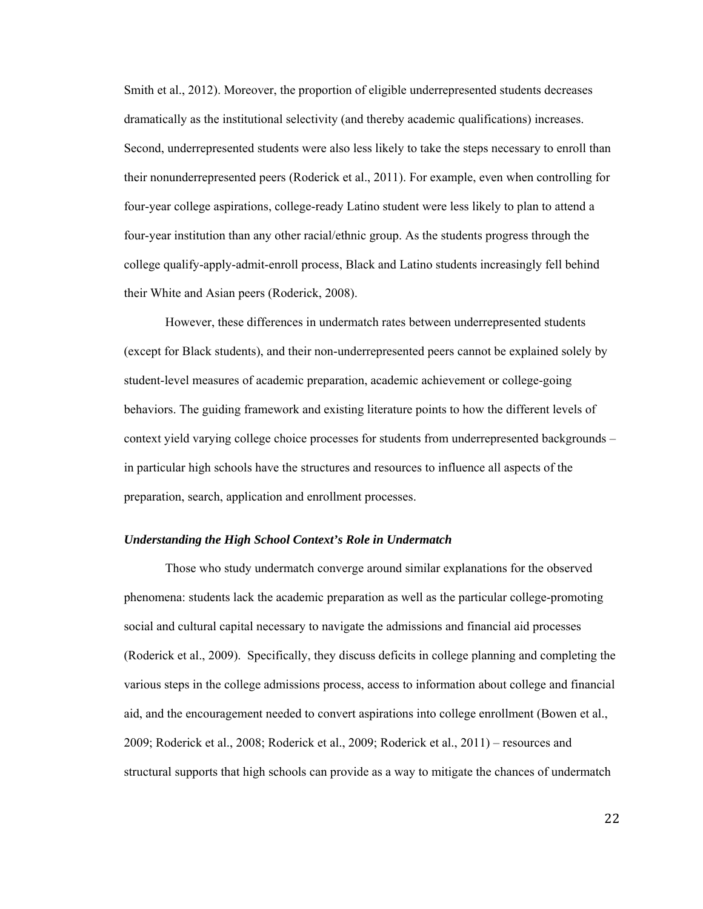Smith et al., 2012). Moreover, the proportion of eligible underrepresented students decreases dramatically as the institutional selectivity (and thereby academic qualifications) increases. Second, underrepresented students were also less likely to take the steps necessary to enroll than their nonunderrepresented peers (Roderick et al., 2011). For example, even when controlling for four-year college aspirations, college-ready Latino student were less likely to plan to attend a four-year institution than any other racial/ethnic group. As the students progress through the college qualify-apply-admit-enroll process, Black and Latino students increasingly fell behind their White and Asian peers (Roderick, 2008).

However, these differences in undermatch rates between underrepresented students (except for Black students), and their non-underrepresented peers cannot be explained solely by student-level measures of academic preparation, academic achievement or college-going behaviors. The guiding framework and existing literature points to how the different levels of context yield varying college choice processes for students from underrepresented backgrounds – in particular high schools have the structures and resources to influence all aspects of the preparation, search, application and enrollment processes.

### *Understanding the High School Context's Role in Undermatch*

Those who study undermatch converge around similar explanations for the observed phenomena: students lack the academic preparation as well as the particular college-promoting social and cultural capital necessary to navigate the admissions and financial aid processes (Roderick et al., 2009). Specifically, they discuss deficits in college planning and completing the various steps in the college admissions process, access to information about college and financial aid, and the encouragement needed to convert aspirations into college enrollment (Bowen et al., 2009; Roderick et al., 2008; Roderick et al., 2009; Roderick et al., 2011) – resources and structural supports that high schools can provide as a way to mitigate the chances of undermatch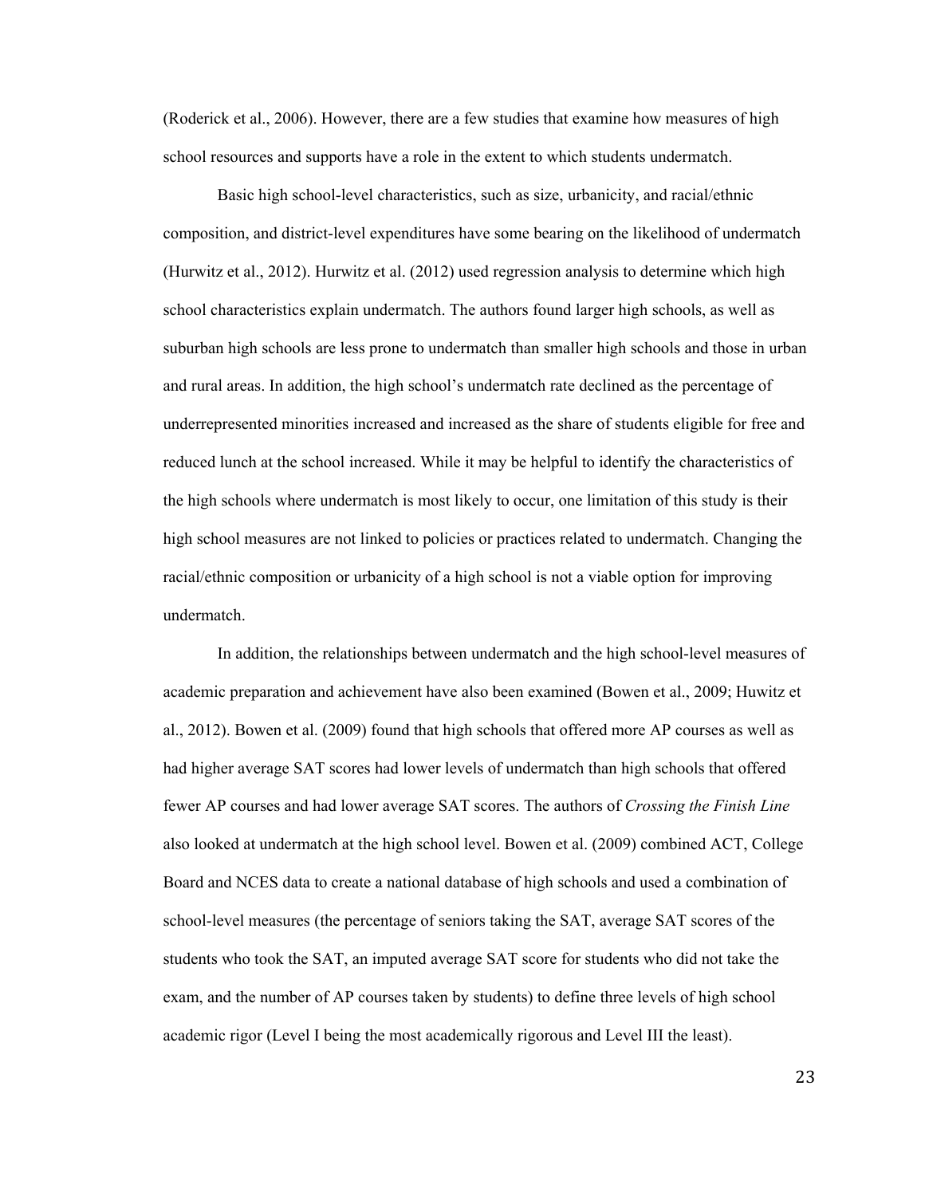(Roderick et al., 2006). However, there are a few studies that examine how measures of high school resources and supports have a role in the extent to which students undermatch.

Basic high school-level characteristics, such as size, urbanicity, and racial/ethnic composition, and district-level expenditures have some bearing on the likelihood of undermatch (Hurwitz et al., 2012). Hurwitz et al. (2012) used regression analysis to determine which high school characteristics explain undermatch. The authors found larger high schools, as well as suburban high schools are less prone to undermatch than smaller high schools and those in urban and rural areas. In addition, the high school's undermatch rate declined as the percentage of underrepresented minorities increased and increased as the share of students eligible for free and reduced lunch at the school increased. While it may be helpful to identify the characteristics of the high schools where undermatch is most likely to occur, one limitation of this study is their high school measures are not linked to policies or practices related to undermatch. Changing the racial/ethnic composition or urbanicity of a high school is not a viable option for improving undermatch.

In addition, the relationships between undermatch and the high school-level measures of academic preparation and achievement have also been examined (Bowen et al., 2009; Huwitz et al., 2012). Bowen et al. (2009) found that high schools that offered more AP courses as well as had higher average SAT scores had lower levels of undermatch than high schools that offered fewer AP courses and had lower average SAT scores. The authors of *Crossing the Finish Line* also looked at undermatch at the high school level. Bowen et al. (2009) combined ACT, College Board and NCES data to create a national database of high schools and used a combination of school-level measures (the percentage of seniors taking the SAT, average SAT scores of the students who took the SAT, an imputed average SAT score for students who did not take the exam, and the number of AP courses taken by students) to define three levels of high school academic rigor (Level I being the most academically rigorous and Level III the least).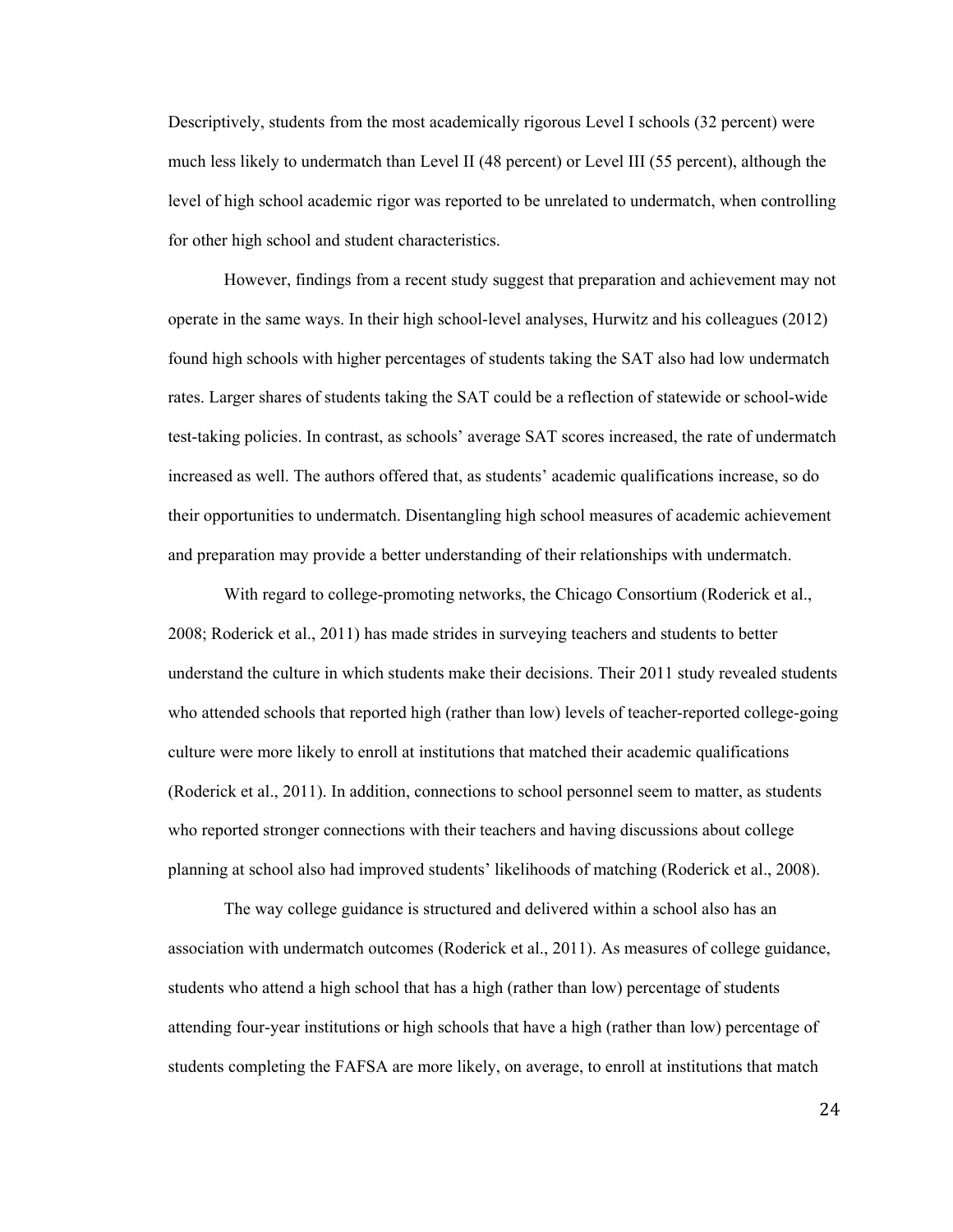Descriptively, students from the most academically rigorous Level I schools (32 percent) were much less likely to undermatch than Level II (48 percent) or Level III (55 percent), although the level of high school academic rigor was reported to be unrelated to undermatch, when controlling for other high school and student characteristics.

However, findings from a recent study suggest that preparation and achievement may not operate in the same ways. In their high school-level analyses, Hurwitz and his colleagues (2012) found high schools with higher percentages of students taking the SAT also had low undermatch rates. Larger shares of students taking the SAT could be a reflection of statewide or school-wide test-taking policies. In contrast, as schools' average SAT scores increased, the rate of undermatch increased as well. The authors offered that, as students' academic qualifications increase, so do their opportunities to undermatch. Disentangling high school measures of academic achievement and preparation may provide a better understanding of their relationships with undermatch.

With regard to college-promoting networks, the Chicago Consortium (Roderick et al., 2008; Roderick et al., 2011) has made strides in surveying teachers and students to better understand the culture in which students make their decisions. Their 2011 study revealed students who attended schools that reported high (rather than low) levels of teacher-reported college-going culture were more likely to enroll at institutions that matched their academic qualifications (Roderick et al., 2011). In addition, connections to school personnel seem to matter, as students who reported stronger connections with their teachers and having discussions about college planning at school also had improved students' likelihoods of matching (Roderick et al., 2008).

The way college guidance is structured and delivered within a school also has an association with undermatch outcomes (Roderick et al., 2011). As measures of college guidance, students who attend a high school that has a high (rather than low) percentage of students attending four-year institutions or high schools that have a high (rather than low) percentage of students completing the FAFSA are more likely, on average, to enroll at institutions that match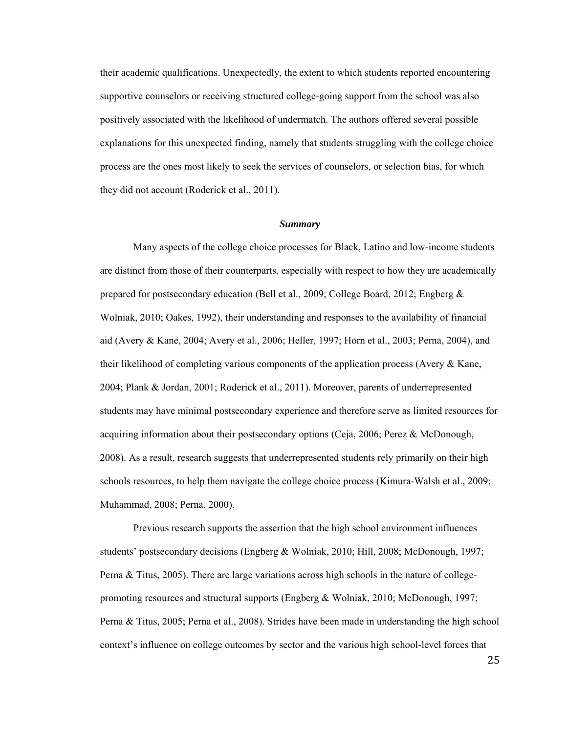their academic qualifications. Unexpectedly, the extent to which students reported encountering supportive counselors or receiving structured college-going support from the school was also positively associated with the likelihood of undermatch. The authors offered several possible explanations for this unexpected finding, namely that students struggling with the college choice process are the ones most likely to seek the services of counselors, or selection bias, for which they did not account (Roderick et al., 2011).

### *Summary*

Many aspects of the college choice processes for Black, Latino and low-income students are distinct from those of their counterparts, especially with respect to how they are academically prepared for postsecondary education (Bell et al., 2009; College Board, 2012; Engberg & Wolniak, 2010; Oakes, 1992), their understanding and responses to the availability of financial aid (Avery & Kane, 2004; Avery et al., 2006; Heller, 1997; Horn et al., 2003; Perna, 2004), and their likelihood of completing various components of the application process (Avery & Kane, 2004; Plank & Jordan, 2001; Roderick et al., 2011). Moreover, parents of underrepresented students may have minimal postsecondary experience and therefore serve as limited resources for acquiring information about their postsecondary options (Ceja, 2006; Perez & McDonough, 2008). As a result, research suggests that underrepresented students rely primarily on their high schools resources, to help them navigate the college choice process (Kimura-Walsh et al., 2009; Muhammad, 2008; Perna, 2000).

Previous research supports the assertion that the high school environment influences students' postsecondary decisions (Engberg & Wolniak, 2010; Hill, 2008; McDonough, 1997; Perna & Titus, 2005). There are large variations across high schools in the nature of college-promoting resources and structural supports (Engberg & Wolniak, 2010; McDonough, 1997; Perna & Titus, 2005; Perna et al., 2008). Strides have been made in understanding the high school context's influence on college outcomes by sector and the various high school-level forces that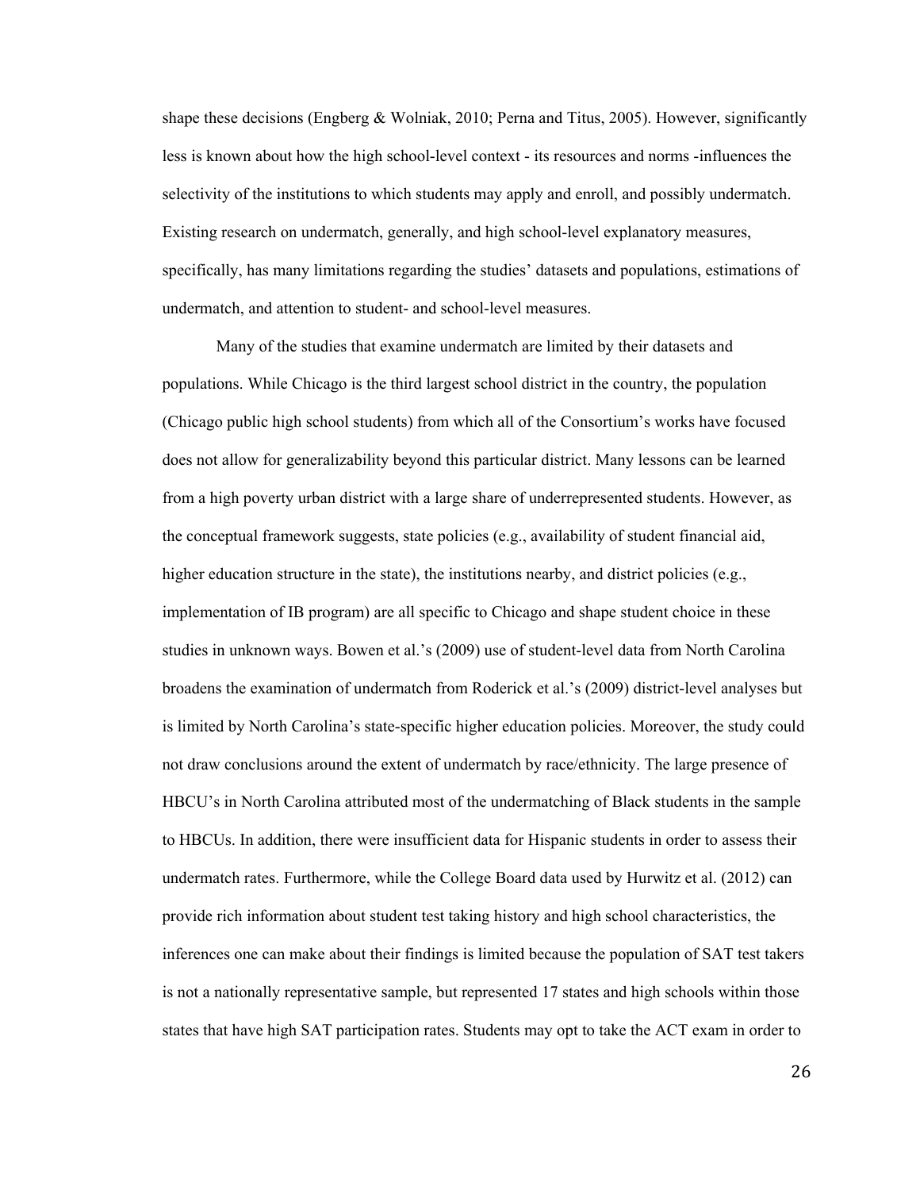shape these decisions (Engberg & Wolniak, 2010; Perna and Titus, 2005). However, significantly less is known about how the high school-level context - its resources and norms -influences the selectivity of the institutions to which students may apply and enroll, and possibly undermatch. Existing research on undermatch, generally, and high school-level explanatory measures, specifically, has many limitations regarding the studies' datasets and populations, estimations of undermatch, and attention to student- and school-level measures.

Many of the studies that examine undermatch are limited by their datasets and populations. While Chicago is the third largest school district in the country, the population (Chicago public high school students) from which all of the Consortium's works have focused does not allow for generalizability beyond this particular district. Many lessons can be learned from a high poverty urban district with a large share of underrepresented students. However, as the conceptual framework suggests, state policies (e.g., availability of student financial aid, higher education structure in the state), the institutions nearby, and district policies (e.g., implementation of IB program) are all specific to Chicago and shape student choice in these studies in unknown ways. Bowen et al.'s (2009) use of student-level data from North Carolina broadens the examination of undermatch from Roderick et al.'s (2009) district-level analyses but is limited by North Carolina's state-specific higher education policies. Moreover, the study could not draw conclusions around the extent of undermatch by race/ethnicity. The large presence of HBCU's in North Carolina attributed most of the undermatching of Black students in the sample to HBCUs. In addition, there were insufficient data for Hispanic students in order to assess their undermatch rates. Furthermore, while the College Board data used by Hurwitz et al. (2012) can provide rich information about student test taking history and high school characteristics, the inferences one can make about their findings is limited because the population of SAT test takers is not a nationally representative sample, but represented 17 states and high schools within those states that have high SAT participation rates. Students may opt to take the ACT exam in order to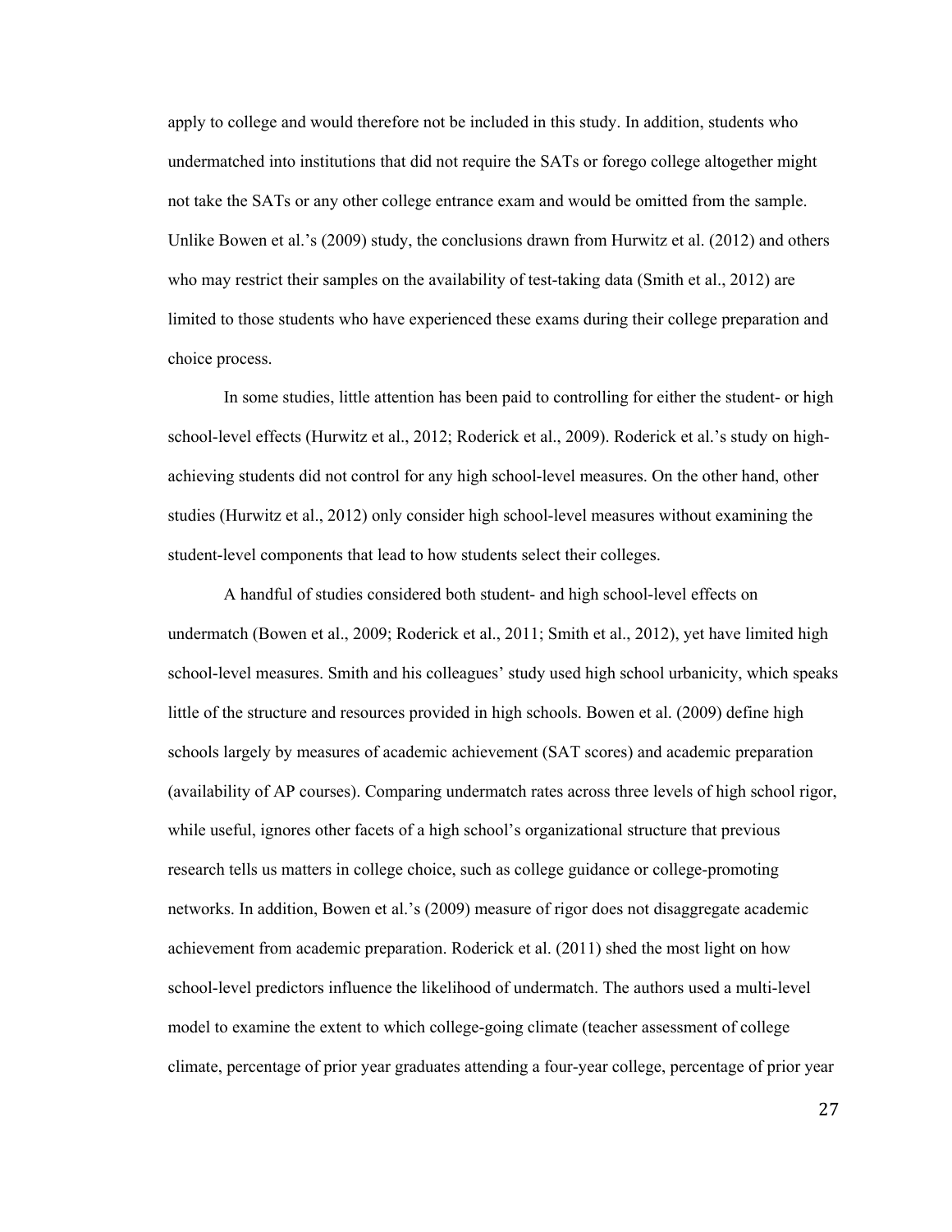apply to college and would therefore not be included in this study. In addition, students who undermatched into institutions that did not require the SATs or forego college altogether might not take the SATs or any other college entrance exam and would be omitted from the sample. Unlike Bowen et al.'s (2009) study, the conclusions drawn from Hurwitz et al. (2012) and others who may restrict their samples on the availability of test-taking data (Smith et al., 2012) are limited to those students who have experienced these exams during their college preparation and choice process.

In some studies, little attention has been paid to controlling for either the student- or high school-level effects (Hurwitz et al., 2012; Roderick et al., 2009). Roderick et al.'s study on high-achieving students did not control for any high school-level measures. On the other hand, other studies (Hurwitz et al., 2012) only consider high school-level measures without examining the student-level components that lead to how students select their colleges.

A handful of studies considered both student- and high school-level effects on undermatch (Bowen et al., 2009; Roderick et al., 2011; Smith et al., 2012), yet have limited high school-level measures. Smith and his colleagues' study used high school urbanicity, which speaks little of the structure and resources provided in high schools. Bowen et al. (2009) define high schools largely by measures of academic achievement (SAT scores) and academic preparation (availability of AP courses). Comparing undermatch rates across three levels of high school rigor, while useful, ignores other facets of a high school's organizational structure that previous research tells us matters in college choice, such as college guidance or college-promoting networks. In addition, Bowen et al.'s (2009) measure of rigor does not disaggregate academic achievement from academic preparation. Roderick et al. (2011) shed the most light on how school-level predictors influence the likelihood of undermatch. The authors used a multi-level model to examine the extent to which college-going climate (teacher assessment of college climate, percentage of prior year graduates attending a four-year college, percentage of prior year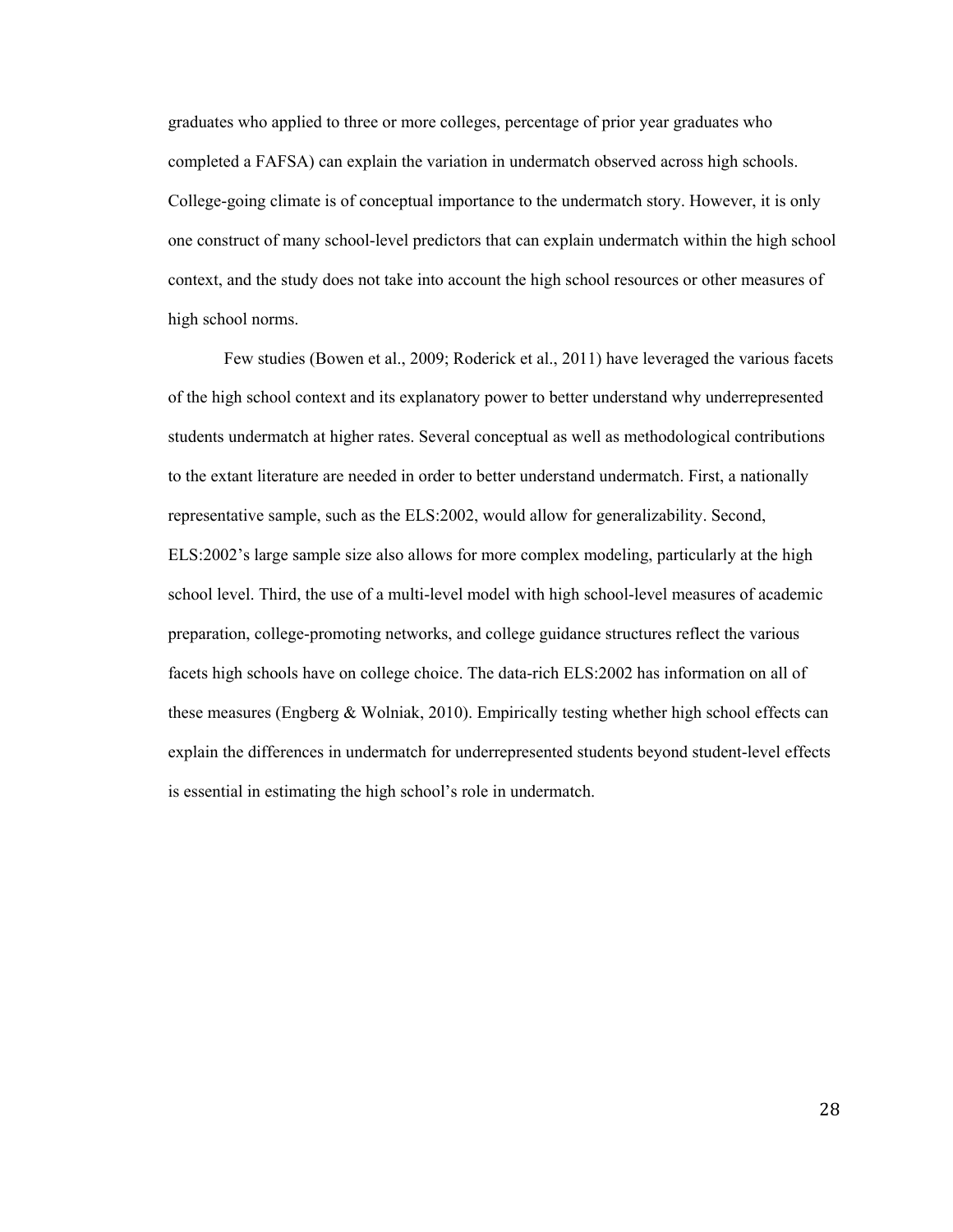graduates who applied to three or more colleges, percentage of prior year graduates who completed a FAFSA) can explain the variation in undermatch observed across high schools. College-going climate is of conceptual importance to the undermatch story. However, it is only one construct of many school-level predictors that can explain undermatch within the high school context, and the study does not take into account the high school resources or other measures of high school norms.

Few studies (Bowen et al., 2009; Roderick et al., 2011) have leveraged the various facets of the high school context and its explanatory power to better understand why underrepresented students undermatch at higher rates. Several conceptual as well as methodological contributions to the extant literature are needed in order to better understand undermatch. First, a nationally representative sample, such as the ELS:2002, would allow for generalizability. Second, ELS:2002's large sample size also allows for more complex modeling, particularly at the high school level. Third, the use of a multi-level model with high school-level measures of academic preparation, college-promoting networks, and college guidance structures reflect the various facets high schools have on college choice. The data-rich ELS:2002 has information on all of these measures (Engberg & Wolniak, 2010). Empirically testing whether high school effects can explain the differences in undermatch for underrepresented students beyond student-level effects is essential in estimating the high school's role in undermatch.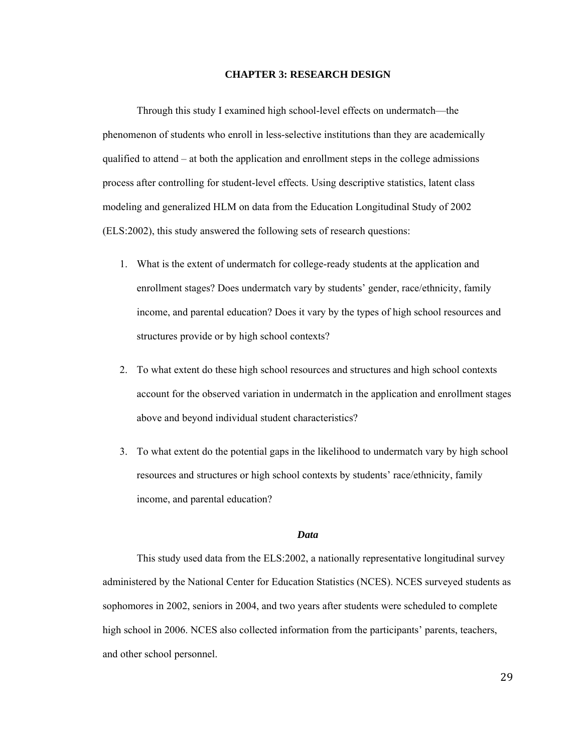# CHAPTER 3: RESEARCH DESIGN

Through this study I examined high school-level effects on undermatch—the phenomenon of students who enroll in less-selective institutions than they are academically qualified to attend – at both the application and enrollment steps in the college admissions process after controlling for student-level effects. Using descriptive statistics, latent class modeling and generalized HLM on data from the Education Longitudinal Study of 2002 (ELS:2002), this study answered the following sets of research questions:

1. What is the extent of undermatch for college-ready students at the application and enrollment stages? Does undermatch vary by students' gender, race/ethnicity, family income, and parental education? Does it vary by the types of high school resources and structures provide or by high school contexts?

2. To what extent do these high school resources and structures and high school contexts account for the observed variation in undermatch in the application and enrollment stages above and beyond individual student characteristics?

3. To what extent do the potential gaps in the likelihood to undermatch vary by high school resources and structures or high school contexts by students' race/ethnicity, family income, and parental education?

## *Data*

This study used data from the ELS:2002, a nationally representative longitudinal survey administered by the National Center for Education Statistics (NCES). NCES surveyed students as sophomores in 2002, seniors in 2004, and two years after students were scheduled to complete high school in 2006. NCES also collected information from the participants' parents, teachers, and other school personnel.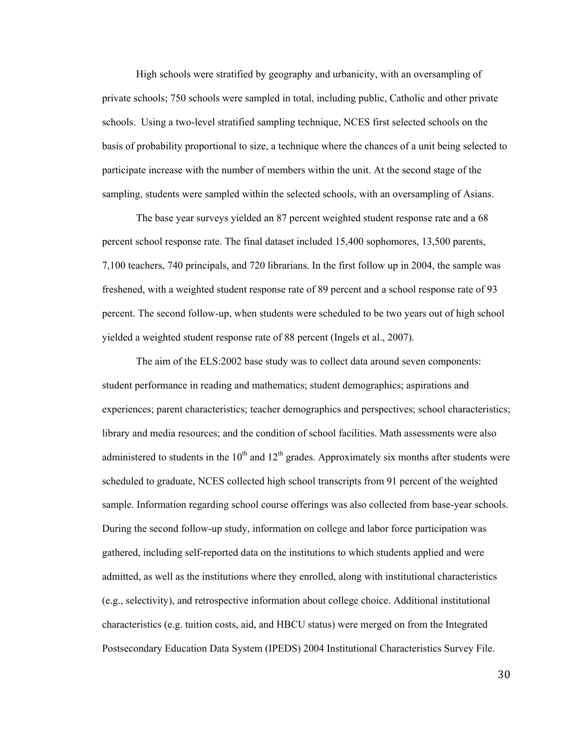High schools were stratified by geography and urbanicity, with an oversampling of private schools; 750 schools were sampled in total, including public, Catholic and other private schools. Using a two-level stratified sampling technique, NCES first selected schools on the basis of probability proportional to size, a technique where the chances of a unit being selected to participate increase with the number of members within the unit. At the second stage of the sampling, students were sampled within the selected schools, with an oversampling of Asians.

The base year surveys yielded an 87 percent weighted student response rate and a 68 percent school response rate. The final dataset included 15,400 sophomores, 13,500 parents, 7,100 teachers, 740 principals, and 720 librarians. In the first follow up in 2004, the sample was freshened, with a weighted student response rate of 89 percent and a school response rate of 93 percent. The second follow-up, when students were scheduled to be two years out of high school yielded a weighted student response rate of 88 percent (Ingels et al., 2007).

The aim of the ELS:2002 base study was to collect data around seven components: student performance in reading and mathematics; student demographics; aspirations and experiences; parent characteristics; teacher demographics and perspectives; school characteristics; library and media resources; and the condition of school facilities. Math assessments were also administered to students in the 10th and 12th grades. Approximately six months after students were scheduled to graduate, NCES collected high school transcripts from 91 percent of the weighted sample. Information regarding school course offerings was also collected from base-year schools. During the second follow-up study, information on college and labor force participation was gathered, including self-reported data on the institutions to which students applied and were admitted, as well as the institutions where they enrolled, along with institutional characteristics (e.g., selectivity), and retrospective information about college choice. Additional institutional characteristics (e.g. tuition costs, aid, and HBCU status) were merged on from the Integrated Postsecondary Education Data System (IPEDS) 2004 Institutional Characteristics Survey File.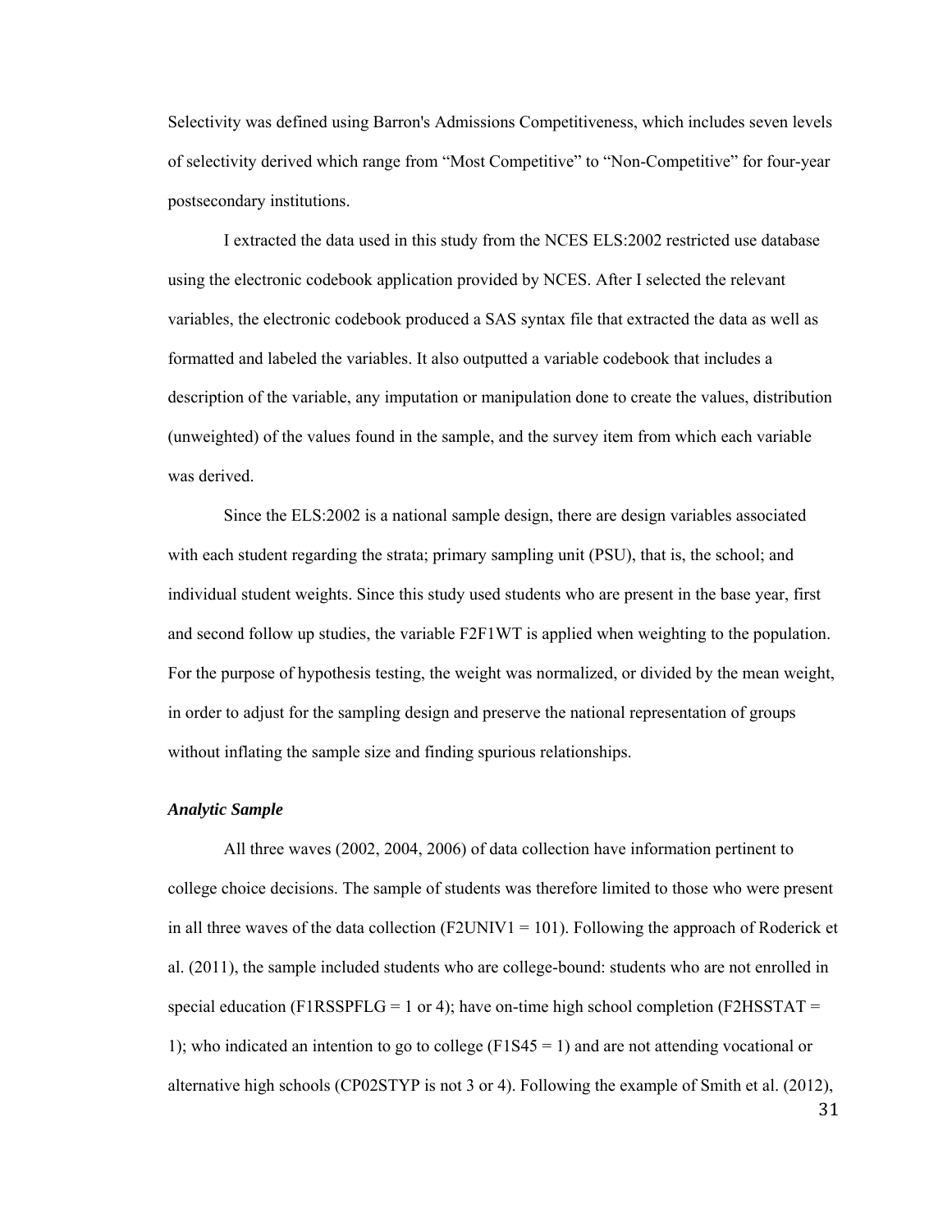Selectivity was defined using Barron's Admissions Competitiveness, which includes seven levels of selectivity derived which range from “Most Competitive” to “Non-Competitive” for four-year postsecondary institutions.

I extracted the data used in this study from the NCES ELS:2002 restricted use database using the electronic codebook application provided by NCES. After I selected the relevant variables, the electronic codebook produced a SAS syntax file that extracted the data as well as formatted and labeled the variables. It also outputted a variable codebook that includes a description of the variable, any imputation or manipulation done to create the values, distribution (unweighted) of the values found in the sample, and the survey item from which each variable was derived.

Since the ELS:2002 is a national sample design, there are design variables associated with each student regarding the strata; primary sampling unit (PSU), that is, the school; and individual student weights. Since this study used students who are present in the base year, first and second follow up studies, the variable F2F1WT is applied when weighting to the population. For the purpose of hypothesis testing, the weight was normalized, or divided by the mean weight, in order to adjust for the sampling design and preserve the national representation of groups without inflating the sample size and finding spurious relationships.

### *Analytic Sample*

All three waves (2002, 2004, 2006) of data collection have information pertinent to college choice decisions. The sample of students was therefore limited to those who were present in all three waves of the data collection (F2UNIV1 = 101). Following the approach of Roderick et al. (2011), the sample included students who are college-bound: students who are not enrolled in special education (F1RSSPFLG = 1 or 4); have on-time high school completion (F2HSSTAT = 1); who indicated an intention to go to college (F1S45 = 1) and are not attending vocational or alternative high schools (CP02STYP is not 3 or 4). Following the example of Smith et al. (2012),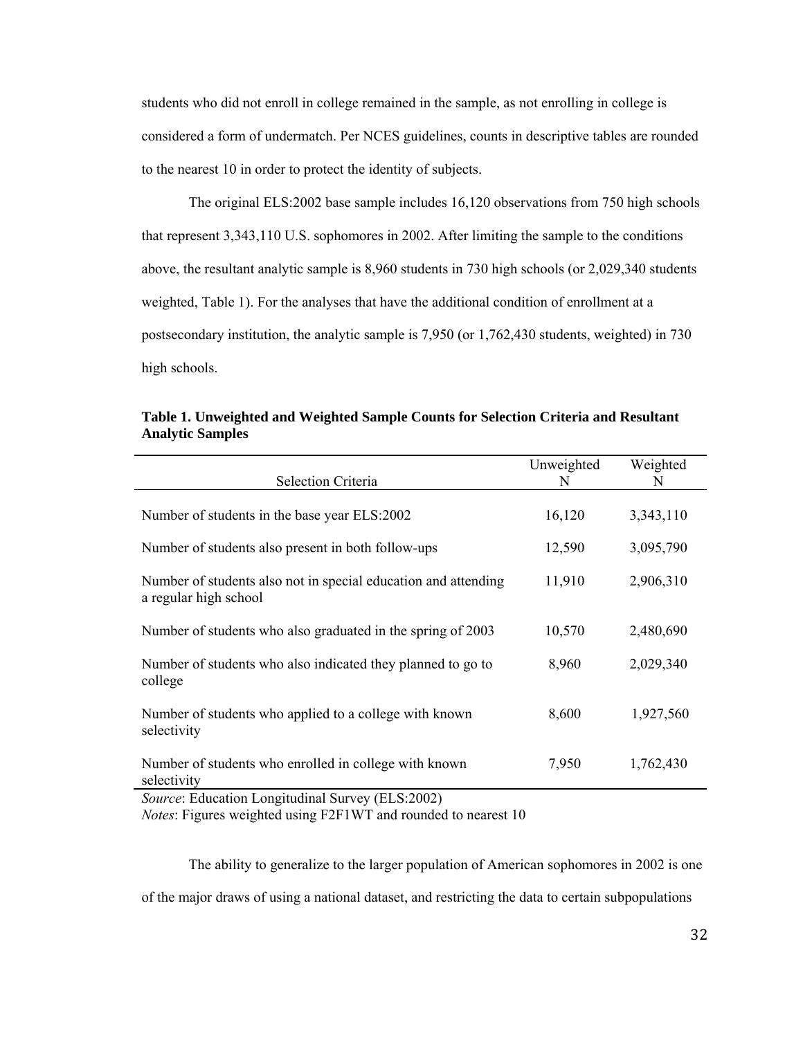students who did not enroll in college remained in the sample, as not enrolling in college is considered a form of undermatch. Per NCES guidelines, counts in descriptive tables are rounded to the nearest 10 in order to protect the identity of subjects.

The original ELS:2002 base sample includes 16,120 observations from 750 high schools that represent 3,343,110 U.S. sophomores in 2002. After limiting the sample to the conditions above, the resultant analytic sample is 8,960 students in 730 high schools (or 2,029,340 students weighted, Table 1). For the analyses that have the additional condition of enrollment at a postsecondary institution, the analytic sample is 7,950 (or 1,762,430 students, weighted) in 730 high schools.

**Table 1. Unweighted and Weighted Sample Counts for Selection Criteria and Resultant Analytic Samples**

| Selection Criteria | Unweighted N | Weighted N |
|---|---|---|
| Number of students in the base year ELS:2002 | 16,120 | 3,343,110 |
| Number of students also present in both follow-ups | 12,590 | 3,095,790 |
| Number of students also not in special education and attending a regular high school | 11,910 | 2,906,310 |
| Number of students who also graduated in the spring of 2003 | 10,570 | 2,480,690 |
| Number of students who also indicated they planned to go to college | 8,960 | 2,029,340 |
| Number of students who applied to a college with known selectivity | 8,600 | 1,927,560 |
| Number of students who enrolled in college with known selectivity | 7,950 | 1,762,430 |

*Source*: Education Longitudinal Survey (ELS:2002)
*Notes*: Figures weighted using F2F1WT and rounded to nearest 10

The ability to generalize to the larger population of American sophomores in 2002 is one of the major draws of using a national dataset, and restricting the data to certain subpopulations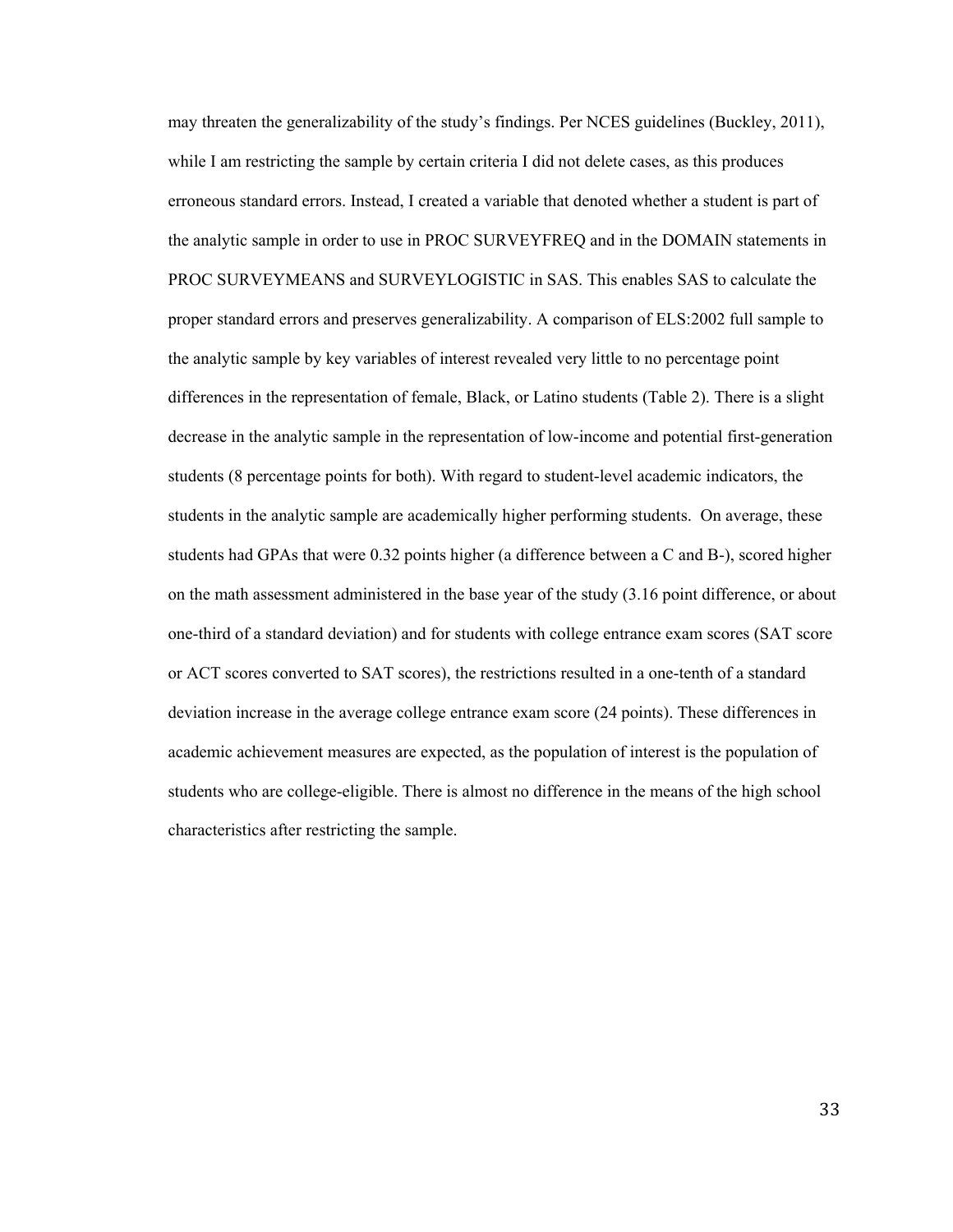may threaten the generalizability of the study's findings. Per NCES guidelines (Buckley, 2011), while I am restricting the sample by certain criteria I did not delete cases, as this produces erroneous standard errors. Instead, I created a variable that denoted whether a student is part of the analytic sample in order to use in PROC SURVEYFREQ and in the DOMAIN statements in PROC SURVEYMEANS and SURVEYLOGISTIC in SAS. This enables SAS to calculate the proper standard errors and preserves generalizability. A comparison of ELS:2002 full sample to the analytic sample by key variables of interest revealed very little to no percentage point differences in the representation of female, Black, or Latino students (Table 2). There is a slight decrease in the analytic sample in the representation of low-income and potential first-generation students (8 percentage points for both). With regard to student-level academic indicators, the students in the analytic sample are academically higher performing students. On average, these students had GPAs that were 0.32 points higher (a difference between a C and B-), scored higher on the math assessment administered in the base year of the study (3.16 point difference, or about one-third of a standard deviation) and for students with college entrance exam scores (SAT score or ACT scores converted to SAT scores), the restrictions resulted in a one-tenth of a standard deviation increase in the average college entrance exam score (24 points). These differences in academic achievement measures are expected, as the population of interest is the population of students who are college-eligible. There is almost no difference in the means of the high school characteristics after restricting the sample.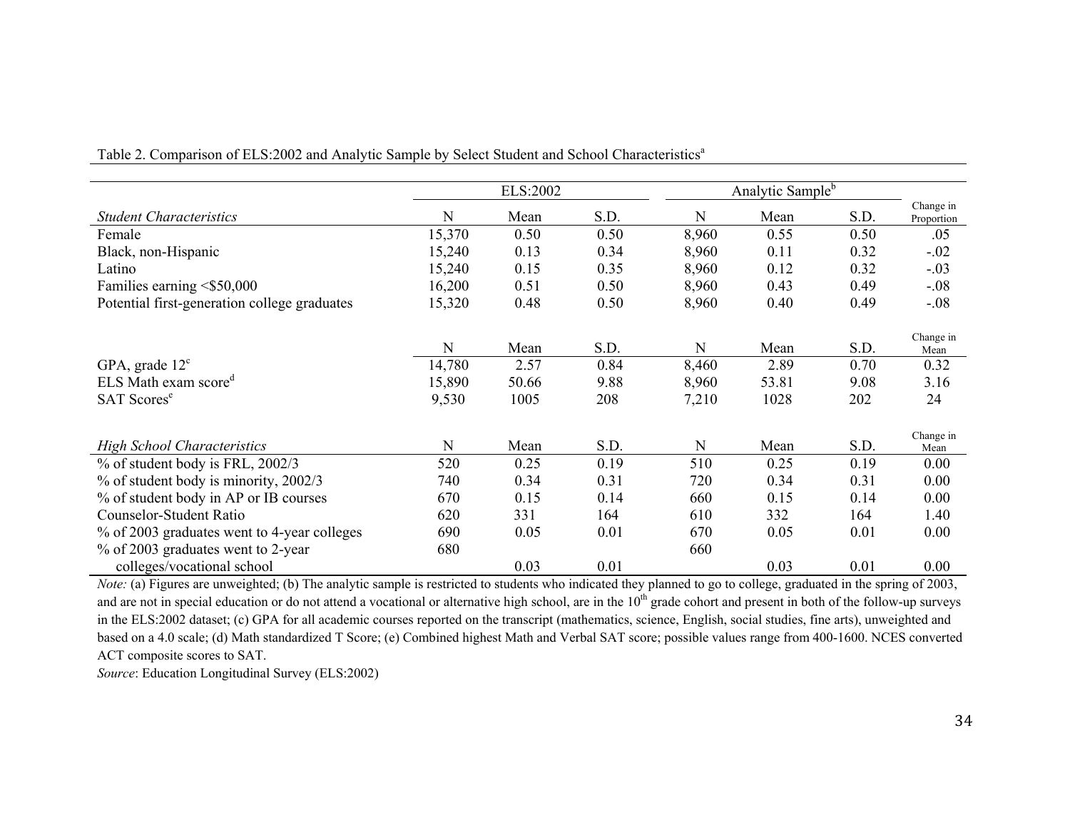Table 2. Comparison of ELS:2002 and Analytic Sample by Select Student and School Characteristics[a]

| | ELS:2002 | | | Analytic Sample[b] | | | |
|---|---|---|---|---|---|---|---|
| *Student Characteristics* | N | Mean | S.D. | N | Mean | S.D. | Change in Proportion |
| Female | 15,370 | 0.50 | 0.50 | 8,960 | 0.55 | 0.50 | .05 |
| Black, non-Hispanic | 15,240 | 0.13 | 0.34 | 8,960 | 0.11 | 0.32 | -.02 |
| Latino | 15,240 | 0.15 | 0.35 | 8,960 | 0.12 | 0.32 | -.03 |
| Families earning <$50,000 | 16,200 | 0.51 | 0.50 | 8,960 | 0.43 | 0.49 | -.08 |
| Potential first-generation college graduates | 15,320 | 0.48 | 0.50 | 8,960 | 0.40 | 0.49 | -.08 |
| | N | Mean | S.D. | N | Mean | S.D. | Change in Mean |
| GPA, grade 12[c] | 14,780 | 2.57 | 0.84 | 8,460 | 2.89 | 0.70 | 0.32 |
| ELS Math exam score[d] | 15,890 | 50.66 | 9.88 | 8,960 | 53.81 | 9.08 | 3.16 |
| SAT Scores[e] | 9,530 | 1005 | 208 | 7,210 | 1028 | 202 | 24 |
| *High School Characteristics* | N | Mean | S.D. | N | Mean | S.D. | Change in Mean |
| % of student body is FRL, 2002/3 | 520 | 0.25 | 0.19 | 510 | 0.25 | 0.19 | 0.00 |
| % of student body is minority, 2002/3 | 740 | 0.34 | 0.31 | 720 | 0.34 | 0.31 | 0.00 |
| % of student body in AP or IB courses | 670 | 0.15 | 0.14 | 660 | 0.15 | 0.14 | 0.00 |
| Counselor-Student Ratio | 620 | 331 | 164 | 610 | 332 | 164 | 1.40 |
| % of 2003 graduates went to 4-year colleges | 690 | 0.05 | 0.01 | 670 | 0.05 | 0.01 | 0.00 |
| % of 2003 graduates went to 2-year colleges/vocational school | 680 | 0.03 | 0.01 | 660 | 0.03 | 0.01 | 0.00 |

*Note:* (a) Figures are unweighted; (b) The analytic sample is restricted to students who indicated they planned to go to college, graduated in the spring of 2003, and are not in special education or do not attend a vocational or alternative high school, are in the 10[th] grade cohort and present in both of the follow-up surveys in the ELS:2002 dataset; (c) GPA for all academic courses reported on the transcript (mathematics, science, English, social studies, fine arts), unweighted and based on a 4.0 scale; (d) Math standardized T Score; (e) Combined highest Math and Verbal SAT score; possible values range from 400-1600. NCES converted ACT composite scores to SAT.

*Source*: Education Longitudinal Survey (ELS:2002)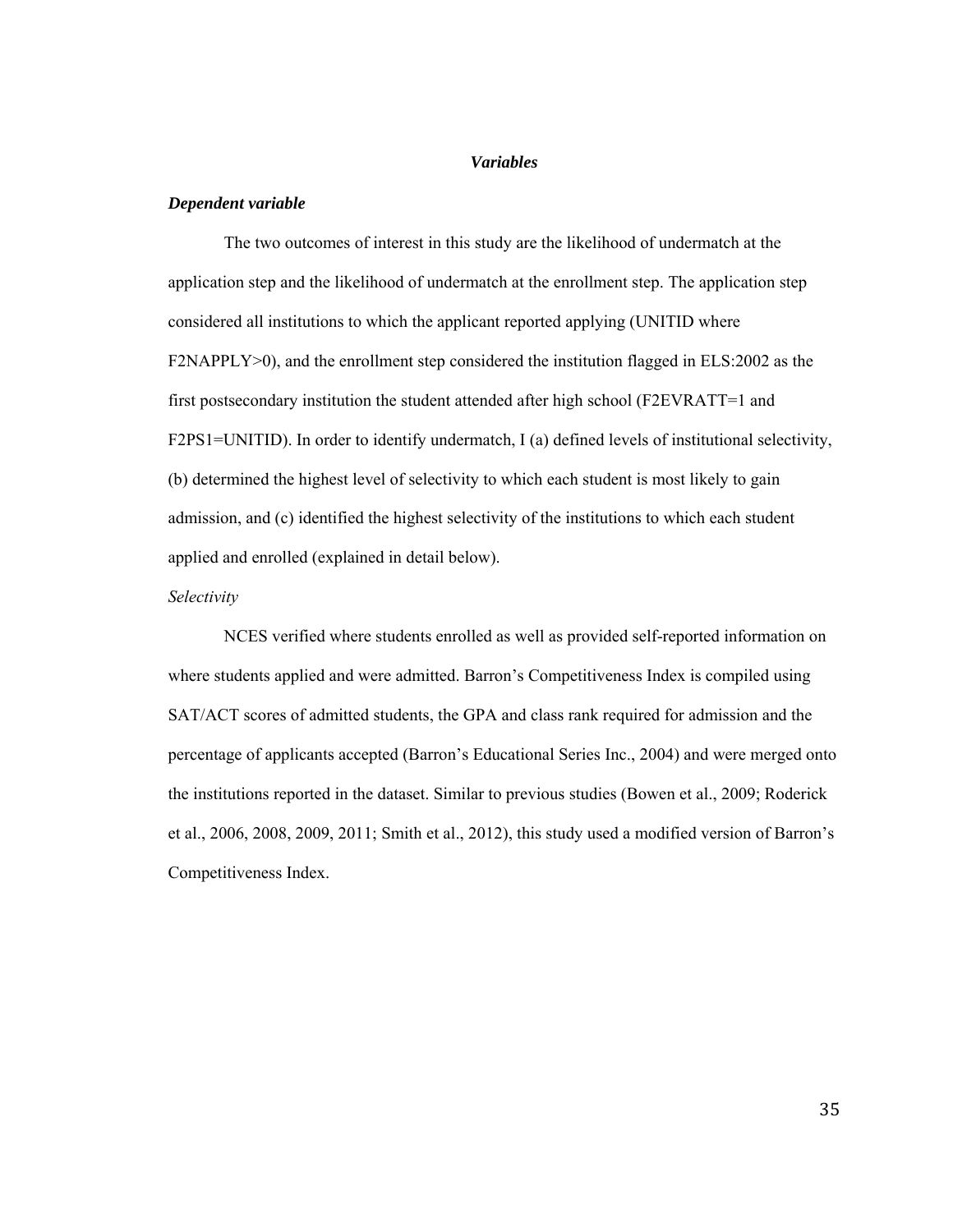## *Variables*

### *Dependent variable*

The two outcomes of interest in this study are the likelihood of undermatch at the application step and the likelihood of undermatch at the enrollment step. The application step considered all institutions to which the applicant reported applying (UNITID where F2NAPPLY>0), and the enrollment step considered the institution flagged in ELS:2002 as the first postsecondary institution the student attended after high school (F2EVRATT=1 and F2PS1=UNITID). In order to identify undermatch, I (a) defined levels of institutional selectivity, (b) determined the highest level of selectivity to which each student is most likely to gain admission, and (c) identified the highest selectivity of the institutions to which each student applied and enrolled (explained in detail below).

*Selectivity*

NCES verified where students enrolled as well as provided self-reported information on where students applied and were admitted. Barron's Competitiveness Index is compiled using SAT/ACT scores of admitted students, the GPA and class rank required for admission and the percentage of applicants accepted (Barron's Educational Series Inc., 2004) and were merged onto the institutions reported in the dataset. Similar to previous studies (Bowen et al., 2009; Roderick et al., 2006, 2008, 2009, 2011; Smith et al., 2012), this study used a modified version of Barron's Competitiveness Index.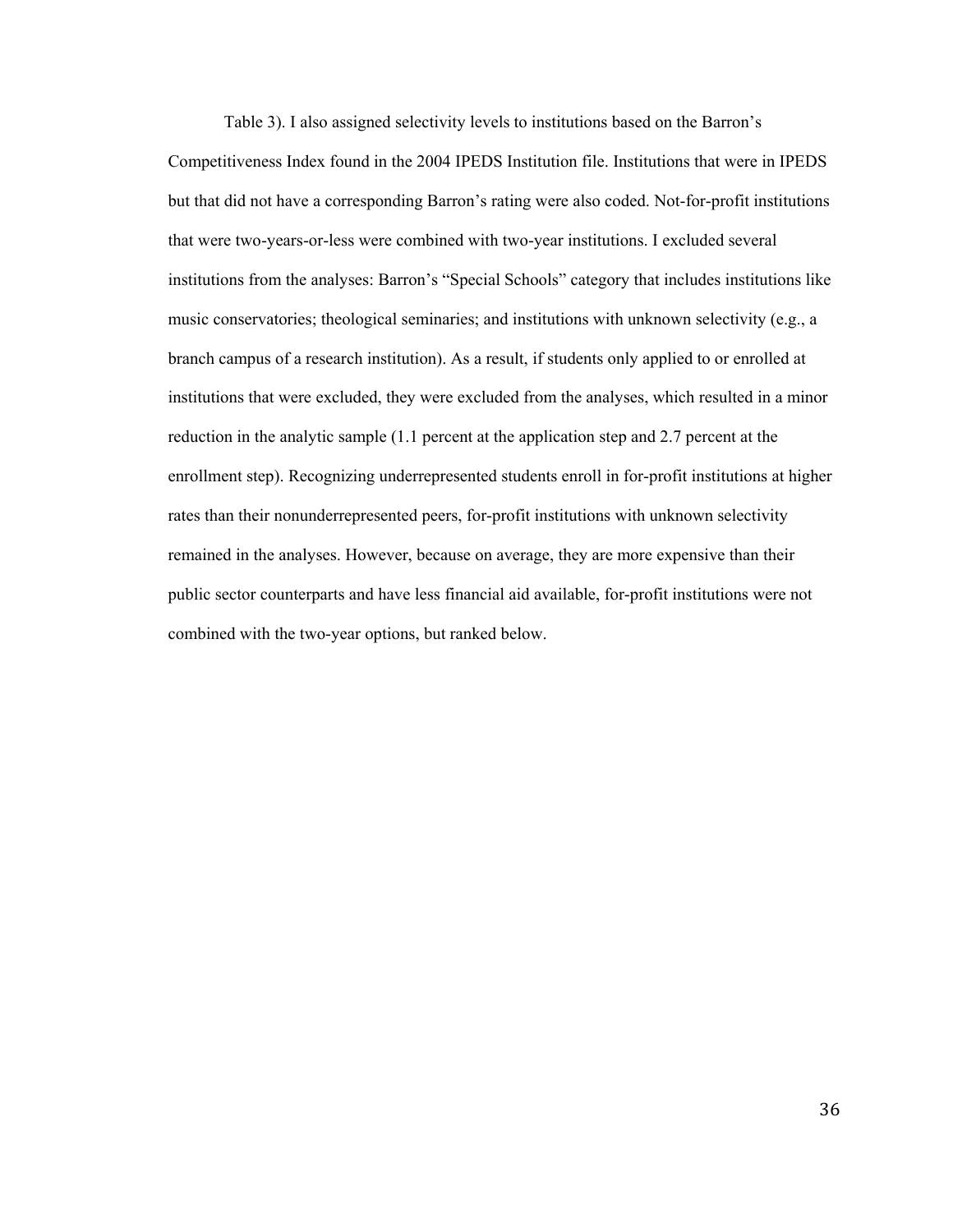Table 3). I also assigned selectivity levels to institutions based on the Barron's Competitiveness Index found in the 2004 IPEDS Institution file. Institutions that were in IPEDS but that did not have a corresponding Barron's rating were also coded. Not-for-profit institutions that were two-years-or-less were combined with two-year institutions. I excluded several institutions from the analyses: Barron's "Special Schools" category that includes institutions like music conservatories; theological seminaries; and institutions with unknown selectivity (e.g., a branch campus of a research institution). As a result, if students only applied to or enrolled at institutions that were excluded, they were excluded from the analyses, which resulted in a minor reduction in the analytic sample (1.1 percent at the application step and 2.7 percent at the enrollment step). Recognizing underrepresented students enroll in for-profit institutions at higher rates than their nonunderrepresented peers, for-profit institutions with unknown selectivity remained in the analyses. However, because on average, they are more expensive than their public sector counterparts and have less financial aid available, for-profit institutions were not combined with the two-year options, but ranked below.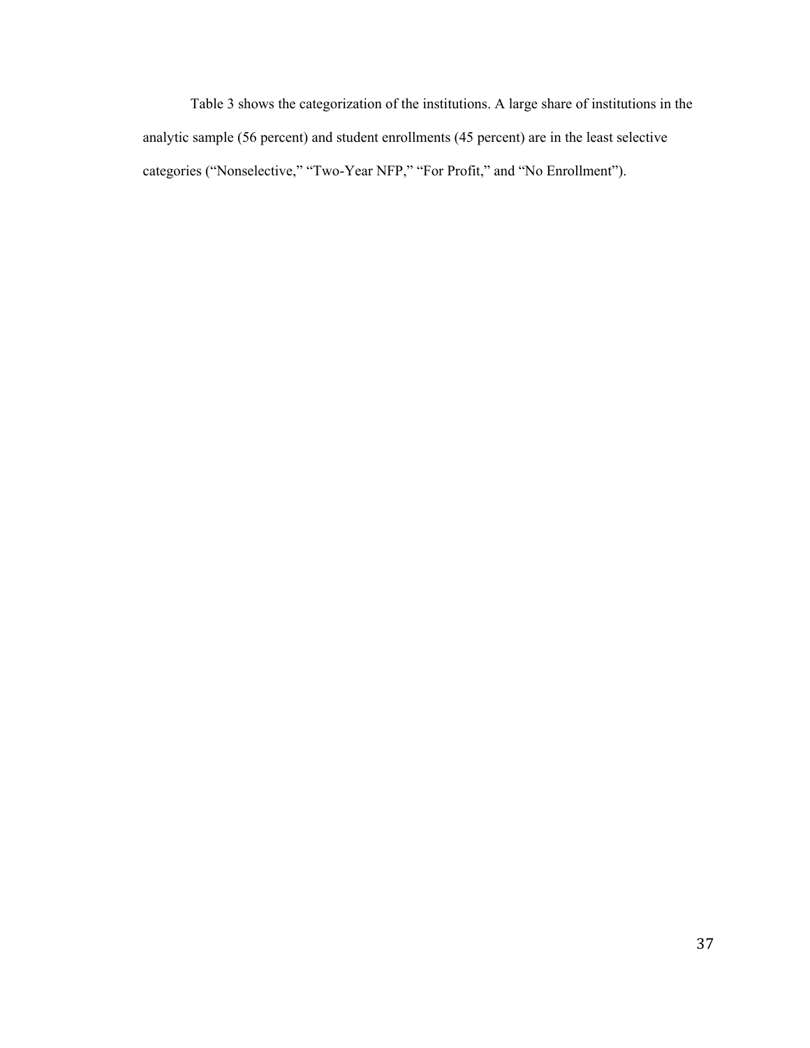Table 3 shows the categorization of the institutions. A large share of institutions in the analytic sample (56 percent) and student enrollments (45 percent) are in the least selective categories ("Nonselective," "Two-Year NFP," "For Profit," and "No Enrollment").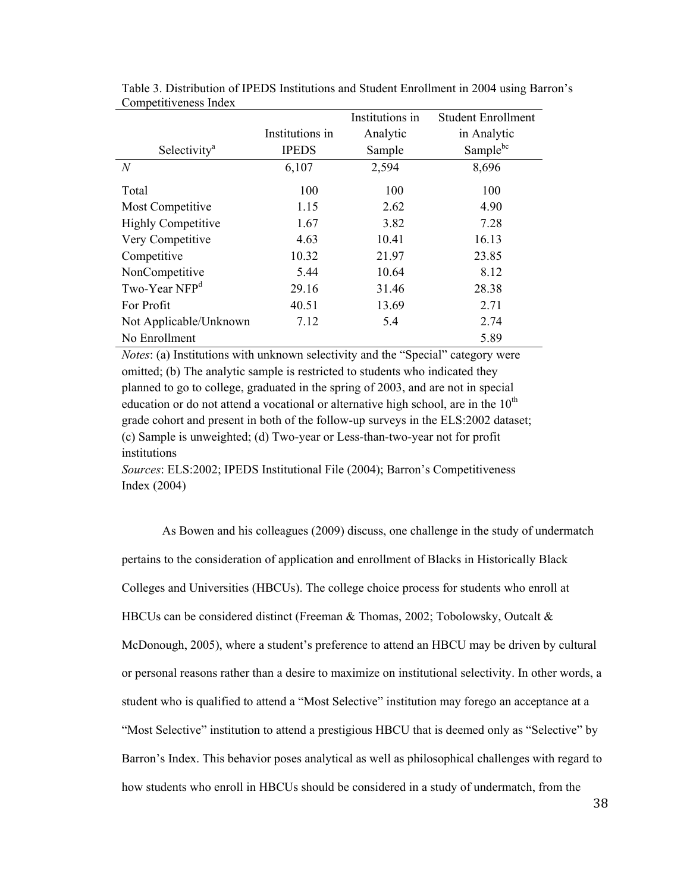Table 3. Distribution of IPEDS Institutions and Student Enrollment in 2004 using Barron's Competitiveness Index

| Selectivity[a] | Institutions in IPEDS | Institutions in Analytic Sample | Student Enrollment in Analytic Sample[bc] |
|---|---|---|---|
| *N* | 6,107 | 2,594 | 8,696 |
| Total | 100 | 100 | 100 |
| Most Competitive | 1.15 | 2.62 | 4.90 |
| Highly Competitive | 1.67 | 3.82 | 7.28 |
| Very Competitive | 4.63 | 10.41 | 16.13 |
| Competitive | 10.32 | 21.97 | 23.85 |
| NonCompetitive | 5.44 | 10.64 | 8.12 |
| Two-Year NFP[d] | 29.16 | 31.46 | 28.38 |
| For Profit | 40.51 | 13.69 | 2.71 |
| Not Applicable/Unknown | 7.12 | 5.4 | 2.74 |
| No Enrollment | | | 5.89 |

*Notes*: (a) Institutions with unknown selectivity and the "Special" category were omitted; (b) The analytic sample is restricted to students who indicated they planned to go to college, graduated in the spring of 2003, and are not in special education or do not attend a vocational or alternative high school, are in the 10th grade cohort and present in both of the follow-up surveys in the ELS:2002 dataset; (c) Sample is unweighted; (d) Two-year or Less-than-two-year not for profit institutions

*Sources*: ELS:2002; IPEDS Institutional File (2004); Barron's Competitiveness Index (2004)

As Bowen and his colleagues (2009) discuss, one challenge in the study of undermatch pertains to the consideration of application and enrollment of Blacks in Historically Black Colleges and Universities (HBCUs). The college choice process for students who enroll at HBCUs can be considered distinct (Freeman & Thomas, 2002; Tobolowsky, Outcalt & McDonough, 2005), where a student's preference to attend an HBCU may be driven by cultural or personal reasons rather than a desire to maximize on institutional selectivity. In other words, a student who is qualified to attend a "Most Selective" institution may forego an acceptance at a "Most Selective" institution to attend a prestigious HBCU that is deemed only as "Selective" by Barron's Index. This behavior poses analytical as well as philosophical challenges with regard to how students who enroll in HBCUs should be considered in a study of undermatch, from the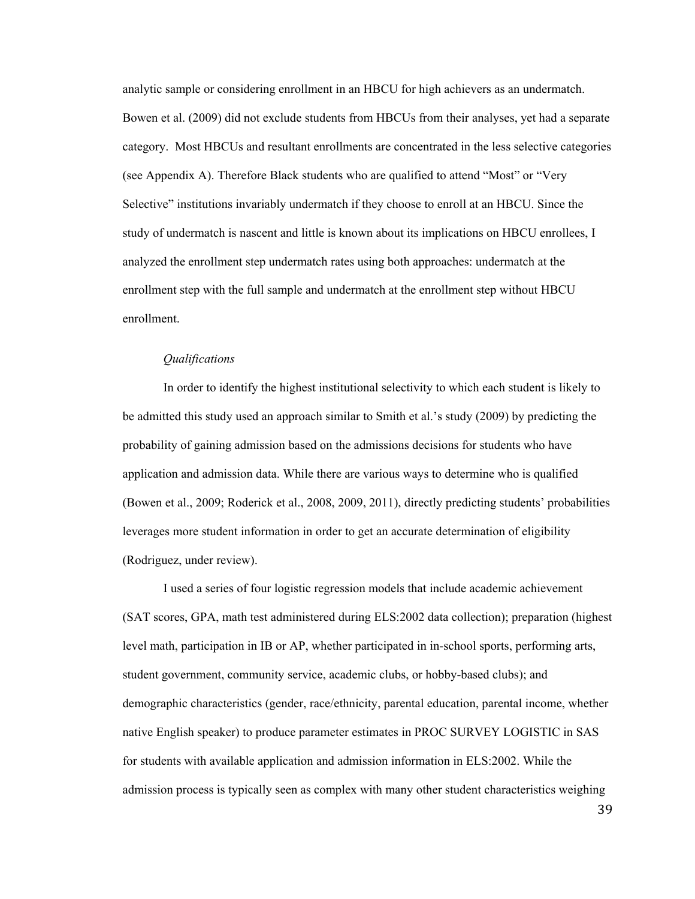analytic sample or considering enrollment in an HBCU for high achievers as an undermatch. Bowen et al. (2009) did not exclude students from HBCUs from their analyses, yet had a separate category. Most HBCUs and resultant enrollments are concentrated in the less selective categories (see Appendix A). Therefore Black students who are qualified to attend "Most" or "Very Selective" institutions invariably undermatch if they choose to enroll at an HBCU. Since the study of undermatch is nascent and little is known about its implications on HBCU enrollees, I analyzed the enrollment step undermatch rates using both approaches: undermatch at the enrollment step with the full sample and undermatch at the enrollment step without HBCU enrollment.

*Qualifications*

In order to identify the highest institutional selectivity to which each student is likely to be admitted this study used an approach similar to Smith et al.'s study (2009) by predicting the probability of gaining admission based on the admissions decisions for students who have application and admission data. While there are various ways to determine who is qualified (Bowen et al., 2009; Roderick et al., 2008, 2009, 2011), directly predicting students' probabilities leverages more student information in order to get an accurate determination of eligibility (Rodriguez, under review).

I used a series of four logistic regression models that include academic achievement (SAT scores, GPA, math test administered during ELS:2002 data collection); preparation (highest level math, participation in IB or AP, whether participated in in-school sports, performing arts, student government, community service, academic clubs, or hobby-based clubs); and demographic characteristics (gender, race/ethnicity, parental education, parental income, whether native English speaker) to produce parameter estimates in PROC SURVEY LOGISTIC in SAS for students with available application and admission information in ELS:2002. While the admission process is typically seen as complex with many other student characteristics weighing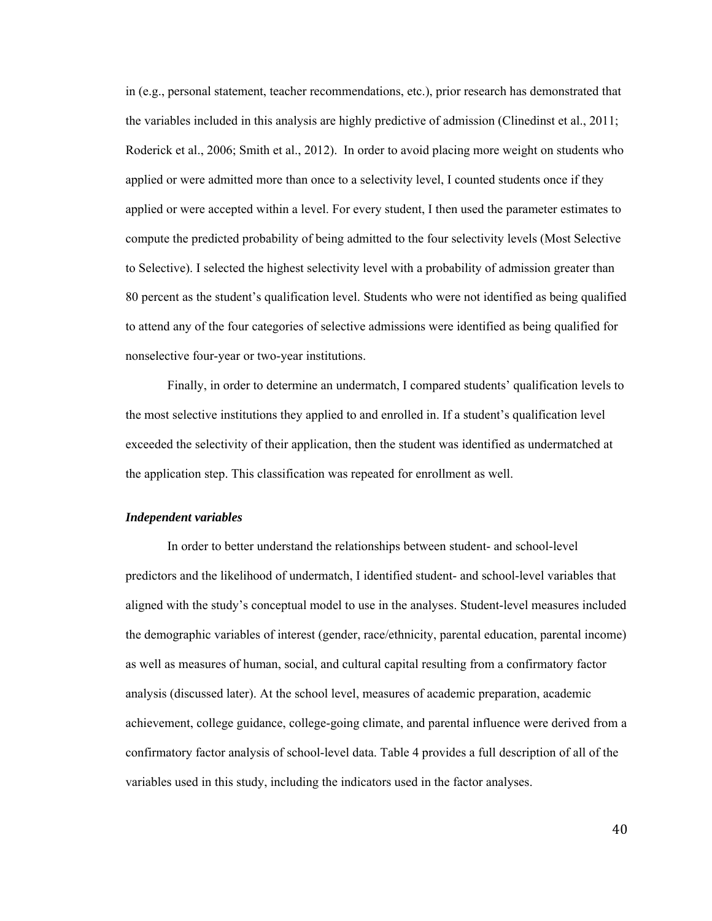in (e.g., personal statement, teacher recommendations, etc.), prior research has demonstrated that the variables included in this analysis are highly predictive of admission (Clinedinst et al., 2011; Roderick et al., 2006; Smith et al., 2012). In order to avoid placing more weight on students who applied or were admitted more than once to a selectivity level, I counted students once if they applied or were accepted within a level. For every student, I then used the parameter estimates to compute the predicted probability of being admitted to the four selectivity levels (Most Selective to Selective). I selected the highest selectivity level with a probability of admission greater than 80 percent as the student's qualification level. Students who were not identified as being qualified to attend any of the four categories of selective admissions were identified as being qualified for nonselective four-year or two-year institutions.

Finally, in order to determine an undermatch, I compared students' qualification levels to the most selective institutions they applied to and enrolled in. If a student's qualification level exceeded the selectivity of their application, then the student was identified as undermatched at the application step. This classification was repeated for enrollment as well.

***Independent variables***

In order to better understand the relationships between student- and school-level predictors and the likelihood of undermatch, I identified student- and school-level variables that aligned with the study's conceptual model to use in the analyses. Student-level measures included the demographic variables of interest (gender, race/ethnicity, parental education, parental income) as well as measures of human, social, and cultural capital resulting from a confirmatory factor analysis (discussed later). At the school level, measures of academic preparation, academic achievement, college guidance, college-going climate, and parental influence were derived from a confirmatory factor analysis of school-level data. Table 4 provides a full description of all of the variables used in this study, including the indicators used in the factor analyses.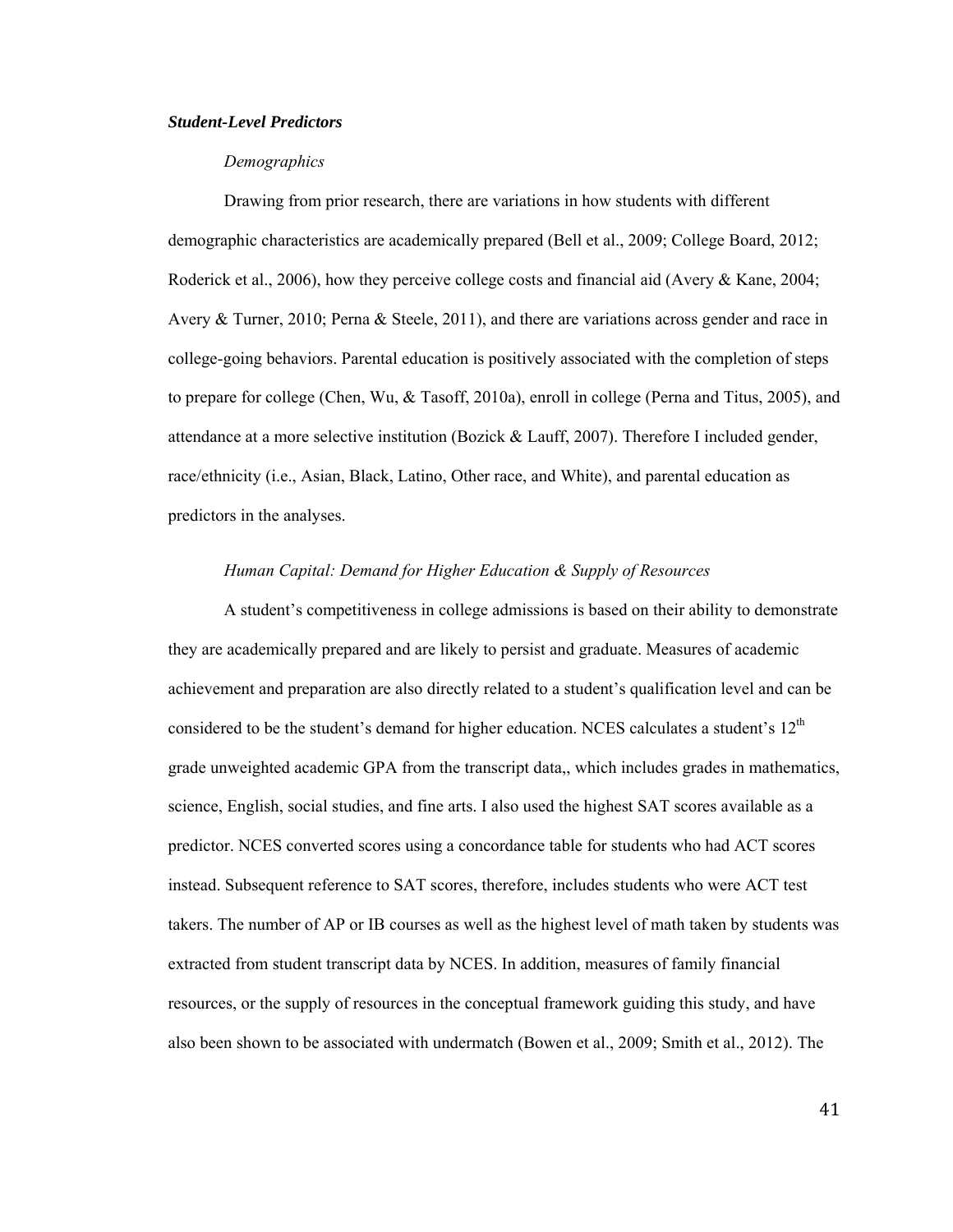### ***Student-Level Predictors***

#### *Demographics*

Drawing from prior research, there are variations in how students with different demographic characteristics are academically prepared (Bell et al., 2009; College Board, 2012; Roderick et al., 2006), how they perceive college costs and financial aid (Avery & Kane, 2004; Avery & Turner, 2010; Perna & Steele, 2011), and there are variations across gender and race in college-going behaviors. Parental education is positively associated with the completion of steps to prepare for college (Chen, Wu, & Tasoff, 2010a), enroll in college (Perna and Titus, 2005), and attendance at a more selective institution (Bozick & Lauff, 2007). Therefore I included gender, race/ethnicity (i.e., Asian, Black, Latino, Other race, and White), and parental education as predictors in the analyses.

#### *Human Capital: Demand for Higher Education & Supply of Resources*

A student's competitiveness in college admissions is based on their ability to demonstrate they are academically prepared and are likely to persist and graduate. Measures of academic achievement and preparation are also directly related to a student's qualification level and can be considered to be the student's demand for higher education. NCES calculates a student's 12th grade unweighted academic GPA from the transcript data,, which includes grades in mathematics, science, English, social studies, and fine arts. I also used the highest SAT scores available as a predictor. NCES converted scores using a concordance table for students who had ACT scores instead. Subsequent reference to SAT scores, therefore, includes students who were ACT test takers. The number of AP or IB courses as well as the highest level of math taken by students was extracted from student transcript data by NCES. In addition, measures of family financial resources, or the supply of resources in the conceptual framework guiding this study, and have also been shown to be associated with undermatch (Bowen et al., 2009; Smith et al., 2012). The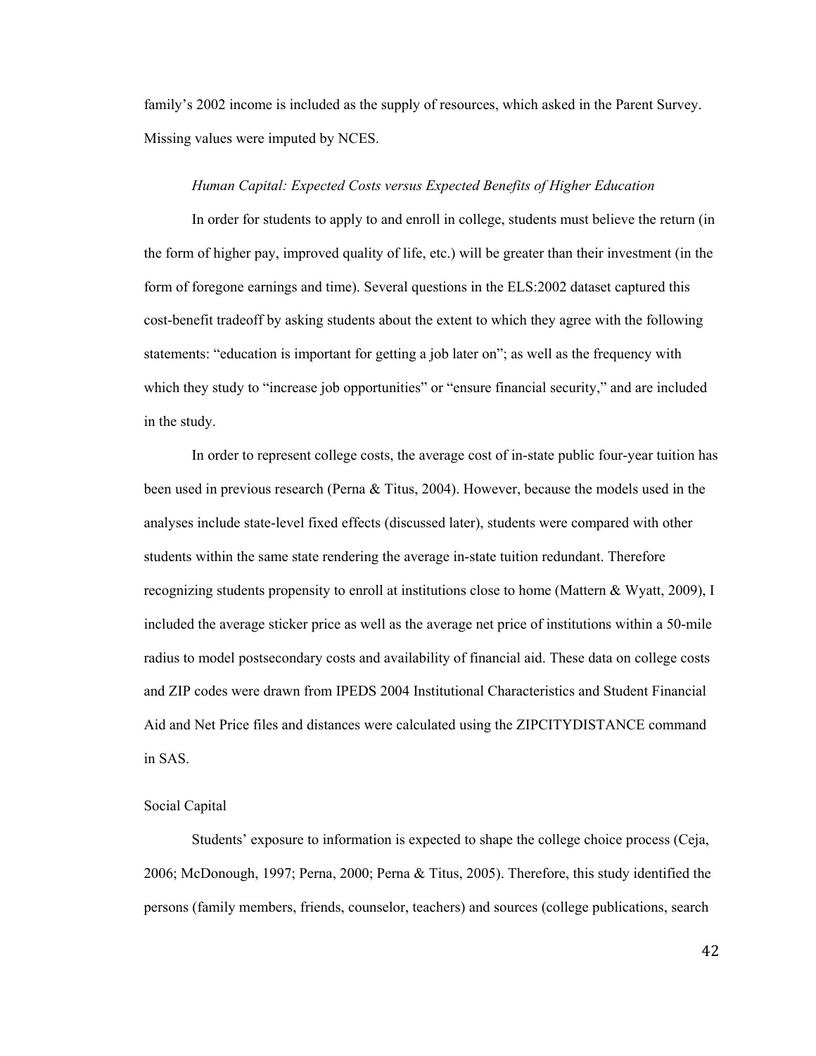family's 2002 income is included as the supply of resources, which asked in the Parent Survey. Missing values were imputed by NCES.

*Human Capital: Expected Costs versus Expected Benefits of Higher Education*

In order for students to apply to and enroll in college, students must believe the return (in the form of higher pay, improved quality of life, etc.) will be greater than their investment (in the form of foregone earnings and time). Several questions in the ELS:2002 dataset captured this cost-benefit tradeoff by asking students about the extent to which they agree with the following statements: "education is important for getting a job later on"; as well as the frequency with which they study to "increase job opportunities" or "ensure financial security," and are included in the study.

In order to represent college costs, the average cost of in-state public four-year tuition has been used in previous research (Perna & Titus, 2004). However, because the models used in the analyses include state-level fixed effects (discussed later), students were compared with other students within the same state rendering the average in-state tuition redundant. Therefore recognizing students propensity to enroll at institutions close to home (Mattern & Wyatt, 2009), I included the average sticker price as well as the average net price of institutions within a 50-mile radius to model postsecondary costs and availability of financial aid. These data on college costs and ZIP codes were drawn from IPEDS 2004 Institutional Characteristics and Student Financial Aid and Net Price files and distances were calculated using the ZIPCITYDISTANCE command in SAS.

Social Capital

Students' exposure to information is expected to shape the college choice process (Ceja, 2006; McDonough, 1997; Perna, 2000; Perna & Titus, 2005). Therefore, this study identified the persons (family members, friends, counselor, teachers) and sources (college publications, search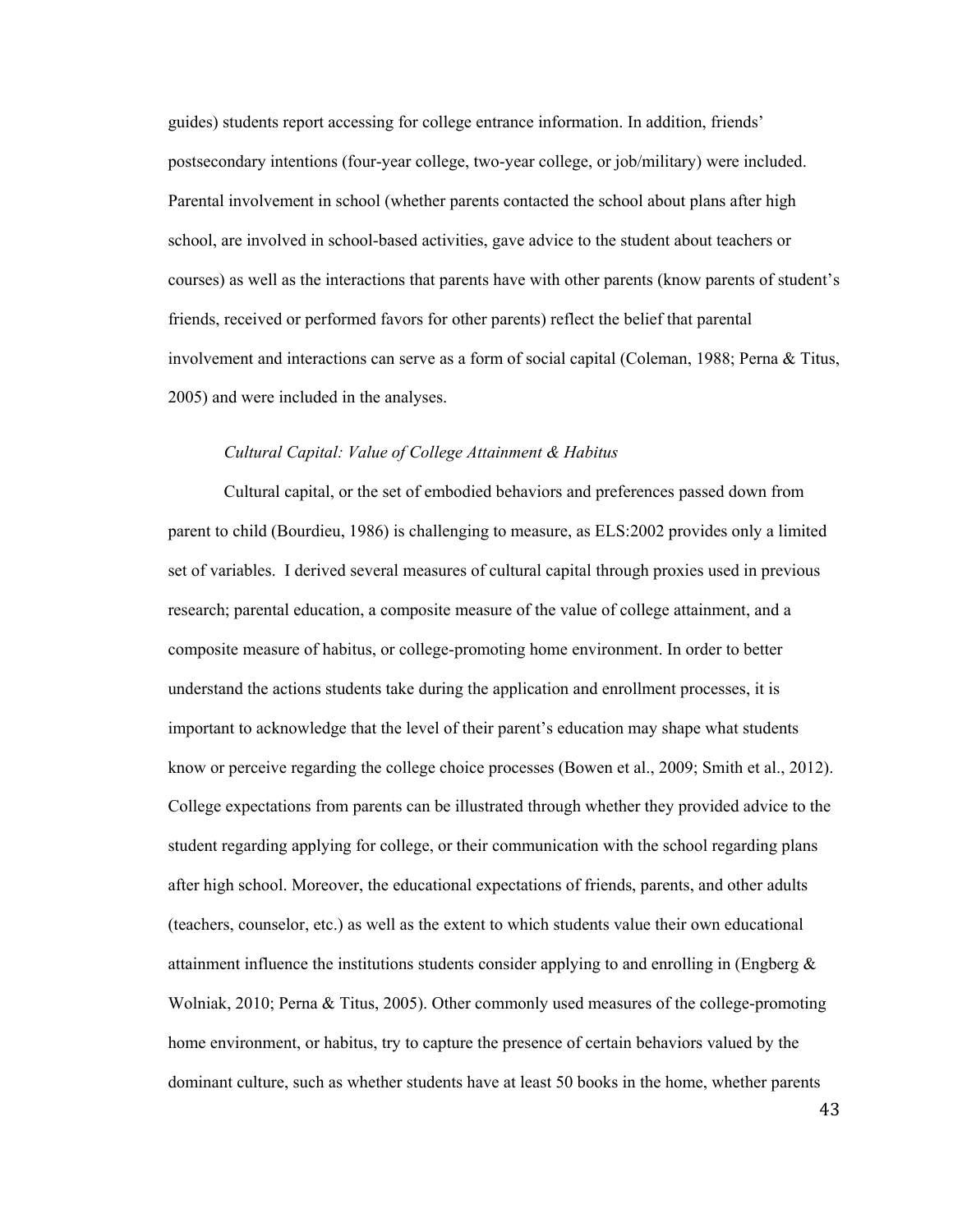guides) students report accessing for college entrance information. In addition, friends' postsecondary intentions (four-year college, two-year college, or job/military) were included. Parental involvement in school (whether parents contacted the school about plans after high school, are involved in school-based activities, gave advice to the student about teachers or courses) as well as the interactions that parents have with other parents (know parents of student's friends, received or performed favors for other parents) reflect the belief that parental involvement and interactions can serve as a form of social capital (Coleman, 1988; Perna & Titus, 2005) and were included in the analyses.

*Cultural Capital: Value of College Attainment & Habitus*

Cultural capital, or the set of embodied behaviors and preferences passed down from parent to child (Bourdieu, 1986) is challenging to measure, as ELS:2002 provides only a limited set of variables. I derived several measures of cultural capital through proxies used in previous research; parental education, a composite measure of the value of college attainment, and a composite measure of habitus, or college-promoting home environment. In order to better understand the actions students take during the application and enrollment processes, it is important to acknowledge that the level of their parent's education may shape what students know or perceive regarding the college choice processes (Bowen et al., 2009; Smith et al., 2012). College expectations from parents can be illustrated through whether they provided advice to the student regarding applying for college, or their communication with the school regarding plans after high school. Moreover, the educational expectations of friends, parents, and other adults (teachers, counselor, etc.) as well as the extent to which students value their own educational attainment influence the institutions students consider applying to and enrolling in (Engberg & Wolniak, 2010; Perna & Titus, 2005). Other commonly used measures of the college-promoting home environment, or habitus, try to capture the presence of certain behaviors valued by the dominant culture, such as whether students have at least 50 books in the home, whether parents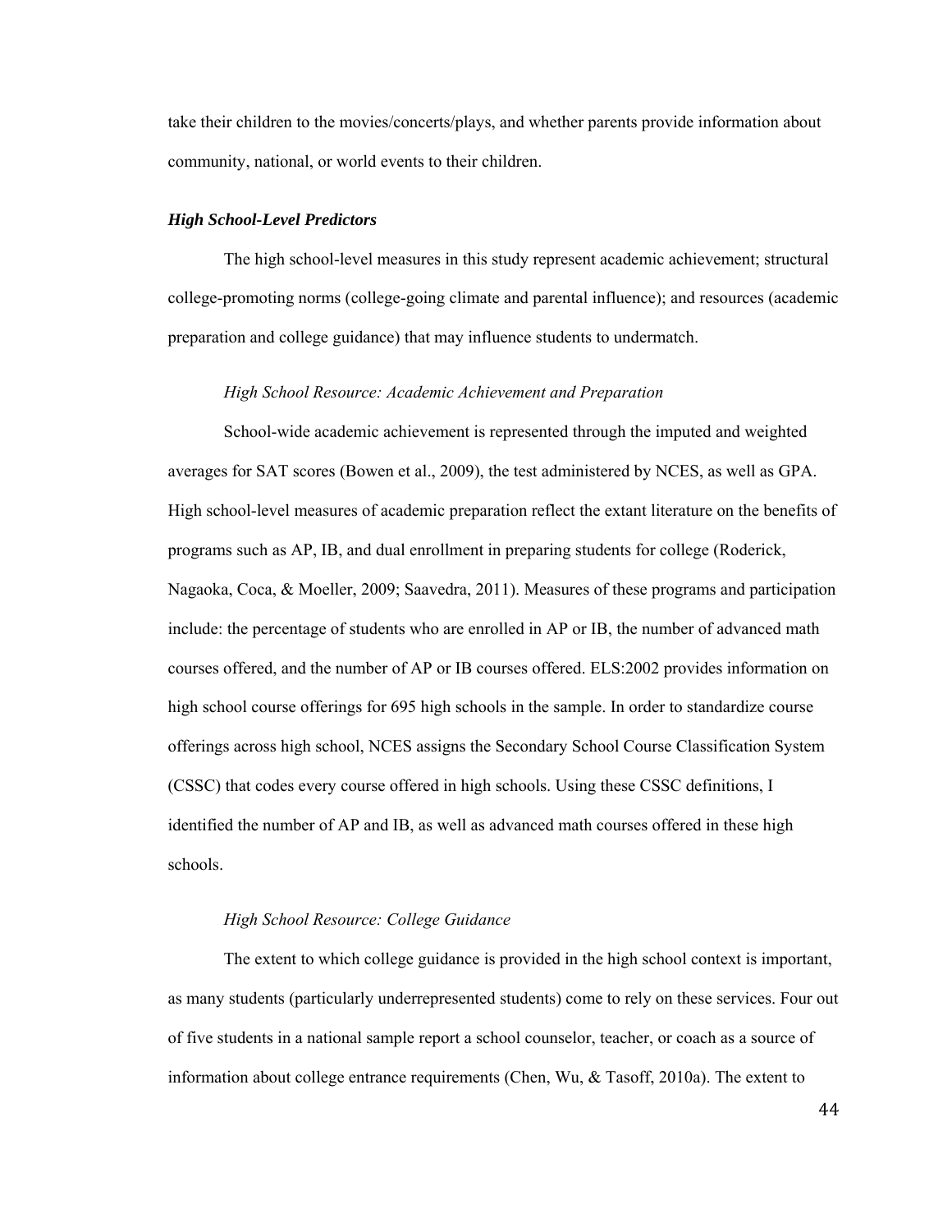take their children to the movies/concerts/plays, and whether parents provide information about community, national, or world events to their children.

### ***High School-Level Predictors***

The high school-level measures in this study represent academic achievement; structural college-promoting norms (college-going climate and parental influence); and resources (academic preparation and college guidance) that may influence students to undermatch.

#### *High School Resource: Academic Achievement and Preparation*

School-wide academic achievement is represented through the imputed and weighted averages for SAT scores (Bowen et al., 2009), the test administered by NCES, as well as GPA. High school-level measures of academic preparation reflect the extant literature on the benefits of programs such as AP, IB, and dual enrollment in preparing students for college (Roderick, Nagaoka, Coca, & Moeller, 2009; Saavedra, 2011). Measures of these programs and participation include: the percentage of students who are enrolled in AP or IB, the number of advanced math courses offered, and the number of AP or IB courses offered. ELS:2002 provides information on high school course offerings for 695 high schools in the sample. In order to standardize course offerings across high school, NCES assigns the Secondary School Course Classification System (CSSC) that codes every course offered in high schools. Using these CSSC definitions, I identified the number of AP and IB, as well as advanced math courses offered in these high schools.

#### *High School Resource: College Guidance*

The extent to which college guidance is provided in the high school context is important, as many students (particularly underrepresented students) come to rely on these services. Four out of five students in a national sample report a school counselor, teacher, or coach as a source of information about college entrance requirements (Chen, Wu, & Tasoff, 2010a). The extent to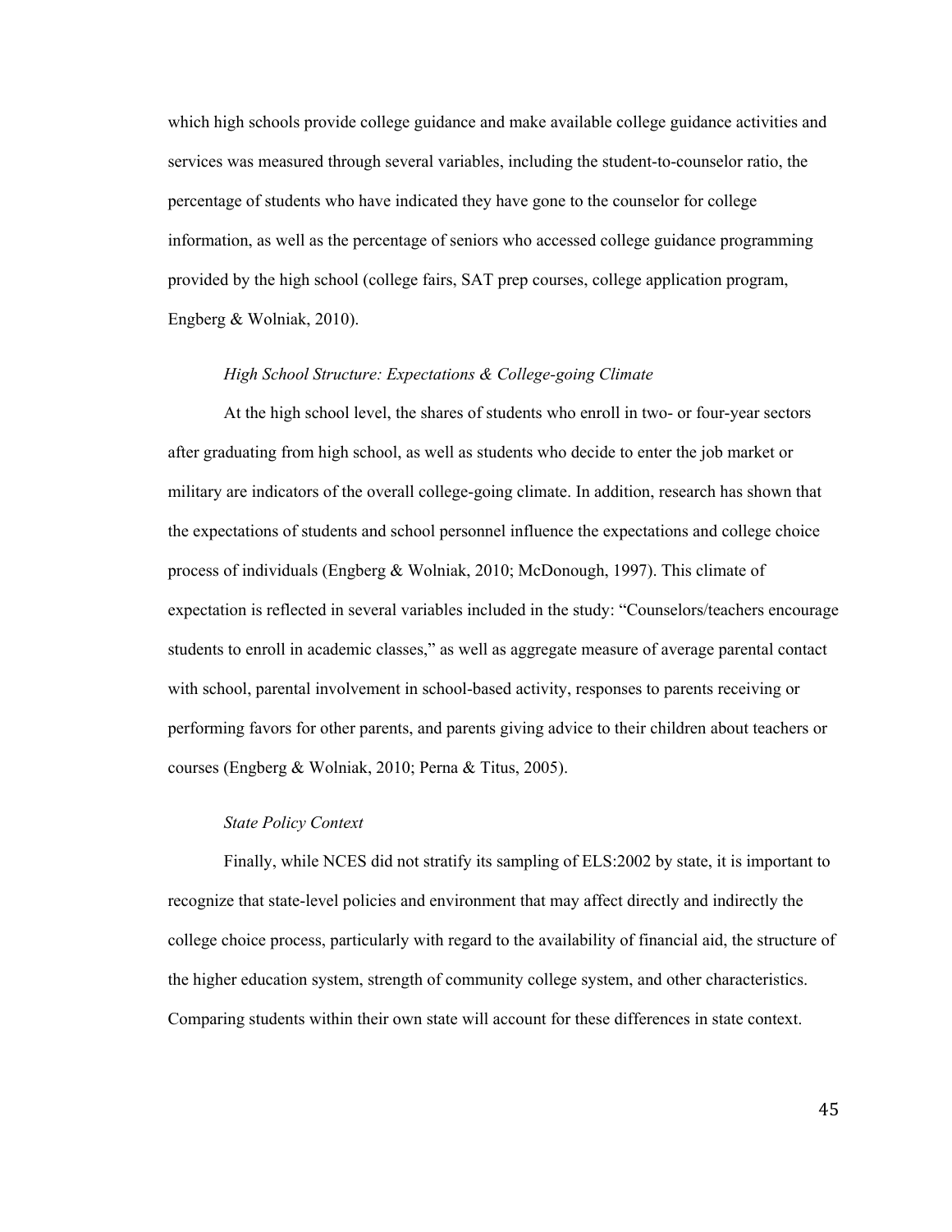which high schools provide college guidance and make available college guidance activities and services was measured through several variables, including the student-to-counselor ratio, the percentage of students who have indicated they have gone to the counselor for college information, as well as the percentage of seniors who accessed college guidance programming provided by the high school (college fairs, SAT prep courses, college application program, Engberg & Wolniak, 2010).

*High School Structure: Expectations & College-going Climate*

At the high school level, the shares of students who enroll in two- or four-year sectors after graduating from high school, as well as students who decide to enter the job market or military are indicators of the overall college-going climate. In addition, research has shown that the expectations of students and school personnel influence the expectations and college choice process of individuals (Engberg & Wolniak, 2010; McDonough, 1997). This climate of expectation is reflected in several variables included in the study: "Counselors/teachers encourage students to enroll in academic classes," as well as aggregate measure of average parental contact with school, parental involvement in school-based activity, responses to parents receiving or performing favors for other parents, and parents giving advice to their children about teachers or courses (Engberg & Wolniak, 2010; Perna & Titus, 2005).

*State Policy Context*

Finally, while NCES did not stratify its sampling of ELS:2002 by state, it is important to recognize that state-level policies and environment that may affect directly and indirectly the college choice process, particularly with regard to the availability of financial aid, the structure of the higher education system, strength of community college system, and other characteristics. Comparing students within their own state will account for these differences in state context.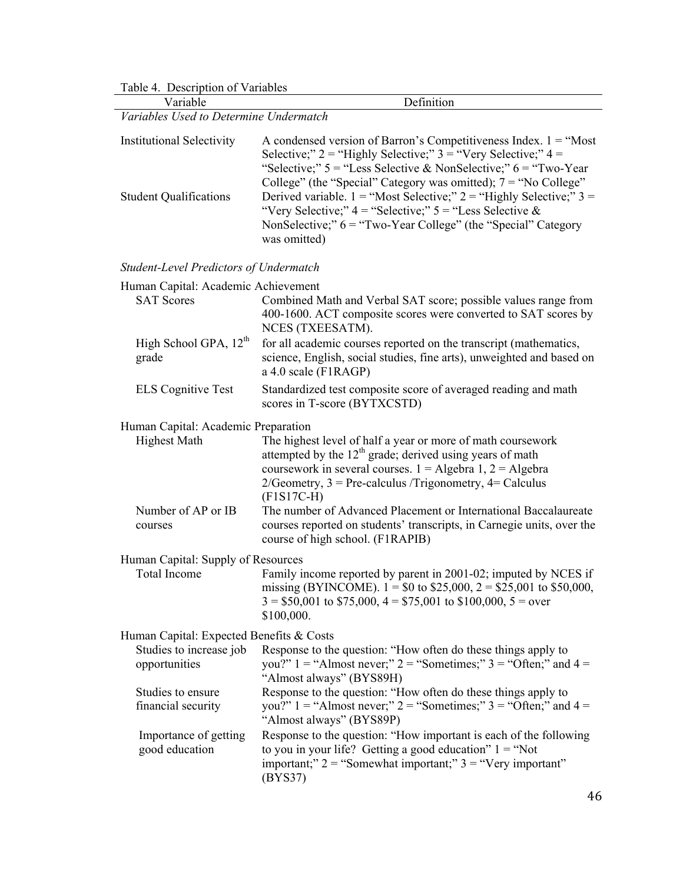Table 4. Description of Variables

| Variable | Definition |
|---|---|
| *Variables Used to Determine Undermatch* | |
| Institutional Selectivity | A condensed version of Barron's Competitiveness Index. 1 = "Most Selective;" 2 = "Highly Selective;" 3 = "Very Selective;" 4 = "Selective;" 5 = "Less Selective & NonSelective;" 6 = "Two-Year College" (the "Special" Category was omitted); 7 = "No College" |
| Student Qualifications | Derived variable. 1 = "Most Selective;" 2 = "Highly Selective;" 3 = "Very Selective;" 4 = "Selective;" 5 = "Less Selective & NonSelective;" 6 = "Two-Year College" (the "Special" Category was omitted) |
| *Student-Level Predictors of Undermatch* | |
| Human Capital: Academic Achievement | |
| SAT Scores | Combined Math and Verbal SAT score; possible values range from 400-1600. ACT composite scores were converted to SAT scores by NCES (TXEESATM). |
| High School GPA, 12th grade | for all academic courses reported on the transcript (mathematics, science, English, social studies, fine arts), unweighted and based on a 4.0 scale (F1RAGP) |
| ELS Cognitive Test | Standardized test composite score of averaged reading and math scores in T-score (BYTXCSTD) |
| Human Capital: Academic Preparation | |
| Highest Math | The highest level of half a year or more of math coursework attempted by the 12th grade; derived using years of math coursework in several courses. 1 = Algebra 1, 2 = Algebra 2/Geometry, 3 = Pre-calculus /Trigonometry, 4= Calculus (F1S17C-H) |
| Number of AP or IB courses | The number of Advanced Placement or International Baccalaureate courses reported on students' transcripts, in Carnegie units, over the course of high school. (F1RAPIB) |
| Human Capital: Supply of Resources | |
| Total Income | Family income reported by parent in 2001-02; imputed by NCES if missing (BYINCOME). 1 = \$0 to \$25,000, 2 = \$25,001 to \$50,000, 3 = \$50,001 to \$75,000, 4 = \$75,001 to \$100,000, 5 = over \$100,000. |
| Human Capital: Expected Benefits & Costs | |
| Studies to increase job opportunities | Response to the question: "How often do these things apply to you?" 1 = "Almost never;" 2 = "Sometimes;" 3 = "Often;" and 4 = "Almost always" (BYS89H) |
| Studies to ensure financial security | Response to the question: "How often do these things apply to you?" 1 = "Almost never;" 2 = "Sometimes;" 3 = "Often;" and 4 = "Almost always" (BYS89P) |
| Importance of getting good education | Response to the question: "How important is each of the following to you in your life? Getting a good education" 1 = "Not important;" 2 = "Somewhat important;" 3 = "Very important" (BYS37) |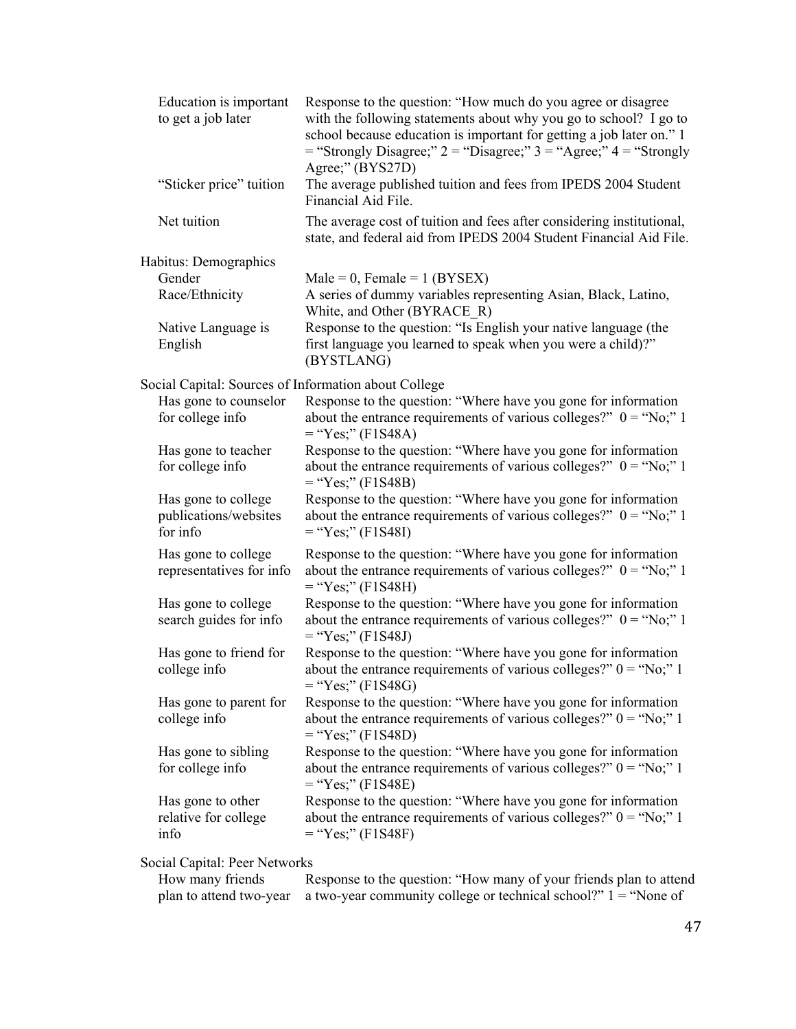| | |
|---|---|
| Education is important to get a job later | Response to the question: "How much do you agree or disagree with the following statements about why you go to school? I go to school because education is important for getting a job later on." 1 = "Strongly Disagree;" 2 = "Disagree;" 3 = "Agree;" 4 = "Strongly Agree;" (BYS27D) |
| "Sticker price" tuition | The average published tuition and fees from IPEDS 2004 Student Financial Aid File. |
| Net tuition | The average cost of tuition and fees after considering institutional, state, and federal aid from IPEDS 2004 Student Financial Aid File. |
| Habitus: Demographics | |
| Gender | Male = 0, Female = 1 (BYSEX) |
| Race/Ethnicity | A series of dummy variables representing Asian, Black, Latino, White, and Other (BYRACE_R) |
| Native Language is English | Response to the question: "Is English your native language (the first language you learned to speak when you were a child)?" (BYSTLANG) |
| Social Capital: Sources of Information about College | |
| Has gone to counselor for college info | Response to the question: "Where have you gone for information about the entrance requirements of various colleges?" 0 = "No;" 1 = "Yes;" (F1S48A) |
| Has gone to teacher for college info | Response to the question: "Where have you gone for information about the entrance requirements of various colleges?" 0 = "No;" 1 = "Yes;" (F1S48B) |
| Has gone to college publications/websites for info | Response to the question: "Where have you gone for information about the entrance requirements of various colleges?" 0 = "No;" 1 = "Yes;" (F1S48I) |
| Has gone to college representatives for info | Response to the question: "Where have you gone for information about the entrance requirements of various colleges?" 0 = "No;" 1 = "Yes;" (F1S48H) |
| Has gone to college search guides for info | Response to the question: "Where have you gone for information about the entrance requirements of various colleges?" 0 = "No;" 1 = "Yes;" (F1S48J) |
| Has gone to friend for college info | Response to the question: "Where have you gone for information about the entrance requirements of various colleges?" 0 = "No;" 1 = "Yes;" (F1S48G) |
| Has gone to parent for college info | Response to the question: "Where have you gone for information about the entrance requirements of various colleges?" 0 = "No;" 1 = "Yes;" (F1S48D) |
| Has gone to sibling for college info | Response to the question: "Where have you gone for information about the entrance requirements of various colleges?" 0 = "No;" 1 = "Yes;" (F1S48E) |
| Has gone to other relative for college info | Response to the question: "Where have you gone for information about the entrance requirements of various colleges?" 0 = "No;" 1 = "Yes;" (F1S48F) |
| Social Capital: Peer Networks | |
| How many friends plan to attend two-year | Response to the question: "How many of your friends plan to attend a two-year community college or technical school?" 1 = "None of |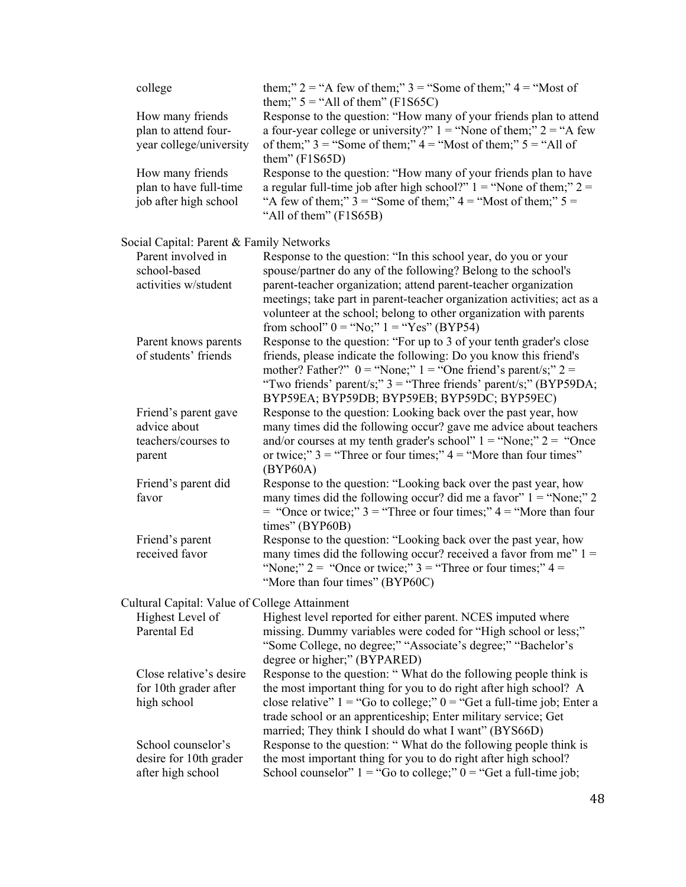| | |
|---|---|
| college | them;" 2 = "A few of them;" 3 = "Some of them;" 4 = "Most of them;" 5 = "All of them" (F1S65C) |
| How many friends plan to attend four-year college/university | Response to the question: "How many of your friends plan to attend a four-year college or university?" 1 = "None of them;" 2 = "A few of them;" 3 = "Some of them;" 4 = "Most of them;" 5 = "All of them" (F1S65D) |
| How many friends plan to have full-time job after high school | Response to the question: "How many of your friends plan to have a regular full-time job after high school?" 1 = "None of them;" 2 = "A few of them;" 3 = "Some of them;" 4 = "Most of them;" 5 = "All of them" (F1S65B) |
| **Social Capital: Parent & Family Networks** | |
| Parent involved in school-based activities w/student | Response to the question: "In this school year, do you or your spouse/partner do any of the following? Belong to the school's parent-teacher organization; attend parent-teacher organization meetings; take part in parent-teacher organization activities; act as a volunteer at the school; belong to other organization with parents from school" 0 = "No;" 1 = "Yes" (BYP54) |
| Parent knows parents of students' friends | Response to the question: "For up to 3 of your tenth grader's close friends, please indicate the following: Do you know this friend's mother? Father?" 0 = "None;" 1 = "One friend's parent/s;" 2 = "Two friends' parent/s;" 3 = "Three friends' parent/s;" (BYP59DA; BYP59EA; BYP59DB; BYP59EB; BYP59DC; BYP59EC) |
| Friend's parent gave advice about teachers/courses to parent | Response to the question: Looking back over the past year, how many times did the following occur? gave me advice about teachers and/or courses at my tenth grader's school" 1 = "None;" 2 = "Once or twice;" 3 = "Three or four times;" 4 = "More than four times" (BYP60A) |
| Friend's parent did favor | Response to the question: "Looking back over the past year, how many times did the following occur? did me a favor" 1 = "None;" 2 = "Once or twice;" 3 = "Three or four times;" 4 = "More than four times" (BYP60B) |
| Friend's parent received favor | Response to the question: "Looking back over the past year, how many times did the following occur? received a favor from me" 1 = "None;" 2 = "Once or twice;" 3 = "Three or four times;" 4 = "More than four times" (BYP60C) |
| **Cultural Capital: Value of College Attainment** | |
| Highest Level of Parental Ed | Highest level reported for either parent. NCES imputed where missing. Dummy variables were coded for "High school or less;" "Some College, no degree;" "Associate's degree;" "Bachelor's degree or higher;" (BYPARED) |
| Close relative's desire for 10th grader after high school | Response to the question: " What do the following people think is the most important thing for you to do right after high school? A close relative" 1 = "Go to college;" 0 = "Get a full-time job; Enter a trade school or an apprenticeship; Enter military service; Get married; They think I should do what I want" (BYS66D) |
| School counselor's desire for 10th grader after high school | Response to the question: " What do the following people think is the most important thing for you to do right after high school? School counselor" 1 = "Go to college;" 0 = "Get a full-time job; |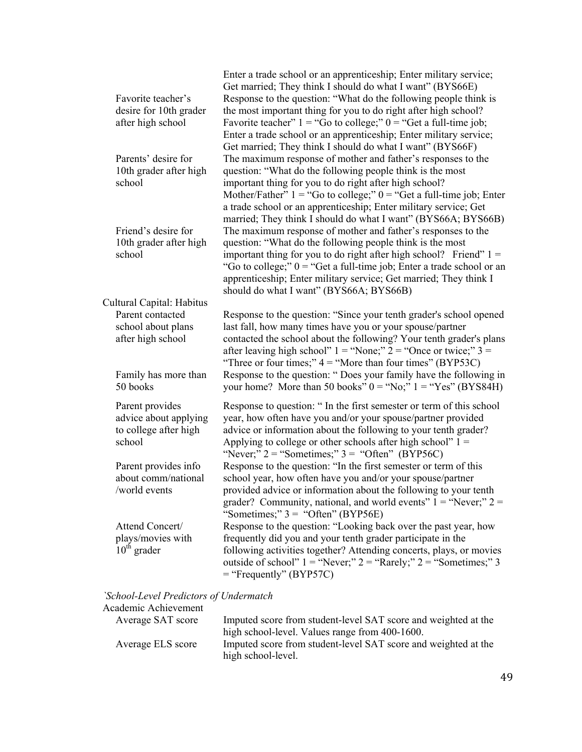| | |
|---|---|
| | Enter a trade school or an apprenticeship; Enter military service; Get married; They think I should do what I want" (BYS66E) |
| Favorite teacher's desire for 10th grader after high school | Response to the question: "What do the following people think is the most important thing for you to do right after high school? Favorite teacher" 1 = "Go to college;" 0 = "Get a full-time job; Enter a trade school or an apprenticeship; Enter military service; Get married; They think I should do what I want" (BYS66F) |
| Parents' desire for 10th grader after high school | The maximum response of mother and father's responses to the question: "What do the following people think is the most important thing for you to do right after high school? Mother/Father" 1 = "Go to college;" 0 = "Get a full-time job; Enter a trade school or an apprenticeship; Enter military service; Get married; They think I should do what I want" (BYS66A; BYS66B) |
| Friend's desire for 10th grader after high school | The maximum response of mother and father's responses to the question: "What do the following people think is the most important thing for you to do right after high school? Friend" 1 = "Go to college;" 0 = "Get a full-time job; Enter a trade school or an apprenticeship; Enter military service; Get married; They think I should do what I want" (BYS66A; BYS66B) |
| Cultural Capital: Habitus | |
| Parent contacted school about plans after high school | Response to the question: "Since your tenth grader's school opened last fall, how many times have you or your spouse/partner contacted the school about the following? Your tenth grader's plans after leaving high school" 1 = "None;" 2 = "Once or twice;" 3 = "Three or four times;" 4 = "More than four times" (BYP53C) |
| Family has more than 50 books | Response to the question: " Does your family have the following in your home? More than 50 books" 0 = "No;" 1 = "Yes" (BYS84H) |
| Parent provides advice about applying to college after high school | Response to question: " In the first semester or term of this school year, how often have you and/or your spouse/partner provided advice or information about the following to your tenth grader? Applying to college or other schools after high school" 1 = "Never;" 2 = "Sometimes;" 3 = "Often" (BYP56C) |
| Parent provides info about comm/national /world events | Response to the question: "In the first semester or term of this school year, how often have you and/or your spouse/partner provided advice or information about the following to your tenth grader? Community, national, and world events" 1 = "Never;" 2 = "Sometimes;" 3 = "Often" (BYP56E) |
| Attend Concert/ plays/movies with 10th grader | Response to the question: "Looking back over the past year, how frequently did you and your tenth grader participate in the following activities together? Attending concerts, plays, or movies outside of school" 1 = "Never;" 2 = "Rarely;" 2 = "Sometimes;" 3 = "Frequently" (BYP57C) |

*`School-Level Predictors of Undermatch*

| | |
|---|---|
| Academic Achievement | |
| Average SAT score | Imputed score from student-level SAT score and weighted at the high school-level. Values range from 400-1600. |
| Average ELS score | Imputed score from student-level SAT score and weighted at the high school-level. |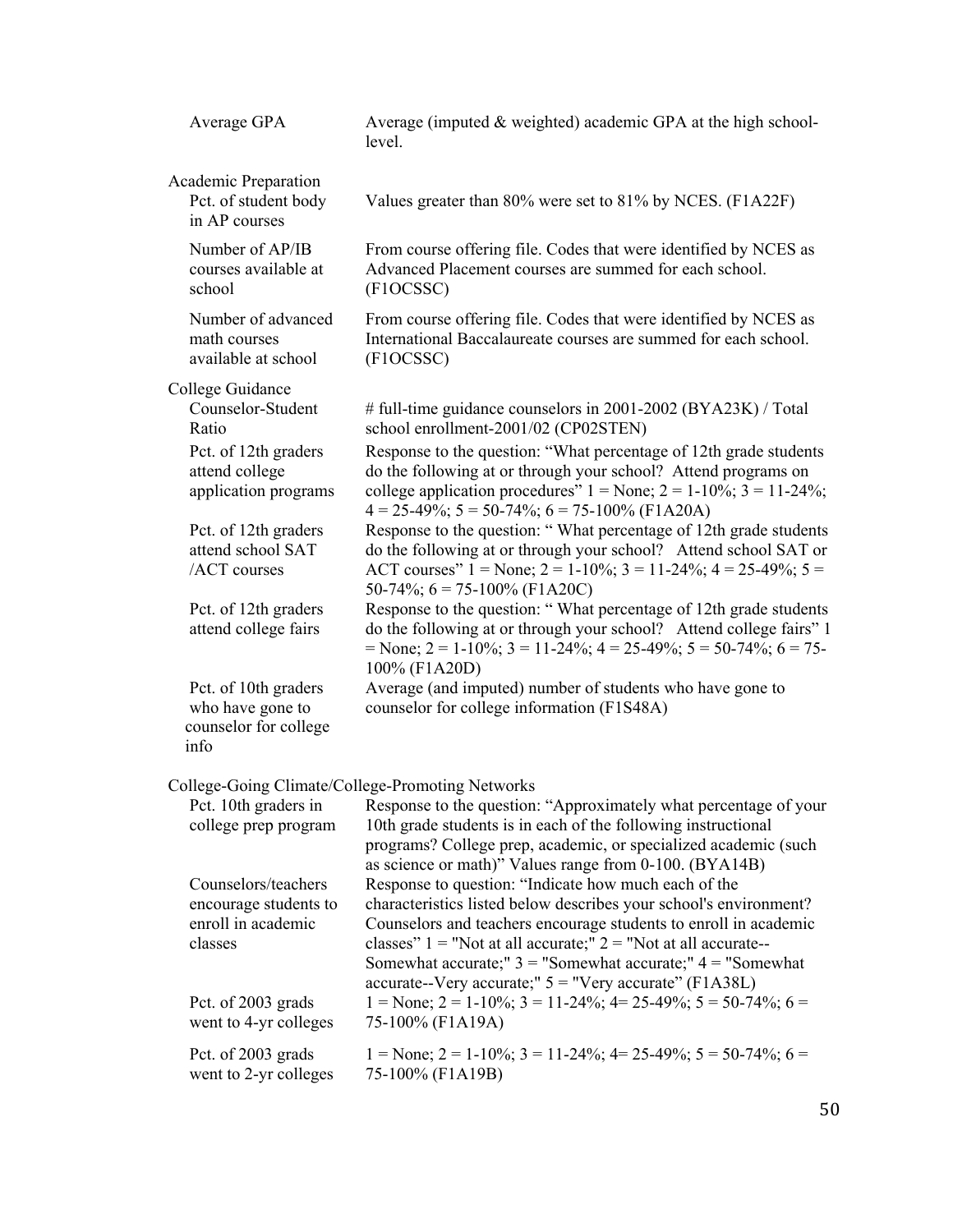| Variable | Description |
|---|---|
| Average GPA | Average (imputed & weighted) academic GPA at the high school-level. |
| **Academic Preparation** | |
| Pct. of student body in AP courses | Values greater than 80% were set to 81% by NCES. (F1A22F) |
| Number of AP/IB courses available at school | From course offering file. Codes that were identified by NCES as Advanced Placement courses are summed for each school. (F1OCSSC) |
| Number of advanced math courses available at school | From course offering file. Codes that were identified by NCES as International Baccalaureate courses are summed for each school. (F1OCSSC) |
| **College Guidance** | |
| Counselor-Student Ratio | # full-time guidance counselors in 2001-2002 (BYA23K) / Total school enrollment-2001/02 (CP02STEN) |
| Pct. of 12th graders attend college application programs | Response to the question: "What percentage of 12th grade students do the following at or through your school? Attend programs on college application procedures" 1 = None; 2 = 1-10%; 3 = 11-24%; 4 = 25-49%; 5 = 50-74%; 6 = 75-100% (F1A20A) |
| Pct. of 12th graders attend school SAT /ACT courses | Response to the question: " What percentage of 12th grade students do the following at or through your school? Attend school SAT or ACT courses" 1 = None; 2 = 1-10%; 3 = 11-24%; 4 = 25-49%; 5 = 50-74%; 6 = 75-100% (F1A20C) |
| Pct. of 12th graders attend college fairs | Response to the question: " What percentage of 12th grade students do the following at or through your school? Attend college fairs" 1 = None; 2 = 1-10%; 3 = 11-24%; 4 = 25-49%; 5 = 50-74%; 6 = 75-100% (F1A20D) |
| Pct. of 10th graders who have gone to counselor for college info | Average (and imputed) number of students who have gone to counselor for college information (F1S48A) |
| **College-Going Climate/College-Promoting Networks** | |
| Pct. 10th graders in college prep program | Response to the question: "Approximately what percentage of your 10th grade students is in each of the following instructional programs? College prep, academic, or specialized academic (such as science or math)" Values range from 0-100. (BYA14B) |
| Counselors/teachers encourage students to enroll in academic classes | Response to question: "Indicate how much each of the characteristics listed below describes your school's environment? Counselors and teachers encourage students to enroll in academic classes" 1 = "Not at all accurate;" 2 = "Not at all accurate--Somewhat accurate;" 3 = "Somewhat accurate;" 4 = "Somewhat accurate--Very accurate;" 5 = "Very accurate" (F1A38L) |
| Pct. of 2003 grads went to 4-yr colleges | 1 = None; 2 = 1-10%; 3 = 11-24%; 4= 25-49%; 5 = 50-74%; 6 = 75-100% (F1A19A) |
| Pct. of 2003 grads went to 2-yr colleges | 1 = None; 2 = 1-10%; 3 = 11-24%; 4= 25-49%; 5 = 50-74%; 6 = 75-100% (F1A19B) |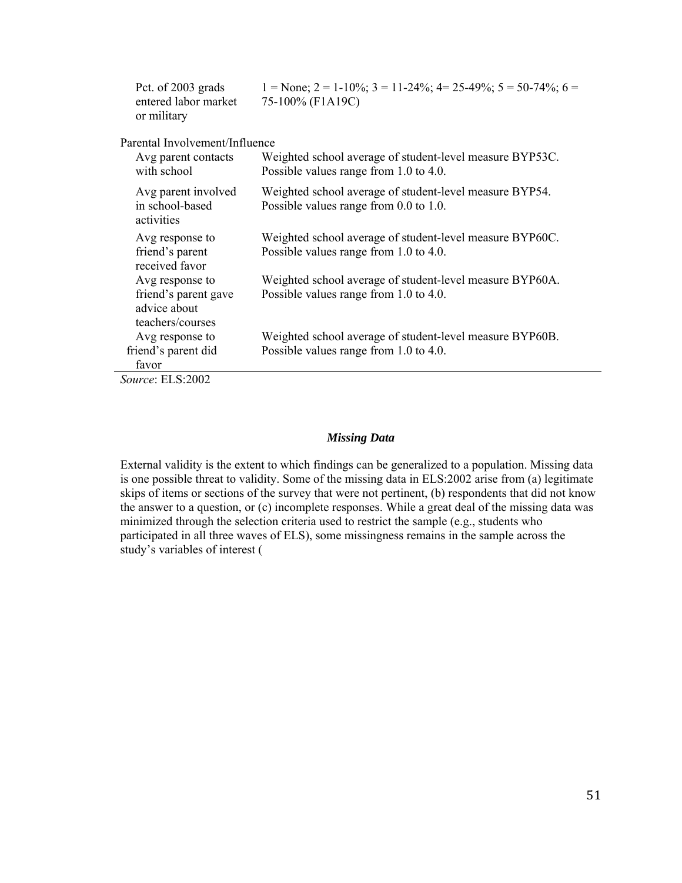| | |
|---|---|
| Pct. of 2003 grads entered labor market or military | 1 = None; 2 = 1-10%; 3 = 11-24%; 4= 25-49%; 5 = 50-74%; 6 = 75-100% (F1A19C) |
| Parental Involvement/Influence | |
| Avg parent contacts with school | Weighted school average of student-level measure BYP53C. Possible values range from 1.0 to 4.0. |
| Avg parent involved in school-based activities | Weighted school average of student-level measure BYP54. Possible values range from 0.0 to 1.0. |
| Avg response to friend's parent received favor | Weighted school average of student-level measure BYP60C. Possible values range from 1.0 to 4.0. |
| Avg response to friend's parent gave advice about teachers/courses | Weighted school average of student-level measure BYP60A. Possible values range from 1.0 to 4.0. |
| Avg response to friend's parent did favor | Weighted school average of student-level measure BYP60B. Possible values range from 1.0 to 4.0. |

*Source*: ELS:2002

### *Missing Data*

External validity is the extent to which findings can be generalized to a population. Missing data is one possible threat to validity. Some of the missing data in ELS:2002 arise from (a) legitimate skips of items or sections of the survey that were not pertinent, (b) respondents that did not know the answer to a question, or (c) incomplete responses. While a great deal of the missing data was minimized through the selection criteria used to restrict the sample (e.g., students who participated in all three waves of ELS), some missingness remains in the sample across the study's variables of interest (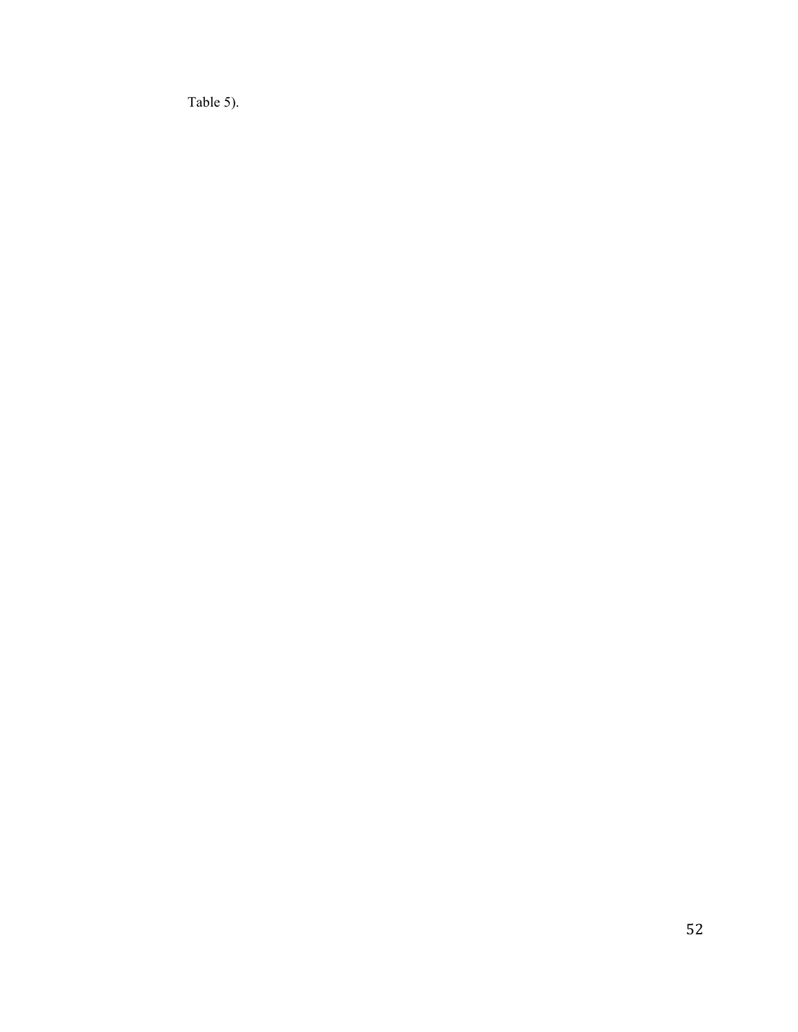Table 5).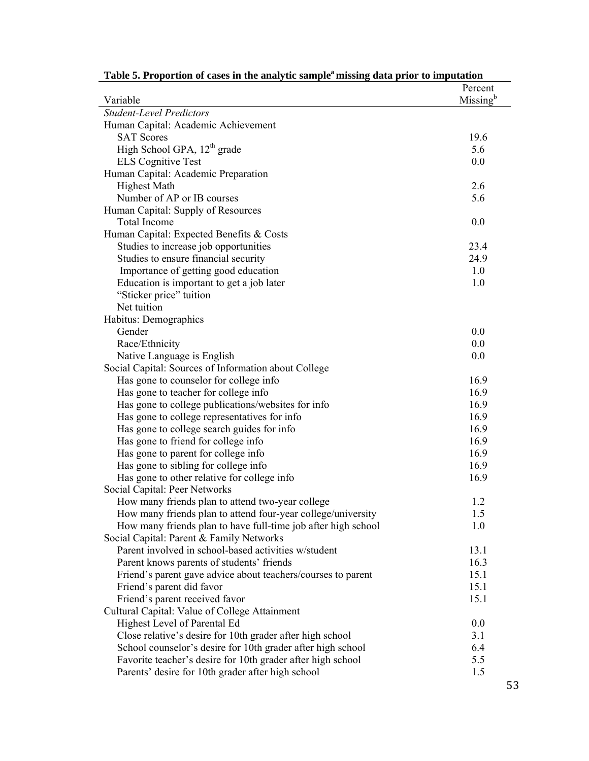**Table 5. Proportion of cases in the analytic sample[a] missing data prior to imputation**

| Variable | Percent Missing[b] |
|---|---|
| *Student-Level Predictors* | |
| Human Capital: Academic Achievement | |
| SAT Scores | 19.6 |
| High School GPA, 12th grade | 5.6 |
| ELS Cognitive Test | 0.0 |
| Human Capital: Academic Preparation | |
| Highest Math | 2.6 |
| Number of AP or IB courses | 5.6 |
| Human Capital: Supply of Resources | |
| Total Income | 0.0 |
| Human Capital: Expected Benefits & Costs | |
| Studies to increase job opportunities | 23.4 |
| Studies to ensure financial security | 24.9 |
| Importance of getting good education | 1.0 |
| Education is important to get a job later | 1.0 |
| "Sticker price" tuition | |
| Net tuition | |
| Habitus: Demographics | |
| Gender | 0.0 |
| Race/Ethnicity | 0.0 |
| Native Language is English | 0.0 |
| Social Capital: Sources of Information about College | |
| Has gone to counselor for college info | 16.9 |
| Has gone to teacher for college info | 16.9 |
| Has gone to college publications/websites for info | 16.9 |
| Has gone to college representatives for info | 16.9 |
| Has gone to college search guides for info | 16.9 |
| Has gone to friend for college info | 16.9 |
| Has gone to parent for college info | 16.9 |
| Has gone to sibling for college info | 16.9 |
| Has gone to other relative for college info | 16.9 |
| Social Capital: Peer Networks | |
| How many friends plan to attend two-year college | 1.2 |
| How many friends plan to attend four-year college/university | 1.5 |
| How many friends plan to have full-time job after high school | 1.0 |
| Social Capital: Parent & Family Networks | |
| Parent involved in school-based activities w/student | 13.1 |
| Parent knows parents of students' friends | 16.3 |
| Friend's parent gave advice about teachers/courses to parent | 15.1 |
| Friend's parent did favor | 15.1 |
| Friend's parent received favor | 15.1 |
| Cultural Capital: Value of College Attainment | |
| Highest Level of Parental Ed | 0.0 |
| Close relative's desire for 10th grader after high school | 3.1 |
| School counselor's desire for 10th grader after high school | 6.4 |
| Favorite teacher's desire for 10th grader after high school | 5.5 |
| Parents' desire for 10th grader after high school | 1.5 |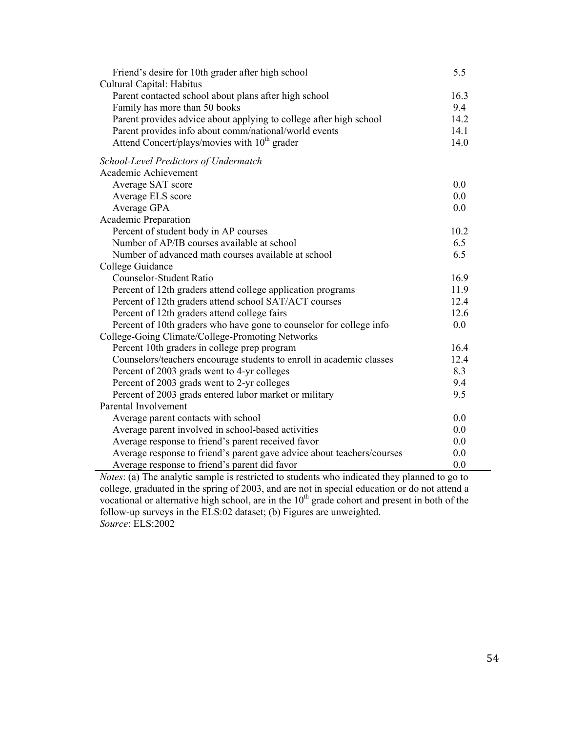| | |
|---|---|
| Friend's desire for 10th grader after high school | 5.5 |
| Cultural Capital: Habitus | |
| Parent contacted school about plans after high school | 16.3 |
| Family has more than 50 books | 9.4 |
| Parent provides advice about applying to college after high school | 14.2 |
| Parent provides info about comm/national/world events | 14.1 |
| Attend Concert/plays/movies with 10th grader | 14.0 |
| *School-Level Predictors of Undermatch* | |
| Academic Achievement | |
| Average SAT score | 0.0 |
| Average ELS score | 0.0 |
| Average GPA | 0.0 |
| Academic Preparation | |
| Percent of student body in AP courses | 10.2 |
| Number of AP/IB courses available at school | 6.5 |
| Number of advanced math courses available at school | 6.5 |
| College Guidance | |
| Counselor-Student Ratio | 16.9 |
| Percent of 12th graders attend college application programs | 11.9 |
| Percent of 12th graders attend school SAT/ACT courses | 12.4 |
| Percent of 12th graders attend college fairs | 12.6 |
| Percent of 10th graders who have gone to counselor for college info | 0.0 |
| College-Going Climate/College-Promoting Networks | |
| Percent 10th graders in college prep program | 16.4 |
| Counselors/teachers encourage students to enroll in academic classes | 12.4 |
| Percent of 2003 grads went to 4-yr colleges | 8.3 |
| Percent of 2003 grads went to 2-yr colleges | 9.4 |
| Percent of 2003 grads entered labor market or military | 9.5 |
| Parental Involvement | |
| Average parent contacts with school | 0.0 |
| Average parent involved in school-based activities | 0.0 |
| Average response to friend's parent received favor | 0.0 |
| Average response to friend's parent gave advice about teachers/courses | 0.0 |
| Average response to friend's parent did favor | 0.0 |

*Notes*: (a) The analytic sample is restricted to students who indicated they planned to go to college, graduated in the spring of 2003, and are not in special education or do not attend a vocational or alternative high school, are in the 10th grade cohort and present in both of the follow-up surveys in the ELS:02 dataset; (b) Figures are unweighted.
*Source*: ELS:2002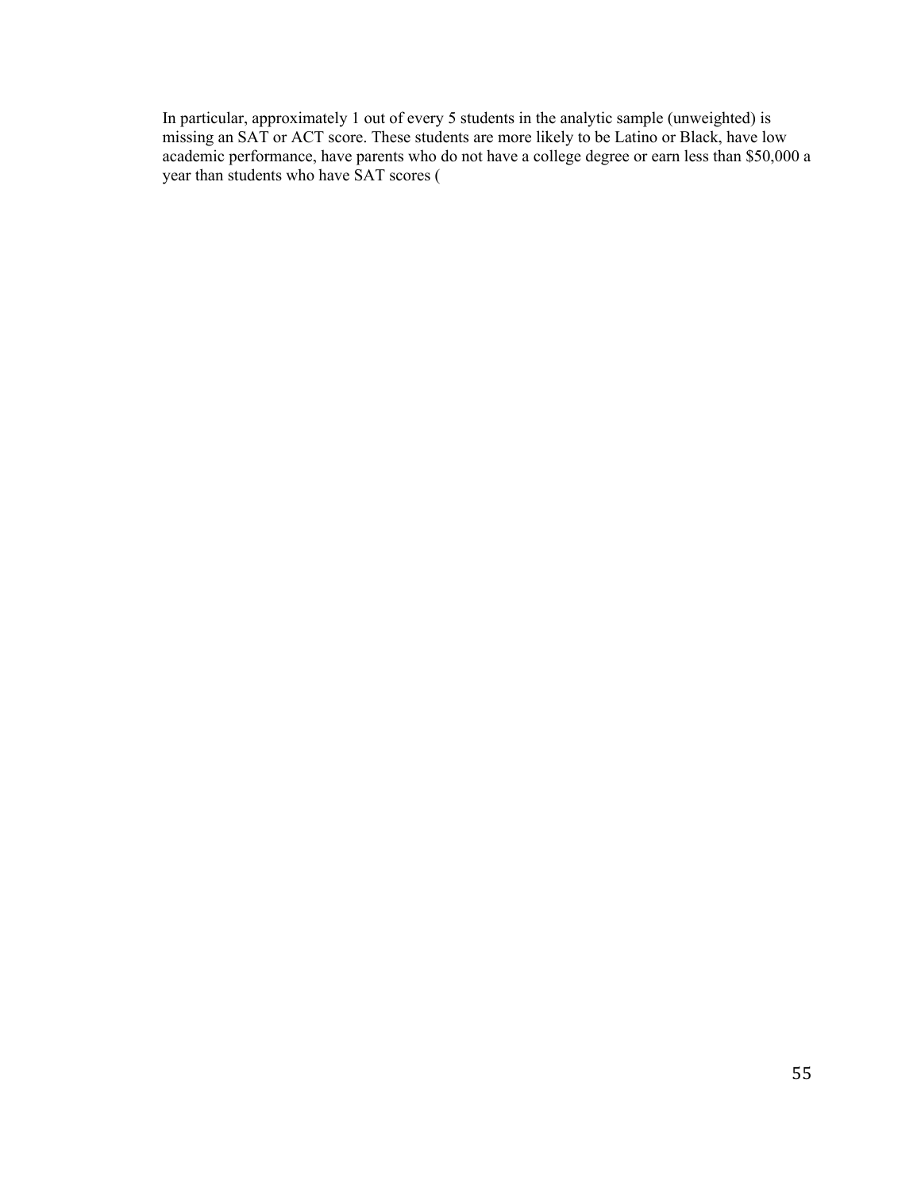In particular, approximately 1 out of every 5 students in the analytic sample (unweighted) is missing an SAT or ACT score. These students are more likely to be Latino or Black, have low academic performance, have parents who do not have a college degree or earn less than $50,000 a year than students who have SAT scores (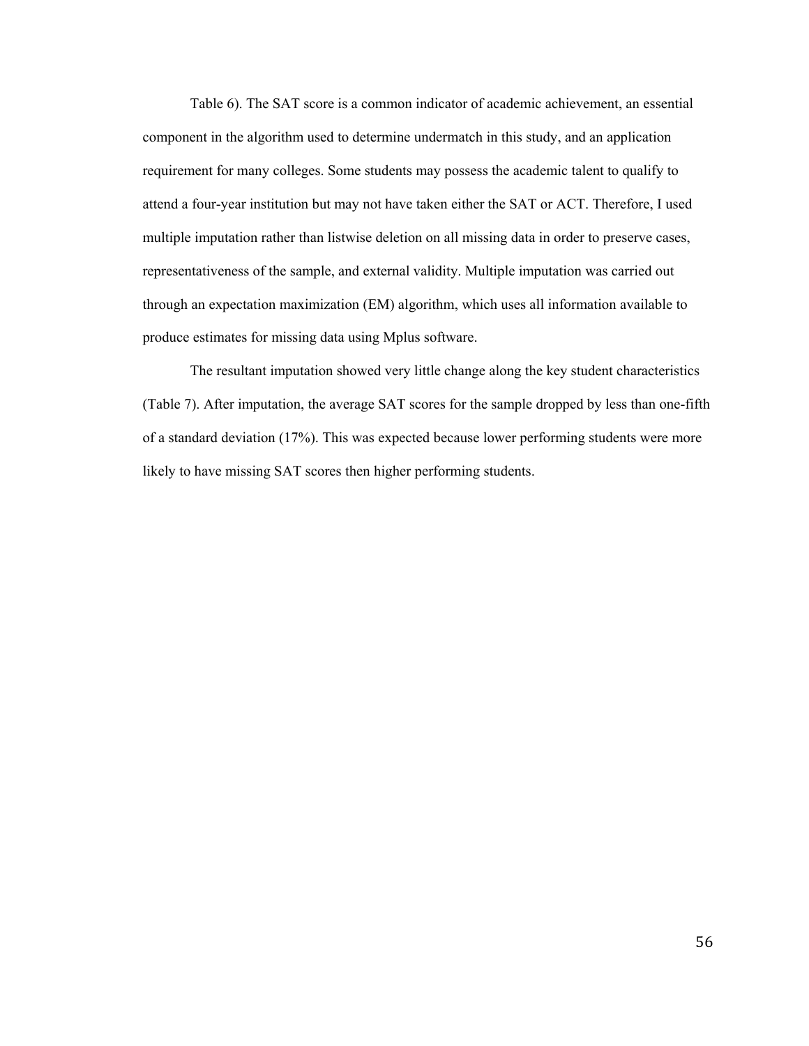Table 6). The SAT score is a common indicator of academic achievement, an essential component in the algorithm used to determine undermatch in this study, and an application requirement for many colleges. Some students may possess the academic talent to qualify to attend a four-year institution but may not have taken either the SAT or ACT. Therefore, I used multiple imputation rather than listwise deletion on all missing data in order to preserve cases, representativeness of the sample, and external validity. Multiple imputation was carried out through an expectation maximization (EM) algorithm, which uses all information available to produce estimates for missing data using Mplus software.

The resultant imputation showed very little change along the key student characteristics (Table 7). After imputation, the average SAT scores for the sample dropped by less than one-fifth of a standard deviation (17%). This was expected because lower performing students were more likely to have missing SAT scores then higher performing students.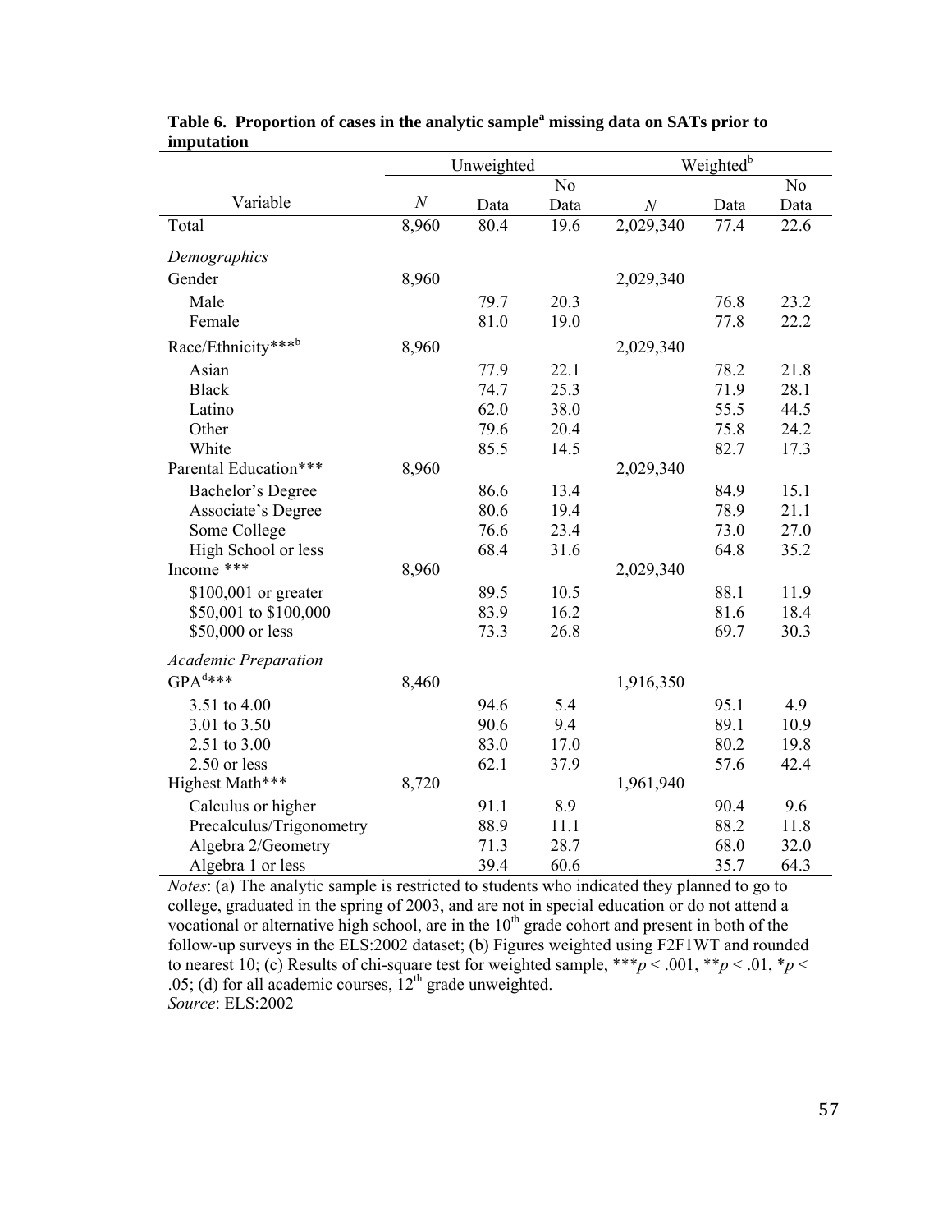**Table 6. Proportion of cases in the analytic sample[a] missing data on SATs prior to imputation**

| Variable | Unweighted | | | Weighted[b] | | |
|---|---|---|---|---|---|---|
| | *N* | Data | No Data | *N* | Data | No Data |
| Total | 8,960 | 80.4 | 19.6 | 2,029,340 | 77.4 | 22.6 |
| *Demographics* | | | | | | |
| Gender | 8,960 | | | 2,029,340 | | |
| Male | | 79.7 | 20.3 | | 76.8 | 23.2 |
| Female | | 81.0 | 19.0 | | 77.8 | 22.2 |
| Race/Ethnicity***[b] | 8,960 | | | 2,029,340 | | |
| Asian | | 77.9 | 22.1 | | 78.2 | 21.8 |
| Black | | 74.7 | 25.3 | | 71.9 | 28.1 |
| Latino | | 62.0 | 38.0 | | 55.5 | 44.5 |
| Other | | 79.6 | 20.4 | | 75.8 | 24.2 |
| White | | 85.5 | 14.5 | | 82.7 | 17.3 |
| Parental Education*** | 8,960 | | | 2,029,340 | | |
| Bachelor's Degree | | 86.6 | 13.4 | | 84.9 | 15.1 |
| Associate's Degree | | 80.6 | 19.4 | | 78.9 | 21.1 |
| Some College | | 76.6 | 23.4 | | 73.0 | 27.0 |
| High School or less | | 68.4 | 31.6 | | 64.8 | 35.2 |
| Income *** | 8,960 | | | 2,029,340 | | |
| \$100,001 or greater | | 89.5 | 10.5 | | 88.1 | 11.9 |
| \$50,001 to \$100,000 | | 83.9 | 16.2 | | 81.6 | 18.4 |
| \$50,000 or less | | 73.3 | 26.8 | | 69.7 | 30.3 |
| *Academic Preparation* | | | | | | |
| GPA[d]*** | 8,460 | | | 1,916,350 | | |
| 3.51 to 4.00 | | 94.6 | 5.4 | | 95.1 | 4.9 |
| 3.01 to 3.50 | | 90.6 | 9.4 | | 89.1 | 10.9 |
| 2.51 to 3.00 | | 83.0 | 17.0 | | 80.2 | 19.8 |
| 2.50 or less | | 62.1 | 37.9 | | 57.6 | 42.4 |
| Highest Math*** | 8,720 | | | 1,961,940 | | |
| Calculus or higher | | 91.1 | 8.9 | | 90.4 | 9.6 |
| Precalculus/Trigonometry | | 88.9 | 11.1 | | 88.2 | 11.8 |
| Algebra 2/Geometry | | 71.3 | 28.7 | | 68.0 | 32.0 |
| Algebra 1 or less | | 39.4 | 60.6 | | 35.7 | 64.3 |

*Notes*: (a) The analytic sample is restricted to students who indicated they planned to go to college, graduated in the spring of 2003, and are not in special education or do not attend a vocational or alternative high school, are in the 10th grade cohort and present in both of the follow-up surveys in the ELS:2002 dataset; (b) Figures weighted using F2F1WT and rounded to nearest 10; (c) Results of chi-square test for weighted sample, ***$p < .001$, **$p < .01$, *$p < .05$; (d) for all academic courses, 12th grade unweighted.
*Source*: ELS:2002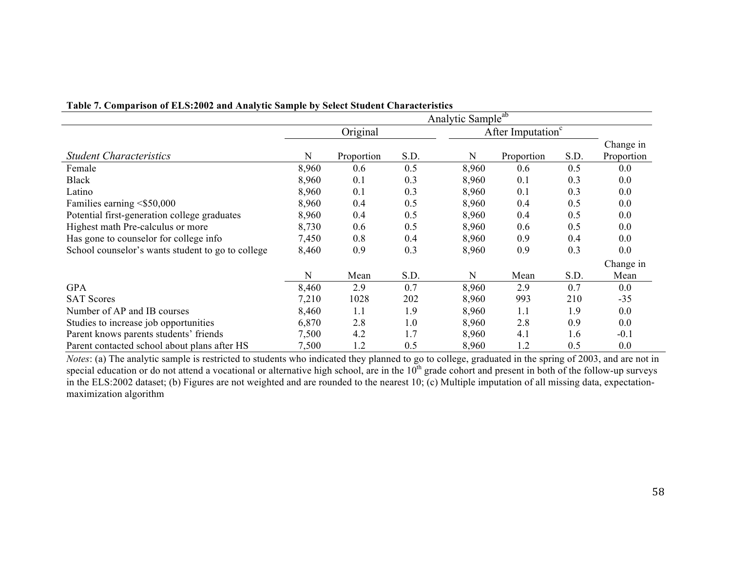**Table 7. Comparison of ELS:2002 and Analytic Sample by Select Student Characteristics**

| | Analytic Sample[ab] | | | | | | |
|---|---|---|---|---|---|---|---|
| | Original | | | After Imputation[c] | | | |
| *Student Characteristics* | N | Proportion | S.D. | N | Proportion | S.D. | Change in Proportion |
| Female | 8,960 | 0.6 | 0.5 | 8,960 | 0.6 | 0.5 | 0.0 |
| Black | 8,960 | 0.1 | 0.3 | 8,960 | 0.1 | 0.3 | 0.0 |
| Latino | 8,960 | 0.1 | 0.3 | 8,960 | 0.1 | 0.3 | 0.0 |
| Families earning <$50,000 | 8,960 | 0.4 | 0.5 | 8,960 | 0.4 | 0.5 | 0.0 |
| Potential first-generation college graduates | 8,960 | 0.4 | 0.5 | 8,960 | 0.4 | 0.5 | 0.0 |
| Highest math Pre-calculus or more | 8,730 | 0.6 | 0.5 | 8,960 | 0.6 | 0.5 | 0.0 |
| Has gone to counselor for college info | 7,450 | 0.8 | 0.4 | 8,960 | 0.9 | 0.4 | 0.0 |
| School counselor's wants student to go to college | 8,460 | 0.9 | 0.3 | 8,960 | 0.9 | 0.3 | 0.0 |
| | N | Mean | S.D. | N | Mean | S.D. | Change in Mean |
| GPA | 8,460 | 2.9 | 0.7 | 8,960 | 2.9 | 0.7 | 0.0 |
| SAT Scores | 7,210 | 1028 | 202 | 8,960 | 993 | 210 | -35 |
| Number of AP and IB courses | 8,460 | 1.1 | 1.9 | 8,960 | 1.1 | 1.9 | 0.0 |
| Studies to increase job opportunities | 6,870 | 2.8 | 1.0 | 8,960 | 2.8 | 0.9 | 0.0 |
| Parent knows parents students' friends | 7,500 | 4.2 | 1.7 | 8,960 | 4.1 | 1.6 | -0.1 |
| Parent contacted school about plans after HS | 7,500 | 1.2 | 0.5 | 8,960 | 1.2 | 0.5 | 0.0 |

*Notes*: (a) The analytic sample is restricted to students who indicated they planned to go to college, graduated in the spring of 2003, and are not in special education or do not attend a vocational or alternative high school, are in the 10th grade cohort and present in both of the follow-up surveys in the ELS:2002 dataset; (b) Figures are not weighted and are rounded to the nearest 10; (c) Multiple imputation of all missing data, expectation-maximization algorithm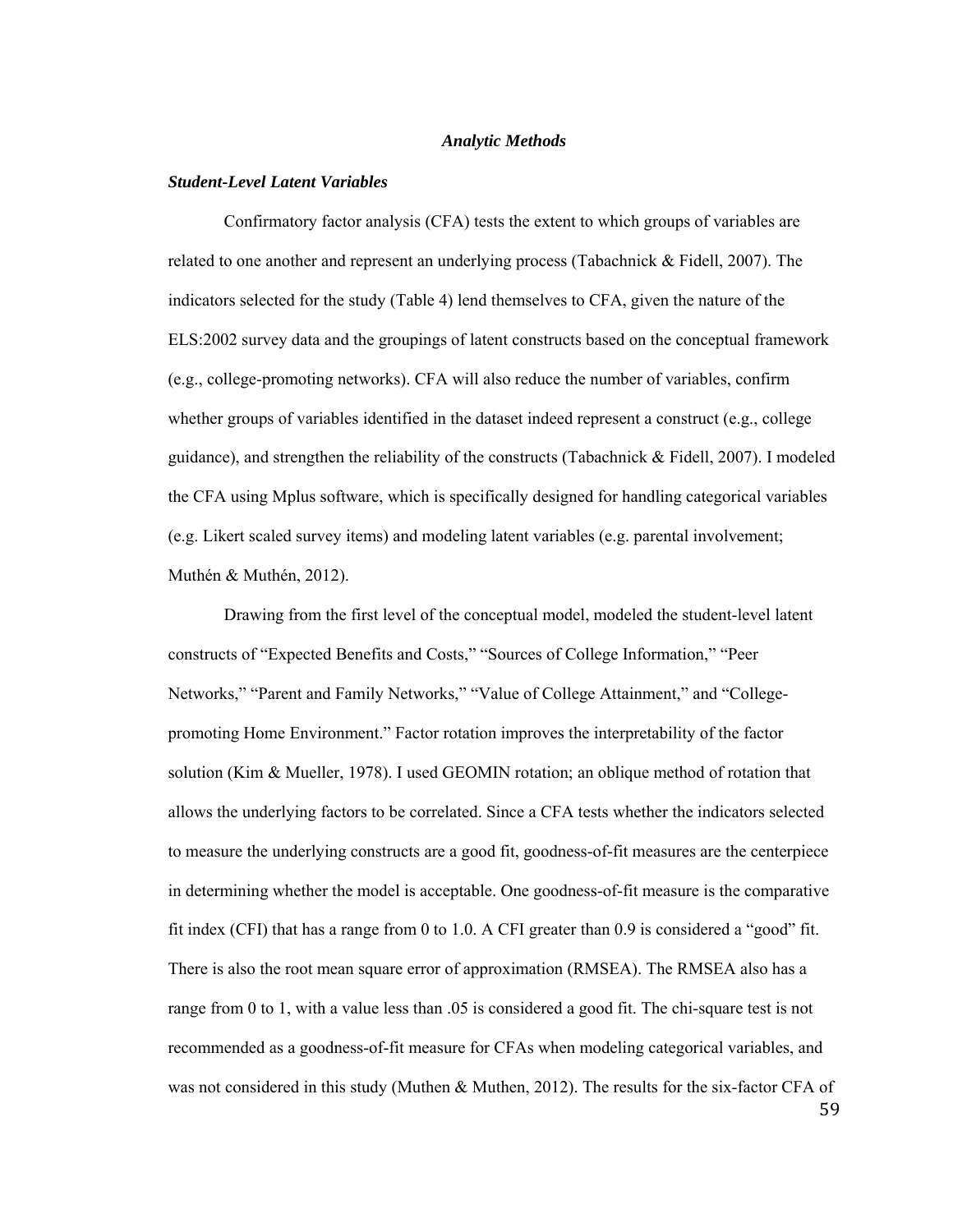### *Analytic Methods*

#### *Student-Level Latent Variables*

Confirmatory factor analysis (CFA) tests the extent to which groups of variables are related to one another and represent an underlying process (Tabachnick & Fidell, 2007). The indicators selected for the study (Table 4) lend themselves to CFA, given the nature of the ELS:2002 survey data and the groupings of latent constructs based on the conceptual framework (e.g., college-promoting networks). CFA will also reduce the number of variables, confirm whether groups of variables identified in the dataset indeed represent a construct (e.g., college guidance), and strengthen the reliability of the constructs (Tabachnick & Fidell, 2007). I modeled the CFA using Mplus software, which is specifically designed for handling categorical variables (e.g. Likert scaled survey items) and modeling latent variables (e.g. parental involvement; Muthén & Muthén, 2012).

Drawing from the first level of the conceptual model, modeled the student-level latent constructs of "Expected Benefits and Costs," "Sources of College Information," "Peer Networks," "Parent and Family Networks," "Value of College Attainment," and "College-promoting Home Environment." Factor rotation improves the interpretability of the factor solution (Kim & Mueller, 1978). I used GEOMIN rotation; an oblique method of rotation that allows the underlying factors to be correlated. Since a CFA tests whether the indicators selected to measure the underlying constructs are a good fit, goodness-of-fit measures are the centerpiece in determining whether the model is acceptable. One goodness-of-fit measure is the comparative fit index (CFI) that has a range from 0 to 1.0. A CFI greater than 0.9 is considered a "good" fit. There is also the root mean square error of approximation (RMSEA). The RMSEA also has a range from 0 to 1, with a value less than .05 is considered a good fit. The chi-square test is not recommended as a goodness-of-fit measure for CFAs when modeling categorical variables, and was not considered in this study (Muthen & Muthen, 2012). The results for the six-factor CFA of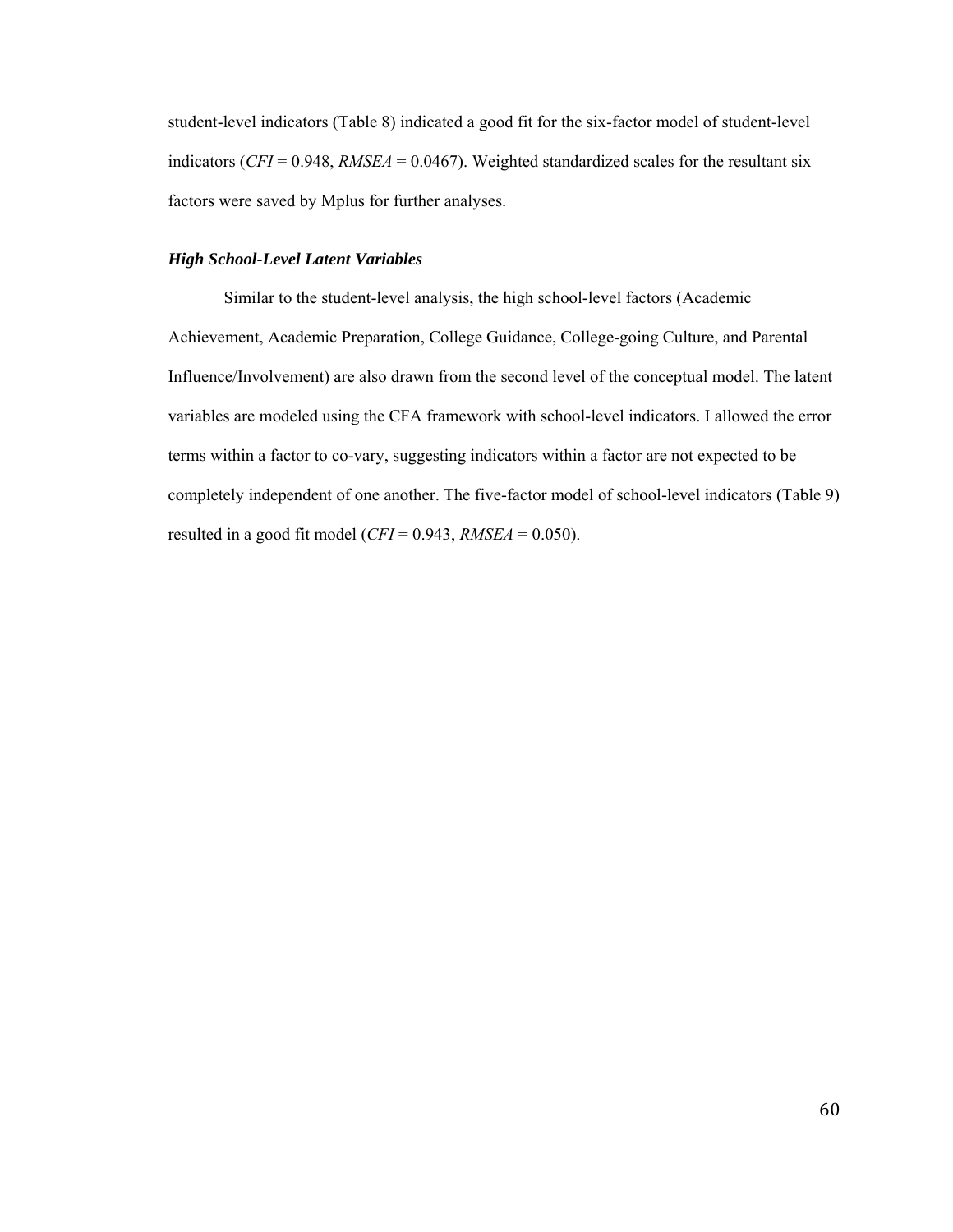student-level indicators (Table 8) indicated a good fit for the six-factor model of student-level indicators (*CFI* = 0.948, *RMSEA* = 0.0467). Weighted standardized scales for the resultant six factors were saved by Mplus for further analyses.

### ***High School-Level Latent Variables***

Similar to the student-level analysis, the high school-level factors (Academic Achievement, Academic Preparation, College Guidance, College-going Culture, and Parental Influence/Involvement) are also drawn from the second level of the conceptual model. The latent variables are modeled using the CFA framework with school-level indicators. I allowed the error terms within a factor to co-vary, suggesting indicators within a factor are not expected to be completely independent of one another. The five-factor model of school-level indicators (Table 9) resulted in a good fit model (*CFI* = 0.943, *RMSEA* = 0.050).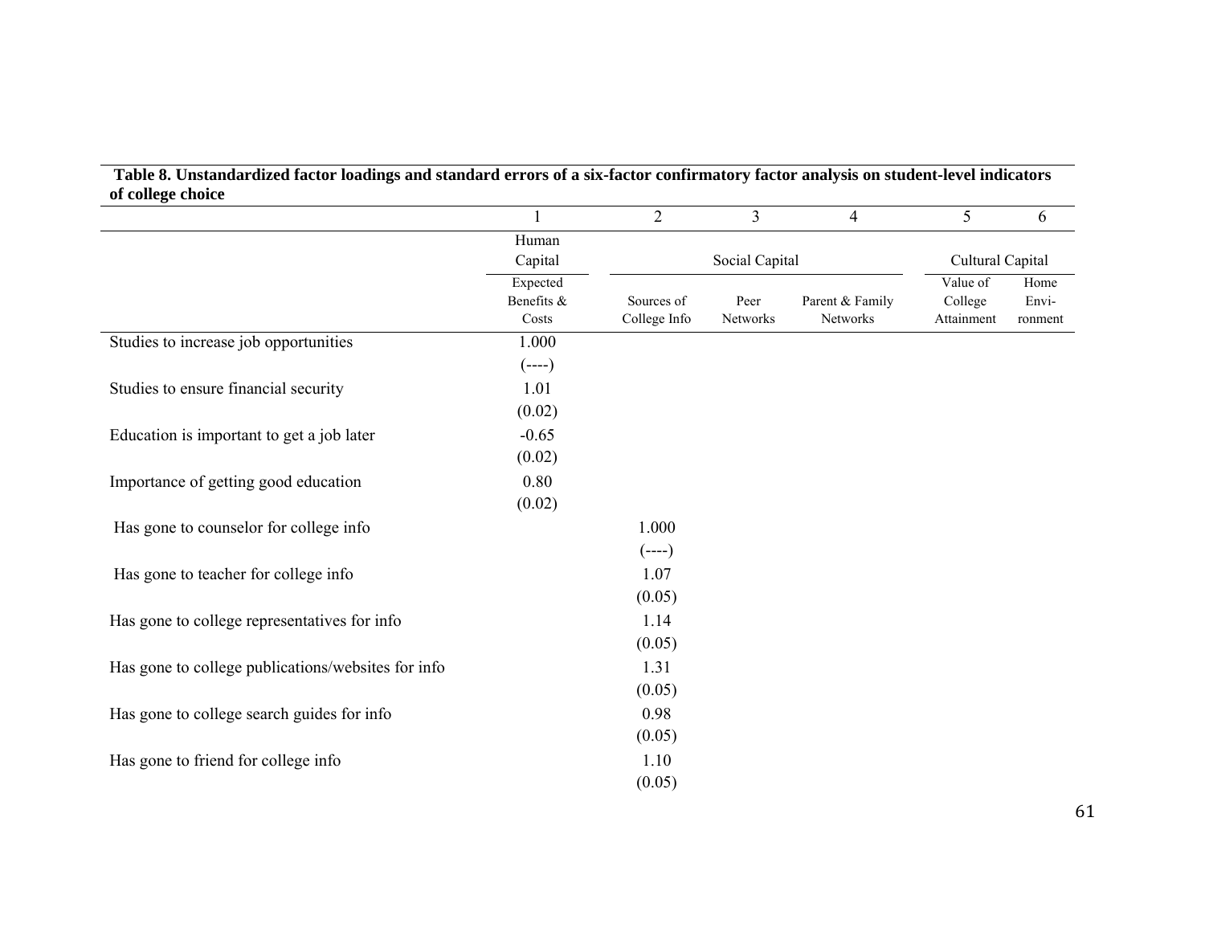**Table 8. Unstandardized factor loadings and standard errors of a six-factor confirmatory factor analysis on student-level indicators of college choice**

| | 1 | 2 | 3 | 4 | 5 | 6 |
|---|---|---|---|---|---|---|
| | Human Capital | Social Capital | | | Cultural Capital | |
| | Expected Benefits & Costs | Sources of College Info | Peer Networks | Parent & Family Networks | Value of College Attainment | Home Envi-ronment |
| Studies to increase job opportunities | 1.000 | | | | | |
| | (----) | | | | | |
| Studies to ensure financial security | 1.01 | | | | | |
| | (0.02) | | | | | |
| Education is important to get a job later | -0.65 | | | | | |
| | (0.02) | | | | | |
| Importance of getting good education | 0.80 | | | | | |
| | (0.02) | | | | | |
| Has gone to counselor for college info | | 1.000 | | | | |
| | | (----) | | | | |
| Has gone to teacher for college info | | 1.07 | | | | |
| | | (0.05) | | | | |
| Has gone to college representatives for info | | 1.14 | | | | |
| | | (0.05) | | | | |
| Has gone to college publications/websites for info | | 1.31 | | | | |
| | | (0.05) | | | | |
| Has gone to college search guides for info | | 0.98 | | | | |
| | | (0.05) | | | | |
| Has gone to friend for college info | | 1.10 | | | | |
| | | (0.05) | | | | |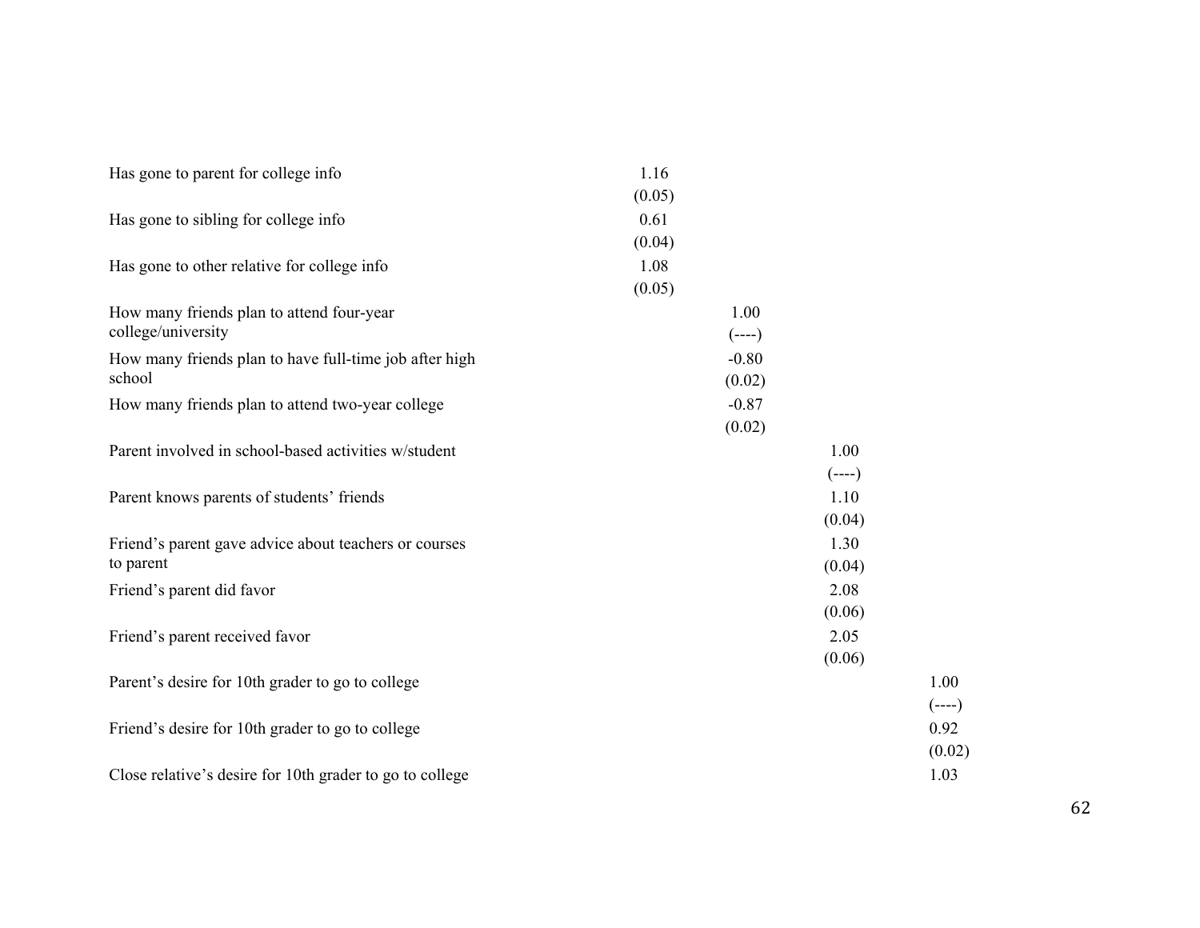| | | | | |
|---|---|---|---|---|
| Has gone to parent for college info | 1.16 (0.05) | | | |
| Has gone to sibling for college info | 0.61 (0.04) | | | |
| Has gone to other relative for college info | 1.08 (0.05) | | | |
| How many friends plan to attend four-year college/university | | 1.00 (----) | | |
| How many friends plan to have full-time job after high school | | -0.80 (0.02) | | |
| How many friends plan to attend two-year college | | -0.87 (0.02) | | |
| Parent involved in school-based activities w/student | | | 1.00 (----) | |
| Parent knows parents of students' friends | | | 1.10 (0.04) | |
| Friend's parent gave advice about teachers or courses to parent | | | 1.30 (0.04) | |
| Friend's parent did favor | | | 2.08 (0.06) | |
| Friend's parent received favor | | | 2.05 (0.06) | |
| Parent's desire for 10th grader to go to college | | | | 1.00 (----) |
| Friend's desire for 10th grader to go to college | | | | 0.92 (0.02) |
| Close relative's desire for 10th grader to go to college | | | | 1.03 |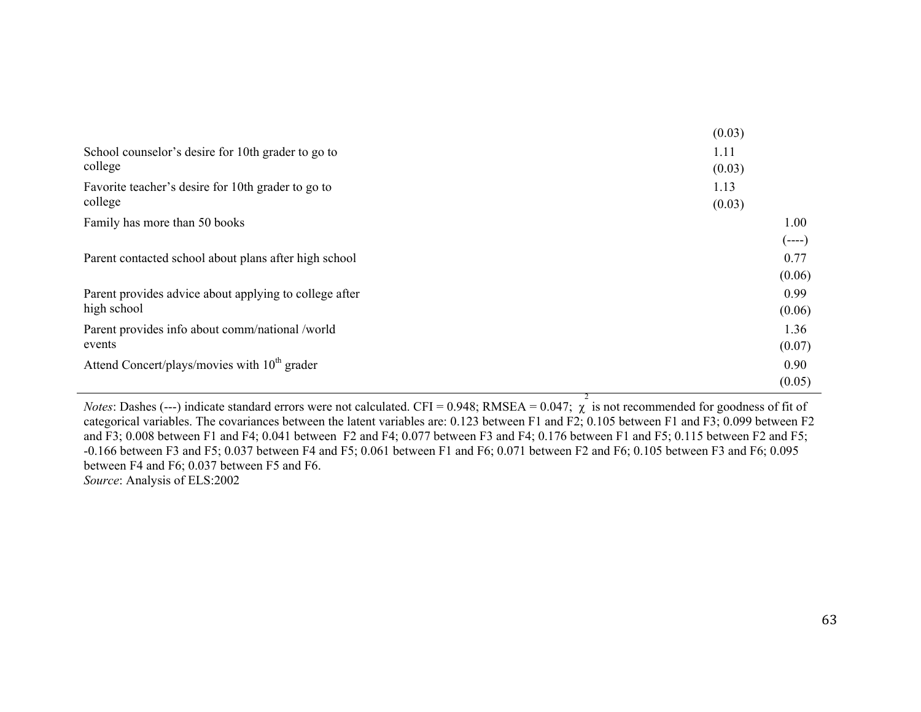| | | |
|---|---|---|
| | (0.03) | |
| School counselor's desire for 10th grader to go to college | 1.11<br>(0.03) | |
| Favorite teacher's desire for 10th grader to go to college | 1.13<br>(0.03) | |
| Family has more than 50 books | | 1.00<br>(----) |
| Parent contacted school about plans after high school | | 0.77<br>(0.06) |
| Parent provides advice about applying to college after high school | | 0.99<br>(0.06) |
| Parent provides info about comm/national /world events | | 1.36<br>(0.07) |
| Attend Concert/plays/movies with 10th grader | | 0.90<br>(0.05) |

*Notes*: Dashes (---) indicate standard errors were not calculated. CFI = 0.948; RMSEA = 0.047; $\chi^2$ is not recommended for goodness of fit of categorical variables. The covariances between the latent variables are: 0.123 between F1 and F2; 0.105 between F1 and F3; 0.099 between F2 and F3; 0.008 between F1 and F4; 0.041 between F2 and F4; 0.077 between F3 and F4; 0.176 between F1 and F5; 0.115 between F2 and F5; -0.166 between F3 and F5; 0.037 between F4 and F5; 0.061 between F1 and F6; 0.071 between F2 and F6; 0.105 between F3 and F6; 0.095 between F4 and F6; 0.037 between F5 and F6.

*Source*: Analysis of ELS:2002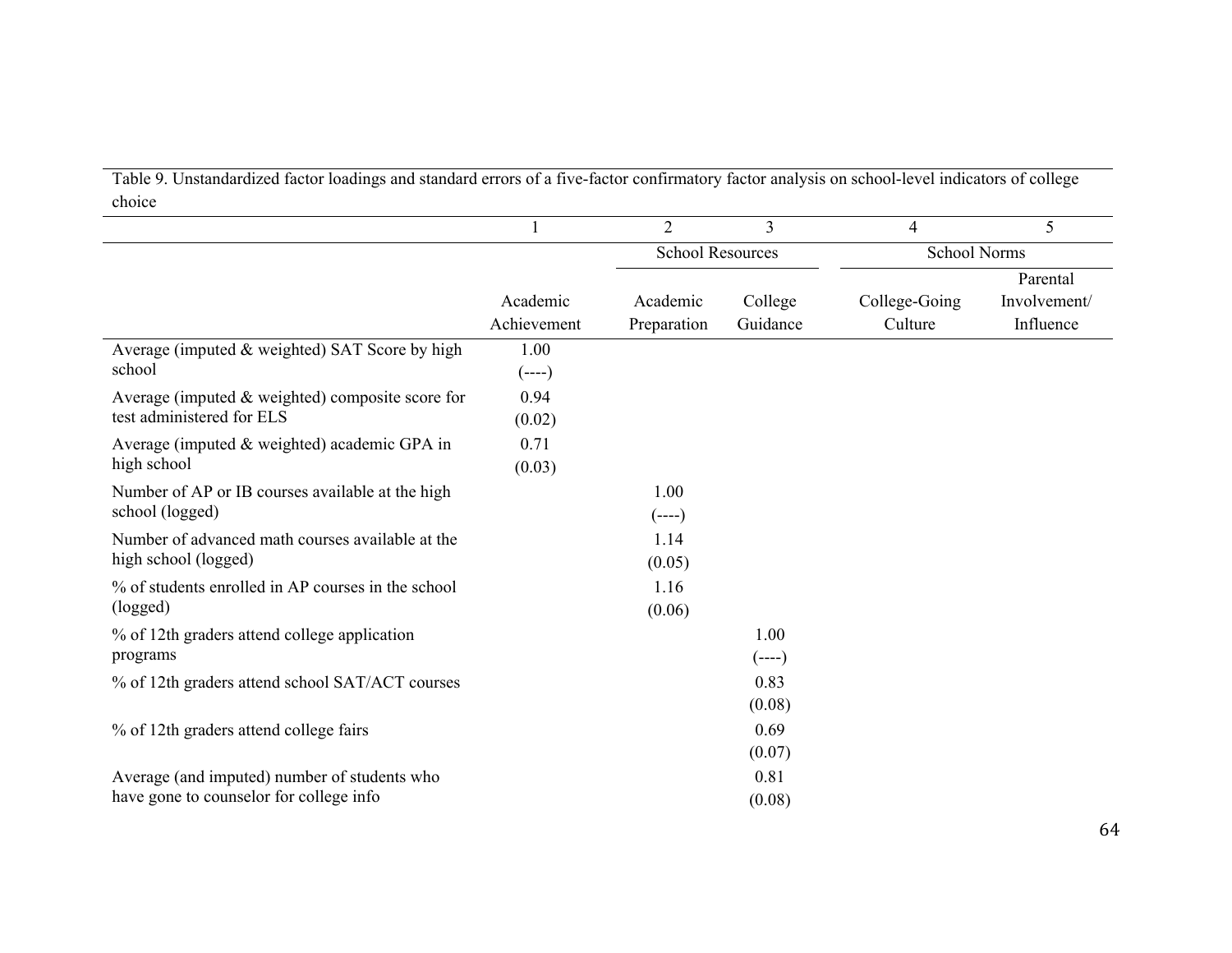Table 9. Unstandardized factor loadings and standard errors of a five-factor confirmatory factor analysis on school-level indicators of college choice

| | 1 | 2 | 3 | 4 | 5 |
|---|---|---|---|---|---|
| | | School Resources | | School Norms | |
| | Academic Achievement | Academic Preparation | College Guidance | College-Going Culture | Parental Involvement/ Influence |
| Average (imputed & weighted) SAT Score by high school | 1.00 (----) | | | | |
| Average (imputed & weighted) composite score for test administered for ELS | 0.94 (0.02) | | | | |
| Average (imputed & weighted) academic GPA in high school | 0.71 (0.03) | | | | |
| Number of AP or IB courses available at the high school (logged) | | 1.00 (----) | | | |
| Number of advanced math courses available at the high school (logged) | | 1.14 (0.05) | | | |
| % of students enrolled in AP courses in the school (logged) | | 1.16 (0.06) | | | |
| % of 12th graders attend college application programs | | | 1.00 (----) | | |
| % of 12th graders attend school SAT/ACT courses | | | 0.83 (0.08) | | |
| % of 12th graders attend college fairs | | | 0.69 (0.07) | | |
| Average (and imputed) number of students who have gone to counselor for college info | | | 0.81 (0.08) | | |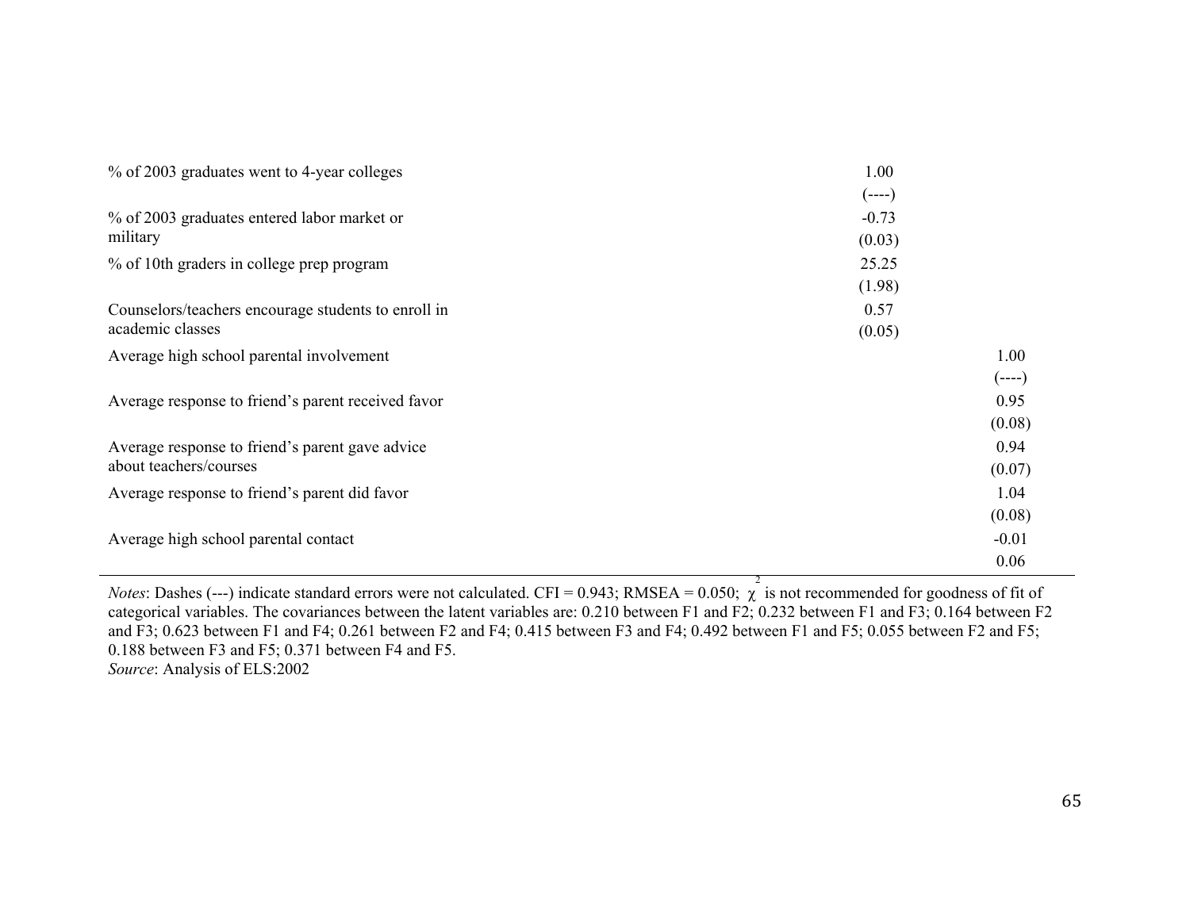| | | |
|---|---|---|
| % of 2003 graduates went to 4-year colleges | 1.00 | |
| | (----) | |
| % of 2003 graduates entered labor market or military | -0.73 | |
| | (0.03) | |
| % of 10th graders in college prep program | 25.25 | |
| | (1.98) | |
| Counselors/teachers encourage students to enroll in academic classes | 0.57 | |
| | (0.05) | |
| Average high school parental involvement | | 1.00 |
| | | (----) |
| Average response to friend's parent received favor | | 0.95 |
| | | (0.08) |
| Average response to friend's parent gave advice about teachers/courses | | 0.94 |
| | | (0.07) |
| Average response to friend's parent did favor | | 1.04 |
| | | (0.08) |
| Average high school parental contact | | -0.01 |
| | | 0.06 |

*Notes*: Dashes (---) indicate standard errors were not calculated. CFI = 0.943; RMSEA = 0.050; $\chi^2$ is not recommended for goodness of fit of categorical variables. The covariances between the latent variables are: 0.210 between F1 and F2; 0.232 between F1 and F3; 0.164 between F2 and F3; 0.623 between F1 and F4; 0.261 between F2 and F4; 0.415 between F3 and F4; 0.492 between F1 and F5; 0.055 between F2 and F5; 0.188 between F3 and F5; 0.371 between F4 and F5.

*Source*: Analysis of ELS:2002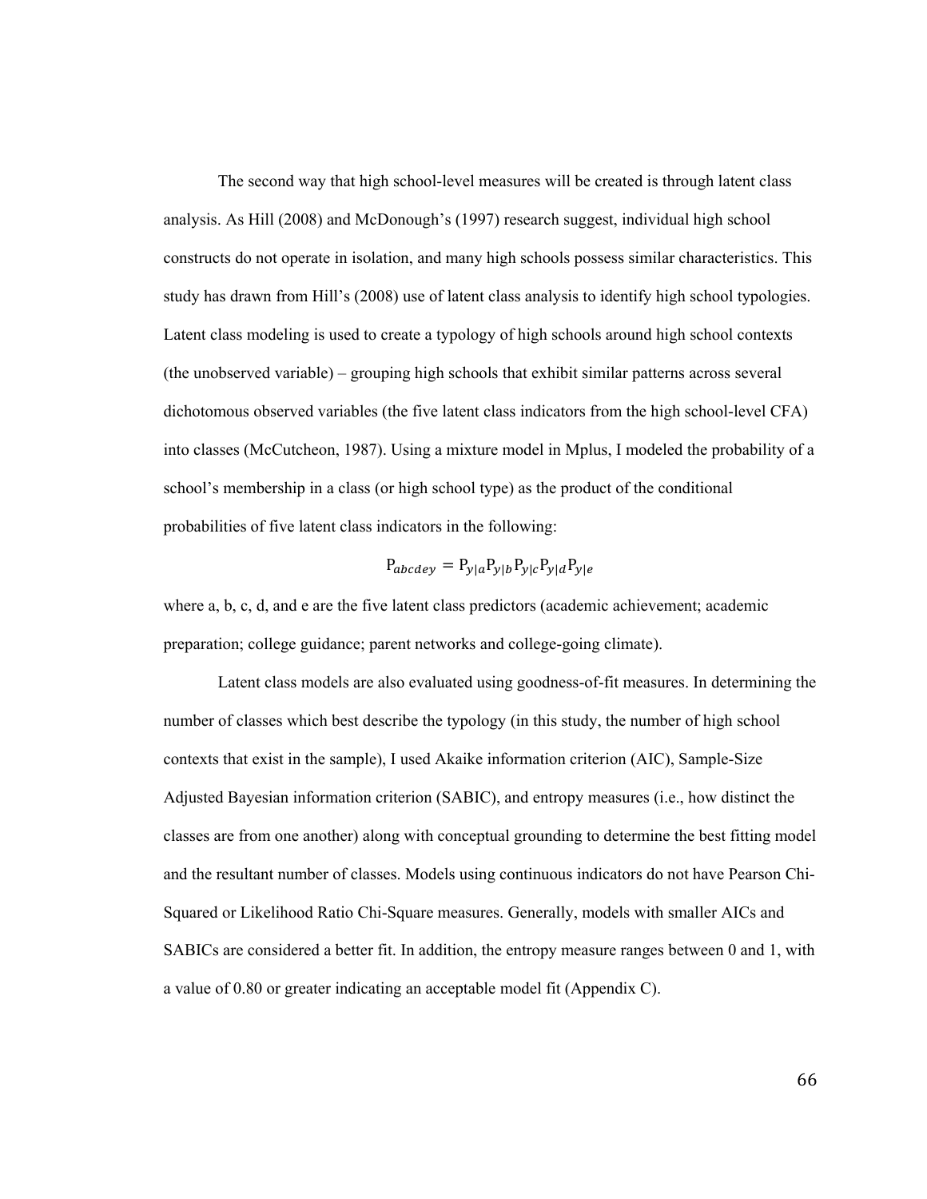The second way that high school-level measures will be created is through latent class analysis. As Hill (2008) and McDonough's (1997) research suggest, individual high school constructs do not operate in isolation, and many high schools possess similar characteristics. This study has drawn from Hill's (2008) use of latent class analysis to identify high school typologies. Latent class modeling is used to create a typology of high schools around high school contexts (the unobserved variable) – grouping high schools that exhibit similar patterns across several dichotomous observed variables (the five latent class indicators from the high school-level CFA) into classes (McCutcheon, 1987). Using a mixture model in Mplus, I modeled the probability of a school's membership in a class (or high school type) as the product of the conditional probabilities of five latent class indicators in the following:

$$\mathrm{P}_{abcdey} = \mathrm{P}_{y|a}\mathrm{P}_{y|b}\mathrm{P}_{y|c}\mathrm{P}_{y|d}\mathrm{P}_{y|e}$$

where a, b, c, d, and e are the five latent class predictors (academic achievement; academic preparation; college guidance; parent networks and college-going climate).

Latent class models are also evaluated using goodness-of-fit measures. In determining the number of classes which best describe the typology (in this study, the number of high school contexts that exist in the sample), I used Akaike information criterion (AIC), Sample-Size Adjusted Bayesian information criterion (SABIC), and entropy measures (i.e., how distinct the classes are from one another) along with conceptual grounding to determine the best fitting model and the resultant number of classes. Models using continuous indicators do not have Pearson Chi-Squared or Likelihood Ratio Chi-Square measures. Generally, models with smaller AICs and SABICs are considered a better fit. In addition, the entropy measure ranges between 0 and 1, with a value of 0.80 or greater indicating an acceptable model fit (Appendix C).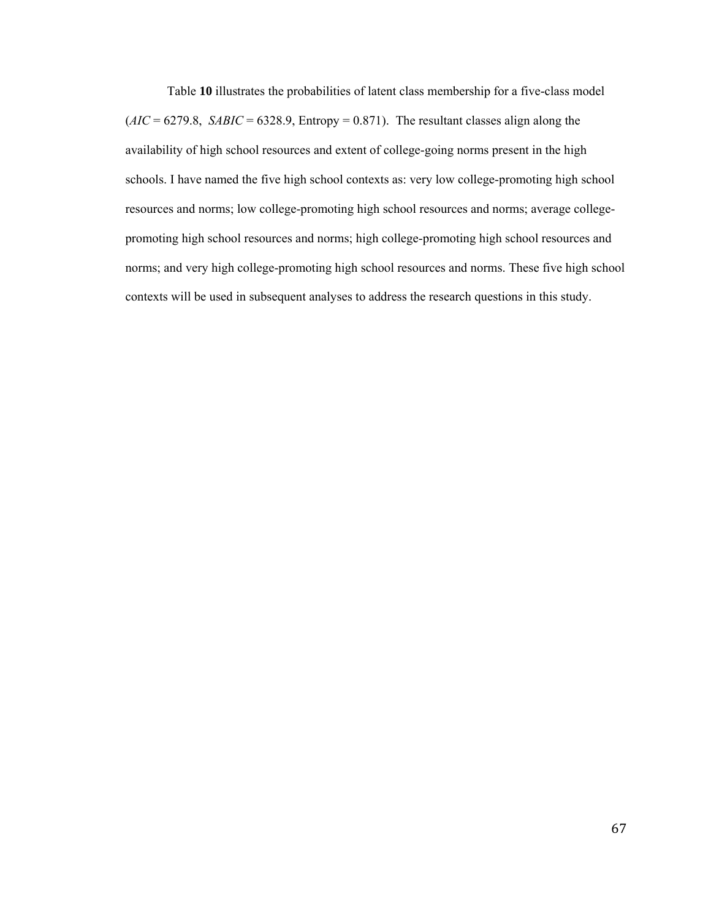Table **10** illustrates the probabilities of latent class membership for a five-class model (*AIC* = 6279.8, *SABIC* = 6328.9, Entropy = 0.871). The resultant classes align along the availability of high school resources and extent of college-going norms present in the high schools. I have named the five high school contexts as: very low college-promoting high school resources and norms; low college-promoting high school resources and norms; average college-promoting high school resources and norms; high college-promoting high school resources and norms; and very high college-promoting high school resources and norms. These five high school contexts will be used in subsequent analyses to address the research questions in this study.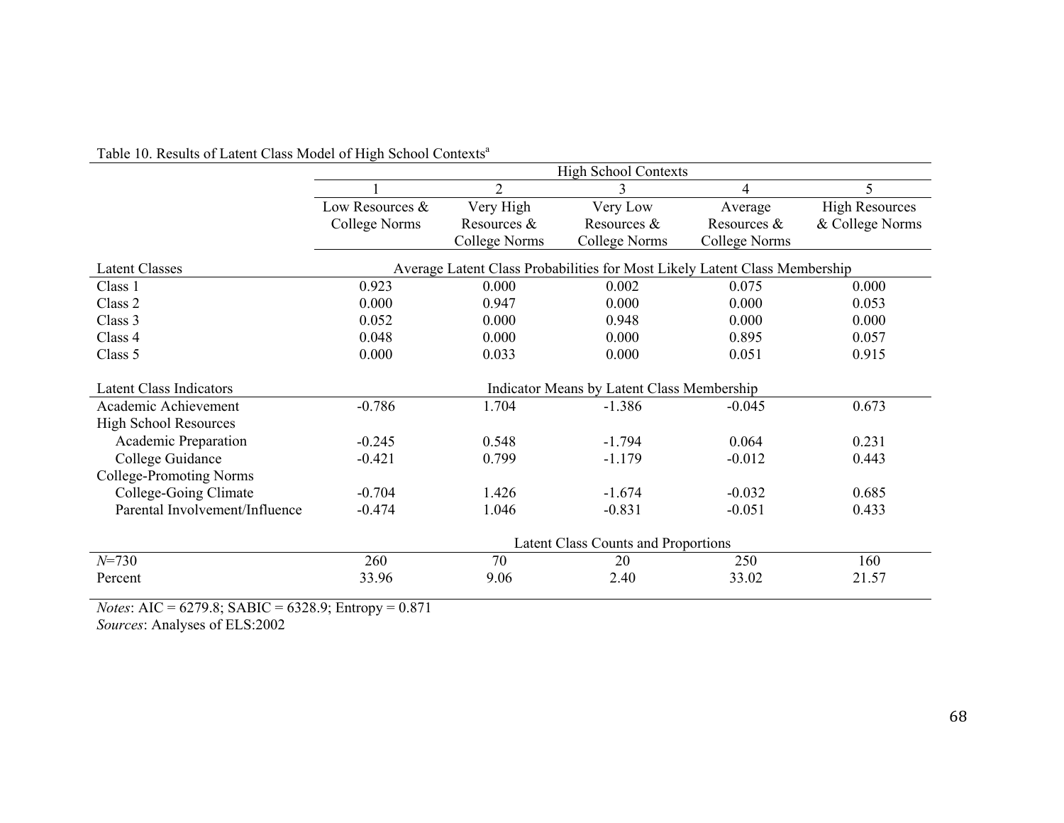Table 10. Results of Latent Class Model of High School Contexts[a]

| | High School Contexts | | | | |
|---|---|---|---|---|---|
| | 1 | 2 | 3 | 4 | 5 |
| | Low Resources & College Norms | Very High Resources & College Norms | Very Low Resources & College Norms | Average Resources & College Norms | High Resources & College Norms |
| **Latent Classes** | Average Latent Class Probabilities for Most Likely Latent Class Membership | | | | |
| Class 1 | 0.923 | 0.000 | 0.002 | 0.075 | 0.000 |
| Class 2 | 0.000 | 0.947 | 0.000 | 0.000 | 0.053 |
| Class 3 | 0.052 | 0.000 | 0.948 | 0.000 | 0.000 |
| Class 4 | 0.048 | 0.000 | 0.000 | 0.895 | 0.057 |
| Class 5 | 0.000 | 0.033 | 0.000 | 0.051 | 0.915 |
| **Latent Class Indicators** | Indicator Means by Latent Class Membership | | | | |
| Academic Achievement | -0.786 | 1.704 | -1.386 | -0.045 | 0.673 |
| High School Resources | | | | | |
| Academic Preparation | -0.245 | 0.548 | -1.794 | 0.064 | 0.231 |
| College Guidance | -0.421 | 0.799 | -1.179 | -0.012 | 0.443 |
| College-Promoting Norms | | | | | |
| College-Going Climate | -0.704 | 1.426 | -1.674 | -0.032 | 0.685 |
| Parental Involvement/Influence | -0.474 | 1.046 | -0.831 | -0.051 | 0.433 |
| | Latent Class Counts and Proportions | | | | |
| *N*=730 | 260 | 70 | 20 | 250 | 160 |
| Percent | 33.96 | 9.06 | 2.40 | 33.02 | 21.57 |

*Notes*: AIC = 6279.8; SABIC = 6328.9; Entropy = 0.871

*Sources*: Analyses of ELS:2002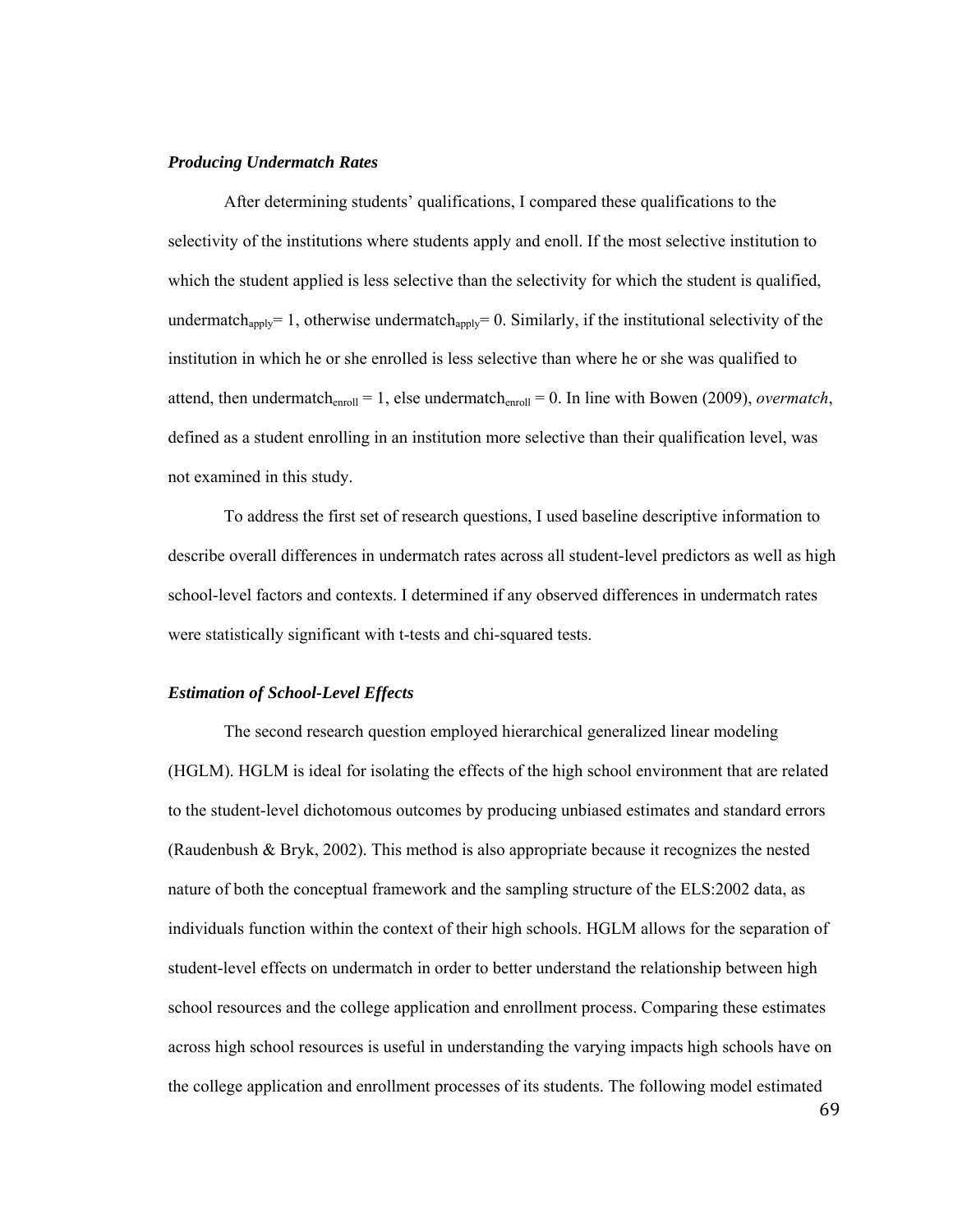### *Producing Undermatch Rates*

After determining students' qualifications, I compared these qualifications to the selectivity of the institutions where students apply and enoll. If the most selective institution to which the student applied is less selective than the selectivity for which the student is qualified, $\text{undermatch}_{\text{apply}} = 1$, otherwise $\text{undermatch}_{\text{apply}} = 0$. Similarly, if the institutional selectivity of the institution in which he or she enrolled is less selective than where he or she was qualified to attend, then $\text{undermatch}_{\text{enroll}} = 1$, else $\text{undermatch}_{\text{enroll}} = 0$. In line with Bowen (2009), *overmatch*, defined as a student enrolling in an institution more selective than their qualification level, was not examined in this study.

To address the first set of research questions, I used baseline descriptive information to describe overall differences in undermatch rates across all student-level predictors as well as high school-level factors and contexts. I determined if any observed differences in undermatch rates were statistically significant with t-tests and chi-squared tests.

### *Estimation of School-Level Effects*

The second research question employed hierarchical generalized linear modeling (HGLM). HGLM is ideal for isolating the effects of the high school environment that are related to the student-level dichotomous outcomes by producing unbiased estimates and standard errors (Raudenbush & Bryk, 2002). This method is also appropriate because it recognizes the nested nature of both the conceptual framework and the sampling structure of the ELS:2002 data, as individuals function within the context of their high schools. HGLM allows for the separation of student-level effects on undermatch in order to better understand the relationship between high school resources and the college application and enrollment process. Comparing these estimates across high school resources is useful in understanding the varying impacts high schools have on the college application and enrollment processes of its students. The following model estimated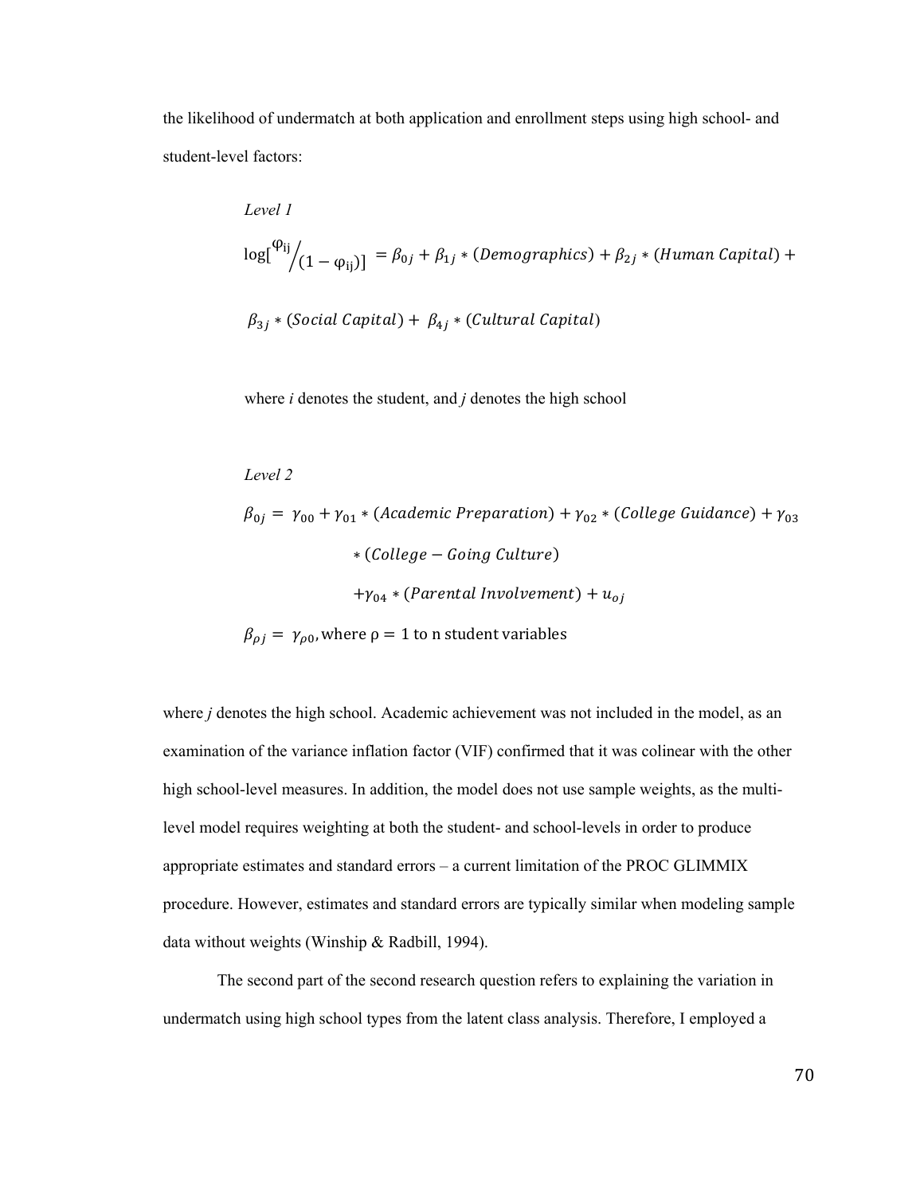the likelihood of undermatch at both application and enrollment steps using high school- and student-level factors:

*Level 1*

$$\log[\varphi_{ij}/(1-\varphi_{ij})] = \beta_{0j} + \beta_{1j} * (Demographics) + \beta_{2j} * (Human\ Capital) + \beta_{3j} * (Social\ Capital) + \beta_{4j} * (Cultural\ Capital)$$

where *i* denotes the student, and *j* denotes the high school

*Level 2*

$$\beta_{0j} = \gamma_{00} + \gamma_{01} * (Academic\ Preparation) + \gamma_{02} * (College\ Guidance) + \gamma_{03} * (College - Going\ Culture) + \gamma_{04} * (Parental\ Involvement) + u_{oj}$$

$$\beta_{\rho j} = \gamma_{\rho 0}, \text{where } \rho = 1 \text{ to n student variables}$$

where *j* denotes the high school. Academic achievement was not included in the model, as an examination of the variance inflation factor (VIF) confirmed that it was colinear with the other high school-level measures. In addition, the model does not use sample weights, as the multi-level model requires weighting at both the student- and school-levels in order to produce appropriate estimates and standard errors – a current limitation of the PROC GLIMMIX procedure. However, estimates and standard errors are typically similar when modeling sample data without weights (Winship & Radbill, 1994).

The second part of the second research question refers to explaining the variation in undermatch using high school types from the latent class analysis. Therefore, I employed a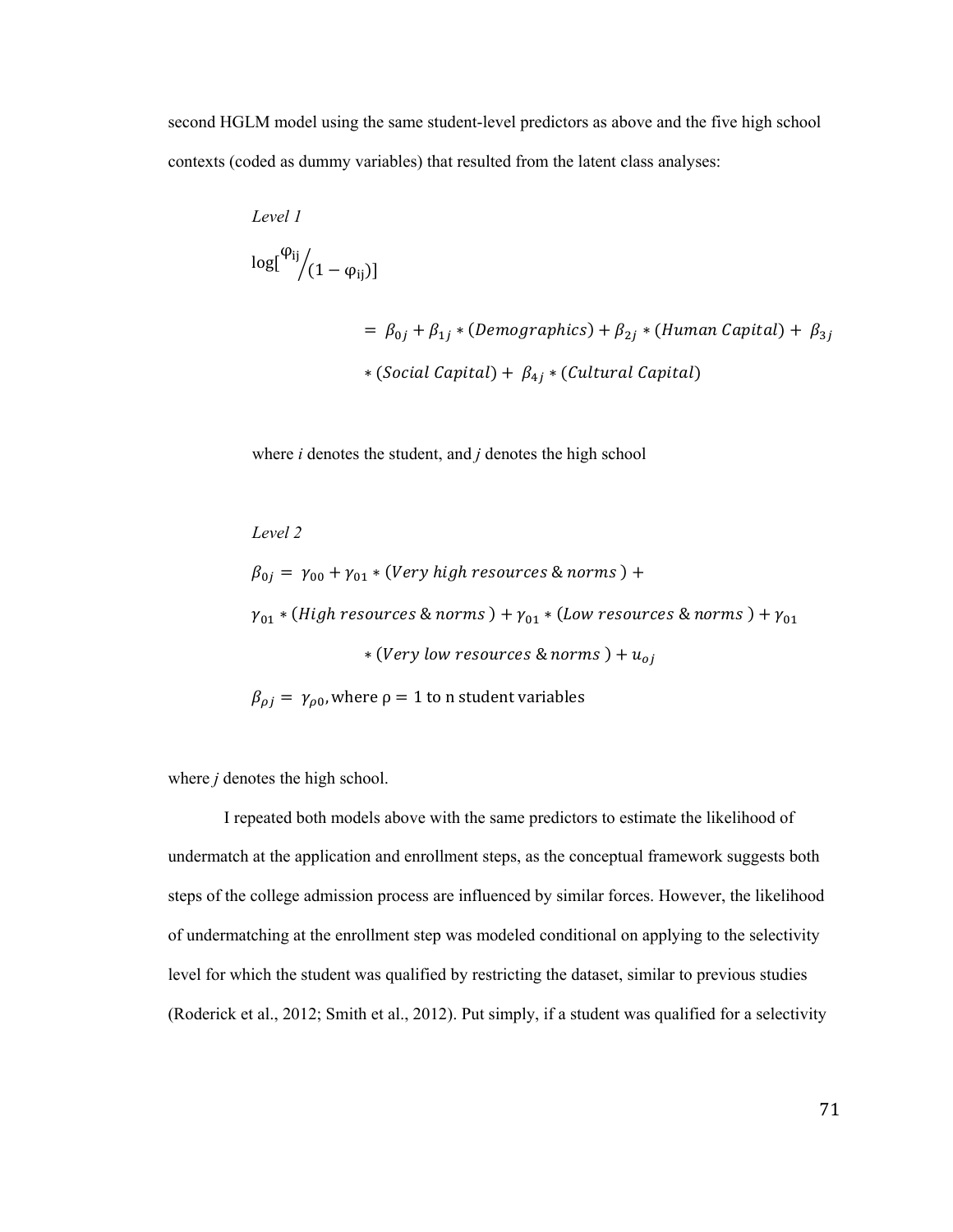second HGLM model using the same student-level predictors as above and the five high school contexts (coded as dummy variables) that resulted from the latent class analyses:

*Level 1*

$$\log[^{\varphi_{ij}}/(1-\varphi_{ij})]$$

$$= \beta_{0j} + \beta_{1j} * (Demographics) + \beta_{2j} * (Human\ Capital) + \beta_{3j} * (Social\ Capital) + \beta_{4j} * (Cultural\ Capital)$$

where *i* denotes the student, and *j* denotes the high school

*Level 2*

$$\beta_{0j} = \gamma_{00} + \gamma_{01} * (Very\ high\ resources\ \&\ norms\ ) + \gamma_{01} * (High\ resources\ \&\ norms\ ) + \gamma_{01} * (Low\ resources\ \&\ norms\ ) + \gamma_{01} * (Very\ low\ resources\ \&\ norms\ ) + u_{oj}$$

$$\beta_{\rho j} = \gamma_{\rho 0}, \text{where } \rho = 1 \text{ to n student variables}$$

where *j* denotes the high school.

I repeated both models above with the same predictors to estimate the likelihood of undermatch at the application and enrollment steps, as the conceptual framework suggests both steps of the college admission process are influenced by similar forces. However, the likelihood of undermatching at the enrollment step was modeled conditional on applying to the selectivity level for which the student was qualified by restricting the dataset, similar to previous studies (Roderick et al., 2012; Smith et al., 2012). Put simply, if a student was qualified for a selectivity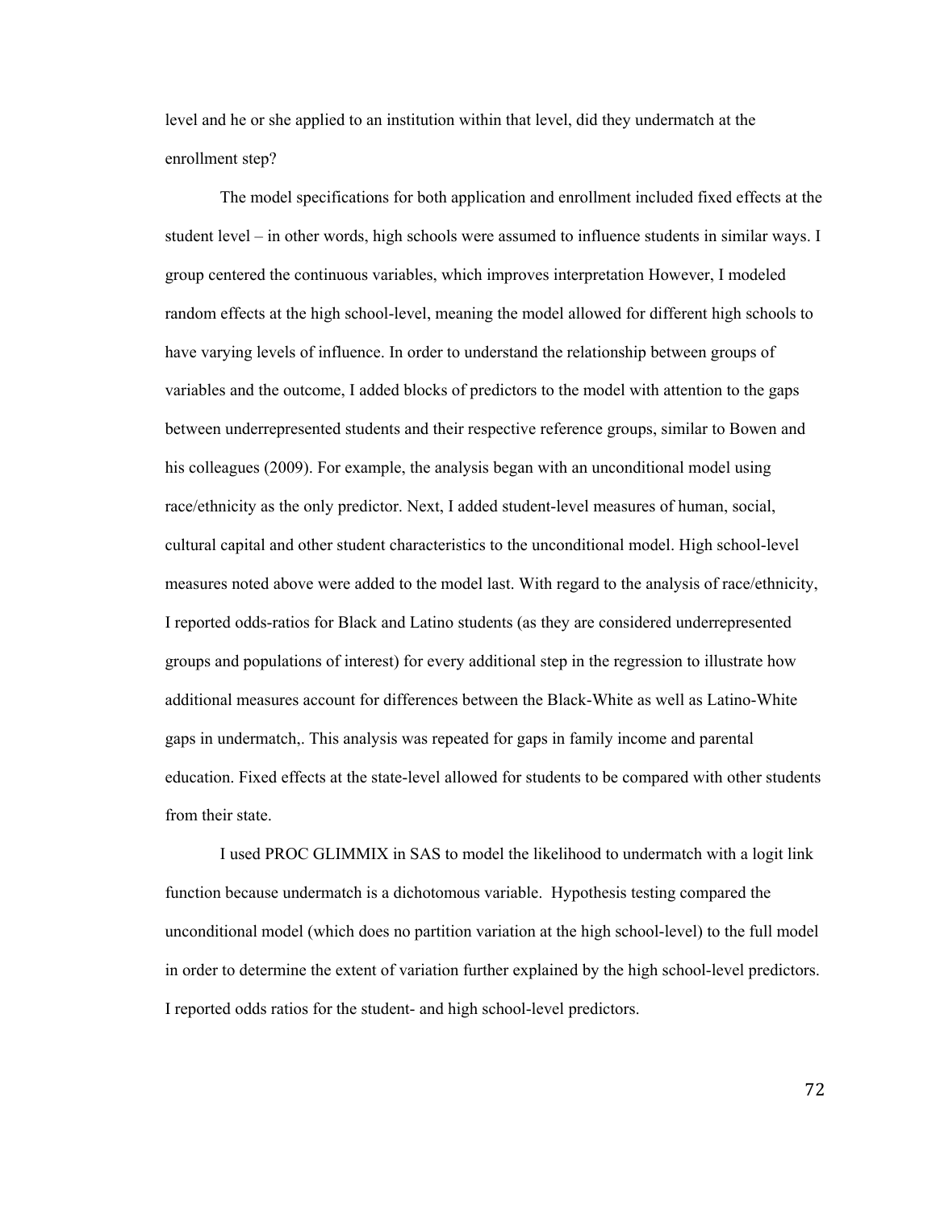level and he or she applied to an institution within that level, did they undermatch at the enrollment step?

The model specifications for both application and enrollment included fixed effects at the student level – in other words, high schools were assumed to influence students in similar ways. I group centered the continuous variables, which improves interpretation However, I modeled random effects at the high school-level, meaning the model allowed for different high schools to have varying levels of influence. In order to understand the relationship between groups of variables and the outcome, I added blocks of predictors to the model with attention to the gaps between underrepresented students and their respective reference groups, similar to Bowen and his colleagues (2009). For example, the analysis began with an unconditional model using race/ethnicity as the only predictor. Next, I added student-level measures of human, social, cultural capital and other student characteristics to the unconditional model. High school-level measures noted above were added to the model last. With regard to the analysis of race/ethnicity, I reported odds-ratios for Black and Latino students (as they are considered underrepresented groups and populations of interest) for every additional step in the regression to illustrate how additional measures account for differences between the Black-White as well as Latino-White gaps in undermatch,. This analysis was repeated for gaps in family income and parental education. Fixed effects at the state-level allowed for students to be compared with other students from their state.

I used PROC GLIMMIX in SAS to model the likelihood to undermatch with a logit link function because undermatch is a dichotomous variable. Hypothesis testing compared the unconditional model (which does no partition variation at the high school-level) to the full model in order to determine the extent of variation further explained by the high school-level predictors. I reported odds ratios for the student- and high school-level predictors.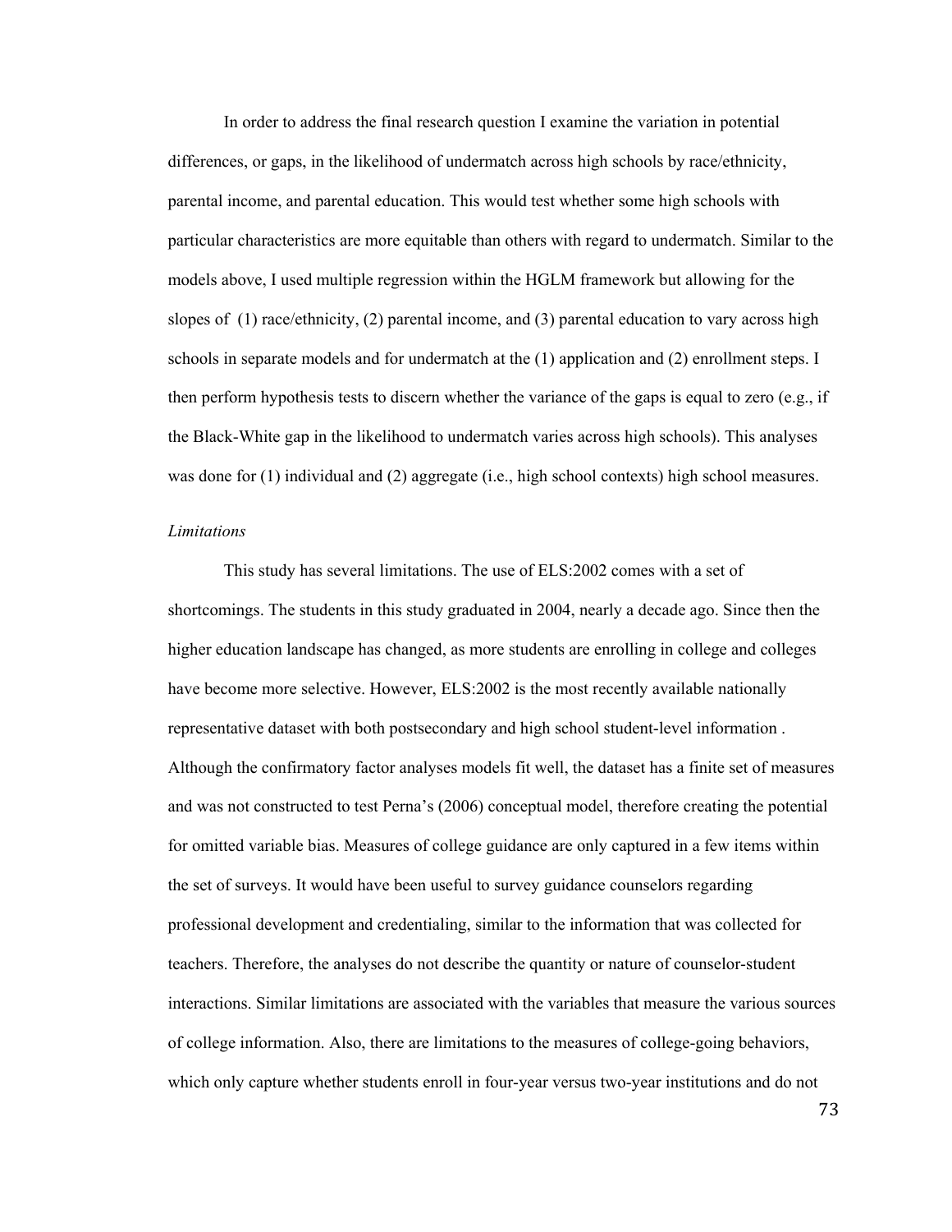In order to address the final research question I examine the variation in potential differences, or gaps, in the likelihood of undermatch across high schools by race/ethnicity, parental income, and parental education. This would test whether some high schools with particular characteristics are more equitable than others with regard to undermatch. Similar to the models above, I used multiple regression within the HGLM framework but allowing for the slopes of (1) race/ethnicity, (2) parental income, and (3) parental education to vary across high schools in separate models and for undermatch at the (1) application and (2) enrollment steps. I then perform hypothesis tests to discern whether the variance of the gaps is equal to zero (e.g., if the Black-White gap in the likelihood to undermatch varies across high schools). This analyses was done for (1) individual and (2) aggregate (i.e., high school contexts) high school measures.

*Limitations*

This study has several limitations. The use of ELS:2002 comes with a set of shortcomings. The students in this study graduated in 2004, nearly a decade ago. Since then the higher education landscape has changed, as more students are enrolling in college and colleges have become more selective. However, ELS:2002 is the most recently available nationally representative dataset with both postsecondary and high school student-level information . Although the confirmatory factor analyses models fit well, the dataset has a finite set of measures and was not constructed to test Perna's (2006) conceptual model, therefore creating the potential for omitted variable bias. Measures of college guidance are only captured in a few items within the set of surveys. It would have been useful to survey guidance counselors regarding professional development and credentialing, similar to the information that was collected for teachers. Therefore, the analyses do not describe the quantity or nature of counselor-student interactions. Similar limitations are associated with the variables that measure the various sources of college information. Also, there are limitations to the measures of college-going behaviors, which only capture whether students enroll in four-year versus two-year institutions and do not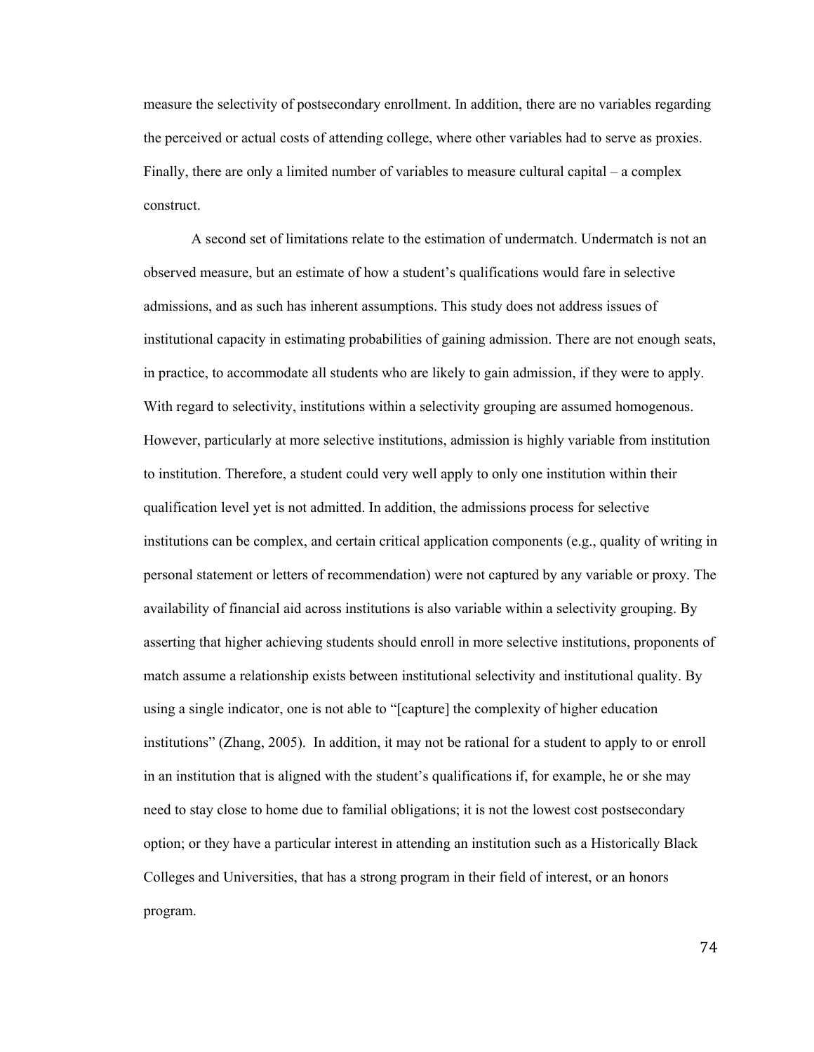measure the selectivity of postsecondary enrollment. In addition, there are no variables regarding the perceived or actual costs of attending college, where other variables had to serve as proxies. Finally, there are only a limited number of variables to measure cultural capital – a complex construct.

A second set of limitations relate to the estimation of undermatch. Undermatch is not an observed measure, but an estimate of how a student's qualifications would fare in selective admissions, and as such has inherent assumptions. This study does not address issues of institutional capacity in estimating probabilities of gaining admission. There are not enough seats, in practice, to accommodate all students who are likely to gain admission, if they were to apply. With regard to selectivity, institutions within a selectivity grouping are assumed homogenous. However, particularly at more selective institutions, admission is highly variable from institution to institution. Therefore, a student could very well apply to only one institution within their qualification level yet is not admitted. In addition, the admissions process for selective institutions can be complex, and certain critical application components (e.g., quality of writing in personal statement or letters of recommendation) were not captured by any variable or proxy. The availability of financial aid across institutions is also variable within a selectivity grouping. By asserting that higher achieving students should enroll in more selective institutions, proponents of match assume a relationship exists between institutional selectivity and institutional quality. By using a single indicator, one is not able to "[capture] the complexity of higher education institutions" (Zhang, 2005). In addition, it may not be rational for a student to apply to or enroll in an institution that is aligned with the student's qualifications if, for example, he or she may need to stay close to home due to familial obligations; it is not the lowest cost postsecondary option; or they have a particular interest in attending an institution such as a Historically Black Colleges and Universities, that has a strong program in their field of interest, or an honors program.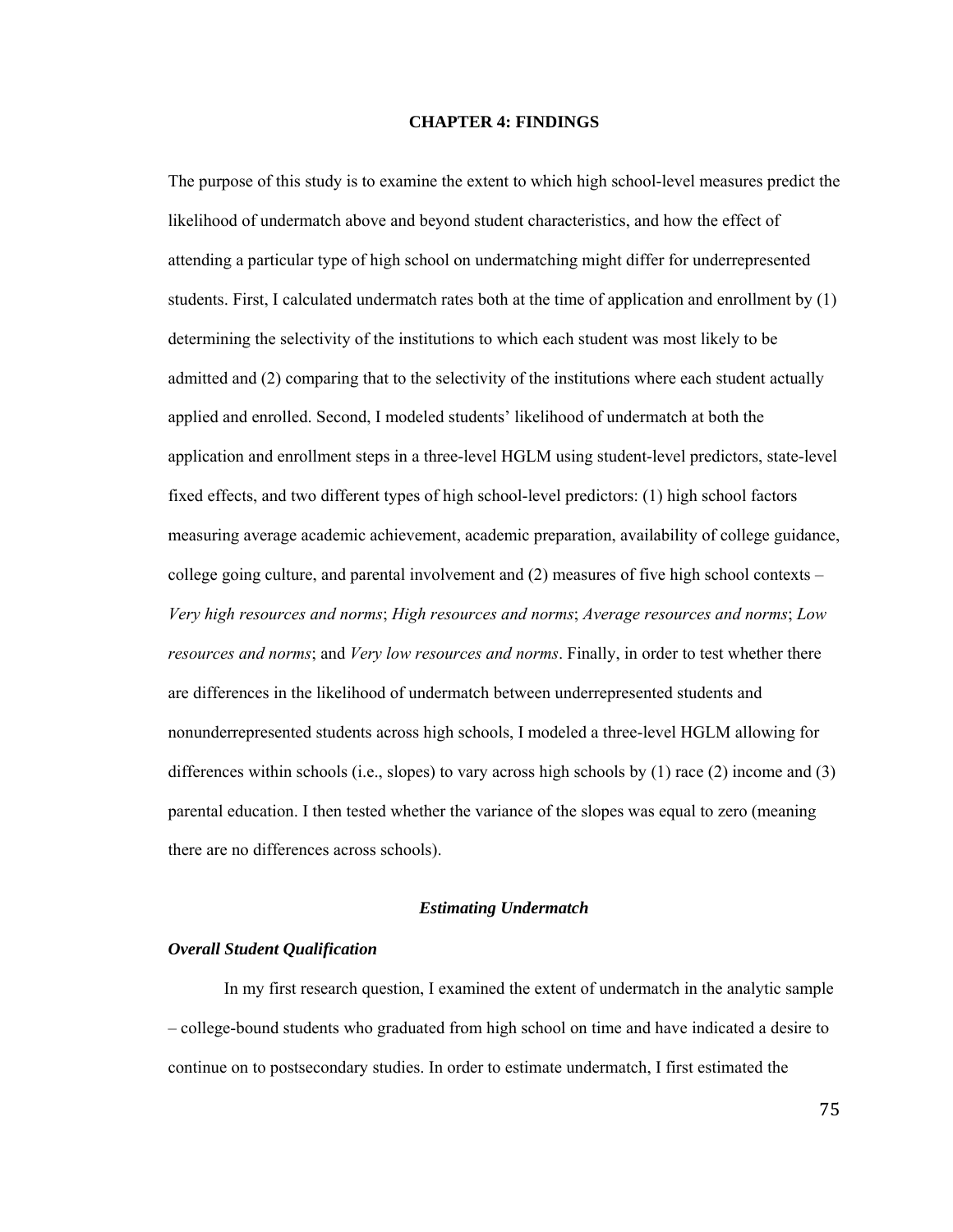# CHAPTER 4: FINDINGS

The purpose of this study is to examine the extent to which high school-level measures predict the likelihood of undermatch above and beyond student characteristics, and how the effect of attending a particular type of high school on undermatching might differ for underrepresented students. First, I calculated undermatch rates both at the time of application and enrollment by (1) determining the selectivity of the institutions to which each student was most likely to be admitted and (2) comparing that to the selectivity of the institutions where each student actually applied and enrolled. Second, I modeled students' likelihood of undermatch at both the application and enrollment steps in a three-level HGLM using student-level predictors, state-level fixed effects, and two different types of high school-level predictors: (1) high school factors measuring average academic achievement, academic preparation, availability of college guidance, college going culture, and parental involvement and (2) measures of five high school contexts – *Very high resources and norms*; *High resources and norms*; *Average resources and norms*; *Low resources and norms*; and *Very low resources and norms*. Finally, in order to test whether there are differences in the likelihood of undermatch between underrepresented students and nonunderrepresented students across high schools, I modeled a three-level HGLM allowing for differences within schools (i.e., slopes) to vary across high schools by (1) race (2) income and (3) parental education. I then tested whether the variance of the slopes was equal to zero (meaning there are no differences across schools).

## *Estimating Undermatch*

### *Overall Student Qualification*

In my first research question, I examined the extent of undermatch in the analytic sample – college-bound students who graduated from high school on time and have indicated a desire to continue on to postsecondary studies. In order to estimate undermatch, I first estimated the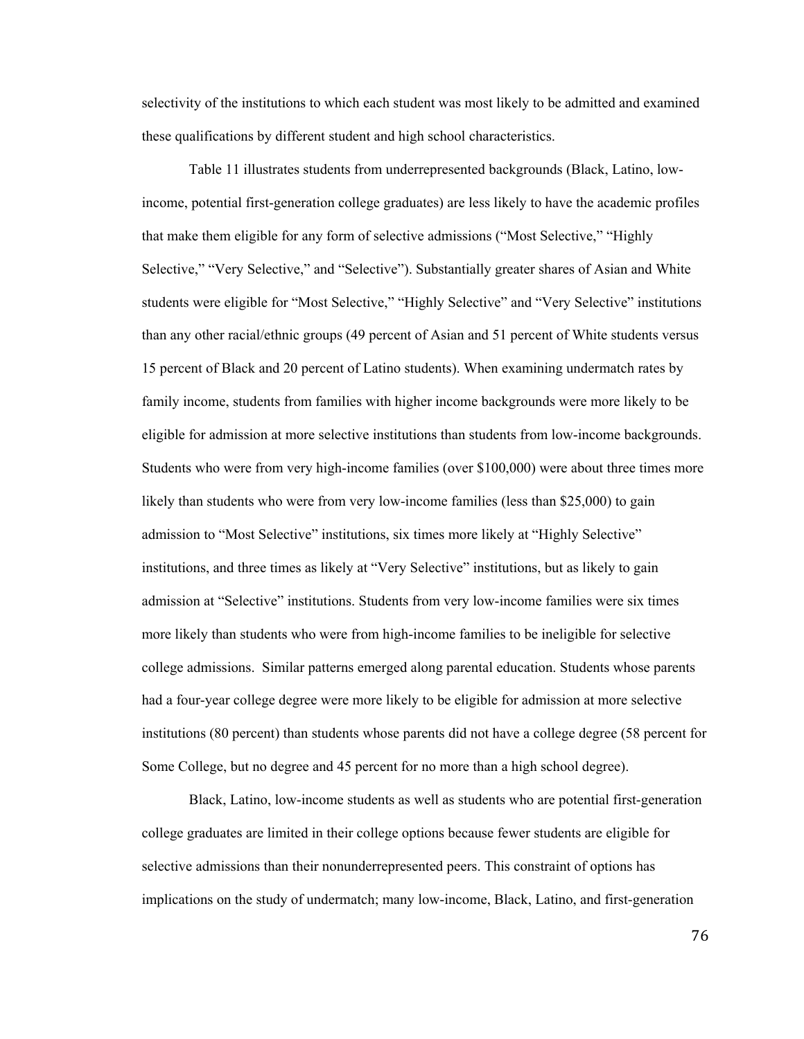selectivity of the institutions to which each student was most likely to be admitted and examined these qualifications by different student and high school characteristics.

Table 11 illustrates students from underrepresented backgrounds (Black, Latino, low-income, potential first-generation college graduates) are less likely to have the academic profiles that make them eligible for any form of selective admissions ("Most Selective," "Highly Selective," "Very Selective," and "Selective"). Substantially greater shares of Asian and White students were eligible for "Most Selective," "Highly Selective" and "Very Selective" institutions than any other racial/ethnic groups (49 percent of Asian and 51 percent of White students versus 15 percent of Black and 20 percent of Latino students). When examining undermatch rates by family income, students from families with higher income backgrounds were more likely to be eligible for admission at more selective institutions than students from low-income backgrounds. Students who were from very high-income families (over $100,000) were about three times more likely than students who were from very low-income families (less than $25,000) to gain admission to "Most Selective" institutions, six times more likely at "Highly Selective" institutions, and three times as likely at "Very Selective" institutions, but as likely to gain admission at "Selective" institutions. Students from very low-income families were six times more likely than students who were from high-income families to be ineligible for selective college admissions. Similar patterns emerged along parental education. Students whose parents had a four-year college degree were more likely to be eligible for admission at more selective institutions (80 percent) than students whose parents did not have a college degree (58 percent for Some College, but no degree and 45 percent for no more than a high school degree).

Black, Latino, low-income students as well as students who are potential first-generation college graduates are limited in their college options because fewer students are eligible for selective admissions than their nonunderrepresented peers. This constraint of options has implications on the study of undermatch; many low-income, Black, Latino, and first-generation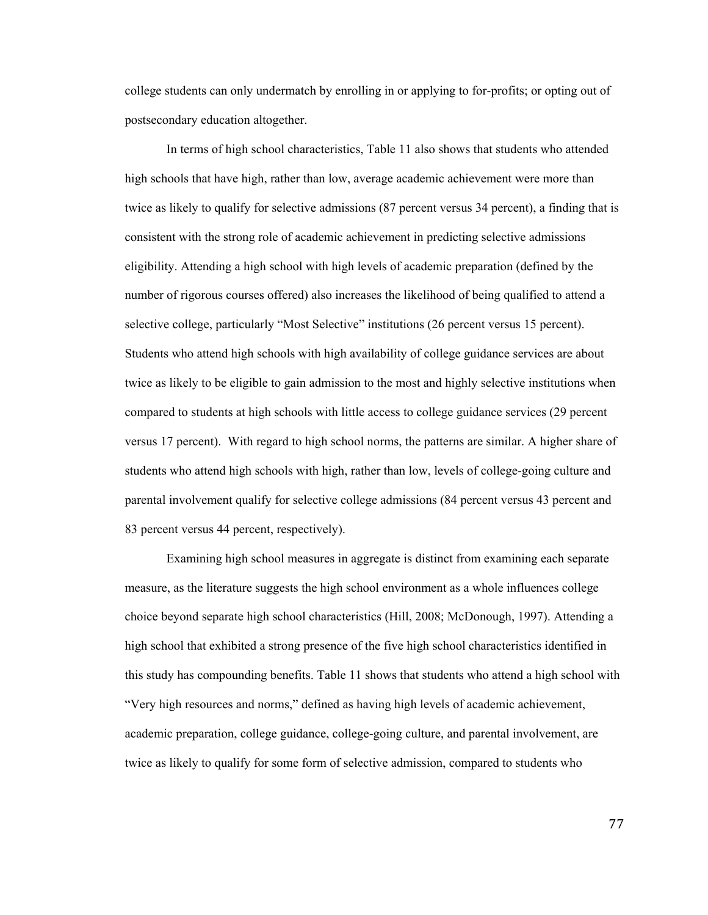college students can only undermatch by enrolling in or applying to for-profits; or opting out of postsecondary education altogether.

In terms of high school characteristics, Table 11 also shows that students who attended high schools that have high, rather than low, average academic achievement were more than twice as likely to qualify for selective admissions (87 percent versus 34 percent), a finding that is consistent with the strong role of academic achievement in predicting selective admissions eligibility. Attending a high school with high levels of academic preparation (defined by the number of rigorous courses offered) also increases the likelihood of being qualified to attend a selective college, particularly "Most Selective" institutions (26 percent versus 15 percent). Students who attend high schools with high availability of college guidance services are about twice as likely to be eligible to gain admission to the most and highly selective institutions when compared to students at high schools with little access to college guidance services (29 percent versus 17 percent). With regard to high school norms, the patterns are similar. A higher share of students who attend high schools with high, rather than low, levels of college-going culture and parental involvement qualify for selective college admissions (84 percent versus 43 percent and 83 percent versus 44 percent, respectively).

Examining high school measures in aggregate is distinct from examining each separate measure, as the literature suggests the high school environment as a whole influences college choice beyond separate high school characteristics (Hill, 2008; McDonough, 1997). Attending a high school that exhibited a strong presence of the five high school characteristics identified in this study has compounding benefits. Table 11 shows that students who attend a high school with "Very high resources and norms," defined as having high levels of academic achievement, academic preparation, college guidance, college-going culture, and parental involvement, are twice as likely to qualify for some form of selective admission, compared to students who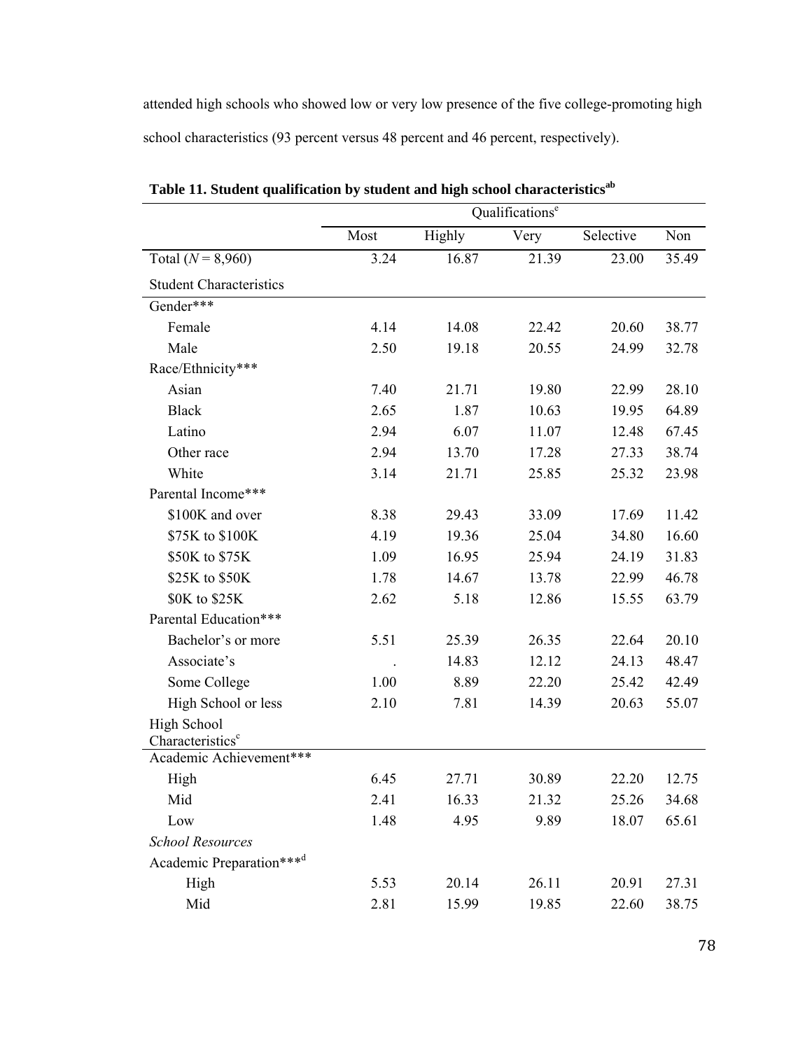attended high schools who showed low or very low presence of the five college-promoting high school characteristics (93 percent versus 48 percent and 46 percent, respectively).

**Table 11. Student qualification by student and high school characteristics[ab]**

| | Qualifications[e] | | | | |
|---|---|---|---|---|---|
| | Most | Highly | Very | Selective | Non |
| Total ($N$ = 8,960) | 3.24 | 16.87 | 21.39 | 23.00 | 35.49 |
| Student Characteristics | | | | | |
| Gender*** | | | | | |
| Female | 4.14 | 14.08 | 22.42 | 20.60 | 38.77 |
| Male | 2.50 | 19.18 | 20.55 | 24.99 | 32.78 |
| Race/Ethnicity*** | | | | | |
| Asian | 7.40 | 21.71 | 19.80 | 22.99 | 28.10 |
| Black | 2.65 | 1.87 | 10.63 | 19.95 | 64.89 |
| Latino | 2.94 | 6.07 | 11.07 | 12.48 | 67.45 |
| Other race | 2.94 | 13.70 | 17.28 | 27.33 | 38.74 |
| White | 3.14 | 21.71 | 25.85 | 25.32 | 23.98 |
| Parental Income*** | | | | | |
| \$100K and over | 8.38 | 29.43 | 33.09 | 17.69 | 11.42 |
| \$75K to \$100K | 4.19 | 19.36 | 25.04 | 34.80 | 16.60 |
| \$50K to \$75K | 1.09 | 16.95 | 25.94 | 24.19 | 31.83 |
| \$25K to \$50K | 1.78 | 14.67 | 13.78 | 22.99 | 46.78 |
| \$0K to \$25K | 2.62 | 5.18 | 12.86 | 15.55 | 63.79 |
| Parental Education*** | | | | | |
| Bachelor's or more | 5.51 | 25.39 | 26.35 | 22.64 | 20.10 |
| Associate's | . | 14.83 | 12.12 | 24.13 | 48.47 |
| Some College | 1.00 | 8.89 | 22.20 | 25.42 | 42.49 |
| High School or less | 2.10 | 7.81 | 14.39 | 20.63 | 55.07 |
| High School Characteristics[c] | | | | | |
| Academic Achievement*** | | | | | |
| High | 6.45 | 27.71 | 30.89 | 22.20 | 12.75 |
| Mid | 2.41 | 16.33 | 21.32 | 25.26 | 34.68 |
| Low | 1.48 | 4.95 | 9.89 | 18.07 | 65.61 |
| *School Resources* | | | | | |
| Academic Preparation***[d] | | | | | |
| High | 5.53 | 20.14 | 26.11 | 20.91 | 27.31 |
| Mid | 2.81 | 15.99 | 19.85 | 22.60 | 38.75 |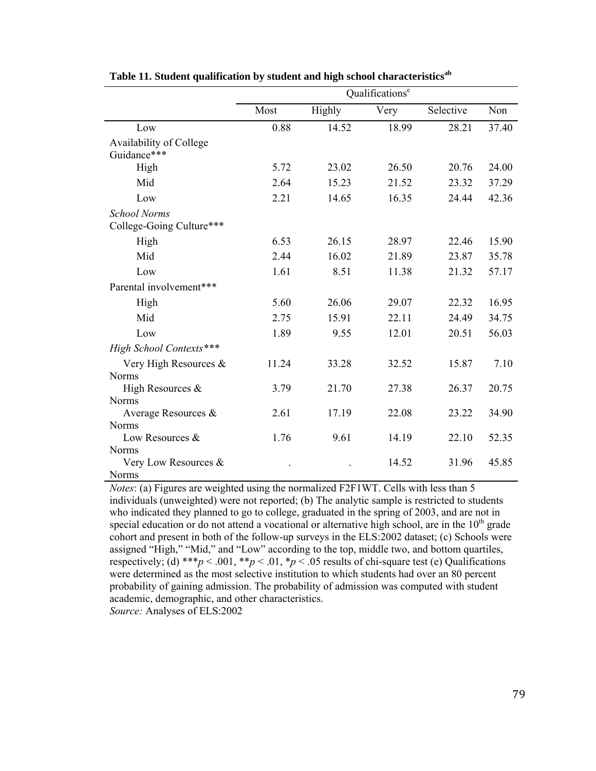**Table 11. Student qualification by student and high school characteristics[ab]**

| | Qualifications[e] | | | | |
|---|---|---|---|---|---|
| | Most | Highly | Very | Selective | Non |
| Low | 0.88 | 14.52 | 18.99 | 28.21 | 37.40 |
| Availability of College Guidance*** | | | | | |
| High | 5.72 | 23.02 | 26.50 | 20.76 | 24.00 |
| Mid | 2.64 | 15.23 | 21.52 | 23.32 | 37.29 |
| Low | 2.21 | 14.65 | 16.35 | 24.44 | 42.36 |
| *School Norms* | | | | | |
| College-Going Culture*** | | | | | |
| High | 6.53 | 26.15 | 28.97 | 22.46 | 15.90 |
| Mid | 2.44 | 16.02 | 21.89 | 23.87 | 35.78 |
| Low | 1.61 | 8.51 | 11.38 | 21.32 | 57.17 |
| Parental involvement*** | | | | | |
| High | 5.60 | 26.06 | 29.07 | 22.32 | 16.95 |
| Mid | 2.75 | 15.91 | 22.11 | 24.49 | 34.75 |
| Low | 1.89 | 9.55 | 12.01 | 20.51 | 56.03 |
| *High School Contexts**** | | | | | |
| Very High Resources & Norms | 11.24 | 33.28 | 32.52 | 15.87 | 7.10 |
| High Resources & Norms | 3.79 | 21.70 | 27.38 | 26.37 | 20.75 |
| Average Resources & Norms | 2.61 | 17.19 | 22.08 | 23.22 | 34.90 |
| Low Resources & Norms | 1.76 | 9.61 | 14.19 | 22.10 | 52.35 |
| Very Low Resources & Norms | . | . | 14.52 | 31.96 | 45.85 |

*Notes*: (a) Figures are weighted using the normalized F2F1WT. Cells with less than 5 individuals (unweighted) were not reported; (b) The analytic sample is restricted to students who indicated they planned to go to college, graduated in the spring of 2003, and are not in special education or do not attend a vocational or alternative high school, are in the 10th grade cohort and present in both of the follow-up surveys in the ELS:2002 dataset; (c) Schools were assigned "High," "Mid," and "Low" according to the top, middle two, and bottom quartiles, respectively; (d) ***$p < .001$, **$p < .01$, *$p < .05$ results of chi-square test (e) Qualifications were determined as the most selective institution to which students had over an 80 percent probability of gaining admission. The probability of admission was computed with student academic, demographic, and other characteristics.

*Source:* Analyses of ELS:2002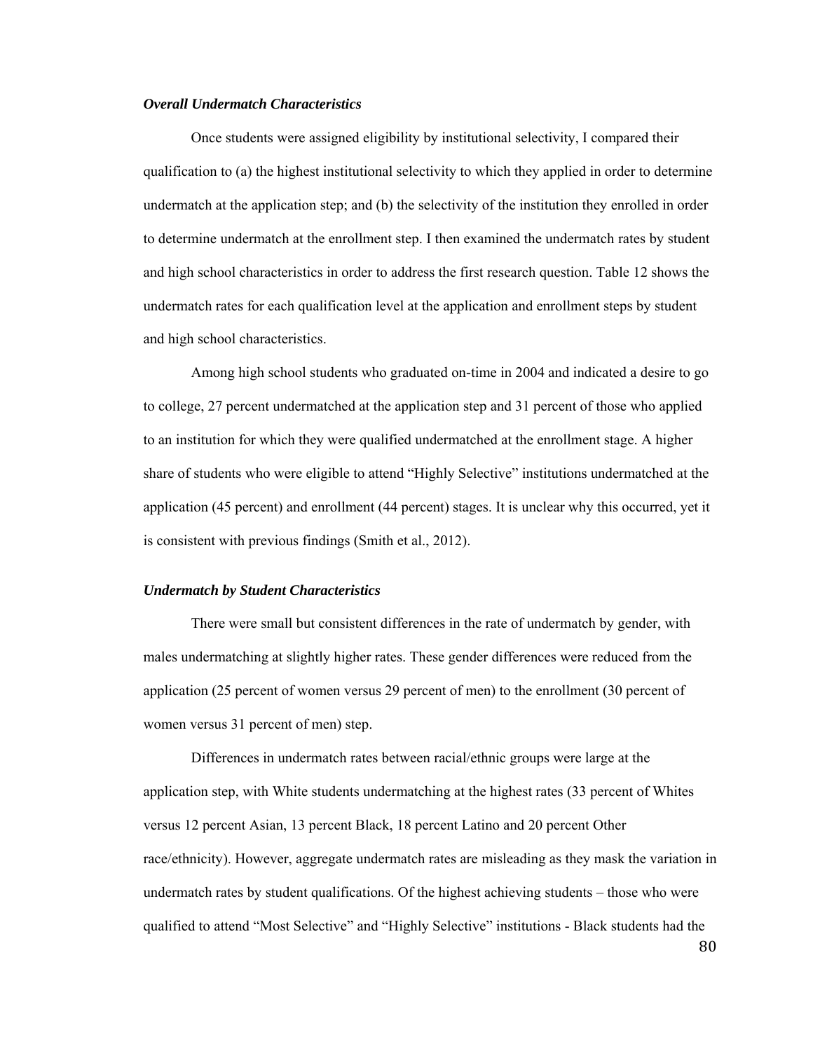### *Overall Undermatch Characteristics*

Once students were assigned eligibility by institutional selectivity, I compared their qualification to (a) the highest institutional selectivity to which they applied in order to determine undermatch at the application step; and (b) the selectivity of the institution they enrolled in order to determine undermatch at the enrollment step. I then examined the undermatch rates by student and high school characteristics in order to address the first research question. Table 12 shows the undermatch rates for each qualification level at the application and enrollment steps by student and high school characteristics.

Among high school students who graduated on-time in 2004 and indicated a desire to go to college, 27 percent undermatched at the application step and 31 percent of those who applied to an institution for which they were qualified undermatched at the enrollment stage. A higher share of students who were eligible to attend "Highly Selective" institutions undermatched at the application (45 percent) and enrollment (44 percent) stages. It is unclear why this occurred, yet it is consistent with previous findings (Smith et al., 2012).

### *Undermatch by Student Characteristics*

There were small but consistent differences in the rate of undermatch by gender, with males undermatching at slightly higher rates. These gender differences were reduced from the application (25 percent of women versus 29 percent of men) to the enrollment (30 percent of women versus 31 percent of men) step.

Differences in undermatch rates between racial/ethnic groups were large at the application step, with White students undermatching at the highest rates (33 percent of Whites versus 12 percent Asian, 13 percent Black, 18 percent Latino and 20 percent Other race/ethnicity). However, aggregate undermatch rates are misleading as they mask the variation in undermatch rates by student qualifications. Of the highest achieving students – those who were qualified to attend "Most Selective" and "Highly Selective" institutions - Black students had the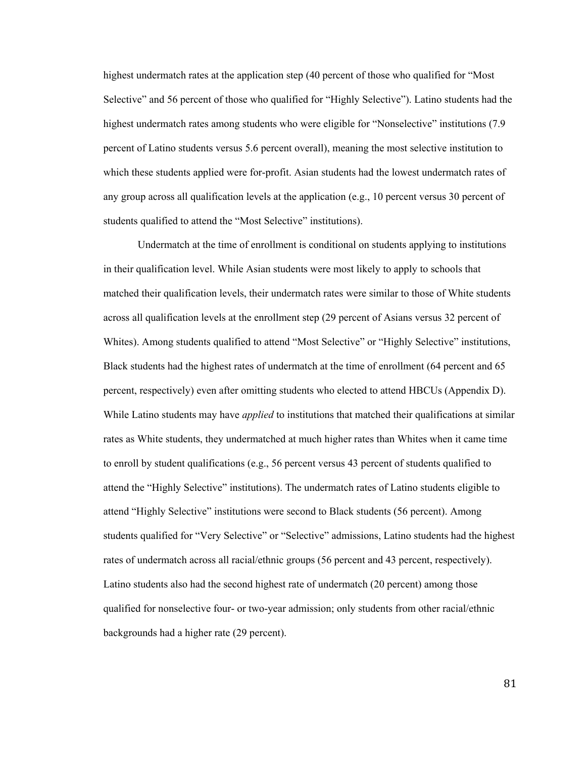highest undermatch rates at the application step (40 percent of those who qualified for "Most Selective" and 56 percent of those who qualified for "Highly Selective"). Latino students had the highest undermatch rates among students who were eligible for "Nonselective" institutions (7.9 percent of Latino students versus 5.6 percent overall), meaning the most selective institution to which these students applied were for-profit. Asian students had the lowest undermatch rates of any group across all qualification levels at the application (e.g., 10 percent versus 30 percent of students qualified to attend the "Most Selective" institutions).

Undermatch at the time of enrollment is conditional on students applying to institutions in their qualification level. While Asian students were most likely to apply to schools that matched their qualification levels, their undermatch rates were similar to those of White students across all qualification levels at the enrollment step (29 percent of Asians versus 32 percent of Whites). Among students qualified to attend "Most Selective" or "Highly Selective" institutions, Black students had the highest rates of undermatch at the time of enrollment (64 percent and 65 percent, respectively) even after omitting students who elected to attend HBCUs (Appendix D). While Latino students may have *applied* to institutions that matched their qualifications at similar rates as White students, they undermatched at much higher rates than Whites when it came time to enroll by student qualifications (e.g., 56 percent versus 43 percent of students qualified to attend the "Highly Selective" institutions). The undermatch rates of Latino students eligible to attend "Highly Selective" institutions were second to Black students (56 percent). Among students qualified for "Very Selective" or "Selective" admissions, Latino students had the highest rates of undermatch across all racial/ethnic groups (56 percent and 43 percent, respectively). Latino students also had the second highest rate of undermatch (20 percent) among those qualified for nonselective four- or two-year admission; only students from other racial/ethnic backgrounds had a higher rate (29 percent).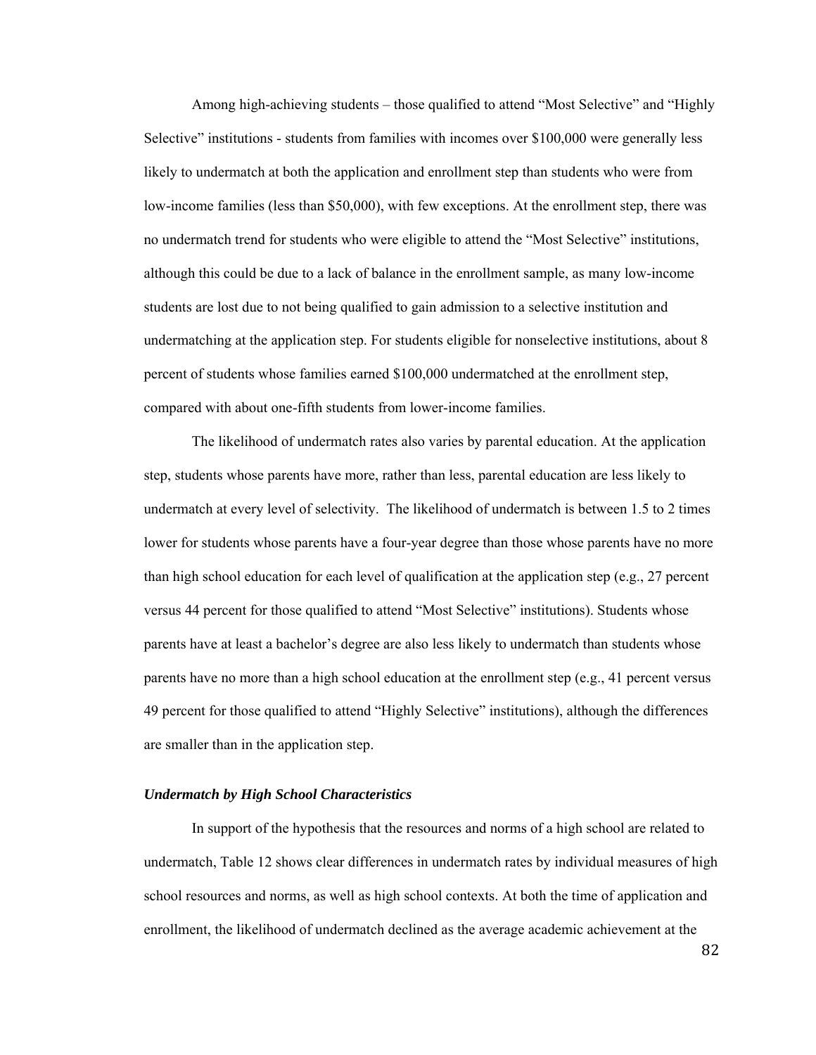Among high-achieving students – those qualified to attend "Most Selective" and "Highly Selective" institutions - students from families with incomes over $100,000 were generally less likely to undermatch at both the application and enrollment step than students who were from low-income families (less than $50,000), with few exceptions. At the enrollment step, there was no undermatch trend for students who were eligible to attend the "Most Selective" institutions, although this could be due to a lack of balance in the enrollment sample, as many low-income students are lost due to not being qualified to gain admission to a selective institution and undermatching at the application step. For students eligible for nonselective institutions, about 8 percent of students whose families earned $100,000 undermatched at the enrollment step, compared with about one-fifth students from lower-income families.

The likelihood of undermatch rates also varies by parental education. At the application step, students whose parents have more, rather than less, parental education are less likely to undermatch at every level of selectivity. The likelihood of undermatch is between 1.5 to 2 times lower for students whose parents have a four-year degree than those whose parents have no more than high school education for each level of qualification at the application step (e.g., 27 percent versus 44 percent for those qualified to attend "Most Selective" institutions). Students whose parents have at least a bachelor's degree are also less likely to undermatch than students whose parents have no more than a high school education at the enrollment step (e.g., 41 percent versus 49 percent for those qualified to attend "Highly Selective" institutions), although the differences are smaller than in the application step.

### *Undermatch by High School Characteristics*

In support of the hypothesis that the resources and norms of a high school are related to undermatch, Table 12 shows clear differences in undermatch rates by individual measures of high school resources and norms, as well as high school contexts. At both the time of application and enrollment, the likelihood of undermatch declined as the average academic achievement at the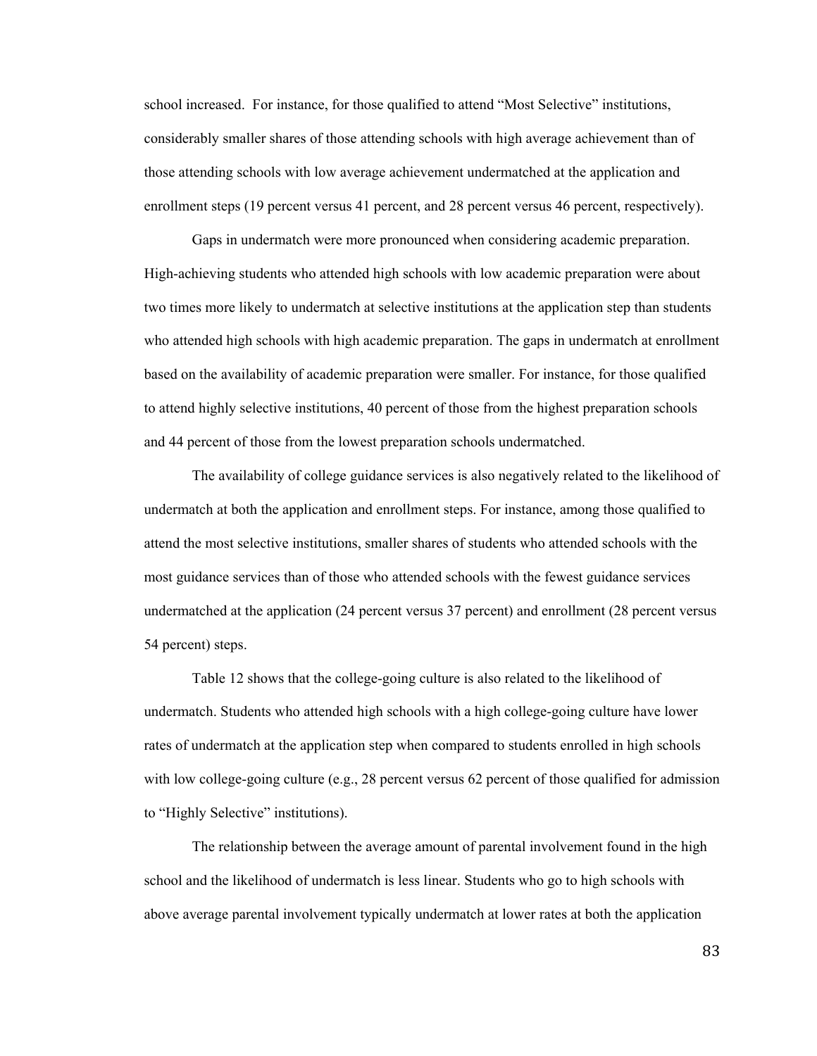school increased. For instance, for those qualified to attend "Most Selective" institutions, considerably smaller shares of those attending schools with high average achievement than of those attending schools with low average achievement undermatched at the application and enrollment steps (19 percent versus 41 percent, and 28 percent versus 46 percent, respectively).

Gaps in undermatch were more pronounced when considering academic preparation. High-achieving students who attended high schools with low academic preparation were about two times more likely to undermatch at selective institutions at the application step than students who attended high schools with high academic preparation. The gaps in undermatch at enrollment based on the availability of academic preparation were smaller. For instance, for those qualified to attend highly selective institutions, 40 percent of those from the highest preparation schools and 44 percent of those from the lowest preparation schools undermatched.

The availability of college guidance services is also negatively related to the likelihood of undermatch at both the application and enrollment steps. For instance, among those qualified to attend the most selective institutions, smaller shares of students who attended schools with the most guidance services than of those who attended schools with the fewest guidance services undermatched at the application (24 percent versus 37 percent) and enrollment (28 percent versus 54 percent) steps.

Table 12 shows that the college-going culture is also related to the likelihood of undermatch. Students who attended high schools with a high college-going culture have lower rates of undermatch at the application step when compared to students enrolled in high schools with low college-going culture (e.g., 28 percent versus 62 percent of those qualified for admission to "Highly Selective" institutions).

The relationship between the average amount of parental involvement found in the high school and the likelihood of undermatch is less linear. Students who go to high schools with above average parental involvement typically undermatch at lower rates at both the application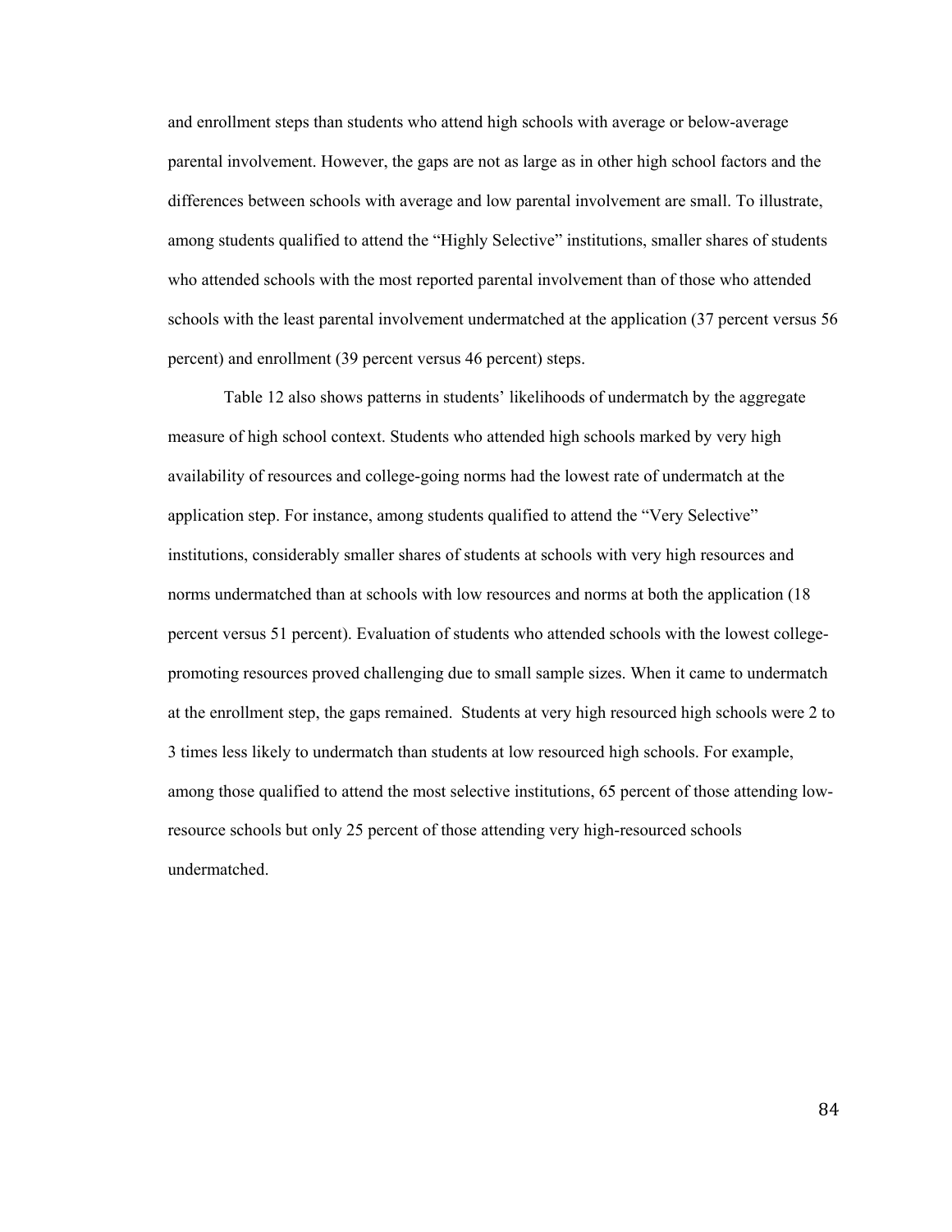and enrollment steps than students who attend high schools with average or below-average parental involvement. However, the gaps are not as large as in other high school factors and the differences between schools with average and low parental involvement are small. To illustrate, among students qualified to attend the "Highly Selective" institutions, smaller shares of students who attended schools with the most reported parental involvement than of those who attended schools with the least parental involvement undermatched at the application (37 percent versus 56 percent) and enrollment (39 percent versus 46 percent) steps.

Table 12 also shows patterns in students' likelihoods of undermatch by the aggregate measure of high school context. Students who attended high schools marked by very high availability of resources and college-going norms had the lowest rate of undermatch at the application step. For instance, among students qualified to attend the "Very Selective" institutions, considerably smaller shares of students at schools with very high resources and norms undermatched than at schools with low resources and norms at both the application (18 percent versus 51 percent). Evaluation of students who attended schools with the lowest college-promoting resources proved challenging due to small sample sizes. When it came to undermatch at the enrollment step, the gaps remained. Students at very high resourced high schools were 2 to 3 times less likely to undermatch than students at low resourced high schools. For example, among those qualified to attend the most selective institutions, 65 percent of those attending low-resource schools but only 25 percent of those attending very high-resourced schools undermatched.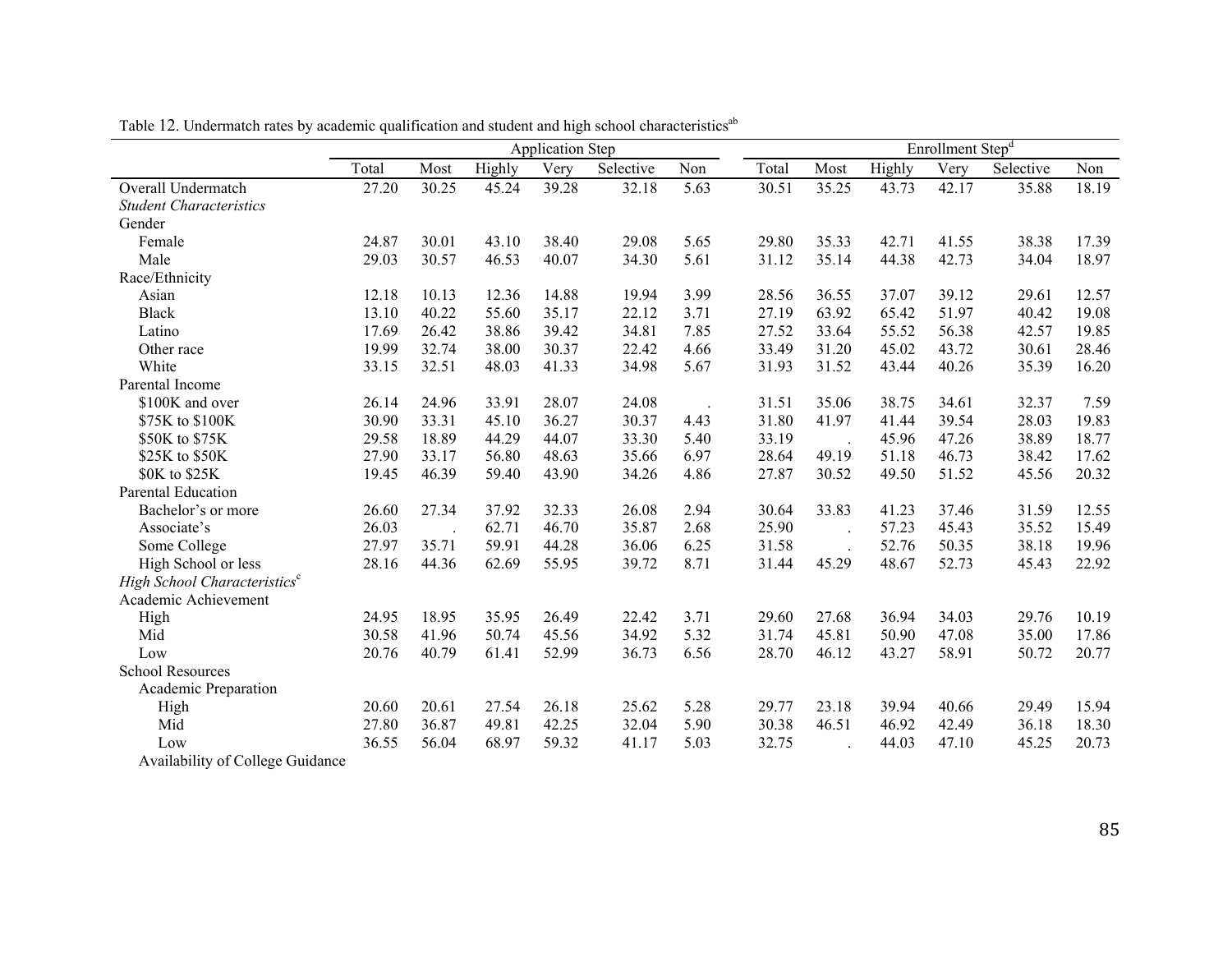Table 12. Undermatch rates by academic qualification and student and high school characteristics[ab]

| | Application Step | | | | | | Enrollment Step[d] | | | | | |
|---|---|---|---|---|---|---|---|---|---|---|---|---|
| | Total | Most | Highly | Very | Selective | Non | Total | Most | Highly | Very | Selective | Non |
| Overall Undermatch | 27.20 | 30.25 | 45.24 | 39.28 | 32.18 | 5.63 | 30.51 | 35.25 | 43.73 | 42.17 | 35.88 | 18.19 |
| *Student Characteristics* | | | | | | | | | | | | |
| Gender | | | | | | | | | | | | |
| Female | 24.87 | 30.01 | 43.10 | 38.40 | 29.08 | 5.65 | 29.80 | 35.33 | 42.71 | 41.55 | 38.38 | 17.39 |
| Male | 29.03 | 30.57 | 46.53 | 40.07 | 34.30 | 5.61 | 31.12 | 35.14 | 44.38 | 42.73 | 34.04 | 18.97 |
| Race/Ethnicity | | | | | | | | | | | | |
| Asian | 12.18 | 10.13 | 12.36 | 14.88 | 19.94 | 3.99 | 28.56 | 36.55 | 37.07 | 39.12 | 29.61 | 12.57 |
| Black | 13.10 | 40.22 | 55.60 | 35.17 | 22.12 | 3.71 | 27.19 | 63.92 | 65.42 | 51.97 | 40.42 | 19.08 |
| Latino | 17.69 | 26.42 | 38.86 | 39.42 | 34.81 | 7.85 | 27.52 | 33.64 | 55.52 | 56.38 | 42.57 | 19.85 |
| Other race | 19.99 | 32.74 | 38.00 | 30.37 | 22.42 | 4.66 | 33.49 | 31.20 | 45.02 | 43.72 | 30.61 | 28.46 |
| White | 33.15 | 32.51 | 48.03 | 41.33 | 34.98 | 5.67 | 31.93 | 31.52 | 43.44 | 40.26 | 35.39 | 16.20 |
| Parental Income | | | | | | | | | | | | |
| $100K and over | 26.14 | 24.96 | 33.91 | 28.07 | 24.08 | . | 31.51 | 35.06 | 38.75 | 34.61 | 32.37 | 7.59 |
| $75K to $100K | 30.90 | 33.31 | 45.10 | 36.27 | 30.37 | 4.43 | 31.80 | 41.97 | 41.44 | 39.54 | 28.03 | 19.83 |
| $50K to $75K | 29.58 | 18.89 | 44.29 | 44.07 | 33.30 | 5.40 | 33.19 | . | 45.96 | 47.26 | 38.89 | 18.77 |
| $25K to $50K | 27.90 | 33.17 | 56.80 | 48.63 | 35.66 | 6.97 | 28.64 | 49.19 | 51.18 | 46.73 | 38.42 | 17.62 |
| $0K to $25K | 19.45 | 46.39 | 59.40 | 43.90 | 34.26 | 4.86 | 27.87 | 30.52 | 49.50 | 51.52 | 45.56 | 20.32 |
| Parental Education | | | | | | | | | | | | |
| Bachelor's or more | 26.60 | 27.34 | 37.92 | 32.33 | 26.08 | 2.94 | 30.64 | 33.83 | 41.23 | 37.46 | 31.59 | 12.55 |
| Associate's | 26.03 | . | 62.71 | 46.70 | 35.87 | 2.68 | 25.90 | . | 57.23 | 45.43 | 35.52 | 15.49 |
| Some College | 27.97 | 35.71 | 59.91 | 44.28 | 36.06 | 6.25 | 31.58 | . | 52.76 | 50.35 | 38.18 | 19.96 |
| High School or less | 28.16 | 44.36 | 62.69 | 55.95 | 39.72 | 8.71 | 31.44 | 45.29 | 48.67 | 52.73 | 45.43 | 22.92 |
| *High School Characteristics*[c] | | | | | | | | | | | | |
| Academic Achievement | | | | | | | | | | | | |
| High | 24.95 | 18.95 | 35.95 | 26.49 | 22.42 | 3.71 | 29.60 | 27.68 | 36.94 | 34.03 | 29.76 | 10.19 |
| Mid | 30.58 | 41.96 | 50.74 | 45.56 | 34.92 | 5.32 | 31.74 | 45.81 | 50.90 | 47.08 | 35.00 | 17.86 |
| Low | 20.76 | 40.79 | 61.41 | 52.99 | 36.73 | 6.56 | 28.70 | 46.12 | 43.27 | 58.91 | 50.72 | 20.77 |
| School Resources | | | | | | | | | | | | |
| Academic Preparation | | | | | | | | | | | | |
| High | 20.60 | 20.61 | 27.54 | 26.18 | 25.62 | 5.28 | 29.77 | 23.18 | 39.94 | 40.66 | 29.49 | 15.94 |
| Mid | 27.80 | 36.87 | 49.81 | 42.25 | 32.04 | 5.90 | 30.38 | 46.51 | 46.92 | 42.49 | 36.18 | 18.30 |
| Low | 36.55 | 56.04 | 68.97 | 59.32 | 41.17 | 5.03 | 32.75 | . | 44.03 | 47.10 | 45.25 | 20.73 |
| Availability of College Guidance | | | | | | | | | | | | |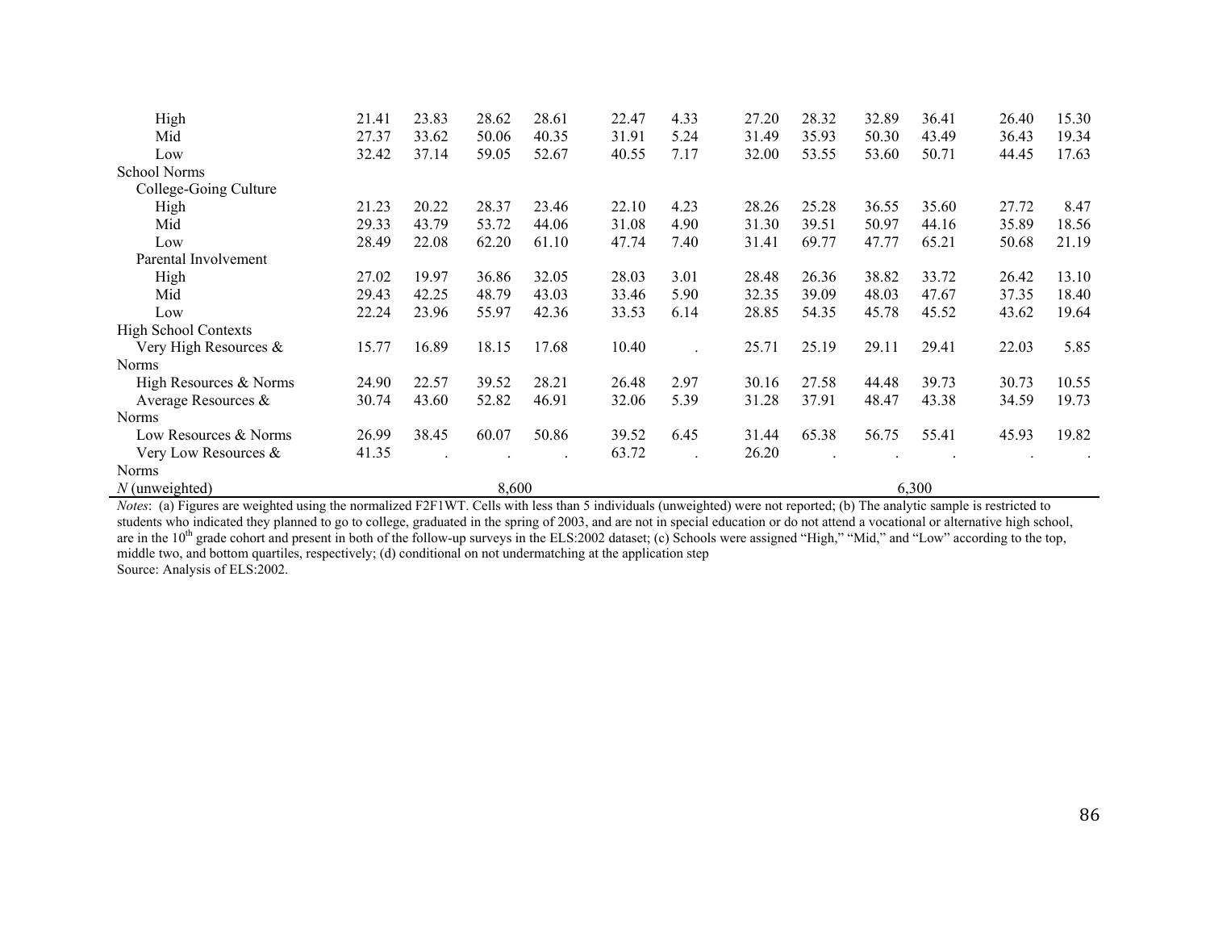| | | | | | | | | | | | | |
|---|---|---|---|---|---|---|---|---|---|---|---|---|
| High | 21.41 | 23.83 | 28.62 | 28.61 | 22.47 | 4.33 | 27.20 | 28.32 | 32.89 | 36.41 | 26.40 | 15.30 |
| Mid | 27.37 | 33.62 | 50.06 | 40.35 | 31.91 | 5.24 | 31.49 | 35.93 | 50.30 | 43.49 | 36.43 | 19.34 |
| Low | 32.42 | 37.14 | 59.05 | 52.67 | 40.55 | 7.17 | 32.00 | 53.55 | 53.60 | 50.71 | 44.45 | 17.63 |
| School Norms | | | | | | | | | | | | |
| College-Going Culture | | | | | | | | | | | | |
| High | 21.23 | 20.22 | 28.37 | 23.46 | 22.10 | 4.23 | 28.26 | 25.28 | 36.55 | 35.60 | 27.72 | 8.47 |
| Mid | 29.33 | 43.79 | 53.72 | 44.06 | 31.08 | 4.90 | 31.30 | 39.51 | 50.97 | 44.16 | 35.89 | 18.56 |
| Low | 28.49 | 22.08 | 62.20 | 61.10 | 47.74 | 7.40 | 31.41 | 69.77 | 47.77 | 65.21 | 50.68 | 21.19 |
| Parental Involvement | | | | | | | | | | | | |
| High | 27.02 | 19.97 | 36.86 | 32.05 | 28.03 | 3.01 | 28.48 | 26.36 | 38.82 | 33.72 | 26.42 | 13.10 |
| Mid | 29.43 | 42.25 | 48.79 | 43.03 | 33.46 | 5.90 | 32.35 | 39.09 | 48.03 | 47.67 | 37.35 | 18.40 |
| Low | 22.24 | 23.96 | 55.97 | 42.36 | 33.53 | 6.14 | 28.85 | 54.35 | 45.78 | 45.52 | 43.62 | 19.64 |
| High School Contexts | | | | | | | | | | | | |
| Very High Resources & Norms | 15.77 | 16.89 | 18.15 | 17.68 | 10.40 | . | 25.71 | 25.19 | 29.11 | 29.41 | 22.03 | 5.85 |
| High Resources & Norms | 24.90 | 22.57 | 39.52 | 28.21 | 26.48 | 2.97 | 30.16 | 27.58 | 44.48 | 39.73 | 30.73 | 10.55 |
| Average Resources & Norms | 30.74 | 43.60 | 52.82 | 46.91 | 32.06 | 5.39 | 31.28 | 37.91 | 48.47 | 43.38 | 34.59 | 19.73 |
| Low Resources & Norms | 26.99 | 38.45 | 60.07 | 50.86 | 39.52 | 6.45 | 31.44 | 65.38 | 56.75 | 55.41 | 45.93 | 19.82 |
| Very Low Resources & Norms | 41.35 | . | . | . | 63.72 | . | 26.20 | . | . | . | . | . |
| *N* (unweighted) | | | 8,600 | | | | | | 6,300 | | | |

*Notes*: (a) Figures are weighted using the normalized F2F1WT. Cells with less than 5 individuals (unweighted) were not reported; (b) The analytic sample is restricted to students who indicated they planned to go to college, graduated in the spring of 2003, and are not in special education or do not attend a vocational or alternative high school, are in the 10th grade cohort and present in both of the follow-up surveys in the ELS:2002 dataset; (c) Schools were assigned "High," "Mid," and "Low" according to the top, middle two, and bottom quartiles, respectively; (d) conditional on not undermatching at the application step

Source: Analysis of ELS:2002.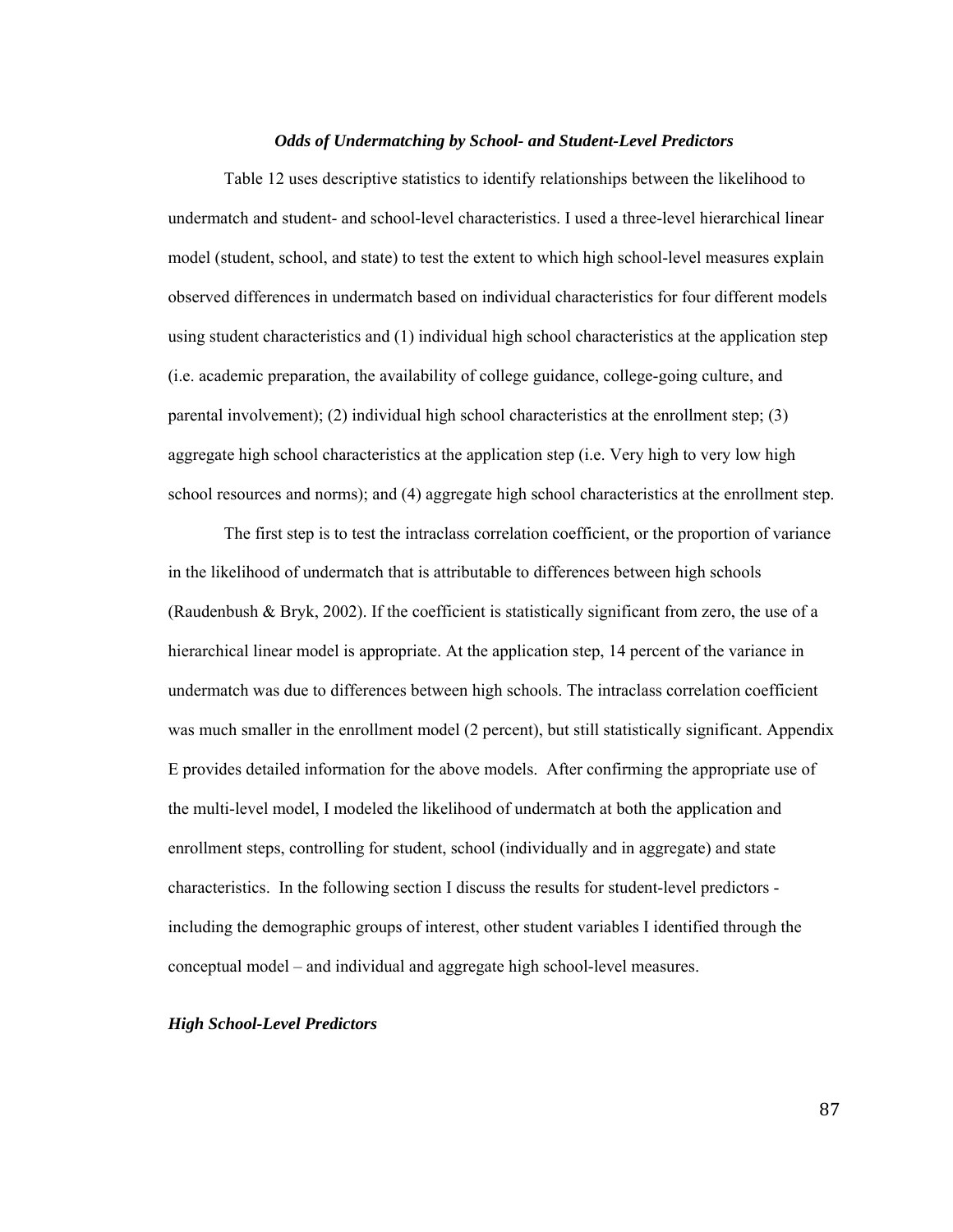### *Odds of Undermatching by School- and Student-Level Predictors*

Table 12 uses descriptive statistics to identify relationships between the likelihood to undermatch and student- and school-level characteristics. I used a three-level hierarchical linear model (student, school, and state) to test the extent to which high school-level measures explain observed differences in undermatch based on individual characteristics for four different models using student characteristics and (1) individual high school characteristics at the application step (i.e. academic preparation, the availability of college guidance, college-going culture, and parental involvement); (2) individual high school characteristics at the enrollment step; (3) aggregate high school characteristics at the application step (i.e. Very high to very low high school resources and norms); and (4) aggregate high school characteristics at the enrollment step.

The first step is to test the intraclass correlation coefficient, or the proportion of variance in the likelihood of undermatch that is attributable to differences between high schools (Raudenbush & Bryk, 2002). If the coefficient is statistically significant from zero, the use of a hierarchical linear model is appropriate. At the application step, 14 percent of the variance in undermatch was due to differences between high schools. The intraclass correlation coefficient was much smaller in the enrollment model (2 percent), but still statistically significant. Appendix E provides detailed information for the above models. After confirming the appropriate use of the multi-level model, I modeled the likelihood of undermatch at both the application and enrollment steps, controlling for student, school (individually and in aggregate) and state characteristics. In the following section I discuss the results for student-level predictors - including the demographic groups of interest, other student variables I identified through the conceptual model – and individual and aggregate high school-level measures.

#### *High School-Level Predictors*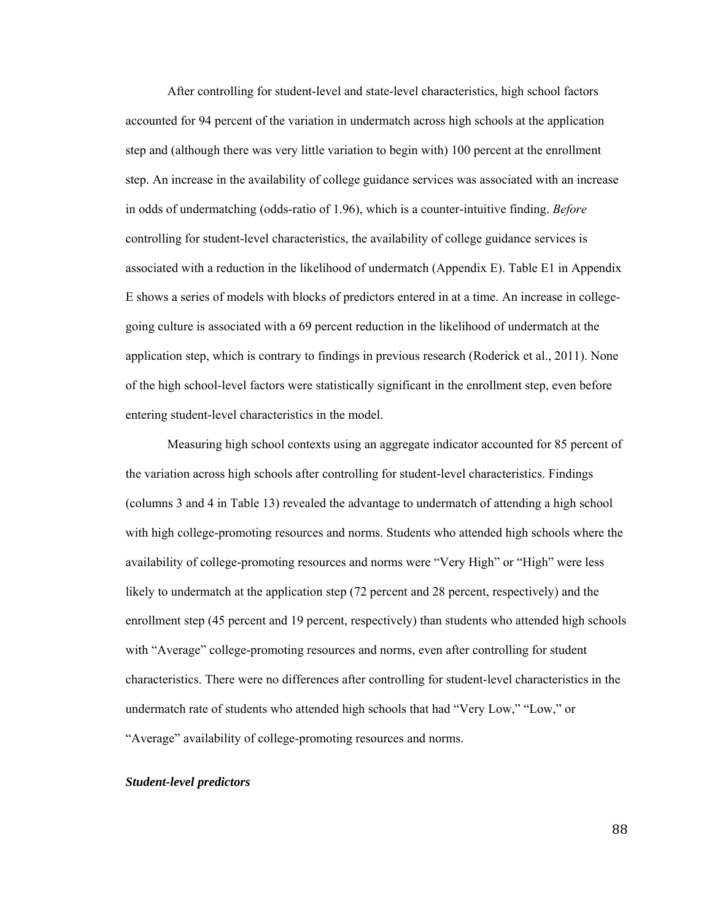After controlling for student-level and state-level characteristics, high school factors accounted for 94 percent of the variation in undermatch across high schools at the application step and (although there was very little variation to begin with) 100 percent at the enrollment step. An increase in the availability of college guidance services was associated with an increase in odds of undermatching (odds-ratio of 1.96), which is a counter-intuitive finding. *Before* controlling for student-level characteristics, the availability of college guidance services is associated with a reduction in the likelihood of undermatch (Appendix E). Table E1 in Appendix E shows a series of models with blocks of predictors entered in at a time. An increase in college-going culture is associated with a 69 percent reduction in the likelihood of undermatch at the application step, which is contrary to findings in previous research (Roderick et al., 2011). None of the high school-level factors were statistically significant in the enrollment step, even before entering student-level characteristics in the model.

Measuring high school contexts using an aggregate indicator accounted for 85 percent of the variation across high schools after controlling for student-level characteristics. Findings (columns 3 and 4 in Table 13) revealed the advantage to undermatch of attending a high school with high college-promoting resources and norms. Students who attended high schools where the availability of college-promoting resources and norms were "Very High" or "High" were less likely to undermatch at the application step (72 percent and 28 percent, respectively) and the enrollment step (45 percent and 19 percent, respectively) than students who attended high schools with "Average" college-promoting resources and norms, even after controlling for student characteristics. There were no differences after controlling for student-level characteristics in the undermatch rate of students who attended high schools that had "Very Low," "Low," or "Average" availability of college-promoting resources and norms.

***Student-level predictors***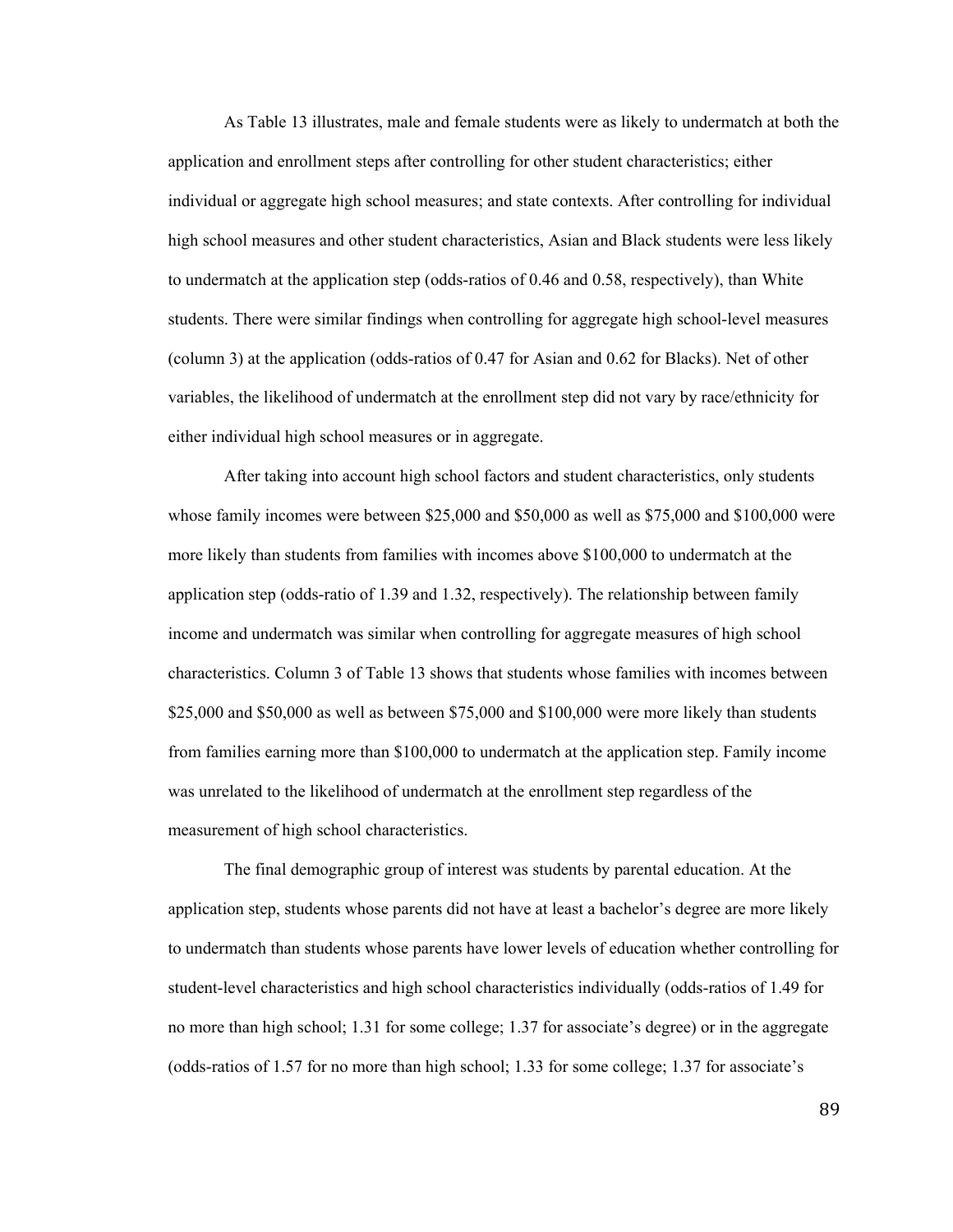As Table 13 illustrates, male and female students were as likely to undermatch at both the application and enrollment steps after controlling for other student characteristics; either individual or aggregate high school measures; and state contexts. After controlling for individual high school measures and other student characteristics, Asian and Black students were less likely to undermatch at the application step (odds-ratios of 0.46 and 0.58, respectively), than White students. There were similar findings when controlling for aggregate high school-level measures (column 3) at the application (odds-ratios of 0.47 for Asian and 0.62 for Blacks). Net of other variables, the likelihood of undermatch at the enrollment step did not vary by race/ethnicity for either individual high school measures or in aggregate.

After taking into account high school factors and student characteristics, only students whose family incomes were between $25,000 and $50,000 as well as $75,000 and $100,000 were more likely than students from families with incomes above $100,000 to undermatch at the application step (odds-ratio of 1.39 and 1.32, respectively). The relationship between family income and undermatch was similar when controlling for aggregate measures of high school characteristics. Column 3 of Table 13 shows that students whose families with incomes between $25,000 and $50,000 as well as between $75,000 and $100,000 were more likely than students from families earning more than $100,000 to undermatch at the application step. Family income was unrelated to the likelihood of undermatch at the enrollment step regardless of the measurement of high school characteristics.

The final demographic group of interest was students by parental education. At the application step, students whose parents did not have at least a bachelor's degree are more likely to undermatch than students whose parents have lower levels of education whether controlling for student-level characteristics and high school characteristics individually (odds-ratios of 1.49 for no more than high school; 1.31 for some college; 1.37 for associate's degree) or in the aggregate (odds-ratios of 1.57 for no more than high school; 1.33 for some college; 1.37 for associate's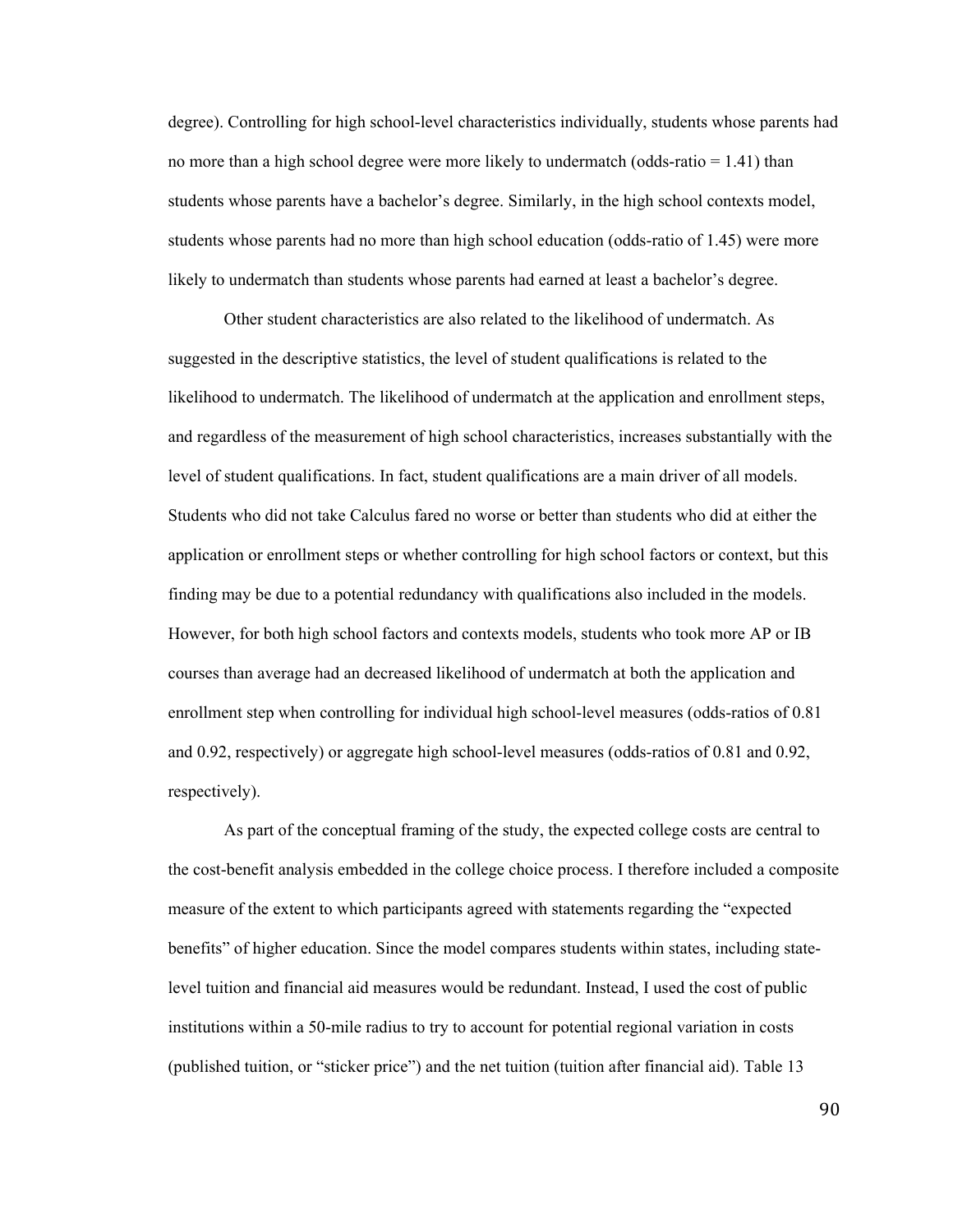degree). Controlling for high school-level characteristics individually, students whose parents had no more than a high school degree were more likely to undermatch (odds-ratio = 1.41) than students whose parents have a bachelor's degree. Similarly, in the high school contexts model, students whose parents had no more than high school education (odds-ratio of 1.45) were more likely to undermatch than students whose parents had earned at least a bachelor's degree.

Other student characteristics are also related to the likelihood of undermatch. As suggested in the descriptive statistics, the level of student qualifications is related to the likelihood to undermatch. The likelihood of undermatch at the application and enrollment steps, and regardless of the measurement of high school characteristics, increases substantially with the level of student qualifications. In fact, student qualifications are a main driver of all models. Students who did not take Calculus fared no worse or better than students who did at either the application or enrollment steps or whether controlling for high school factors or context, but this finding may be due to a potential redundancy with qualifications also included in the models. However, for both high school factors and contexts models, students who took more AP or IB courses than average had an decreased likelihood of undermatch at both the application and enrollment step when controlling for individual high school-level measures (odds-ratios of 0.81 and 0.92, respectively) or aggregate high school-level measures (odds-ratios of 0.81 and 0.92, respectively).

As part of the conceptual framing of the study, the expected college costs are central to the cost-benefit analysis embedded in the college choice process. I therefore included a composite measure of the extent to which participants agreed with statements regarding the "expected benefits" of higher education. Since the model compares students within states, including state-level tuition and financial aid measures would be redundant. Instead, I used the cost of public institutions within a 50-mile radius to try to account for potential regional variation in costs (published tuition, or "sticker price") and the net tuition (tuition after financial aid). Table 13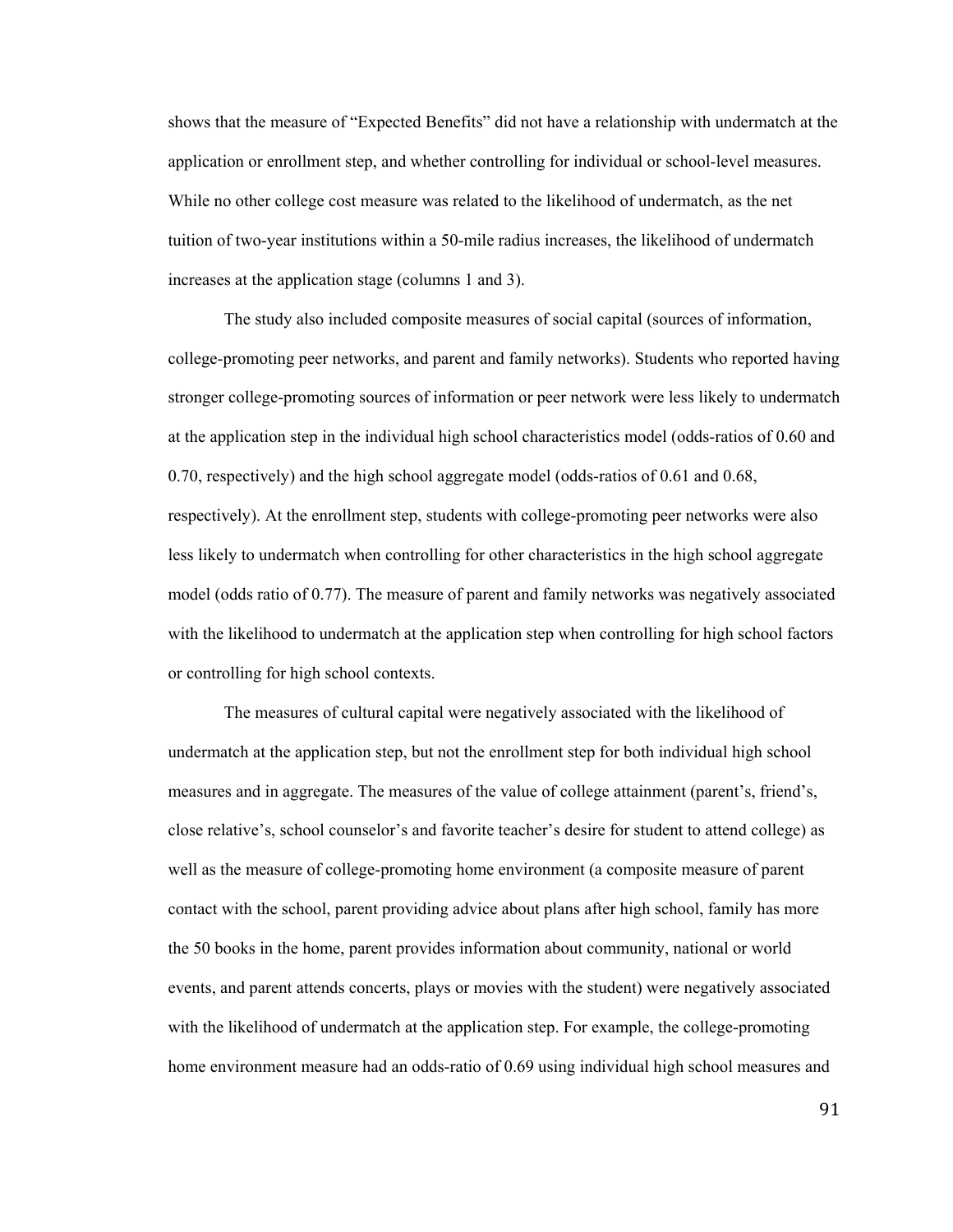shows that the measure of "Expected Benefits" did not have a relationship with undermatch at the application or enrollment step, and whether controlling for individual or school-level measures. While no other college cost measure was related to the likelihood of undermatch, as the net tuition of two-year institutions within a 50-mile radius increases, the likelihood of undermatch increases at the application stage (columns 1 and 3).

The study also included composite measures of social capital (sources of information, college-promoting peer networks, and parent and family networks). Students who reported having stronger college-promoting sources of information or peer network were less likely to undermatch at the application step in the individual high school characteristics model (odds-ratios of 0.60 and 0.70, respectively) and the high school aggregate model (odds-ratios of 0.61 and 0.68, respectively). At the enrollment step, students with college-promoting peer networks were also less likely to undermatch when controlling for other characteristics in the high school aggregate model (odds ratio of 0.77). The measure of parent and family networks was negatively associated with the likelihood to undermatch at the application step when controlling for high school factors or controlling for high school contexts.

The measures of cultural capital were negatively associated with the likelihood of undermatch at the application step, but not the enrollment step for both individual high school measures and in aggregate. The measures of the value of college attainment (parent's, friend's, close relative's, school counselor's and favorite teacher's desire for student to attend college) as well as the measure of college-promoting home environment (a composite measure of parent contact with the school, parent providing advice about plans after high school, family has more the 50 books in the home, parent provides information about community, national or world events, and parent attends concerts, plays or movies with the student) were negatively associated with the likelihood of undermatch at the application step. For example, the college-promoting home environment measure had an odds-ratio of 0.69 using individual high school measures and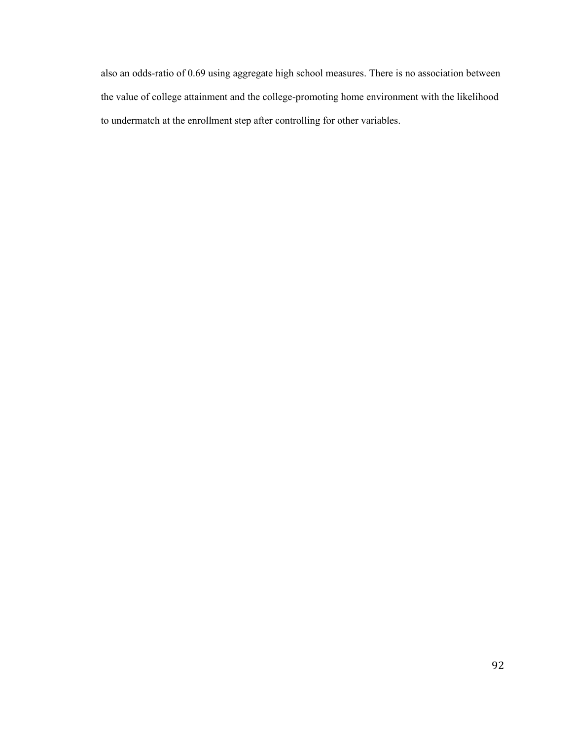also an odds-ratio of 0.69 using aggregate high school measures. There is no association between the value of college attainment and the college-promoting home environment with the likelihood to undermatch at the enrollment step after controlling for other variables.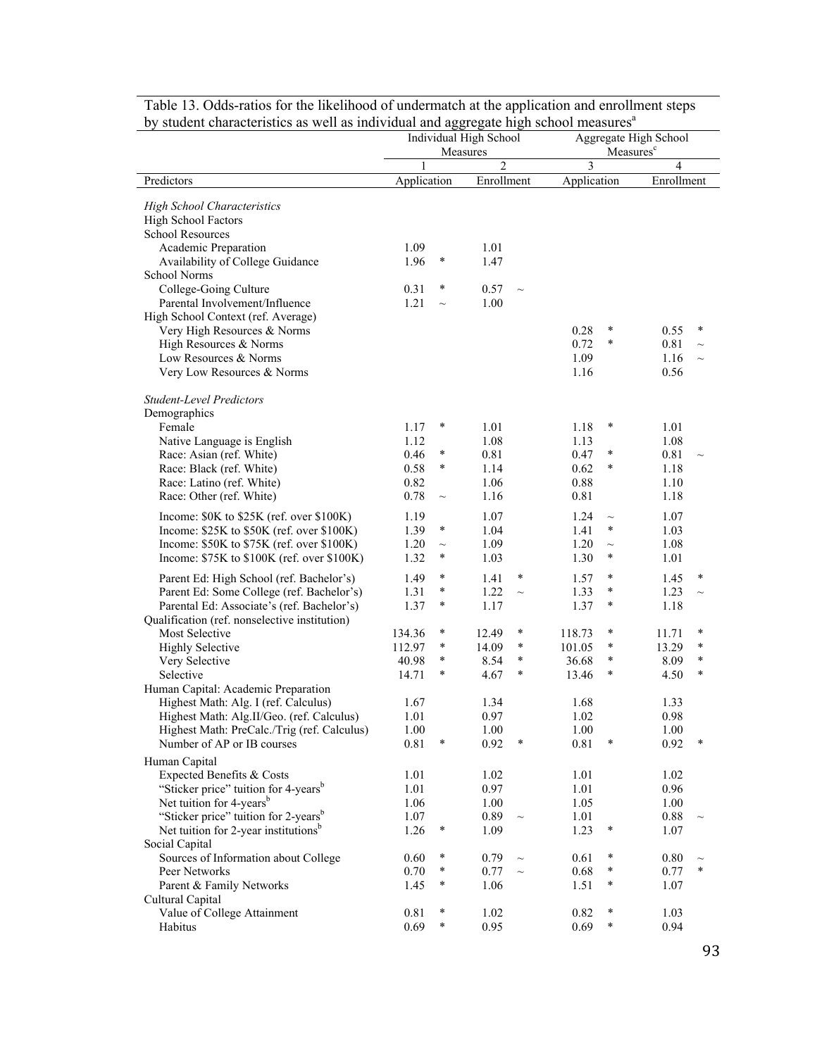Table 13. Odds-ratios for the likelihood of undermatch at the application and enrollment steps by student characteristics as well as individual and aggregate high school measures[a]

| | Individual High School Measures | | | | Aggregate High School Measures[c] | | | |
|---|---|---|---|---|---|---|---|---|
| | 1 | | 2 | | 3 | | 4 | |
| Predictors | Application | | Enrollment | | Application | | Enrollment | |
| *High School Characteristics* | | | | | | | | |
| High School Factors | | | | | | | | |
| School Resources | | | | | | | | |
| Academic Preparation | 1.09 | | 1.01 | | | | | |
| Availability of College Guidance | 1.96 | * | 1.47 | | | | | |
| School Norms | | | | | | | | |
| College-Going Culture | 0.31 | * | 0.57 | ~ | | | | |
| Parental Involvement/Influence | 1.21 | ~ | 1.00 | | | | | |
| High School Context (ref. Average) | | | | | | | | |
| Very High Resources & Norms | | | | | 0.28 | * | 0.55 | * |
| High Resources & Norms | | | | | 0.72 | * | 0.81 | ~ |
| Low Resources & Norms | | | | | 1.09 | | 1.16 | ~ |
| Very Low Resources & Norms | | | | | 1.16 | | 0.56 | |
| *Student-Level Predictors* | | | | | | | | |
| Demographics | | | | | | | | |
| Female | 1.17 | * | 1.01 | | 1.18 | * | 1.01 | |
| Native Language is English | 1.12 | | 1.08 | | 1.13 | | 1.08 | |
| Race: Asian (ref. White) | 0.46 | * | 0.81 | | 0.47 | * | 0.81 | ~ |
| Race: Black (ref. White) | 0.58 | * | 1.14 | | 0.62 | * | 1.18 | |
| Race: Latino (ref. White) | 0.82 | | 1.06 | | 0.88 | | 1.10 | |
| Race: Other (ref. White) | 0.78 | ~ | 1.16 | | 0.81 | | 1.18 | |
| Income: $0K to $25K (ref. over $100K) | 1.19 | | 1.07 | | 1.24 | ~ | 1.07 | |
| Income: $25K to $50K (ref. over $100K) | 1.39 | * | 1.04 | | 1.41 | * | 1.03 | |
| Income: $50K to $75K (ref. over $100K) | 1.20 | ~ | 1.09 | | 1.20 | ~ | 1.08 | |
| Income: $75K to $100K (ref. over $100K) | 1.32 | * | 1.03 | | 1.30 | * | 1.01 | |
| Parent Ed: High School (ref. Bachelor's) | 1.49 | * | 1.41 | * | 1.57 | * | 1.45 | * |
| Parent Ed: Some College (ref. Bachelor's) | 1.31 | * | 1.22 | ~ | 1.33 | * | 1.23 | ~ |
| Parental Ed: Associate's (ref. Bachelor's) | 1.37 | * | 1.17 | | 1.37 | * | 1.18 | |
| Qualification (ref. nonselective institution) | | | | | | | | |
| Most Selective | 134.36 | * | 12.49 | * | 118.73 | * | 11.71 | * |
| Highly Selective | 112.97 | * | 14.09 | * | 101.05 | * | 13.29 | * |
| Very Selective | 40.98 | * | 8.54 | * | 36.68 | * | 8.09 | * |
| Selective | 14.71 | * | 4.67 | * | 13.46 | * | 4.50 | * |
| Human Capital: Academic Preparation | | | | | | | | |
| Highest Math: Alg. I (ref. Calculus) | 1.67 | | 1.34 | | 1.68 | | 1.33 | |
| Highest Math: Alg.II/Geo. (ref. Calculus) | 1.01 | | 0.97 | | 1.02 | | 0.98 | |
| Highest Math: PreCalc./Trig (ref. Calculus) | 1.00 | | 1.00 | | 1.00 | | 1.00 | |
| Number of AP or IB courses | 0.81 | * | 0.92 | * | 0.81 | * | 0.92 | * |
| Human Capital | | | | | | | | |
| Expected Benefits & Costs | 1.01 | | 1.02 | | 1.01 | | 1.02 | |
| "Sticker price" tuition for 4-years[b] | 1.01 | | 0.97 | | 1.01 | | 0.96 | |
| Net tuition for 4-years[b] | 1.06 | | 1.00 | | 1.05 | | 1.00 | |
| "Sticker price" tuition for 2-years[b] | 1.07 | | 0.89 | ~ | 1.01 | | 0.88 | ~ |
| Net tuition for 2-year institutions[b] | 1.26 | * | 1.09 | | 1.23 | * | 1.07 | |
| Social Capital | | | | | | | | |
| Sources of Information about College | 0.60 | * | 0.79 | ~ | 0.61 | * | 0.80 | ~ |
| Peer Networks | 0.70 | * | 0.77 | ~ | 0.68 | * | 0.77 | * |
| Parent & Family Networks | 1.45 | * | 1.06 | | 1.51 | * | 1.07 | |
| Cultural Capital | | | | | | | | |
| Value of College Attainment | 0.81 | * | 1.02 | | 0.82 | * | 1.03 | |
| Habitus | 0.69 | * | 0.95 | | 0.69 | * | 0.94 | |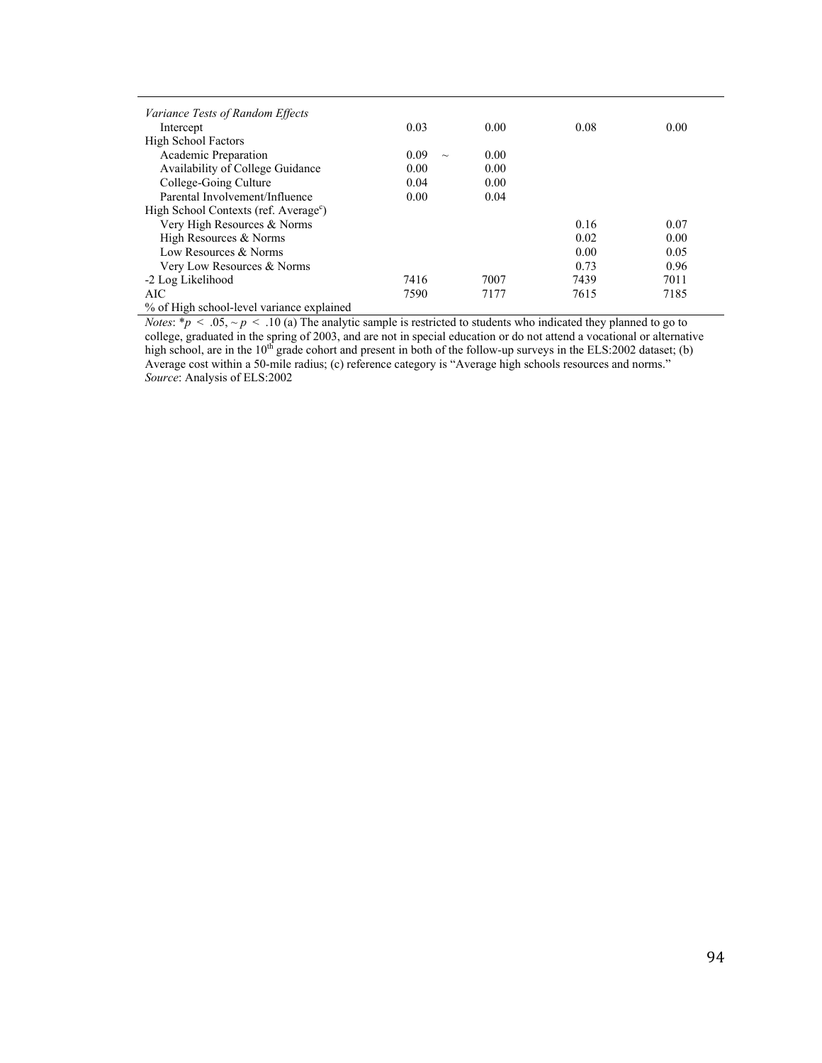| | | | | |
|---|---|---|---|---|
| *Variance Tests of Random Effects* | | | | |
| Intercept | 0.03 | 0.00 | 0.08 | 0.00 |
| High School Factors | | | | |
| Academic Preparation | 0.09 ~ | 0.00 | | |
| Availability of College Guidance | 0.00 | 0.00 | | |
| College-Going Culture | 0.04 | 0.00 | | |
| Parental Involvement/Influence | 0.00 | 0.04 | | |
| High School Contexts (ref. Average[c]) | | | | |
| Very High Resources & Norms | | | 0.16 | 0.07 |
| High Resources & Norms | | | 0.02 | 0.00 |
| Low Resources & Norms | | | 0.00 | 0.05 |
| Very Low Resources & Norms | | | 0.73 | 0.96 |
| -2 Log Likelihood | 7416 | 7007 | 7439 | 7011 |
| AIC | 7590 | 7177 | 7615 | 7185 |
| % of High school-level variance explained | | | | |

*Notes*: *$p < .05$, ~ $p < .10$ (a) The analytic sample is restricted to students who indicated they planned to go to college, graduated in the spring of 2003, and are not in special education or do not attend a vocational or alternative high school, are in the 10th grade cohort and present in both of the follow-up surveys in the ELS:2002 dataset; (b) Average cost within a 50-mile radius; (c) reference category is "Average high schools resources and norms."
*Source*: Analysis of ELS:2002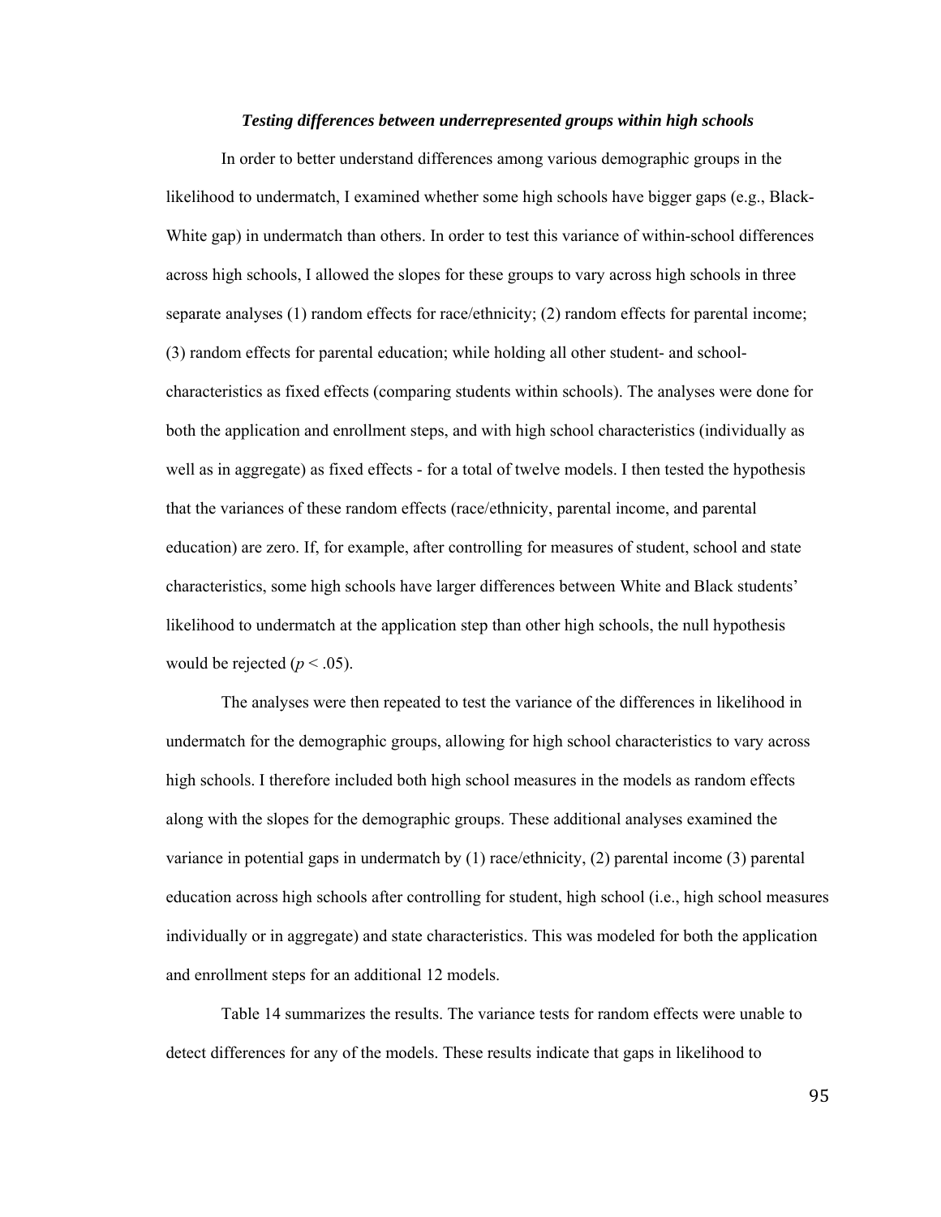### *Testing differences between underrepresented groups within high schools*

In order to better understand differences among various demographic groups in the likelihood to undermatch, I examined whether some high schools have bigger gaps (e.g., Black-White gap) in undermatch than others. In order to test this variance of within-school differences across high schools, I allowed the slopes for these groups to vary across high schools in three separate analyses (1) random effects for race/ethnicity; (2) random effects for parental income; (3) random effects for parental education; while holding all other student- and school-characteristics as fixed effects (comparing students within schools). The analyses were done for both the application and enrollment steps, and with high school characteristics (individually as well as in aggregate) as fixed effects - for a total of twelve models. I then tested the hypothesis that the variances of these random effects (race/ethnicity, parental income, and parental education) are zero. If, for example, after controlling for measures of student, school and state characteristics, some high schools have larger differences between White and Black students' likelihood to undermatch at the application step than other high schools, the null hypothesis would be rejected ($p < .05$).

The analyses were then repeated to test the variance of the differences in likelihood in undermatch for the demographic groups, allowing for high school characteristics to vary across high schools. I therefore included both high school measures in the models as random effects along with the slopes for the demographic groups. These additional analyses examined the variance in potential gaps in undermatch by (1) race/ethnicity, (2) parental income (3) parental education across high schools after controlling for student, high school (i.e., high school measures individually or in aggregate) and state characteristics. This was modeled for both the application and enrollment steps for an additional 12 models.

Table 14 summarizes the results. The variance tests for random effects were unable to detect differences for any of the models. These results indicate that gaps in likelihood to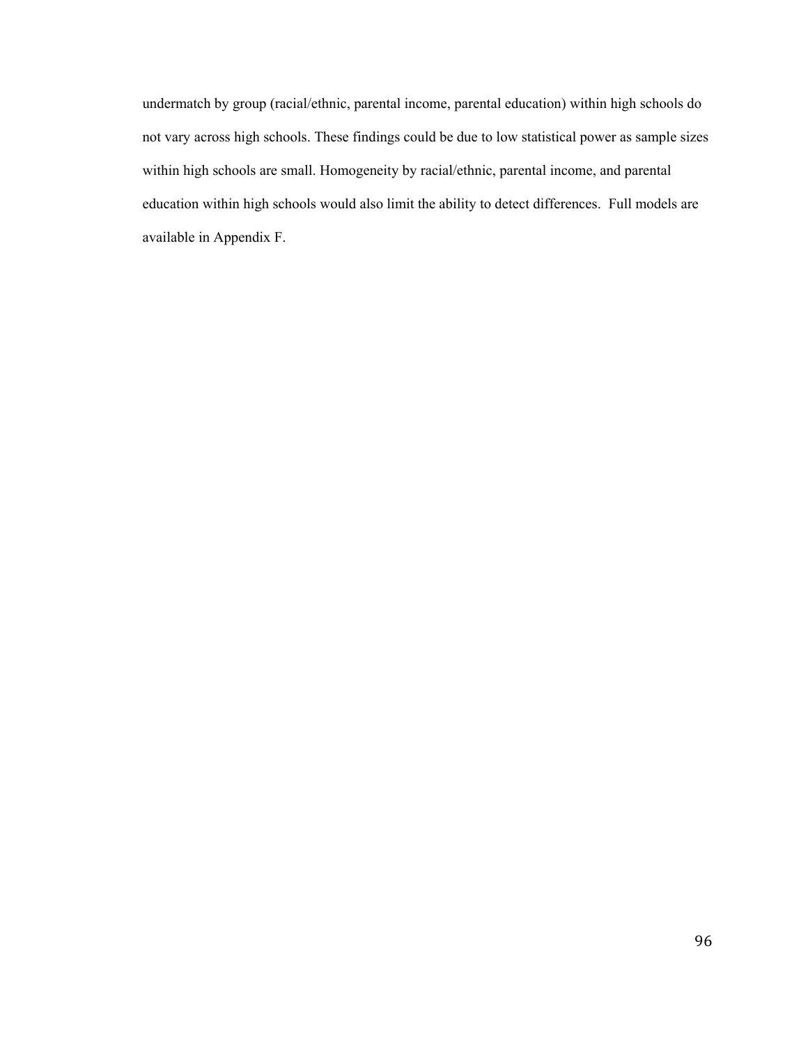undermatch by group (racial/ethnic, parental income, parental education) within high schools do not vary across high schools. These findings could be due to low statistical power as sample sizes within high schools are small. Homogeneity by racial/ethnic, parental income, and parental education within high schools would also limit the ability to detect differences. Full models are available in Appendix F.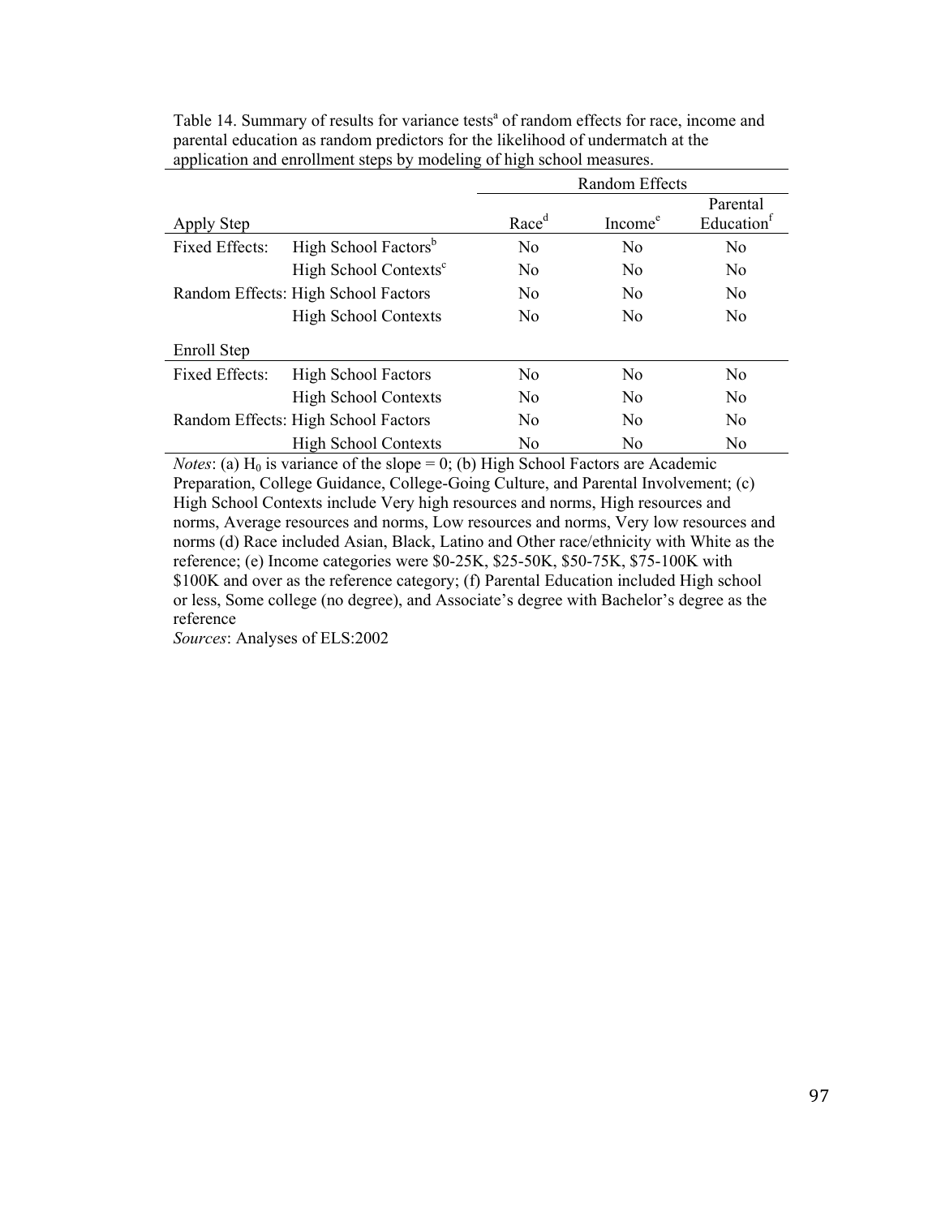Table 14. Summary of results for variance tests[a] of random effects for race, income and parental education as random predictors for the likelihood of undermatch at the application and enrollment steps by modeling of high school measures.

| | | Random Effects | | |
|---|---|---|---|---|
| Apply Step | | Race[d] | Income[e] | Parental Education[f] |
| Fixed Effects: | High School Factors[b] | No | No | No |
| | High School Contexts[c] | No | No | No |
| Random Effects: | High School Factors | No | No | No |
| | High School Contexts | No | No | No |
| Enroll Step | | | | |
| Fixed Effects: | High School Factors | No | No | No |
| | High School Contexts | No | No | No |
| Random Effects: | High School Factors | No | No | No |
| | High School Contexts | No | No | No |

*Notes*: (a) $H_0$ is variance of the slope = 0; (b) High School Factors are Academic Preparation, College Guidance, College-Going Culture, and Parental Involvement; (c) High School Contexts include Very high resources and norms, High resources and norms, Average resources and norms, Low resources and norms, Very low resources and norms (d) Race included Asian, Black, Latino and Other race/ethnicity with White as the reference; (e) Income categories were \$0-25K, \$25-50K, \$50-75K, \$75-100K with \$100K and over as the reference category; (f) Parental Education included High school or less, Some college (no degree), and Associate's degree with Bachelor's degree as the reference

*Sources*: Analyses of ELS:2002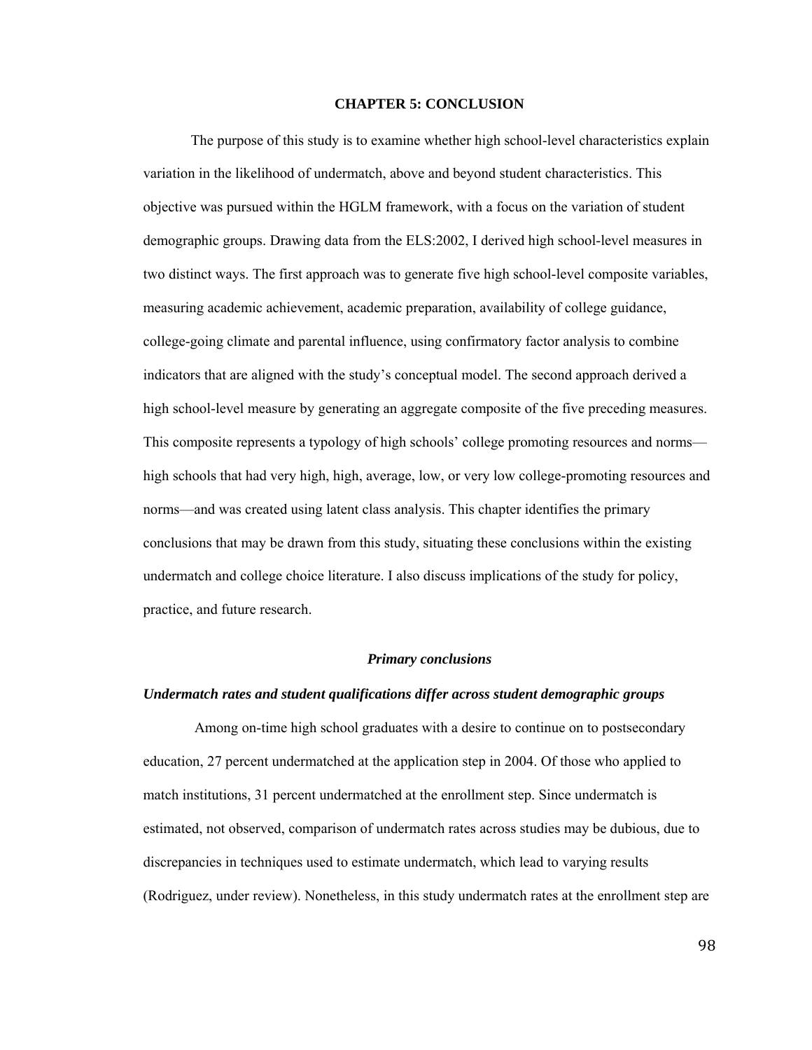# CHAPTER 5: CONCLUSION

The purpose of this study is to examine whether high school-level characteristics explain variation in the likelihood of undermatch, above and beyond student characteristics. This objective was pursued within the HGLM framework, with a focus on the variation of student demographic groups. Drawing data from the ELS:2002, I derived high school-level measures in two distinct ways. The first approach was to generate five high school-level composite variables, measuring academic achievement, academic preparation, availability of college guidance, college-going climate and parental influence, using confirmatory factor analysis to combine indicators that are aligned with the study's conceptual model. The second approach derived a high school-level measure by generating an aggregate composite of the five preceding measures. This composite represents a typology of high schools' college promoting resources and norms—high schools that had very high, high, average, low, or very low college-promoting resources and norms—and was created using latent class analysis. This chapter identifies the primary conclusions that may be drawn from this study, situating these conclusions within the existing undermatch and college choice literature. I also discuss implications of the study for policy, practice, and future research.

## *Primary conclusions*

### *Undermatch rates and student qualifications differ across student demographic groups*

Among on-time high school graduates with a desire to continue on to postsecondary education, 27 percent undermatched at the application step in 2004. Of those who applied to match institutions, 31 percent undermatched at the enrollment step. Since undermatch is estimated, not observed, comparison of undermatch rates across studies may be dubious, due to discrepancies in techniques used to estimate undermatch, which lead to varying results (Rodriguez, under review). Nonetheless, in this study undermatch rates at the enrollment step are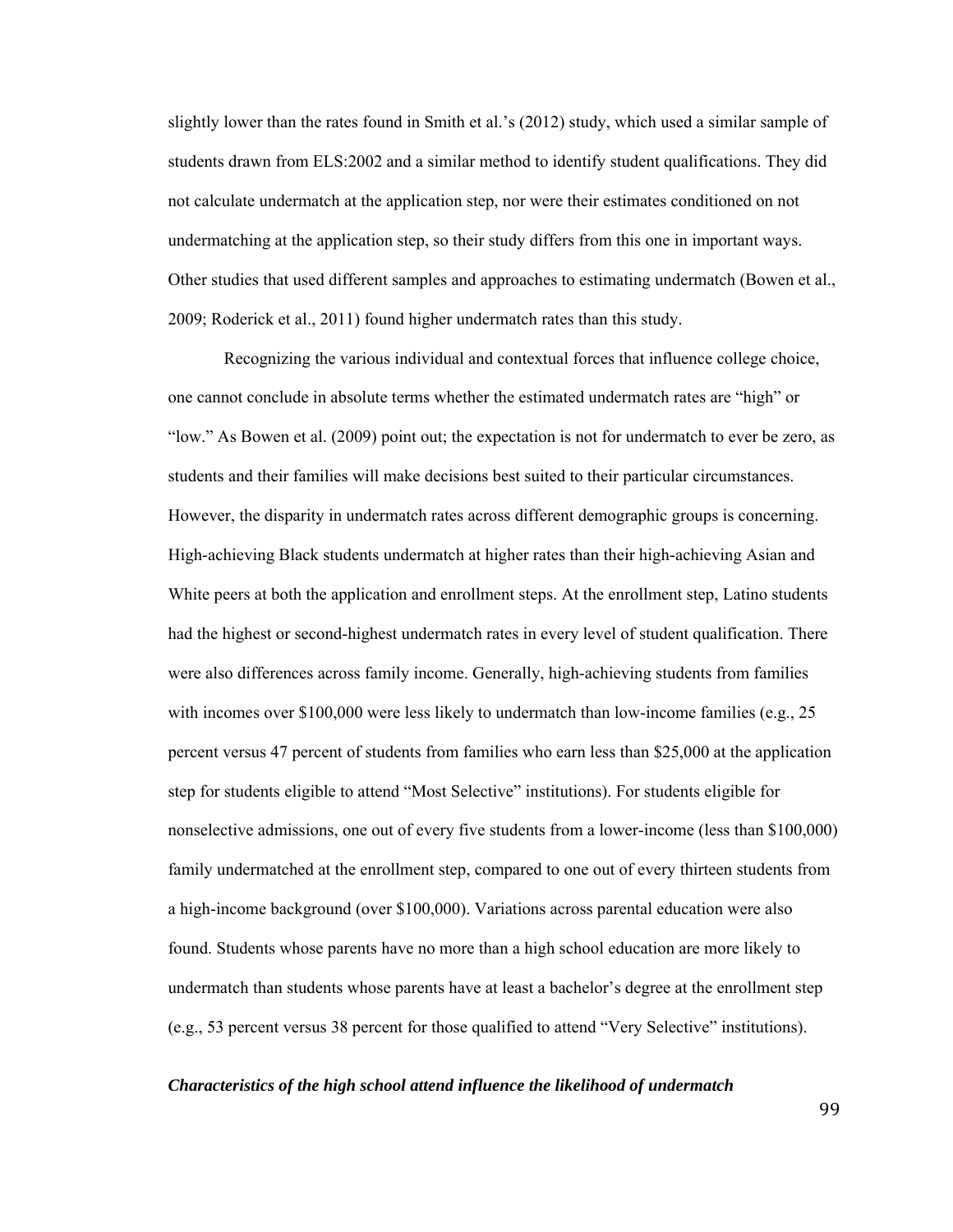slightly lower than the rates found in Smith et al.'s (2012) study, which used a similar sample of students drawn from ELS:2002 and a similar method to identify student qualifications. They did not calculate undermatch at the application step, nor were their estimates conditioned on not undermatching at the application step, so their study differs from this one in important ways. Other studies that used different samples and approaches to estimating undermatch (Bowen et al., 2009; Roderick et al., 2011) found higher undermatch rates than this study.

Recognizing the various individual and contextual forces that influence college choice, one cannot conclude in absolute terms whether the estimated undermatch rates are "high" or "low." As Bowen et al. (2009) point out; the expectation is not for undermatch to ever be zero, as students and their families will make decisions best suited to their particular circumstances. However, the disparity in undermatch rates across different demographic groups is concerning. High-achieving Black students undermatch at higher rates than their high-achieving Asian and White peers at both the application and enrollment steps. At the enrollment step, Latino students had the highest or second-highest undermatch rates in every level of student qualification. There were also differences across family income. Generally, high-achieving students from families with incomes over $100,000 were less likely to undermatch than low-income families (e.g., 25 percent versus 47 percent of students from families who earn less than $25,000 at the application step for students eligible to attend "Most Selective" institutions). For students eligible for nonselective admissions, one out of every five students from a lower-income (less than $100,000) family undermatched at the enrollment step, compared to one out of every thirteen students from a high-income background (over $100,000). Variations across parental education were also found. Students whose parents have no more than a high school education are more likely to undermatch than students whose parents have at least a bachelor's degree at the enrollment step (e.g., 53 percent versus 38 percent for those qualified to attend "Very Selective" institutions).

***Characteristics of the high school attend influence the likelihood of undermatch***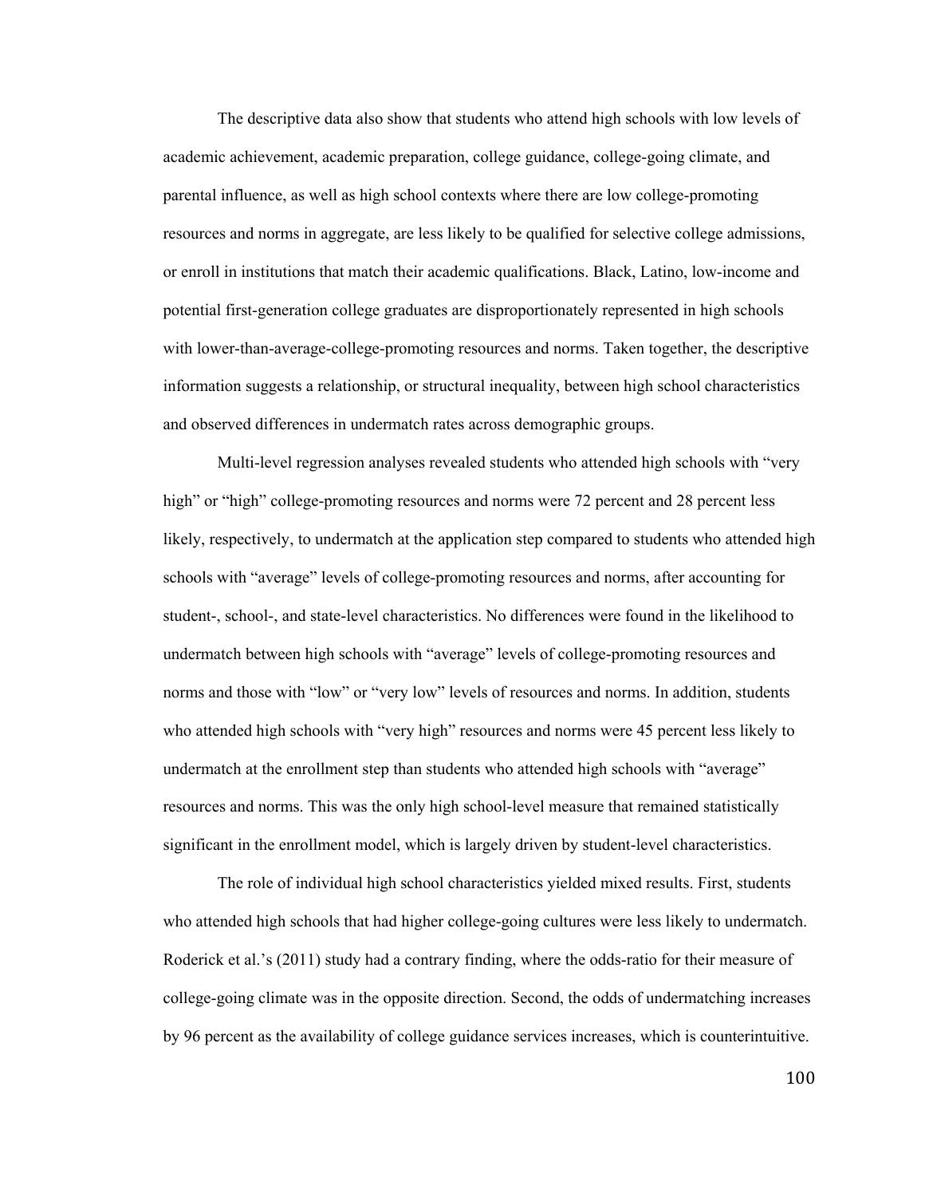The descriptive data also show that students who attend high schools with low levels of academic achievement, academic preparation, college guidance, college-going climate, and parental influence, as well as high school contexts where there are low college-promoting resources and norms in aggregate, are less likely to be qualified for selective college admissions, or enroll in institutions that match their academic qualifications. Black, Latino, low-income and potential first-generation college graduates are disproportionately represented in high schools with lower-than-average-college-promoting resources and norms. Taken together, the descriptive information suggests a relationship, or structural inequality, between high school characteristics and observed differences in undermatch rates across demographic groups.

Multi-level regression analyses revealed students who attended high schools with "very high" or "high" college-promoting resources and norms were 72 percent and 28 percent less likely, respectively, to undermatch at the application step compared to students who attended high schools with "average" levels of college-promoting resources and norms, after accounting for student-, school-, and state-level characteristics. No differences were found in the likelihood to undermatch between high schools with "average" levels of college-promoting resources and norms and those with "low" or "very low" levels of resources and norms. In addition, students who attended high schools with "very high" resources and norms were 45 percent less likely to undermatch at the enrollment step than students who attended high schools with "average" resources and norms. This was the only high school-level measure that remained statistically significant in the enrollment model, which is largely driven by student-level characteristics.

The role of individual high school characteristics yielded mixed results. First, students who attended high schools that had higher college-going cultures were less likely to undermatch. Roderick et al.'s (2011) study had a contrary finding, where the odds-ratio for their measure of college-going climate was in the opposite direction. Second, the odds of undermatching increases by 96 percent as the availability of college guidance services increases, which is counterintuitive.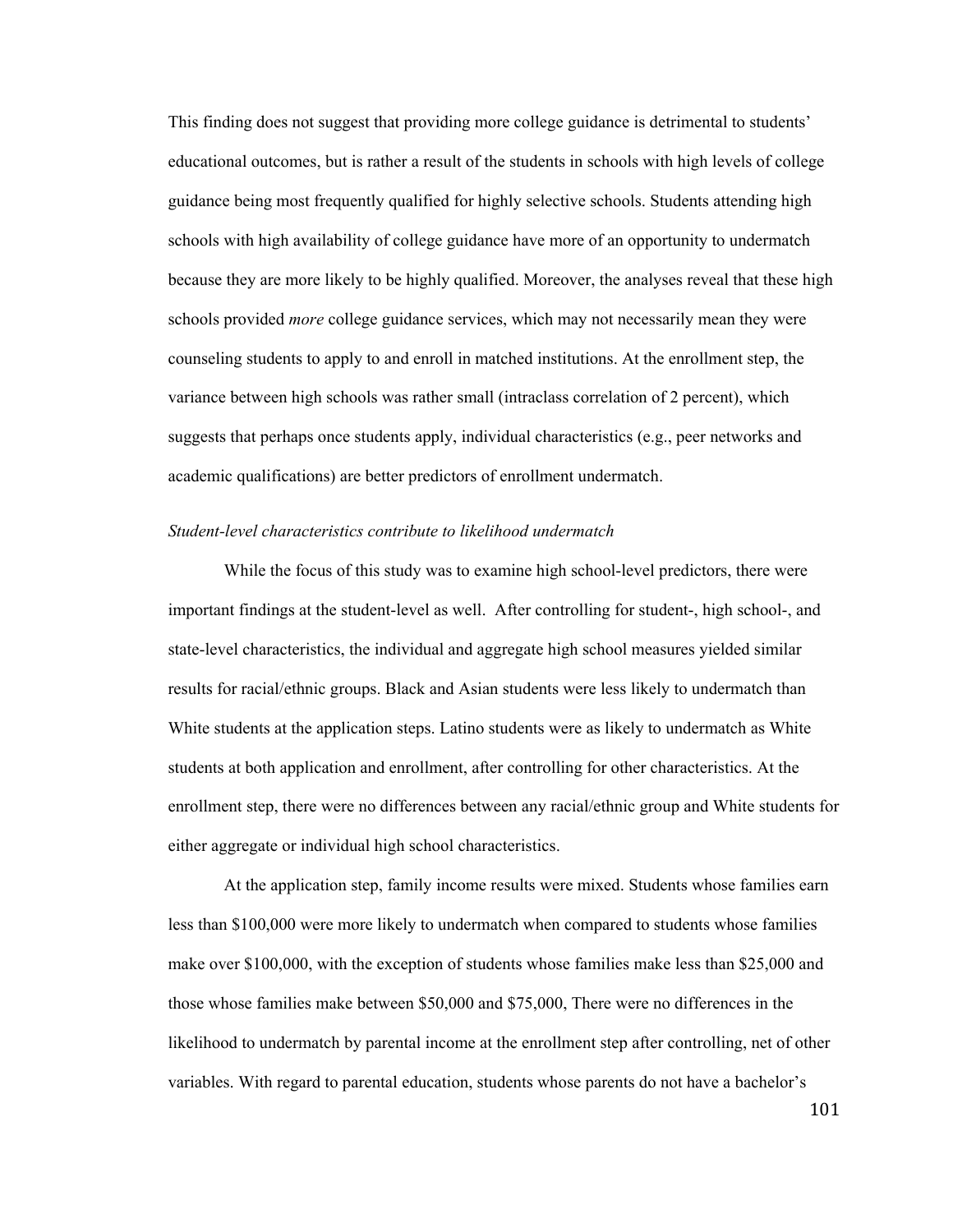This finding does not suggest that providing more college guidance is detrimental to students' educational outcomes, but is rather a result of the students in schools with high levels of college guidance being most frequently qualified for highly selective schools. Students attending high schools with high availability of college guidance have more of an opportunity to undermatch because they are more likely to be highly qualified. Moreover, the analyses reveal that these high schools provided *more* college guidance services, which may not necessarily mean they were counseling students to apply to and enroll in matched institutions. At the enrollment step, the variance between high schools was rather small (intraclass correlation of 2 percent), which suggests that perhaps once students apply, individual characteristics (e.g., peer networks and academic qualifications) are better predictors of enrollment undermatch.

*Student-level characteristics contribute to likelihood undermatch*

While the focus of this study was to examine high school-level predictors, there were important findings at the student-level as well. After controlling for student-, high school-, and state-level characteristics, the individual and aggregate high school measures yielded similar results for racial/ethnic groups. Black and Asian students were less likely to undermatch than White students at the application steps. Latino students were as likely to undermatch as White students at both application and enrollment, after controlling for other characteristics. At the enrollment step, there were no differences between any racial/ethnic group and White students for either aggregate or individual high school characteristics.

At the application step, family income results were mixed. Students whose families earn less than $100,000 were more likely to undermatch when compared to students whose families make over $100,000, with the exception of students whose families make less than $25,000 and those whose families make between $50,000 and $75,000, There were no differences in the likelihood to undermatch by parental income at the enrollment step after controlling, net of other variables. With regard to parental education, students whose parents do not have a bachelor's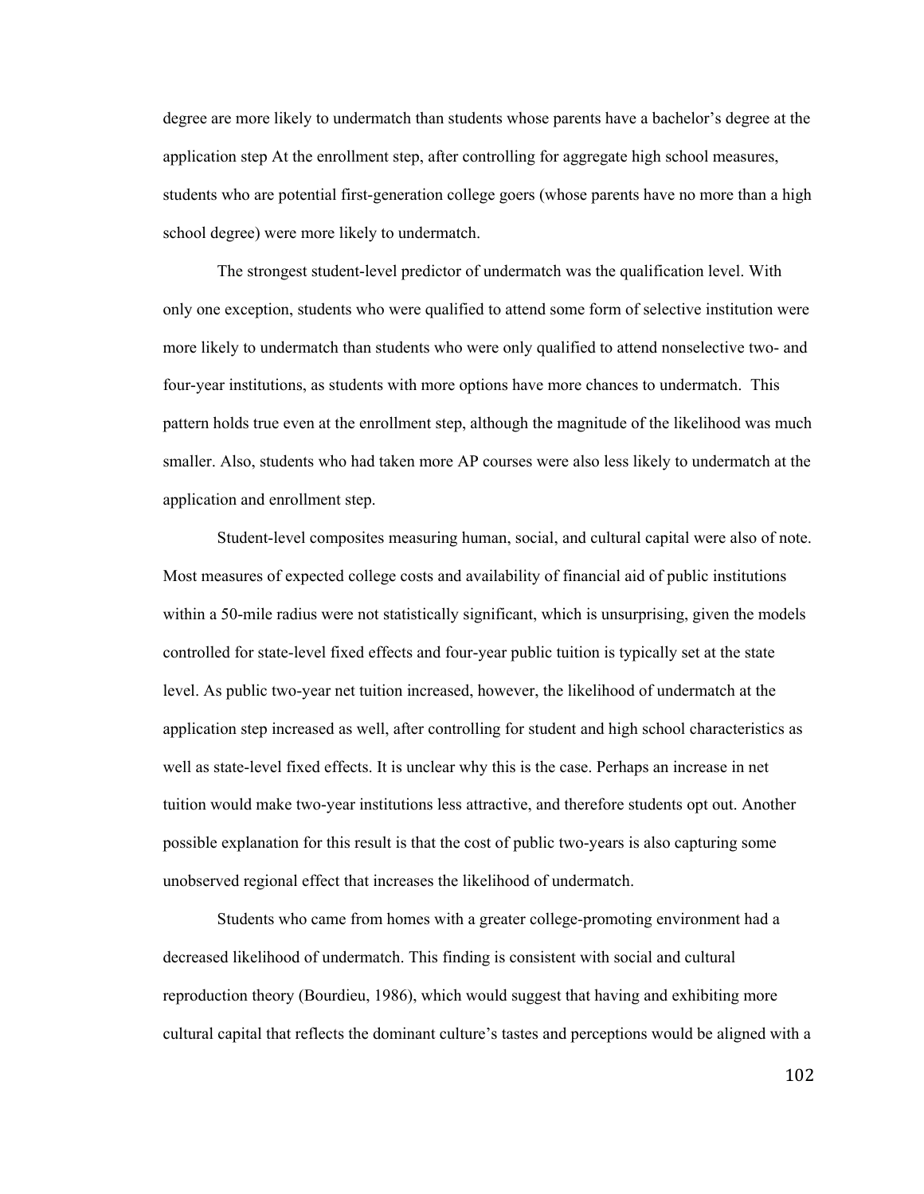degree are more likely to undermatch than students whose parents have a bachelor's degree at the application step At the enrollment step, after controlling for aggregate high school measures, students who are potential first-generation college goers (whose parents have no more than a high school degree) were more likely to undermatch.

The strongest student-level predictor of undermatch was the qualification level. With only one exception, students who were qualified to attend some form of selective institution were more likely to undermatch than students who were only qualified to attend nonselective two- and four-year institutions, as students with more options have more chances to undermatch. This pattern holds true even at the enrollment step, although the magnitude of the likelihood was much smaller. Also, students who had taken more AP courses were also less likely to undermatch at the application and enrollment step.

Student-level composites measuring human, social, and cultural capital were also of note. Most measures of expected college costs and availability of financial aid of public institutions within a 50-mile radius were not statistically significant, which is unsurprising, given the models controlled for state-level fixed effects and four-year public tuition is typically set at the state level. As public two-year net tuition increased, however, the likelihood of undermatch at the application step increased as well, after controlling for student and high school characteristics as well as state-level fixed effects. It is unclear why this is the case. Perhaps an increase in net tuition would make two-year institutions less attractive, and therefore students opt out. Another possible explanation for this result is that the cost of public two-years is also capturing some unobserved regional effect that increases the likelihood of undermatch.

Students who came from homes with a greater college-promoting environment had a decreased likelihood of undermatch. This finding is consistent with social and cultural reproduction theory (Bourdieu, 1986), which would suggest that having and exhibiting more cultural capital that reflects the dominant culture's tastes and perceptions would be aligned with a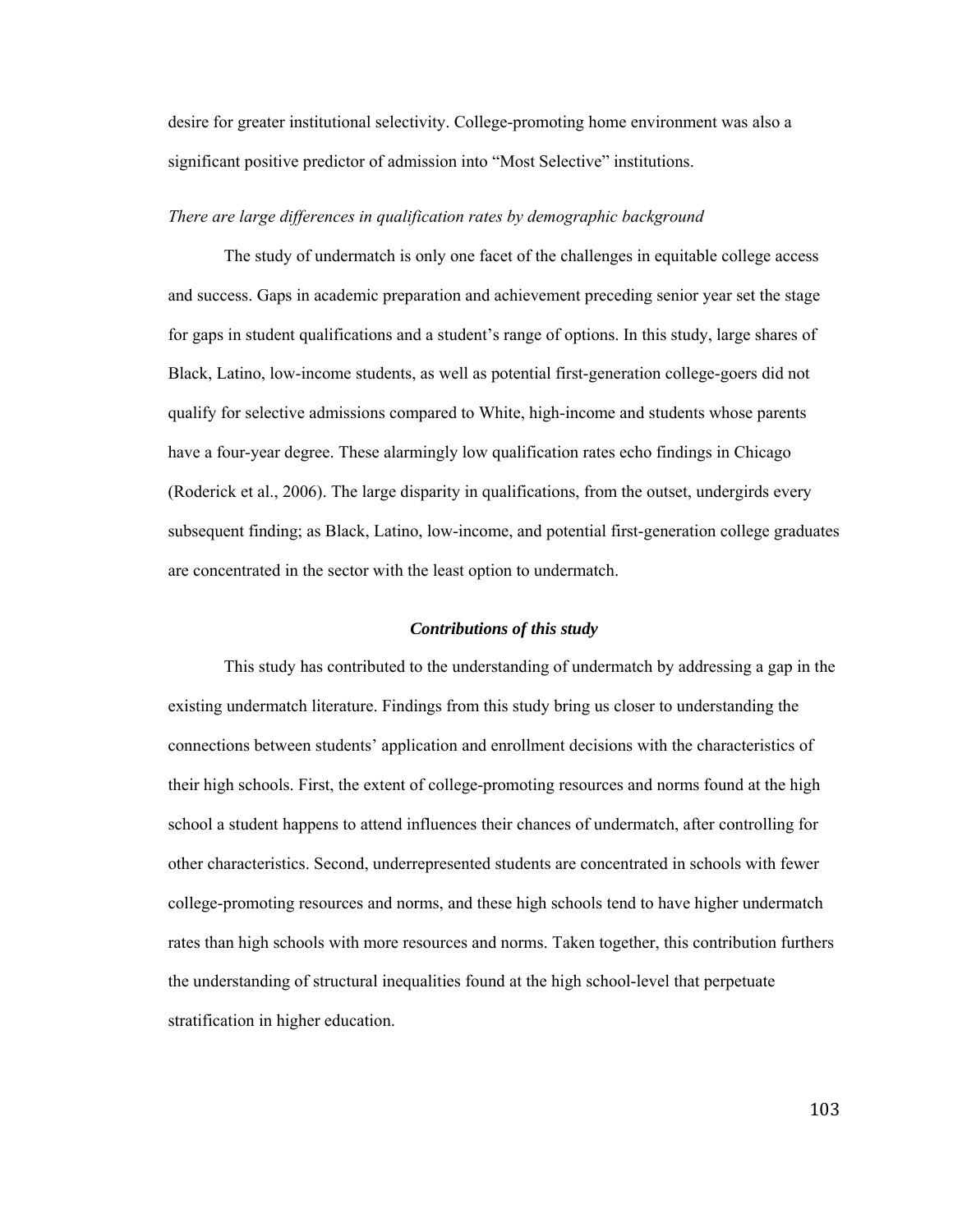desire for greater institutional selectivity. College-promoting home environment was also a significant positive predictor of admission into "Most Selective" institutions.

*There are large differences in qualification rates by demographic background*

The study of undermatch is only one facet of the challenges in equitable college access and success. Gaps in academic preparation and achievement preceding senior year set the stage for gaps in student qualifications and a student's range of options. In this study, large shares of Black, Latino, low-income students, as well as potential first-generation college-goers did not qualify for selective admissions compared to White, high-income and students whose parents have a four-year degree. These alarmingly low qualification rates echo findings in Chicago (Roderick et al., 2006). The large disparity in qualifications, from the outset, undergirds every subsequent finding; as Black, Latino, low-income, and potential first-generation college graduates are concentrated in the sector with the least option to undermatch.

### *Contributions of this study*

This study has contributed to the understanding of undermatch by addressing a gap in the existing undermatch literature. Findings from this study bring us closer to understanding the connections between students' application and enrollment decisions with the characteristics of their high schools. First, the extent of college-promoting resources and norms found at the high school a student happens to attend influences their chances of undermatch, after controlling for other characteristics. Second, underrepresented students are concentrated in schools with fewer college-promoting resources and norms, and these high schools tend to have higher undermatch rates than high schools with more resources and norms. Taken together, this contribution furthers the understanding of structural inequalities found at the high school-level that perpetuate stratification in higher education.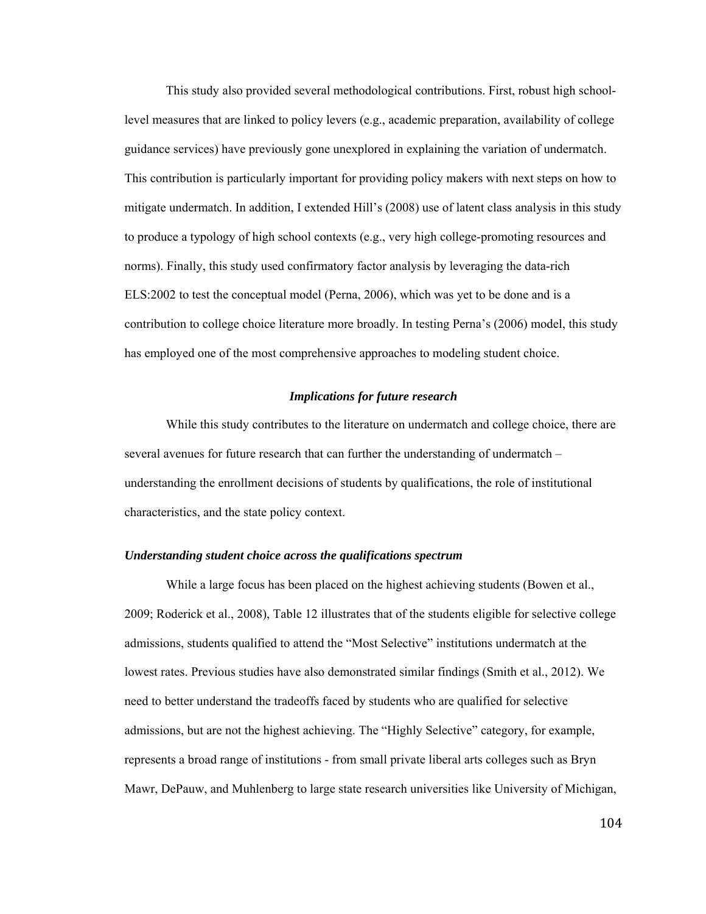This study also provided several methodological contributions. First, robust high school-level measures that are linked to policy levers (e.g., academic preparation, availability of college guidance services) have previously gone unexplored in explaining the variation of undermatch. This contribution is particularly important for providing policy makers with next steps on how to mitigate undermatch. In addition, I extended Hill's (2008) use of latent class analysis in this study to produce a typology of high school contexts (e.g., very high college-promoting resources and norms). Finally, this study used confirmatory factor analysis by leveraging the data-rich ELS:2002 to test the conceptual model (Perna, 2006), which was yet to be done and is a contribution to college choice literature more broadly. In testing Perna's (2006) model, this study has employed one of the most comprehensive approaches to modeling student choice.

### *Implications for future research*

While this study contributes to the literature on undermatch and college choice, there are several avenues for future research that can further the understanding of undermatch – understanding the enrollment decisions of students by qualifications, the role of institutional characteristics, and the state policy context.

#### *Understanding student choice across the qualifications spectrum*

While a large focus has been placed on the highest achieving students (Bowen et al., 2009; Roderick et al., 2008), Table 12 illustrates that of the students eligible for selective college admissions, students qualified to attend the "Most Selective" institutions undermatch at the lowest rates. Previous studies have also demonstrated similar findings (Smith et al., 2012). We need to better understand the tradeoffs faced by students who are qualified for selective admissions, but are not the highest achieving. The "Highly Selective" category, for example, represents a broad range of institutions - from small private liberal arts colleges such as Bryn Mawr, DePauw, and Muhlenberg to large state research universities like University of Michigan,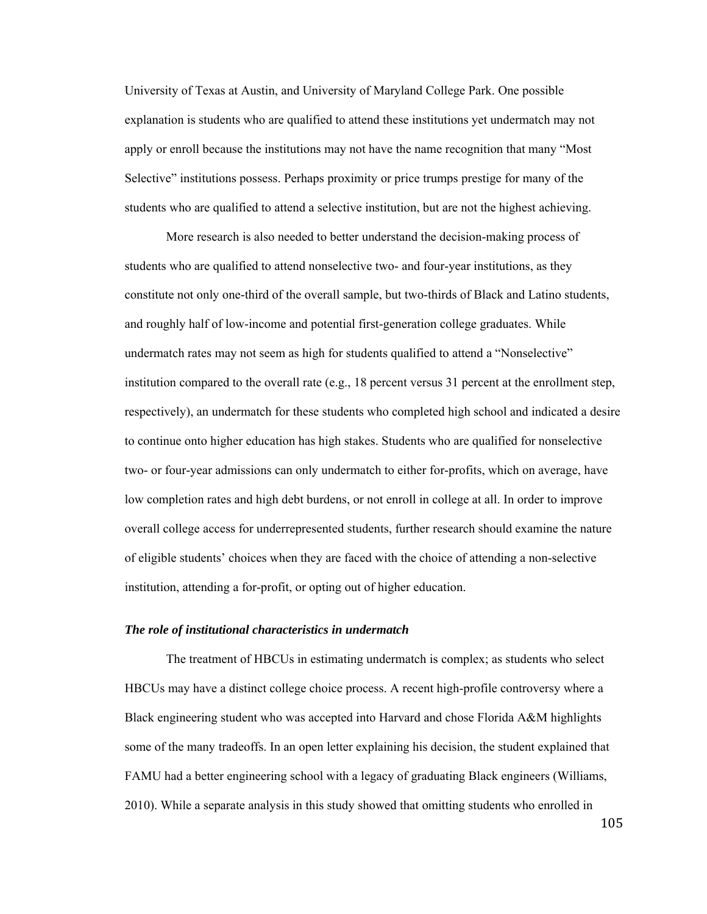University of Texas at Austin, and University of Maryland College Park. One possible explanation is students who are qualified to attend these institutions yet undermatch may not apply or enroll because the institutions may not have the name recognition that many "Most Selective" institutions possess. Perhaps proximity or price trumps prestige for many of the students who are qualified to attend a selective institution, but are not the highest achieving.

More research is also needed to better understand the decision-making process of students who are qualified to attend nonselective two- and four-year institutions, as they constitute not only one-third of the overall sample, but two-thirds of Black and Latino students, and roughly half of low-income and potential first-generation college graduates. While undermatch rates may not seem as high for students qualified to attend a "Nonselective" institution compared to the overall rate (e.g., 18 percent versus 31 percent at the enrollment step, respectively), an undermatch for these students who completed high school and indicated a desire to continue onto higher education has high stakes. Students who are qualified for nonselective two- or four-year admissions can only undermatch to either for-profits, which on average, have low completion rates and high debt burdens, or not enroll in college at all. In order to improve overall college access for underrepresented students, further research should examine the nature of eligible students' choices when they are faced with the choice of attending a non-selective institution, attending a for-profit, or opting out of higher education.

### *The role of institutional characteristics in undermatch*

The treatment of HBCUs in estimating undermatch is complex; as students who select HBCUs may have a distinct college choice process. A recent high-profile controversy where a Black engineering student who was accepted into Harvard and chose Florida A&M highlights some of the many tradeoffs. In an open letter explaining his decision, the student explained that FAMU had a better engineering school with a legacy of graduating Black engineers (Williams, 2010). While a separate analysis in this study showed that omitting students who enrolled in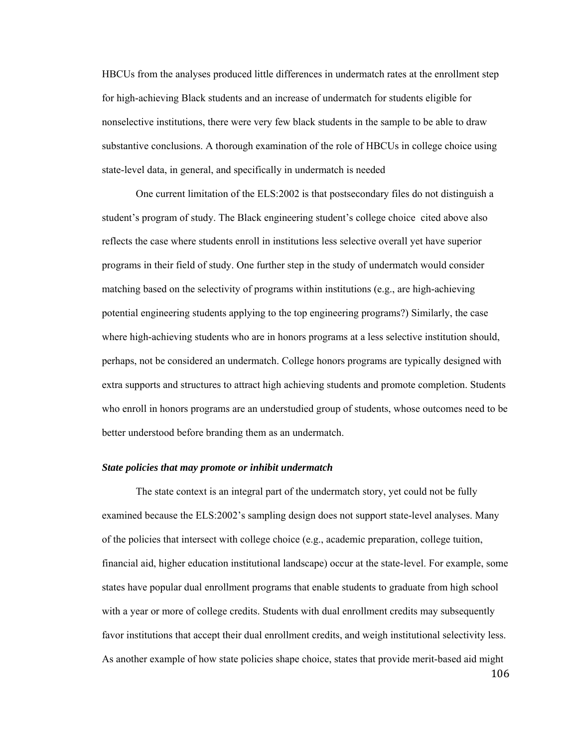HBCUs from the analyses produced little differences in undermatch rates at the enrollment step for high-achieving Black students and an increase of undermatch for students eligible for nonselective institutions, there were very few black students in the sample to be able to draw substantive conclusions. A thorough examination of the role of HBCUs in college choice using state-level data, in general, and specifically in undermatch is needed

One current limitation of the ELS:2002 is that postsecondary files do not distinguish a student's program of study. The Black engineering student's college choice cited above also reflects the case where students enroll in institutions less selective overall yet have superior programs in their field of study. One further step in the study of undermatch would consider matching based on the selectivity of programs within institutions (e.g., are high-achieving potential engineering students applying to the top engineering programs?) Similarly, the case where high-achieving students who are in honors programs at a less selective institution should, perhaps, not be considered an undermatch. College honors programs are typically designed with extra supports and structures to attract high achieving students and promote completion. Students who enroll in honors programs are an understudied group of students, whose outcomes need to be better understood before branding them as an undermatch.

***State policies that may promote or inhibit undermatch***

The state context is an integral part of the undermatch story, yet could not be fully examined because the ELS:2002's sampling design does not support state-level analyses. Many of the policies that intersect with college choice (e.g., academic preparation, college tuition, financial aid, higher education institutional landscape) occur at the state-level. For example, some states have popular dual enrollment programs that enable students to graduate from high school with a year or more of college credits. Students with dual enrollment credits may subsequently favor institutions that accept their dual enrollment credits, and weigh institutional selectivity less. As another example of how state policies shape choice, states that provide merit-based aid might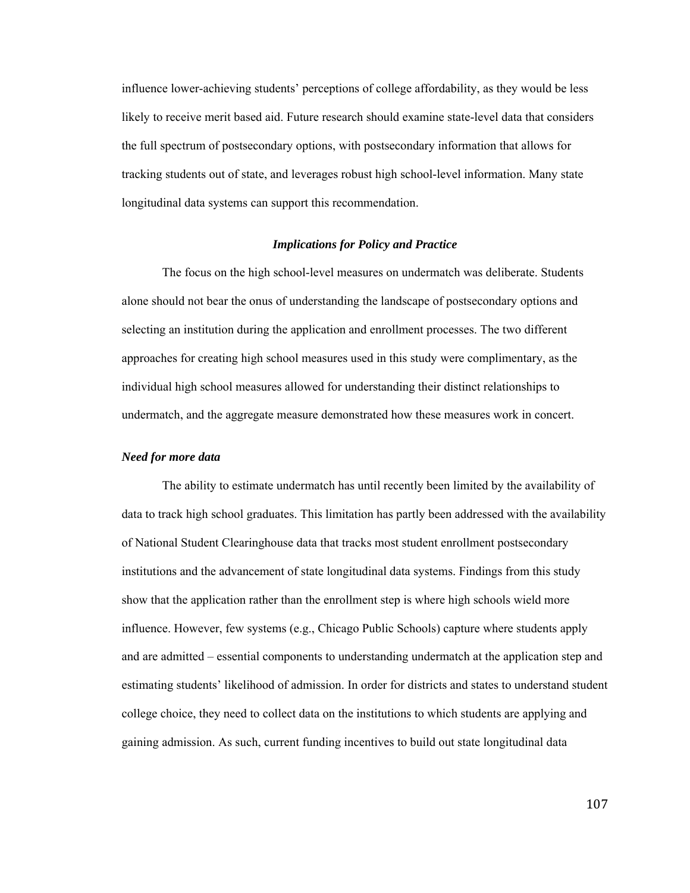influence lower-achieving students' perceptions of college affordability, as they would be less likely to receive merit based aid. Future research should examine state-level data that considers the full spectrum of postsecondary options, with postsecondary information that allows for tracking students out of state, and leverages robust high school-level information. Many state longitudinal data systems can support this recommendation.

### *Implications for Policy and Practice*

The focus on the high school-level measures on undermatch was deliberate. Students alone should not bear the onus of understanding the landscape of postsecondary options and selecting an institution during the application and enrollment processes. The two different approaches for creating high school measures used in this study were complimentary, as the individual high school measures allowed for understanding their distinct relationships to undermatch, and the aggregate measure demonstrated how these measures work in concert.

#### *Need for more data*

The ability to estimate undermatch has until recently been limited by the availability of data to track high school graduates. This limitation has partly been addressed with the availability of National Student Clearinghouse data that tracks most student enrollment postsecondary institutions and the advancement of state longitudinal data systems. Findings from this study show that the application rather than the enrollment step is where high schools wield more influence. However, few systems (e.g., Chicago Public Schools) capture where students apply and are admitted – essential components to understanding undermatch at the application step and estimating students' likelihood of admission. In order for districts and states to understand student college choice, they need to collect data on the institutions to which students are applying and gaining admission. As such, current funding incentives to build out state longitudinal data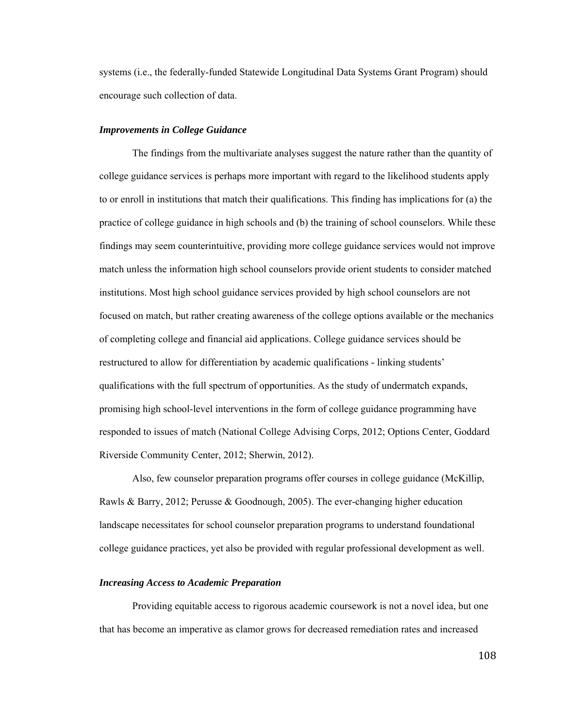systems (i.e., the federally-funded Statewide Longitudinal Data Systems Grant Program) should encourage such collection of data.

### *Improvements in College Guidance*

The findings from the multivariate analyses suggest the nature rather than the quantity of college guidance services is perhaps more important with regard to the likelihood students apply to or enroll in institutions that match their qualifications. This finding has implications for (a) the practice of college guidance in high schools and (b) the training of school counselors. While these findings may seem counterintuitive, providing more college guidance services would not improve match unless the information high school counselors provide orient students to consider matched institutions. Most high school guidance services provided by high school counselors are not focused on match, but rather creating awareness of the college options available or the mechanics of completing college and financial aid applications. College guidance services should be restructured to allow for differentiation by academic qualifications - linking students' qualifications with the full spectrum of opportunities. As the study of undermatch expands, promising high school-level interventions in the form of college guidance programming have responded to issues of match (National College Advising Corps, 2012; Options Center, Goddard Riverside Community Center, 2012; Sherwin, 2012).

Also, few counselor preparation programs offer courses in college guidance (McKillip, Rawls & Barry, 2012; Perusse & Goodnough, 2005). The ever-changing higher education landscape necessitates for school counselor preparation programs to understand foundational college guidance practices, yet also be provided with regular professional development as well.

### *Increasing Access to Academic Preparation*

Providing equitable access to rigorous academic coursework is not a novel idea, but one that has become an imperative as clamor grows for decreased remediation rates and increased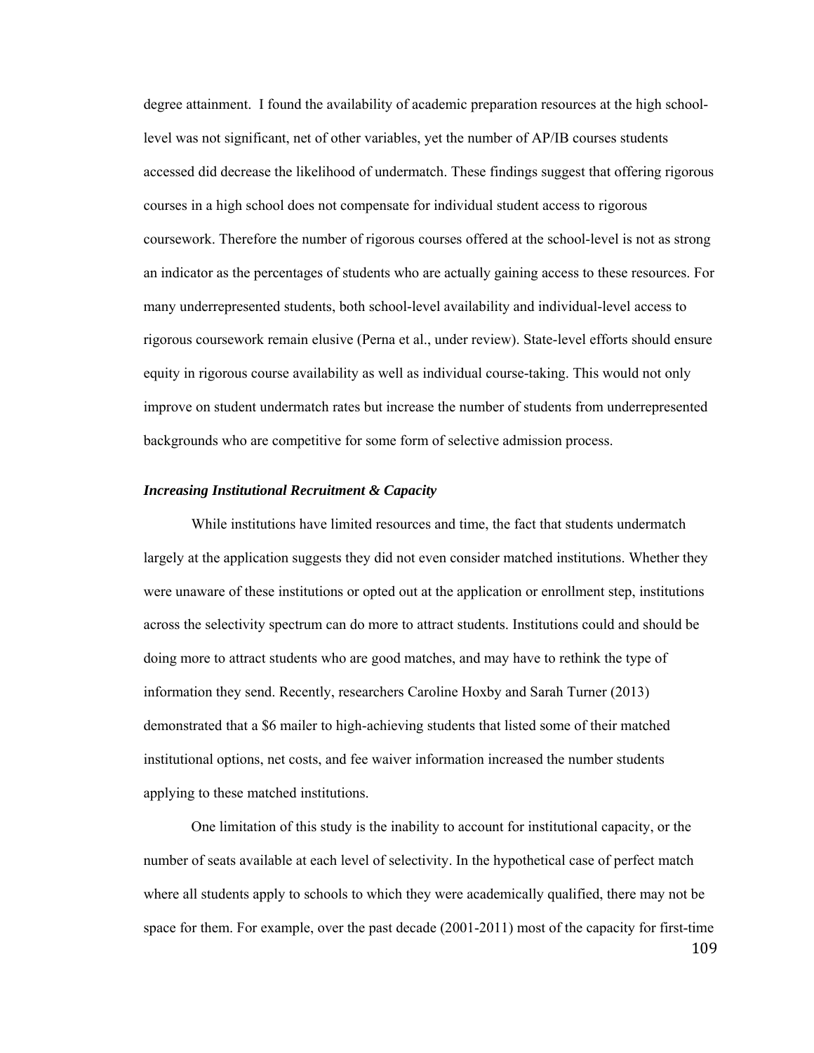degree attainment. I found the availability of academic preparation resources at the high school-level was not significant, net of other variables, yet the number of AP/IB courses students accessed did decrease the likelihood of undermatch. These findings suggest that offering rigorous courses in a high school does not compensate for individual student access to rigorous coursework. Therefore the number of rigorous courses offered at the school-level is not as strong an indicator as the percentages of students who are actually gaining access to these resources. For many underrepresented students, both school-level availability and individual-level access to rigorous coursework remain elusive (Perna et al., under review). State-level efforts should ensure equity in rigorous course availability as well as individual course-taking. This would not only improve on student undermatch rates but increase the number of students from underrepresented backgrounds who are competitive for some form of selective admission process.

### *Increasing Institutional Recruitment & Capacity*

While institutions have limited resources and time, the fact that students undermatch largely at the application suggests they did not even consider matched institutions. Whether they were unaware of these institutions or opted out at the application or enrollment step, institutions across the selectivity spectrum can do more to attract students. Institutions could and should be doing more to attract students who are good matches, and may have to rethink the type of information they send. Recently, researchers Caroline Hoxby and Sarah Turner (2013) demonstrated that a $6 mailer to high-achieving students that listed some of their matched institutional options, net costs, and fee waiver information increased the number students applying to these matched institutions.

One limitation of this study is the inability to account for institutional capacity, or the number of seats available at each level of selectivity. In the hypothetical case of perfect match where all students apply to schools to which they were academically qualified, there may not be space for them. For example, over the past decade (2001-2011) most of the capacity for first-time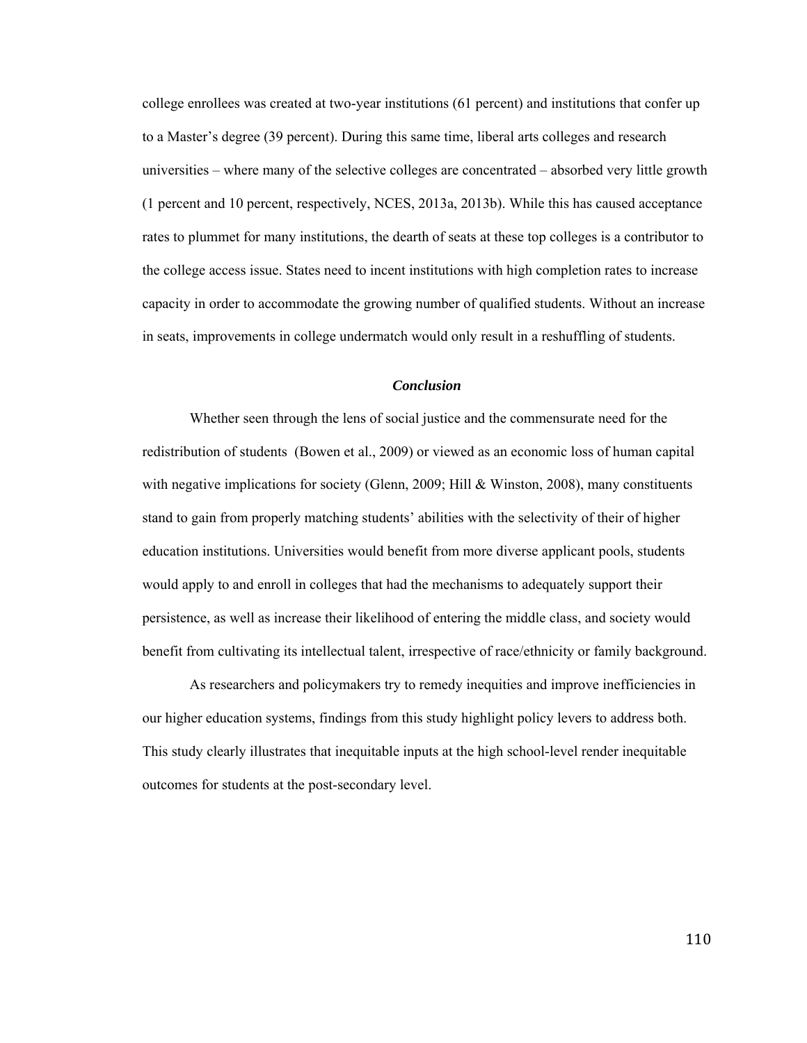college enrollees was created at two-year institutions (61 percent) and institutions that confer up to a Master's degree (39 percent). During this same time, liberal arts colleges and research universities – where many of the selective colleges are concentrated – absorbed very little growth (1 percent and 10 percent, respectively, NCES, 2013a, 2013b). While this has caused acceptance rates to plummet for many institutions, the dearth of seats at these top colleges is a contributor to the college access issue. States need to incent institutions with high completion rates to increase capacity in order to accommodate the growing number of qualified students. Without an increase in seats, improvements in college undermatch would only result in a reshuffling of students.

### *Conclusion*

Whether seen through the lens of social justice and the commensurate need for the redistribution of students (Bowen et al., 2009) or viewed as an economic loss of human capital with negative implications for society (Glenn, 2009; Hill & Winston, 2008), many constituents stand to gain from properly matching students' abilities with the selectivity of their of higher education institutions. Universities would benefit from more diverse applicant pools, students would apply to and enroll in colleges that had the mechanisms to adequately support their persistence, as well as increase their likelihood of entering the middle class, and society would benefit from cultivating its intellectual talent, irrespective of race/ethnicity or family background.

As researchers and policymakers try to remedy inequities and improve inefficiencies in our higher education systems, findings from this study highlight policy levers to address both. This study clearly illustrates that inequitable inputs at the high school-level render inequitable outcomes for students at the post-secondary level.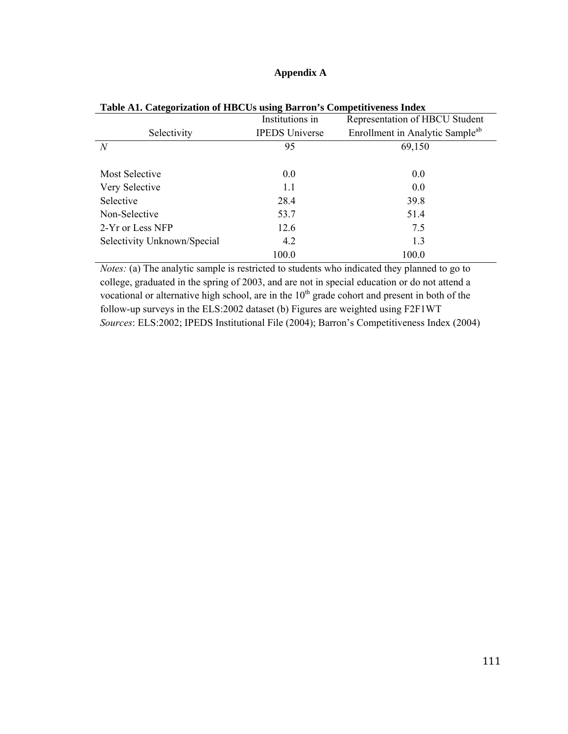# Appendix A

**Table A1. Categorization of HBCUs using Barron's Competitiveness Index**

| Selectivity | Institutions in IPEDS Universe | Representation of HBCU Student Enrollment in Analytic Sample[ab] |
|---|---|---|
| *N* | 95 | 69,150 |
| Most Selective | 0.0 | 0.0 |
| Very Selective | 1.1 | 0.0 |
| Selective | 28.4 | 39.8 |
| Non-Selective | 53.7 | 51.4 |
| 2-Yr or Less NFP | 12.6 | 7.5 |
| Selectivity Unknown/Special | 4.2 | 1.3 |
| | 100.0 | 100.0 |

*Notes:* (a) The analytic sample is restricted to students who indicated they planned to go to college, graduated in the spring of 2003, and are not in special education or do not attend a vocational or alternative high school, are in the 10th grade cohort and present in both of the follow-up surveys in the ELS:2002 dataset (b) Figures are weighted using F2F1WT

*Sources*: ELS:2002; IPEDS Institutional File (2004); Barron's Competitiveness Index (2004)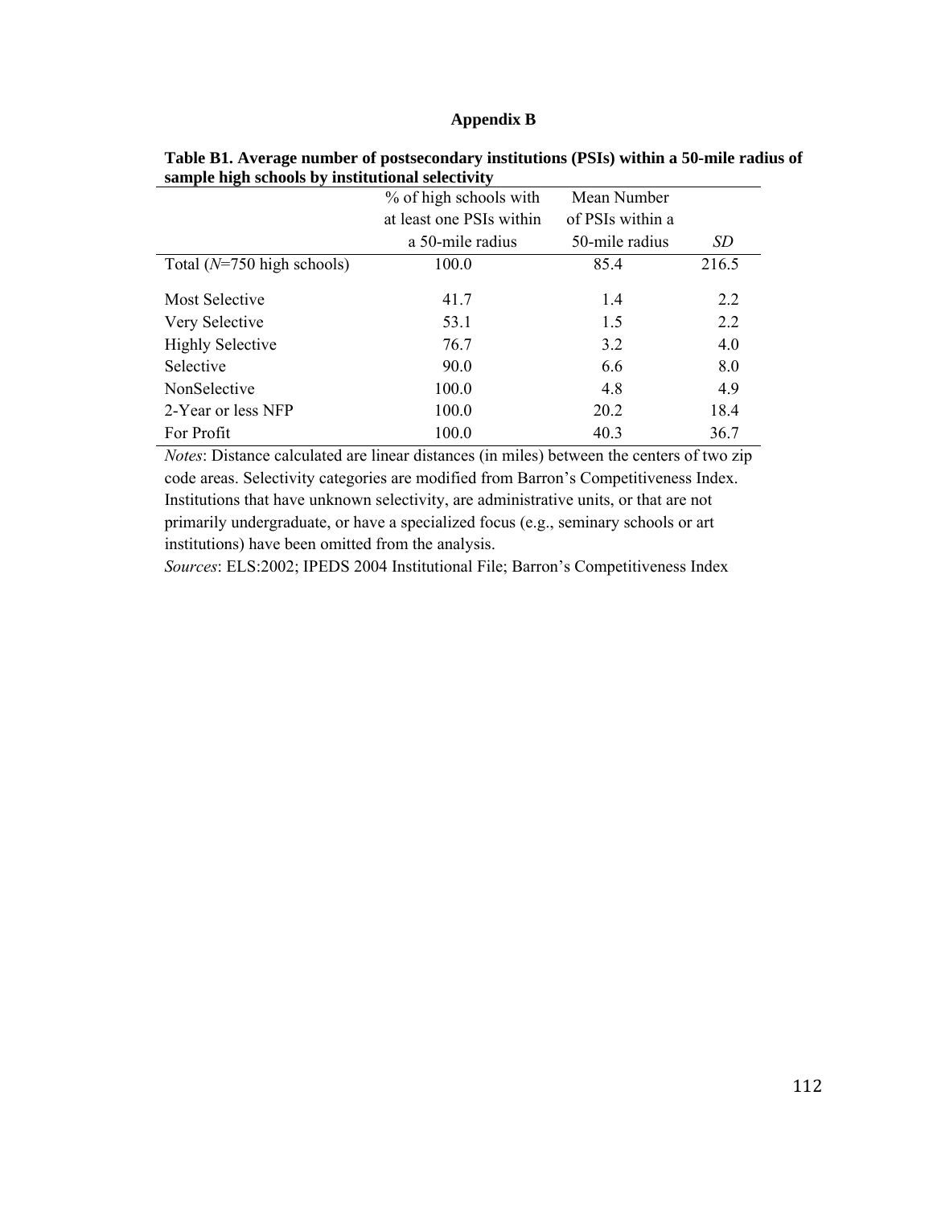# Appendix B

**Table B1. Average number of postsecondary institutions (PSIs) within a 50-mile radius of sample high schools by institutional selectivity**

| | % of high schools with at least one PSIs within a 50-mile radius | Mean Number of PSIs within a 50-mile radius | *SD* |
|---|---|---|---|
| Total (*N*=750 high schools) | 100.0 | 85.4 | 216.5 |
| Most Selective | 41.7 | 1.4 | 2.2 |
| Very Selective | 53.1 | 1.5 | 2.2 |
| Highly Selective | 76.7 | 3.2 | 4.0 |
| Selective | 90.0 | 6.6 | 8.0 |
| NonSelective | 100.0 | 4.8 | 4.9 |
| 2-Year or less NFP | 100.0 | 20.2 | 18.4 |
| For Profit | 100.0 | 40.3 | 36.7 |

*Notes*: Distance calculated are linear distances (in miles) between the centers of two zip code areas. Selectivity categories are modified from Barron's Competitiveness Index. Institutions that have unknown selectivity, are administrative units, or that are not primarily undergraduate, or have a specialized focus (e.g., seminary schools or art institutions) have been omitted from the analysis.

*Sources*: ELS:2002; IPEDS 2004 Institutional File; Barron's Competitiveness Index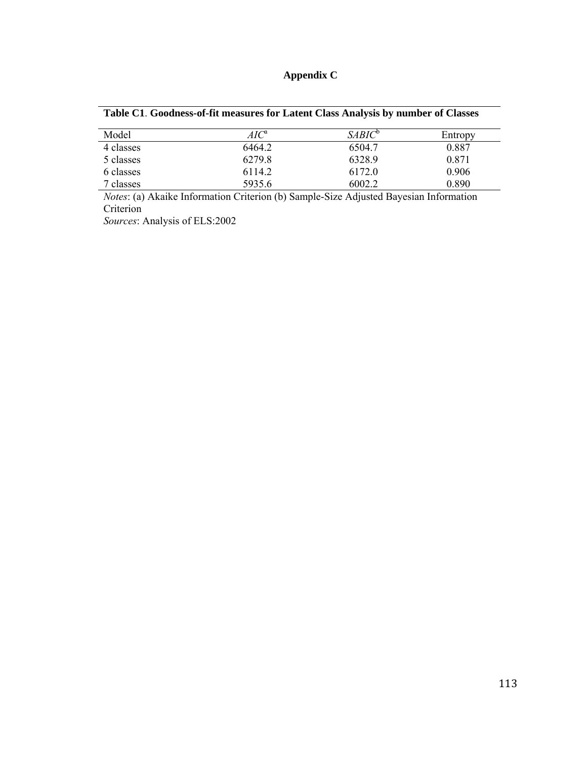# Appendix C

**Table C1. Goodness-of-fit measures for Latent Class Analysis by number of Classes**

| Model | *AIC*[a] | *SABIC*[b] | Entropy |
|---|---|---|---|
| 4 classes | 6464.2 | 6504.7 | 0.887 |
| 5 classes | 6279.8 | 6328.9 | 0.871 |
| 6 classes | 6114.2 | 6172.0 | 0.906 |
| 7 classes | 5935.6 | 6002.2 | 0.890 |

*Notes*: (a) Akaike Information Criterion (b) Sample-Size Adjusted Bayesian Information Criterion

*Sources*: Analysis of ELS:2002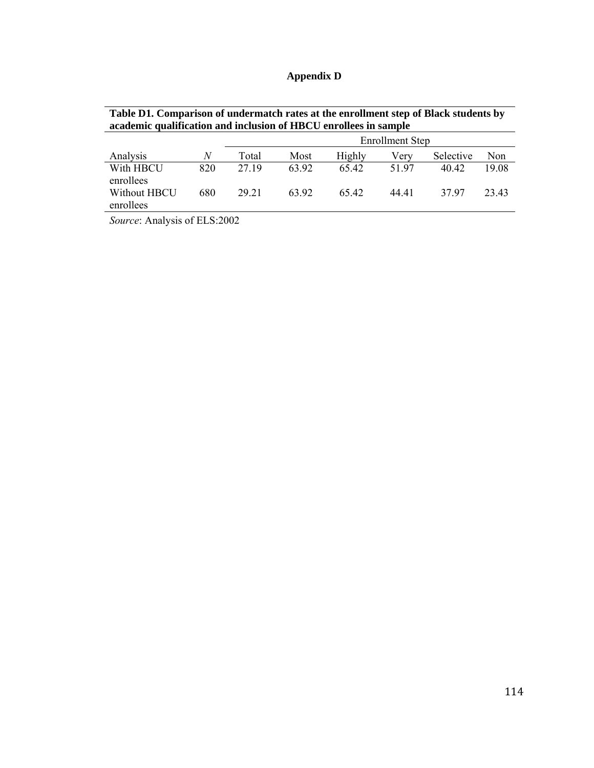# Appendix D

**Table D1. Comparison of undermatch rates at the enrollment step of Black students by academic qualification and inclusion of HBCU enrollees in sample**

| | | Enrollment Step | | | | | |
|---|---|---|---|---|---|---|---|
| Analysis | *N* | Total | Most | Highly | Very | Selective | Non |
| With HBCU enrollees | 820 | 27.19 | 63.92 | 65.42 | 51.97 | 40.42 | 19.08 |
| Without HBCU enrollees | 680 | 29.21 | 63.92 | 65.42 | 44.41 | 37.97 | 23.43 |

*Source*: Analysis of ELS:2002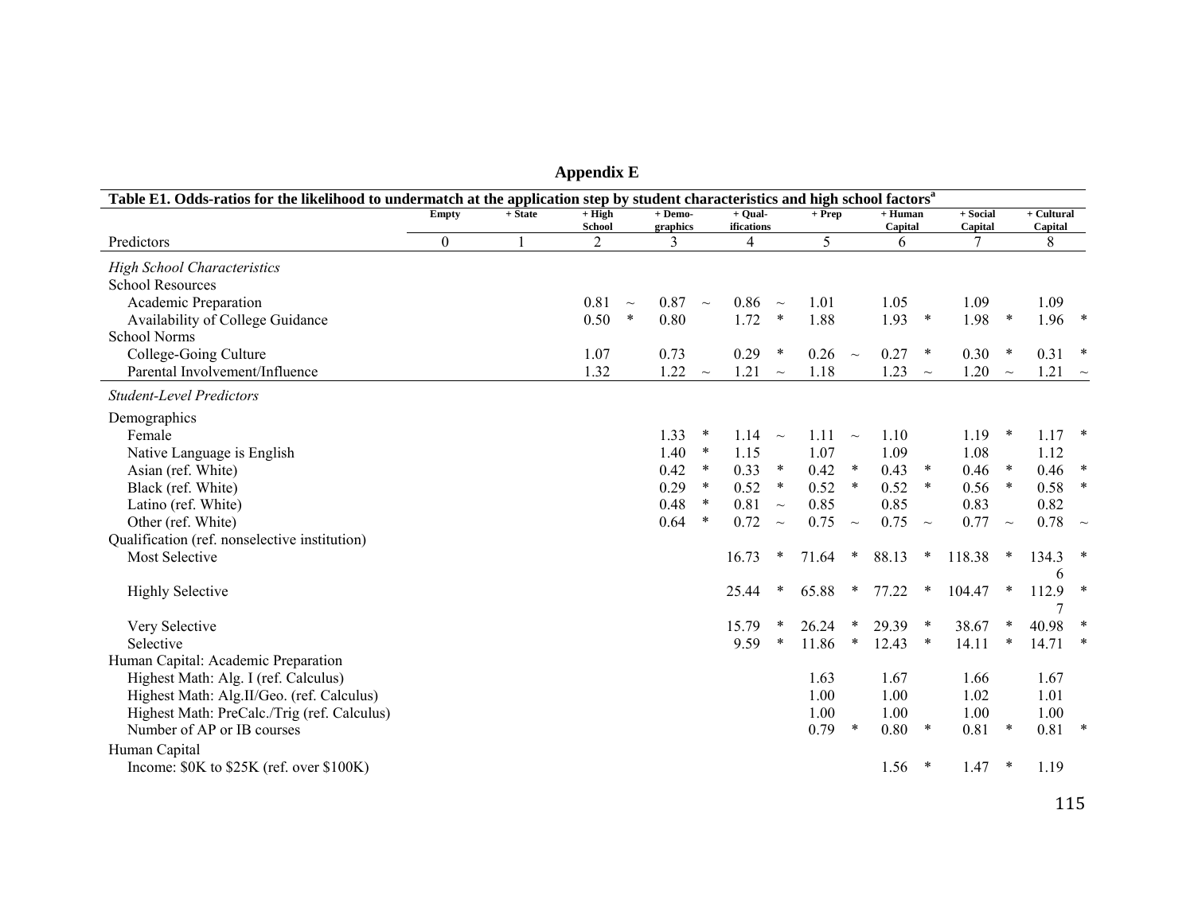# Appendix E

**Table E1. Odds-ratios for the likelihood to undermatch at the application step by student characteristics and high school factors[a]**

| Predictors | Empty 0 | + State 1 | + High School 2 | | + Demographics 3 | | + Qualifications 4 | | + Prep 5 | | + Human Capital 6 | | + Social Capital 7 | | + Cultural Capital 8 | |
|---|---|---|---|---|---|---|---|---|---|---|---|---|---|---|---|---|
| *High School Characteristics* | | | | | | | | | | | | | | | | |
| School Resources | | | | | | | | | | | | | | | | |
| Academic Preparation | | | 0.81 | ~ | 0.87 | ~ | 0.86 | ~ | 1.01 | | 1.05 | | 1.09 | | 1.09 | |
| Availability of College Guidance | | | 0.50 | * | 0.80 | | 1.72 | * | 1.88 | | 1.93 | * | 1.98 | * | 1.96 | * |
| School Norms | | | | | | | | | | | | | | | | |
| College-Going Culture | | | 1.07 | | 0.73 | | 0.29 | * | 0.26 | ~ | 0.27 | * | 0.30 | * | 0.31 | * |
| Parental Involvement/Influence | | | 1.32 | | 1.22 | ~ | 1.21 | ~ | 1.18 | | 1.23 | ~ | 1.20 | ~ | 1.21 | ~ |
| *Student-Level Predictors* | | | | | | | | | | | | | | | | |
| Demographics | | | | | | | | | | | | | | | | |
| Female | | | | | 1.33 | * | 1.14 | ~ | 1.11 | ~ | 1.10 | | 1.19 | * | 1.17 | * |
| Native Language is English | | | | | 1.40 | * | 1.15 | | 1.07 | | 1.09 | | 1.08 | | 1.12 | |
| Asian (ref. White) | | | | | 0.42 | * | 0.33 | * | 0.42 | * | 0.43 | * | 0.46 | * | 0.46 | * |
| Black (ref. White) | | | | | 0.29 | * | 0.52 | * | 0.52 | * | 0.52 | * | 0.56 | * | 0.58 | * |
| Latino (ref. White) | | | | | 0.48 | * | 0.81 | ~ | 0.85 | | 0.85 | | 0.83 | | 0.82 | |
| Other (ref. White) | | | | | 0.64 | * | 0.72 | ~ | 0.75 | ~ | 0.75 | ~ | 0.77 | ~ | 0.78 | ~ |
| Qualification (ref. nonselective institution) | | | | | | | | | | | | | | | | |
| Most Selective | | | | | | | 16.73 | * | 71.64 | * | 88.13 | * | 118.38 | * | 134.36 | * |
| Highly Selective | | | | | | | 25.44 | * | 65.88 | * | 77.22 | * | 104.47 | * | 112.97 | * |
| Very Selective | | | | | | | 15.79 | * | 26.24 | * | 29.39 | * | 38.67 | * | 40.98 | * |
| Selective | | | | | | | 9.59 | * | 11.86 | * | 12.43 | * | 14.11 | * | 14.71 | * |
| Human Capital: Academic Preparation | | | | | | | | | | | | | | | | |
| Highest Math: Alg. I (ref. Calculus) | | | | | | | | | 1.63 | | 1.67 | | 1.66 | | 1.67 | |
| Highest Math: Alg.II/Geo. (ref. Calculus) | | | | | | | | | 1.00 | | 1.00 | | 1.02 | | 1.01 | |
| Highest Math: PreCalc./Trig (ref. Calculus) | | | | | | | | | 1.00 | | 1.00 | | 1.00 | | 1.00 | |
| Number of AP or IB courses | | | | | | | | | 0.79 | * | 0.80 | * | 0.81 | * | 0.81 | * |
| Human Capital | | | | | | | | | | | | | | | | |
| Income: $0K to $25K (ref. over $100K) | | | | | | | | | | | 1.56 | * | 1.47 | * | 1.19 | |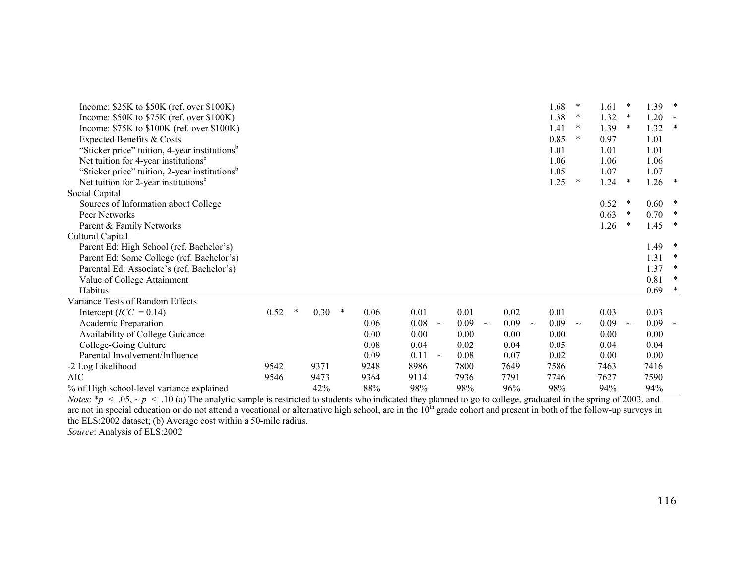| | Model 1 | | Model 2 | | Model 3 | | Model 4 | | Model 5 | | Model 6 | | Model 7 | | Model 8 | | Model 9 | |
|---|---|---|---|---|---|---|---|---|---|---|---|---|---|---|---|---|---|---|
| Income: $25K to $50K (ref. over $100K) | | | | | | | | | | | | | 1.68 | * | 1.61 | * | 1.39 | * |
| Income: $50K to $75K (ref. over $100K) | | | | | | | | | | | | | 1.38 | * | 1.32 | * | 1.20 | ~ |
| Income: $75K to $100K (ref. over $100K) | | | | | | | | | | | | | 1.41 | * | 1.39 | * | 1.32 | * |
| Expected Benefits & Costs | | | | | | | | | | | | | 0.85 | * | 0.97 | | 1.01 | |
| "Sticker price" tuition, 4-year institutions[b] | | | | | | | | | | | | | 1.01 | | 1.01 | | 1.01 | |
| Net tuition for 4-year institutions[b] | | | | | | | | | | | | | 1.06 | | 1.06 | | 1.06 | |
| "Sticker price" tuition, 2-year institutions[b] | | | | | | | | | | | | | 1.05 | | 1.07 | | 1.07 | |
| Net tuition for 2-year institutions[b] | | | | | | | | | | | | | 1.25 | * | 1.24 | * | 1.26 | * |
| Social Capital | | | | | | | | | | | | | | | | | | |
| Sources of Information about College | | | | | | | | | | | | | | | 0.52 | * | 0.60 | * |
| Peer Networks | | | | | | | | | | | | | | | 0.63 | * | 0.70 | * |
| Parent & Family Networks | | | | | | | | | | | | | | | 1.26 | * | 1.45 | * |
| Cultural Capital | | | | | | | | | | | | | | | | | | |
| Parent Ed: High School (ref. Bachelor's) | | | | | | | | | | | | | | | | | 1.49 | * |
| Parent Ed: Some College (ref. Bachelor's) | | | | | | | | | | | | | | | | | 1.31 | * |
| Parental Ed: Associate's (ref. Bachelor's) | | | | | | | | | | | | | | | | | 1.37 | * |
| Value of College Attainment | | | | | | | | | | | | | | | | | 0.81 | * |
| Habitus | | | | | | | | | | | | | | | | | 0.69 | * |
| Variance Tests of Random Effects | | | | | | | | | | | | | | | | | | |
| Intercept ($ICC$ = 0.14) | 0.52 | * | 0.30 | * | 0.06 | | 0.01 | | 0.01 | | 0.02 | | 0.01 | | 0.03 | | 0.03 | |
| Academic Preparation | | | | | 0.06 | | 0.08 | ~ | 0.09 | ~ | 0.09 | ~ | 0.09 | ~ | 0.09 | ~ | 0.09 | ~ |
| Availability of College Guidance | | | | | 0.00 | | 0.00 | | 0.00 | | 0.00 | | 0.00 | | 0.00 | | 0.00 | |
| College-Going Culture | | | | | 0.08 | | 0.04 | | 0.02 | | 0.04 | | 0.05 | | 0.04 | | 0.04 | |
| Parental Involvement/Influence | | | | | 0.09 | | 0.11 | ~ | 0.08 | | 0.07 | | 0.02 | | 0.00 | | 0.00 | |
| -2 Log Likelihood | 9542 | | 9371 | | 9248 | | 8986 | | 7800 | | 7649 | | 7586 | | 7463 | | 7416 | |
| AIC | 9546 | | 9473 | | 9364 | | 9114 | | 7936 | | 7791 | | 7746 | | 7627 | | 7590 | |
| % of High school-level variance explained | | | 42% | | 88% | | 98% | | 98% | | 96% | | 98% | | 94% | | 94% | |

*Notes*: *$p$ < .05, ~ $p$ < .10 (a) The analytic sample is restricted to students who indicated they planned to go to college, graduated in the spring of 2003, and are not in special education or do not attend a vocational or alternative high school, are in the 10th grade cohort and present in both of the follow-up surveys in the ELS:2002 dataset; (b) Average cost within a 50-mile radius.

*Source*: Analysis of ELS:2002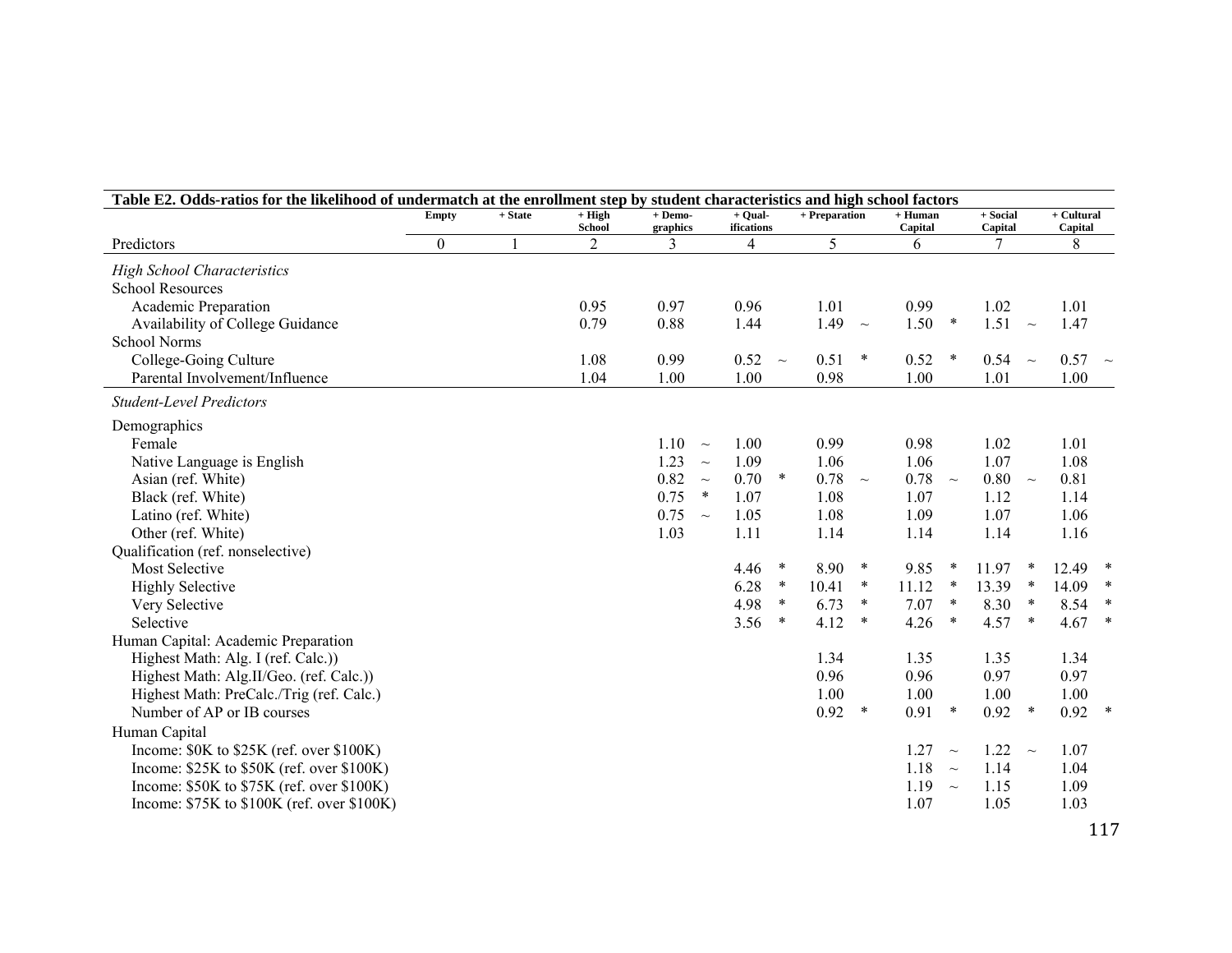**Table E2. Odds-ratios for the likelihood of undermatch at the enrollment step by student characteristics and high school factors**

| Predictors | Empty 0 | + State 1 | + High School 2 | + Demo-graphics 3 | + Qual-ifications 4 | + Preparation 5 | + Human Capital 6 | + Social Capital 7 | + Cultural Capital 8 |
|---|---|---|---|---|---|---|---|---|---|
| *High School Characteristics* | | | | | | | | | |
| School Resources | | | | | | | | | |
| Academic Preparation | | | 0.95 | 0.97 | 0.96 | 1.01 | 0.99 | 1.02 | 1.01 |
| Availability of College Guidance | | | 0.79 | 0.88 | 1.44 | 1.49 ~ | 1.50 * | 1.51 ~ | 1.47 |
| School Norms | | | | | | | | | |
| College-Going Culture | | | 1.08 | 0.99 | 0.52 ~ | 0.51 * | 0.52 * | 0.54 ~ | 0.57 ~ |
| Parental Involvement/Influence | | | 1.04 | 1.00 | 1.00 | 0.98 | 1.00 | 1.01 | 1.00 |
| *Student-Level Predictors* | | | | | | | | | |
| Demographics | | | | | | | | | |
| Female | | | | 1.10 ~ | 1.00 | 0.99 | 0.98 | 1.02 | 1.01 |
| Native Language is English | | | | 1.23 ~ | 1.09 | 1.06 | 1.06 | 1.07 | 1.08 |
| Asian (ref. White) | | | | 0.82 ~ | 0.70 * | 0.78 ~ | 0.78 ~ | 0.80 ~ | 0.81 |
| Black (ref. White) | | | | 0.75 * | 1.07 | 1.08 | 1.07 | 1.12 | 1.14 |
| Latino (ref. White) | | | | 0.75 ~ | 1.05 | 1.08 | 1.09 | 1.07 | 1.06 |
| Other (ref. White) | | | | 1.03 | 1.11 | 1.14 | 1.14 | 1.14 | 1.16 |
| Qualification (ref. nonselective) | | | | | | | | | |
| Most Selective | | | | | 4.46 * | 8.90 * | 9.85 * | 11.97 * | 12.49 * |
| Highly Selective | | | | | 6.28 * | 10.41 * | 11.12 * | 13.39 * | 14.09 * |
| Very Selective | | | | | 4.98 * | 6.73 * | 7.07 * | 8.30 * | 8.54 * |
| Selective | | | | | 3.56 * | 4.12 * | 4.26 * | 4.57 * | 4.67 * |
| Human Capital: Academic Preparation | | | | | | | | | |
| Highest Math: Alg. I (ref. Calc.)) | | | | | | 1.34 | 1.35 | 1.35 | 1.34 |
| Highest Math: Alg.II/Geo. (ref. Calc.)) | | | | | | 0.96 | 0.96 | 0.97 | 0.97 |
| Highest Math: PreCalc./Trig (ref. Calc.) | | | | | | 1.00 | 1.00 | 1.00 | 1.00 |
| Number of AP or IB courses | | | | | | 0.92 * | 0.91 * | 0.92 * | 0.92 * |
| Human Capital | | | | | | | | | |
| Income: $0K to $25K (ref. over $100K) | | | | | | | 1.27 ~ | 1.22 ~ | 1.07 |
| Income: $25K to $50K (ref. over $100K) | | | | | | | 1.18 ~ | 1.14 | 1.04 |
| Income: $50K to $75K (ref. over $100K) | | | | | | | 1.19 ~ | 1.15 | 1.09 |
| Income: $75K to $100K (ref. over $100K) | | | | | | | 1.07 | 1.05 | 1.03 |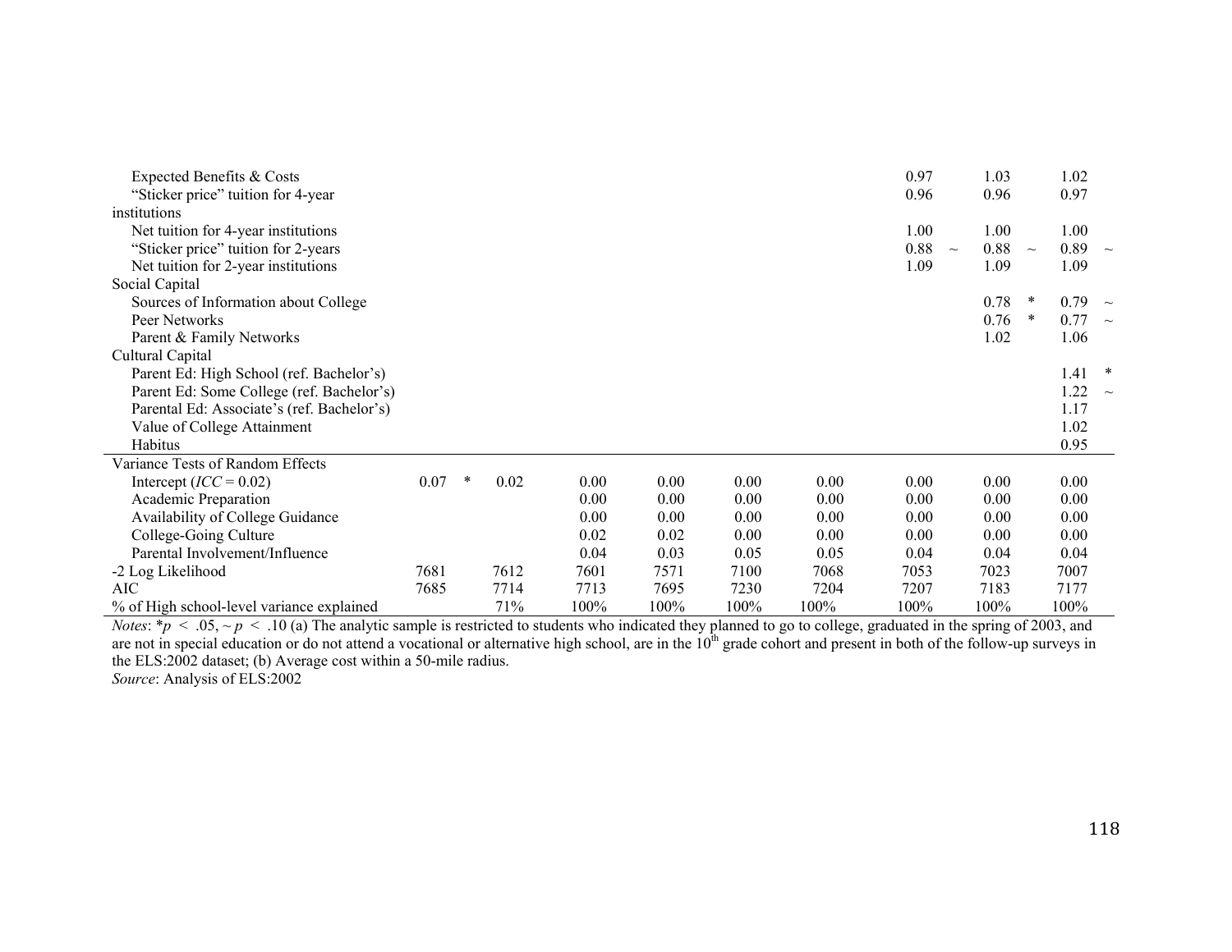| | | | | | | | | | | | | | | | | | | |
|---|---|---|---|---|---|---|---|---|---|---|---|---|---|---|---|---|---|---|
| Expected Benefits & Costs | | | | | | | | | | | | | 0.97 | | 1.03 | | 1.02 | |
| "Sticker price" tuition for 4-year institutions | | | | | | | | | | | | | 0.96 | | 0.96 | | 0.97 | |
| Net tuition for 4-year institutions | | | | | | | | | | | | | 1.00 | | 1.00 | | 1.00 | |
| "Sticker price" tuition for 2-years | | | | | | | | | | | | | 0.88 | ~ | 0.88 | ~ | 0.89 | ~ |
| Net tuition for 2-year institutions | | | | | | | | | | | | | 1.09 | | 1.09 | | 1.09 | |
| Social Capital | | | | | | | | | | | | | | | | | | |
| Sources of Information about College | | | | | | | | | | | | | | | 0.78 | * | 0.79 | ~ |
| Peer Networks | | | | | | | | | | | | | | | 0.76 | * | 0.77 | ~ |
| Parent & Family Networks | | | | | | | | | | | | | | | 1.02 | | 1.06 | |
| Cultural Capital | | | | | | | | | | | | | | | | | | |
| Parent Ed: High School (ref. Bachelor's) | | | | | | | | | | | | | | | | | 1.41 | * |
| Parent Ed: Some College (ref. Bachelor's) | | | | | | | | | | | | | | | | | 1.22 | ~ |
| Parental Ed: Associate's (ref. Bachelor's) | | | | | | | | | | | | | | | | | 1.17 | |
| Value of College Attainment | | | | | | | | | | | | | | | | | 1.02 | |
| Habitus | | | | | | | | | | | | | | | | | 0.95 | |
| Variance Tests of Random Effects | | | | | | | | | | | | | | | | | | |
| Intercept (*ICC* = 0.02) | 0.07 | * | 0.02 | | 0.00 | | 0.00 | | 0.00 | | 0.00 | | 0.00 | | 0.00 | | 0.00 | |
| Academic Preparation | | | | | 0.00 | | 0.00 | | 0.00 | | 0.00 | | 0.00 | | 0.00 | | 0.00 | |
| Availability of College Guidance | | | | | 0.00 | | 0.00 | | 0.00 | | 0.00 | | 0.00 | | 0.00 | | 0.00 | |
| College-Going Culture | | | | | 0.02 | | 0.02 | | 0.00 | | 0.00 | | 0.00 | | 0.00 | | 0.00 | |
| Parental Involvement/Influence | | | | | 0.04 | | 0.03 | | 0.05 | | 0.05 | | 0.04 | | 0.04 | | 0.04 | |
| -2 Log Likelihood | 7681 | | 7612 | | 7601 | | 7571 | | 7100 | | 7068 | | 7053 | | 7023 | | 7007 | |
| AIC | 7685 | | 7714 | | 7713 | | 7695 | | 7230 | | 7204 | | 7207 | | 7183 | | 7177 | |
| % of High school-level variance explained | | | 71% | | 100% | | 100% | | 100% | | 100% | | 100% | | 100% | | 100% | |

*Notes*: *$p < .05$, ~ $p < .10$ (a) The analytic sample is restricted to students who indicated they planned to go to college, graduated in the spring of 2003, and are not in special education or do not attend a vocational or alternative high school, are in the 10th grade cohort and present in both of the follow-up surveys in the ELS:2002 dataset; (b) Average cost within a 50-mile radius.
*Source*: Analysis of ELS:2002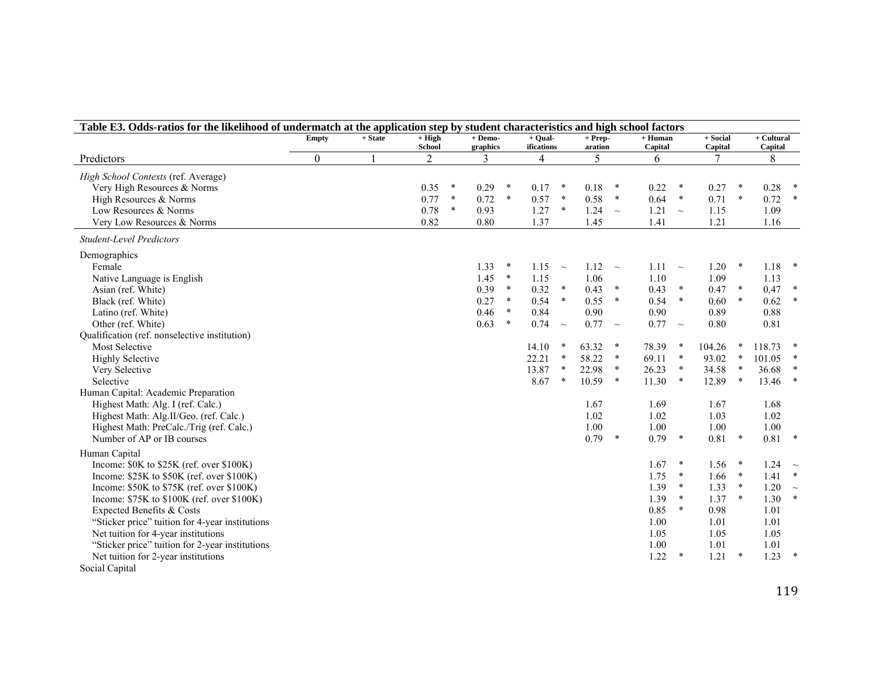**Table E3. Odds-ratios for the likelihood of undermatch at the application step by student characteristics and high school factors**

| Predictors | Empty | + State | + High School | | + Demo-graphics | | + Qual-ifications | | + Prep-aration | | + Human Capital | | + Social Capital | | + Cultural Capital | |
|---|---|---|---|---|---|---|---|---|---|---|---|---|---|---|---|---|
| | 0 | 1 | 2 | | 3 | | 4 | | 5 | | 6 | | 7 | | 8 | |
| *High School Contexts (ref. Average)* | | | | | | | | | | | | | | | | |
| Very High Resources & Norms | | | 0.35 | * | 0.29 | * | 0.17 | * | 0.18 | * | 0.22 | * | 0.27 | * | 0.28 | * |
| High Resources & Norms | | | 0.77 | * | 0.72 | * | 0.57 | * | 0.58 | * | 0.64 | * | 0.71 | * | 0.72 | * |
| Low Resources & Norms | | | 0.78 | * | 0.93 | | 1.27 | * | 1.24 | ~ | 1.21 | ~ | 1.15 | | 1.09 | |
| Very Low Resources & Norms | | | 0.82 | | 0.80 | | 1.37 | | 1.45 | | 1.41 | | 1.21 | | 1.16 | |
| *Student-Level Predictors* | | | | | | | | | | | | | | | | |
| Demographics | | | | | | | | | | | | | | | | |
| Female | | | | | 1.33 | * | 1.15 | ~ | 1.12 | ~ | 1.11 | ~ | 1.20 | * | 1.18 | * |
| Native Language is English | | | | | 1.45 | * | 1.15 | | 1.06 | | 1.10 | | 1.09 | | 1.13 | |
| Asian (ref. White) | | | | | 0.39 | * | 0.32 | * | 0.43 | * | 0.43 | * | 0.47 | * | 0.47 | * |
| Black (ref. White) | | | | | 0.27 | * | 0.54 | * | 0.55 | * | 0.54 | * | 0.60 | * | 0.62 | * |
| Latino (ref. White) | | | | | 0.46 | * | 0.84 | | 0.90 | | 0.90 | | 0.89 | | 0.88 | |
| Other (ref. White) | | | | | 0.63 | * | 0.74 | ~ | 0.77 | ~ | 0.77 | ~ | 0.80 | | 0.81 | |
| Qualification (ref. nonselective institution) | | | | | | | | | | | | | | | | |
| Most Selective | | | | | | | 14.10 | * | 63.32 | * | 78.39 | * | 104.26 | * | 118.73 | * |
| Highly Selective | | | | | | | 22.21 | * | 58.22 | * | 69.11 | * | 93.02 | * | 101.05 | * |
| Very Selective | | | | | | | 13.87 | * | 22.98 | * | 26.23 | * | 34.58 | * | 36.68 | * |
| Selective | | | | | | | 8.67 | * | 10.59 | * | 11.30 | * | 12.89 | * | 13.46 | * |
| Human Capital: Academic Preparation | | | | | | | | | | | | | | | | |
| Highest Math: Alg. I (ref. Calc.) | | | | | | | | | 1.67 | | 1.69 | | 1.67 | | 1.68 | |
| Highest Math: Alg.II/Geo. (ref. Calc.) | | | | | | | | | 1.02 | | 1.02 | | 1.03 | | 1.02 | |
| Highest Math: PreCalc./Trig (ref. Calc.) | | | | | | | | | 1.00 | | 1.00 | | 1.00 | | 1.00 | |
| Number of AP or IB courses | | | | | | | | | 0.79 | * | 0.79 | * | 0.81 | * | 0.81 | * |
| Human Capital | | | | | | | | | | | | | | | | |
| Income: $0K to $25K (ref. over $100K) | | | | | | | | | | | 1.67 | * | 1.56 | * | 1.24 | ~ |
| Income: $25K to $50K (ref. over $100K) | | | | | | | | | | | 1.75 | * | 1.66 | * | 1.41 | * |
| Income: $50K to $75K (ref. over $100K) | | | | | | | | | | | 1.39 | * | 1.33 | * | 1.20 | ~ |
| Income: $75K to $100K (ref. over $100K) | | | | | | | | | | | 1.39 | * | 1.37 | * | 1.30 | * |
| Expected Benefits & Costs | | | | | | | | | | | 0.85 | * | 0.98 | | 1.01 | |
| "Sticker price" tuition for 4-year institutions | | | | | | | | | | | 1.00 | | 1.01 | | 1.01 | |
| Net tuition for 4-year institutions | | | | | | | | | | | 1.05 | | 1.05 | | 1.05 | |
| "Sticker price" tuition for 2-year institutions | | | | | | | | | | | 1.00 | | 1.01 | | 1.01 | |
| Net tuition for 2-year institutions | | | | | | | | | | | 1.22 | * | 1.21 | * | 1.23 | * |
| Social Capital | | | | | | | | | | | | | | | | |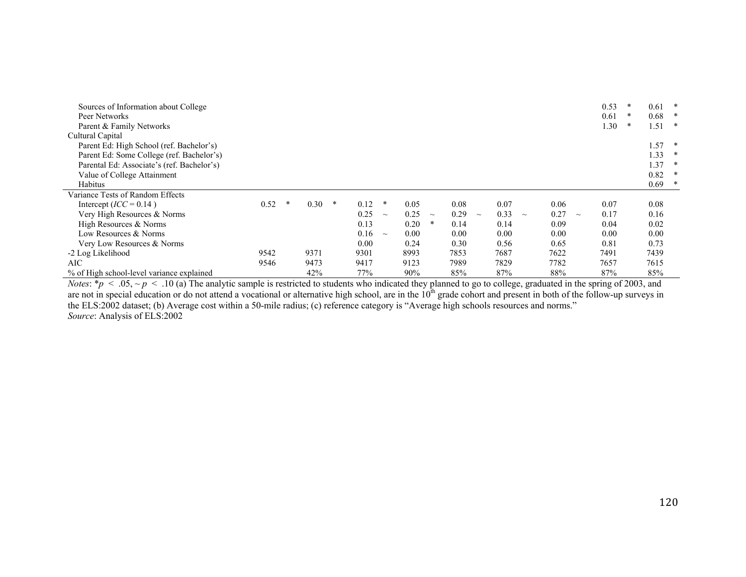| | | | | | | | | | | | | | | | | | | |
|---|---|---|---|---|---|---|---|---|---|---|---|---|---|---|---|---|---|---|
| Sources of Information about College | | | | | | | | | | | | | | | 0.53 | * | 0.61 | * |
| Peer Networks | | | | | | | | | | | | | | | 0.61 | * | 0.68 | * |
| Parent & Family Networks | | | | | | | | | | | | | | | 1.30 | * | 1.51 | * |
| Cultural Capital | | | | | | | | | | | | | | | | | | |
| Parent Ed: High School (ref. Bachelor's) | | | | | | | | | | | | | | | | | 1.57 | * |
| Parent Ed: Some College (ref. Bachelor's) | | | | | | | | | | | | | | | | | 1.33 | * |
| Parental Ed: Associate's (ref. Bachelor's) | | | | | | | | | | | | | | | | | 1.37 | * |
| Value of College Attainment | | | | | | | | | | | | | | | | | 0.82 | * |
| Habitus | | | | | | | | | | | | | | | | | 0.69 | * |
| Variance Tests of Random Effects | | | | | | | | | | | | | | | | | | |
| Intercept (*ICC* = 0.14 ) | 0.52 | * | 0.30 | * | 0.12 | * | 0.05 | | 0.08 | | 0.07 | | 0.06 | | 0.07 | | 0.08 | |
| Very High Resources & Norms | | | | | 0.25 | ~ | 0.25 | ~ | 0.29 | ~ | 0.33 | ~ | 0.27 | ~ | 0.17 | | 0.16 | |
| High Resources & Norms | | | | | 0.13 | | 0.20 | * | 0.14 | | 0.14 | | 0.09 | | 0.04 | | 0.02 | |
| Low Resources & Norms | | | | | 0.16 | ~ | 0.00 | | 0.00 | | 0.00 | | 0.00 | | 0.00 | | 0.00 | |
| Very Low Resources & Norms | | | | | 0.00 | | 0.24 | | 0.30 | | 0.56 | | 0.65 | | 0.81 | | 0.73 | |
| -2 Log Likelihood | 9542 | | 9371 | | 9301 | | 8993 | | 7853 | | 7687 | | 7622 | | 7491 | | 7439 | |
| AIC | 9546 | | 9473 | | 9417 | | 9123 | | 7989 | | 7829 | | 7782 | | 7657 | | 7615 | |
| % of High school-level variance explained | | | 42% | | 77% | | 90% | | 85% | | 87% | | 88% | | 87% | | 85% | |

*Notes*: $*p < .05$, $\sim p < .10$ (a) The analytic sample is restricted to students who indicated they planned to go to college, graduated in the spring of 2003, and are not in special education or do not attend a vocational or alternative high school, are in the 10th grade cohort and present in both of the follow-up surveys in the ELS:2002 dataset; (b) Average cost within a 50-mile radius; (c) reference category is "Average high schools resources and norms."

*Source*: Analysis of ELS:2002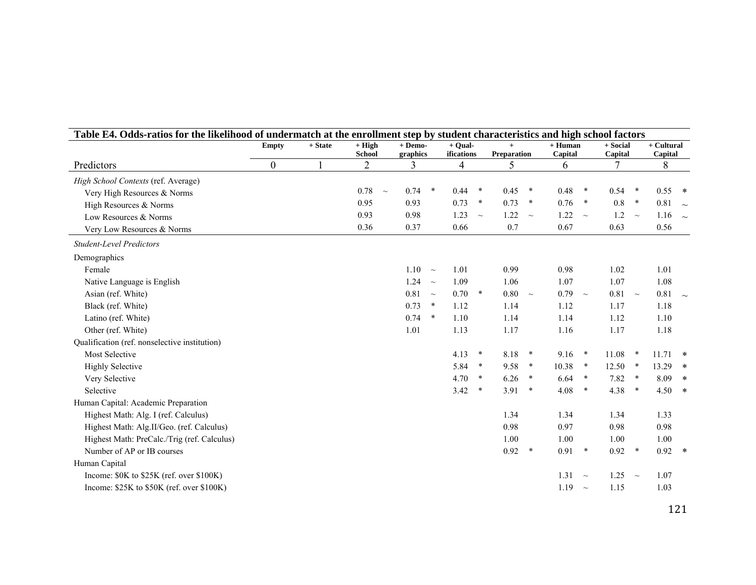**Table E4. Odds-ratios for the likelihood of undermatch at the enrollment step by student characteristics and high school factors**

| Predictors | Empty<br>0 | + State<br>1 | + High School<br>2 | | + Demo-graphics<br>3 | | + Qual-ifications<br>4 | | + Preparation<br>5 | | + Human Capital<br>6 | | + Social Capital<br>7 | | + Cultural Capital<br>8 | |
|---|---|---|---|---|---|---|---|---|---|---|---|---|---|---|---|---|
| *High School Contexts* (ref. Average) | | | | | | | | | | | | | | | | |
| Very High Resources & Norms | | | 0.78 | ~ | 0.74 | * | 0.44 | * | 0.45 | * | 0.48 | * | 0.54 | * | 0.55 | * |
| High Resources & Norms | | | 0.95 | | 0.93 | | 0.73 | * | 0.73 | * | 0.76 | * | 0.8 | * | 0.81 | ~ |
| Low Resources & Norms | | | 0.93 | | 0.98 | | 1.23 | ~ | 1.22 | ~ | 1.22 | ~ | 1.2 | ~ | 1.16 | ~ |
| Very Low Resources & Norms | | | 0.36 | | 0.37 | | 0.66 | | 0.7 | | 0.67 | | 0.63 | | 0.56 | |
| *Student-Level Predictors* | | | | | | | | | | | | | | | | |
| Demographics | | | | | | | | | | | | | | | | |
| Female | | | | | 1.10 | ~ | 1.01 | | 0.99 | | 0.98 | | 1.02 | | 1.01 | |
| Native Language is English | | | | | 1.24 | ~ | 1.09 | | 1.06 | | 1.07 | | 1.07 | | 1.08 | |
| Asian (ref. White) | | | | | 0.81 | ~ | 0.70 | * | 0.80 | ~ | 0.79 | ~ | 0.81 | ~ | 0.81 | ~ |
| Black (ref. White) | | | | | 0.73 | * | 1.12 | | 1.14 | | 1.12 | | 1.17 | | 1.18 | |
| Latino (ref. White) | | | | | 0.74 | * | 1.10 | | 1.14 | | 1.14 | | 1.12 | | 1.10 | |
| Other (ref. White) | | | | | 1.01 | | 1.13 | | 1.17 | | 1.16 | | 1.17 | | 1.18 | |
| Qualification (ref. nonselective institution) | | | | | | | | | | | | | | | | |
| Most Selective | | | | | | | 4.13 | * | 8.18 | * | 9.16 | * | 11.08 | * | 11.71 | * |
| Highly Selective | | | | | | | 5.84 | * | 9.58 | * | 10.38 | * | 12.50 | * | 13.29 | * |
| Very Selective | | | | | | | 4.70 | * | 6.26 | * | 6.64 | * | 7.82 | * | 8.09 | * |
| Selective | | | | | | | 3.42 | * | 3.91 | * | 4.08 | * | 4.38 | * | 4.50 | * |
| Human Capital: Academic Preparation | | | | | | | | | | | | | | | | |
| Highest Math: Alg. I (ref. Calculus) | | | | | | | | | 1.34 | | 1.34 | | 1.34 | | 1.33 | |
| Highest Math: Alg.II/Geo. (ref. Calculus) | | | | | | | | | 0.98 | | 0.97 | | 0.98 | | 0.98 | |
| Highest Math: PreCalc./Trig (ref. Calculus) | | | | | | | | | 1.00 | | 1.00 | | 1.00 | | 1.00 | |
| Number of AP or IB courses | | | | | | | | | 0.92 | * | 0.91 | * | 0.92 | * | 0.92 | * |
| Human Capital | | | | | | | | | | | | | | | | |
| Income: $0K to $25K (ref. over $100K) | | | | | | | | | | | 1.31 | ~ | 1.25 | ~ | 1.07 | |
| Income: $25K to $50K (ref. over $100K) | | | | | | | | | | | 1.19 | ~ | 1.15 | | 1.03 | |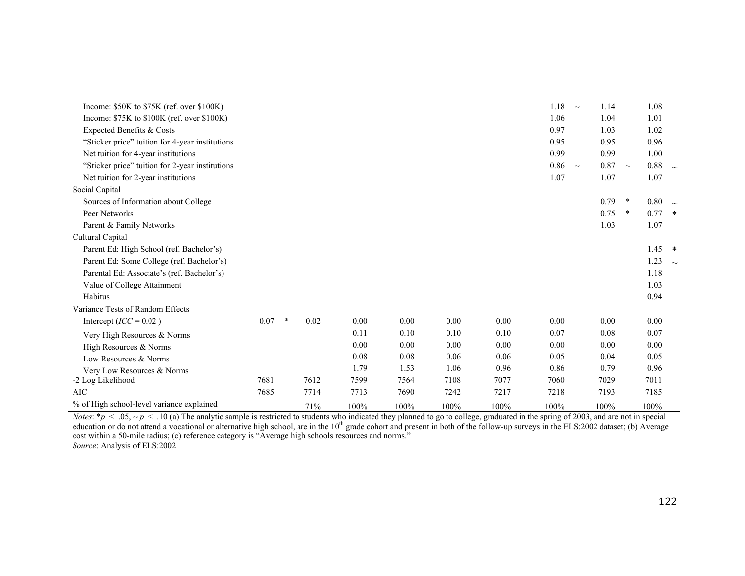| | Model 1 | | Model 2 | | Model 3 | | Model 4 | | Model 5 | | Model 6 | | Model 7 | | Model 8 | | Model 9 | |
|---|---|---|---|---|---|---|---|---|---|---|---|---|---|---|---|---|---|---|
| Income: $50K to $75K (ref. over $100K) | | | | | | | | | | | | | 1.18 | ~ | 1.14 | | 1.08 | |
| Income: $75K to $100K (ref. over $100K) | | | | | | | | | | | | | 1.06 | | 1.04 | | 1.01 | |
| Expected Benefits & Costs | | | | | | | | | | | | | 0.97 | | 1.03 | | 1.02 | |
| "Sticker price" tuition for 4-year institutions | | | | | | | | | | | | | 0.95 | | 0.95 | | 0.96 | |
| Net tuition for 4-year institutions | | | | | | | | | | | | | 0.99 | | 0.99 | | 1.00 | |
| "Sticker price" tuition for 2-year institutions | | | | | | | | | | | | | 0.86 | ~ | 0.87 | ~ | 0.88 | ~ |
| Net tuition for 2-year institutions | | | | | | | | | | | | | 1.07 | | 1.07 | | 1.07 | |
| Social Capital | | | | | | | | | | | | | | | | | | |
| Sources of Information about College | | | | | | | | | | | | | | | 0.79 | * | 0.80 | ~ |
| Peer Networks | | | | | | | | | | | | | | | 0.75 | * | 0.77 | * |
| Parent & Family Networks | | | | | | | | | | | | | | | 1.03 | | 1.07 | |
| Cultural Capital | | | | | | | | | | | | | | | | | | |
| Parent Ed: High School (ref. Bachelor's) | | | | | | | | | | | | | | | | | 1.45 | * |
| Parent Ed: Some College (ref. Bachelor's) | | | | | | | | | | | | | | | | | 1.23 | ~ |
| Parental Ed: Associate's (ref. Bachelor's) | | | | | | | | | | | | | | | | | 1.18 | |
| Value of College Attainment | | | | | | | | | | | | | | | | | 1.03 | |
| Habitus | | | | | | | | | | | | | | | | | 0.94 | |
| Variance Tests of Random Effects | | | | | | | | | | | | | | | | | | |
| Intercept ($ICC = 0.02$) | 0.07 | * | 0.02 | | 0.00 | | 0.00 | | 0.00 | | 0.00 | | 0.00 | | 0.00 | | 0.00 | |
| Very High Resources & Norms | | | | | 0.11 | | 0.10 | | 0.10 | | 0.10 | | 0.07 | | 0.08 | | 0.07 | |
| High Resources & Norms | | | | | 0.00 | | 0.00 | | 0.00 | | 0.00 | | 0.00 | | 0.00 | | 0.00 | |
| Low Resources & Norms | | | | | 0.08 | | 0.08 | | 0.06 | | 0.06 | | 0.05 | | 0.04 | | 0.05 | |
| Very Low Resources & Norms | | | | | 1.79 | | 1.53 | | 1.06 | | 0.96 | | 0.86 | | 0.79 | | 0.96 | |
| -2 Log Likelihood | 7681 | | 7612 | | 7599 | | 7564 | | 7108 | | 7077 | | 7060 | | 7029 | | 7011 | |
| AIC | 7685 | | 7714 | | 7713 | | 7690 | | 7242 | | 7217 | | 7218 | | 7193 | | 7185 | |
| % of High school-level variance explained | | | 71% | | 100% | | 100% | | 100% | | 100% | | 100% | | 100% | | 100% | |

*Notes*: $*p < .05$, $\sim p < .10$ (a) The analytic sample is restricted to students who indicated they planned to go to college, graduated in the spring of 2003, and are not in special education or do not attend a vocational or alternative high school, are in the 10th grade cohort and present in both of the follow-up surveys in the ELS:2002 dataset; (b) Average cost within a 50-mile radius; (c) reference category is "Average high schools resources and norms."

*Source*: Analysis of ELS:2002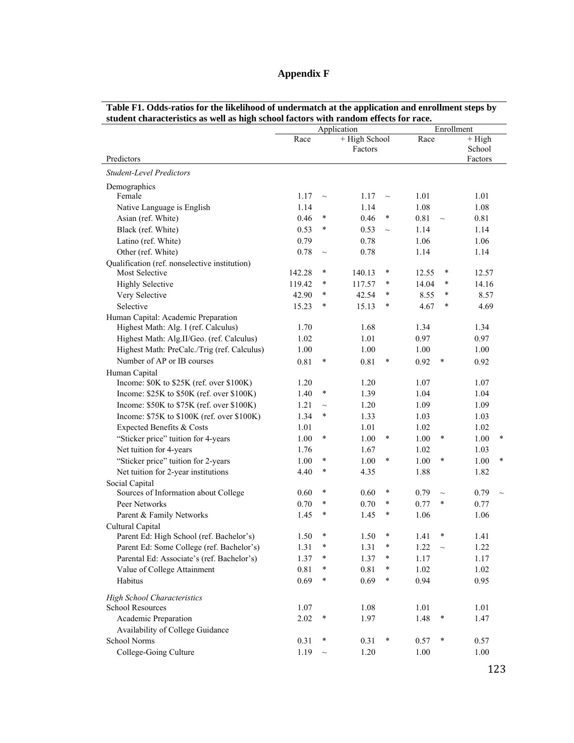# Appendix F

**Table F1. Odds-ratios for the likelihood of undermatch at the application and enrollment steps by student characteristics as well as high school factors with random effects for race.**

| Predictors | Application | | | | Enrollment | | | |
|---|---|---|---|---|---|---|---|---|
| | Race | | + High School Factors | | Race | | + High School Factors | |
| *Student-Level Predictors* | | | | | | | | |
| Demographics | | | | | | | | |
| Female | 1.17 | ~ | 1.17 | ~ | 1.01 | | 1.01 | |
| Native Language is English | 1.14 | | 1.14 | | 1.08 | | 1.08 | |
| Asian (ref. White) | 0.46 | * | 0.46 | * | 0.81 | ~ | 0.81 | |
| Black (ref. White) | 0.53 | * | 0.53 | ~ | 1.14 | | 1.14 | |
| Latino (ref. White) | 0.79 | | 0.78 | | 1.06 | | 1.06 | |
| Other (ref. White) | 0.78 | ~ | 0.78 | | 1.14 | | 1.14 | |
| Qualification (ref. nonselective institution) | | | | | | | | |
| Most Selective | 142.28 | * | 140.13 | * | 12.55 | * | 12.57 | |
| Highly Selective | 119.42 | * | 117.57 | * | 14.04 | * | 14.16 | |
| Very Selective | 42.90 | * | 42.54 | * | 8.55 | * | 8.57 | |
| Selective | 15.23 | * | 15.13 | * | 4.67 | * | 4.69 | |
| Human Capital: Academic Preparation | | | | | | | | |
| Highest Math: Alg. I (ref. Calculus) | 1.70 | | 1.68 | | 1.34 | | 1.34 | |
| Highest Math: Alg.II/Geo. (ref. Calculus) | 1.02 | | 1.01 | | 0.97 | | 0.97 | |
| Highest Math: PreCalc./Trig (ref. Calculus) | 1.00 | | 1.00 | | 1.00 | | 1.00 | |
| Number of AP or IB courses | 0.81 | * | 0.81 | * | 0.92 | * | 0.92 | |
| Human Capital | | | | | | | | |
| Income: $0K to $25K (ref. over $100K) | 1.20 | | 1.20 | | 1.07 | | 1.07 | |
| Income: $25K to $50K (ref. over $100K) | 1.40 | * | 1.39 | | 1.04 | | 1.04 | |
| Income: $50K to $75K (ref. over $100K) | 1.21 | ~ | 1.20 | | 1.09 | | 1.09 | |
| Income: $75K to $100K (ref. over $100K) | 1.34 | * | 1.33 | | 1.03 | | 1.03 | |
| Expected Benefits & Costs | 1.01 | | 1.01 | | 1.02 | | 1.02 | |
| "Sticker price" tuition for 4-years | 1.00 | * | 1.00 | * | 1.00 | * | 1.00 | * |
| Net tuition for 4-years | 1.76 | | 1.67 | | 1.02 | | 1.03 | |
| "Sticker price" tuition for 2-years | 1.00 | * | 1.00 | * | 1.00 | * | 1.00 | * |
| Net tuition for 2-year institutions | 4.40 | * | 4.35 | | 1.88 | | 1.82 | |
| Social Capital | | | | | | | | |
| Sources of Information about College | 0.60 | * | 0.60 | * | 0.79 | ~ | 0.79 | ~ |
| Peer Networks | 0.70 | * | 0.70 | * | 0.77 | * | 0.77 | |
| Parent & Family Networks | 1.45 | * | 1.45 | * | 1.06 | | 1.06 | |
| Cultural Capital | | | | | | | | |
| Parent Ed: High School (ref. Bachelor's) | 1.50 | * | 1.50 | * | 1.41 | * | 1.41 | |
| Parent Ed: Some College (ref. Bachelor's) | 1.31 | * | 1.31 | * | 1.22 | ~ | 1.22 | |
| Parental Ed: Associate's (ref. Bachelor's) | 1.37 | * | 1.37 | * | 1.17 | | 1.17 | |
| Value of College Attainment | 0.81 | * | 0.81 | * | 1.02 | | 1.02 | |
| Habitus | 0.69 | * | 0.69 | * | 0.94 | | 0.95 | |
| *High School Characteristics* | | | | | | | | |
| School Resources | 1.07 | | 1.08 | | 1.01 | | 1.01 | |
| Academic Preparation | 2.02 | * | 1.97 | | 1.48 | * | 1.47 | |
| Availability of College Guidance | | | | | | | | |
| School Norms | 0.31 | * | 0.31 | * | 0.57 | * | 0.57 | |
| College-Going Culture | 1.19 | ~ | 1.20 | | 1.00 | | 1.00 | |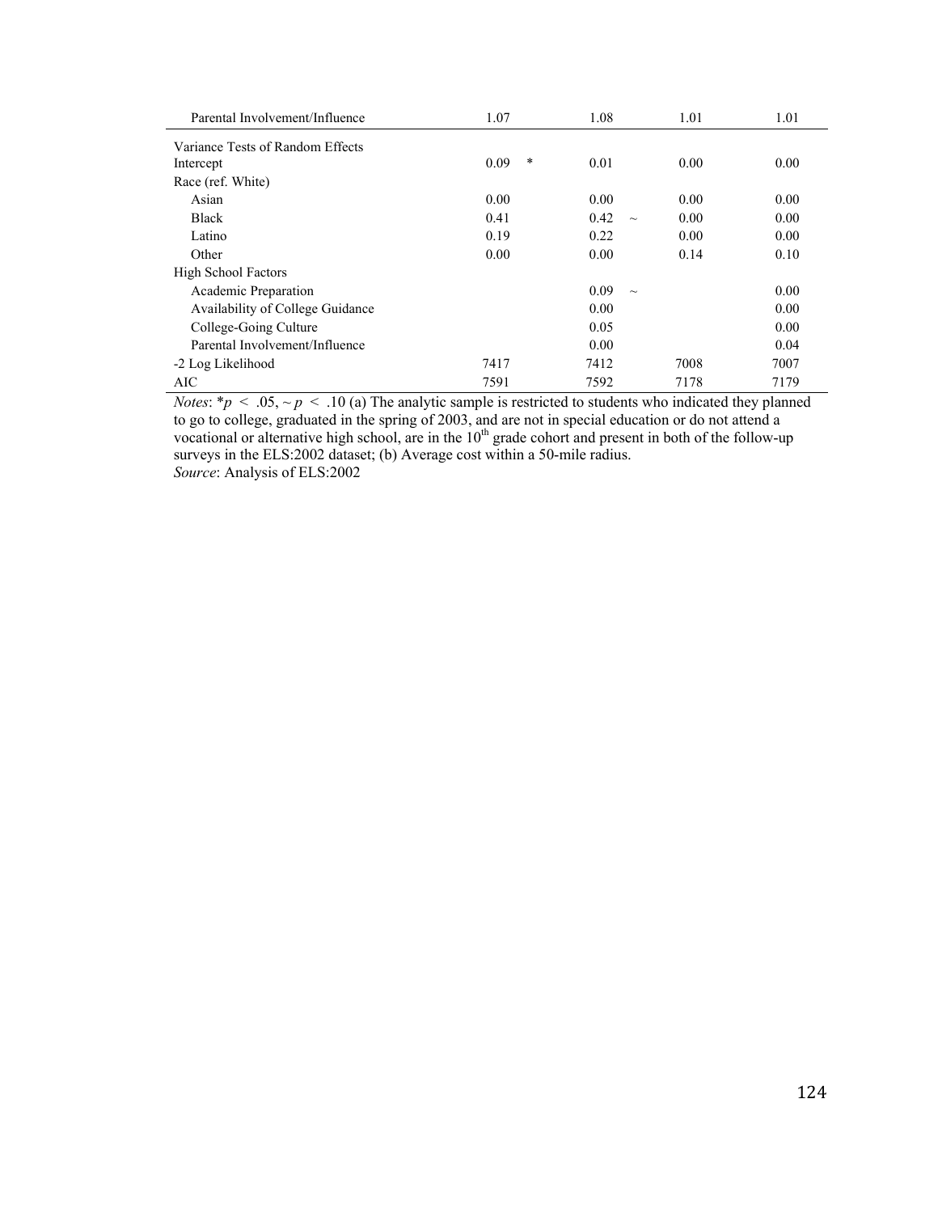| | | | | | | | | |
|---|---|---|---|---|---|---|---|---|
| Parental Involvement/Influence | 1.07 | | 1.08 | | 1.01 | | 1.01 | |
| Variance Tests of Random Effects | | | | | | | | |
| Intercept | 0.09 | * | 0.01 | | 0.00 | | 0.00 | |
| Race (ref. White) | | | | | | | | |
| Asian | 0.00 | | 0.00 | | 0.00 | | 0.00 | |
| Black | 0.41 | | 0.42 | ~ | 0.00 | | 0.00 | |
| Latino | 0.19 | | 0.22 | | 0.00 | | 0.00 | |
| Other | 0.00 | | 0.00 | | 0.14 | | 0.10 | |
| High School Factors | | | | | | | | |
| Academic Preparation | | | 0.09 | ~ | | | 0.00 | |
| Availability of College Guidance | | | 0.00 | | | | 0.00 | |
| College-Going Culture | | | 0.05 | | | | 0.00 | |
| Parental Involvement/Influence | | | 0.00 | | | | 0.04 | |
| -2 Log Likelihood | 7417 | | 7412 | | 7008 | | 7007 | |
| AIC | 7591 | | 7592 | | 7178 | | 7179 | |

*Notes*: *$p < .05$, ~ $p < .10$ (a) The analytic sample is restricted to students who indicated they planned to go to college, graduated in the spring of 2003, and are not in special education or do not attend a vocational or alternative high school, are in the 10th grade cohort and present in both of the follow-up surveys in the ELS:2002 dataset; (b) Average cost within a 50-mile radius.
*Source*: Analysis of ELS:2002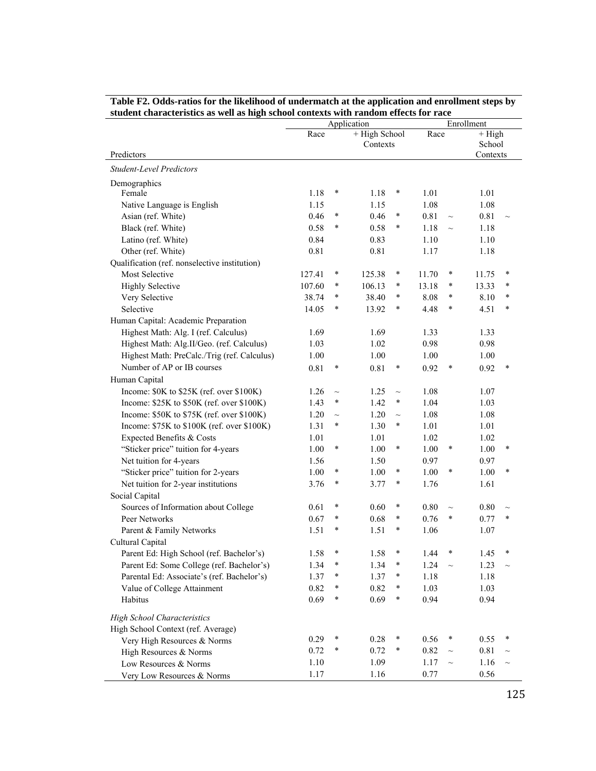**Table F2. Odds-ratios for the likelihood of undermatch at the application and enrollment steps by student characteristics as well as high school contexts with random effects for race**

| Predictors | Application | | | | Enrollment | | | |
|---|---|---|---|---|---|---|---|---|
| | Race | | + High School Contexts | | Race | | + High School Contexts | |
| *Student-Level Predictors* | | | | | | | | |
| Demographics | | | | | | | | |
| Female | 1.18 | * | 1.18 | * | 1.01 | | 1.01 | |
| Native Language is English | 1.15 | | 1.15 | | 1.08 | | 1.08 | |
| Asian (ref. White) | 0.46 | * | 0.46 | * | 0.81 | ~ | 0.81 | ~ |
| Black (ref. White) | 0.58 | * | 0.58 | * | 1.18 | ~ | 1.18 | |
| Latino (ref. White) | 0.84 | | 0.83 | | 1.10 | | 1.10 | |
| Other (ref. White) | 0.81 | | 0.81 | | 1.17 | | 1.18 | |
| Qualification (ref. nonselective institution) | | | | | | | | |
| Most Selective | 127.41 | * | 125.38 | * | 11.70 | * | 11.75 | * |
| Highly Selective | 107.60 | * | 106.13 | * | 13.18 | * | 13.33 | * |
| Very Selective | 38.74 | * | 38.40 | * | 8.08 | * | 8.10 | * |
| Selective | 14.05 | * | 13.92 | * | 4.48 | * | 4.51 | * |
| Human Capital: Academic Preparation | | | | | | | | |
| Highest Math: Alg. I (ref. Calculus) | 1.69 | | 1.69 | | 1.33 | | 1.33 | |
| Highest Math: Alg.II/Geo. (ref. Calculus) | 1.03 | | 1.02 | | 0.98 | | 0.98 | |
| Highest Math: PreCalc./Trig (ref. Calculus) | 1.00 | | 1.00 | | 1.00 | | 1.00 | |
| Number of AP or IB courses | 0.81 | * | 0.81 | * | 0.92 | * | 0.92 | * |
| Human Capital | | | | | | | | |
| Income: $0K to $25K (ref. over $100K) | 1.26 | ~ | 1.25 | ~ | 1.08 | | 1.07 | |
| Income: $25K to $50K (ref. over $100K) | 1.43 | * | 1.42 | * | 1.04 | | 1.03 | |
| Income: $50K to $75K (ref. over $100K) | 1.20 | ~ | 1.20 | ~ | 1.08 | | 1.08 | |
| Income: $75K to $100K (ref. over $100K) | 1.31 | * | 1.30 | * | 1.01 | | 1.01 | |
| Expected Benefits & Costs | 1.01 | | 1.01 | | 1.02 | | 1.02 | |
| "Sticker price" tuition for 4-years | 1.00 | * | 1.00 | * | 1.00 | * | 1.00 | * |
| Net tuition for 4-years | 1.56 | | 1.50 | | 0.97 | | 0.97 | |
| "Sticker price" tuition for 2-years | 1.00 | * | 1.00 | * | 1.00 | * | 1.00 | * |
| Net tuition for 2-year institutions | 3.76 | * | 3.77 | * | 1.76 | | 1.61 | |
| Social Capital | | | | | | | | |
| Sources of Information about College | 0.61 | * | 0.60 | * | 0.80 | ~ | 0.80 | ~ |
| Peer Networks | 0.67 | * | 0.68 | * | 0.76 | * | 0.77 | * |
| Parent & Family Networks | 1.51 | * | 1.51 | * | 1.06 | | 1.07 | |
| Cultural Capital | | | | | | | | |
| Parent Ed: High School (ref. Bachelor's) | 1.58 | * | 1.58 | * | 1.44 | * | 1.45 | * |
| Parent Ed: Some College (ref. Bachelor's) | 1.34 | * | 1.34 | * | 1.24 | ~ | 1.23 | ~ |
| Parental Ed: Associate's (ref. Bachelor's) | 1.37 | * | 1.37 | * | 1.18 | | 1.18 | |
| Value of College Attainment | 0.82 | * | 0.82 | * | 1.03 | | 1.03 | |
| Habitus | 0.69 | * | 0.69 | * | 0.94 | | 0.94 | |
| *High School Characteristics* | | | | | | | | |
| High School Context (ref. Average) | | | | | | | | |
| Very High Resources & Norms | 0.29 | * | 0.28 | * | 0.56 | * | 0.55 | * |
| High Resources & Norms | 0.72 | * | 0.72 | * | 0.82 | ~ | 0.81 | ~ |
| Low Resources & Norms | 1.10 | | 1.09 | | 1.17 | ~ | 1.16 | ~ |
| Very Low Resources & Norms | 1.17 | | 1.16 | | 0.77 | | 0.56 | |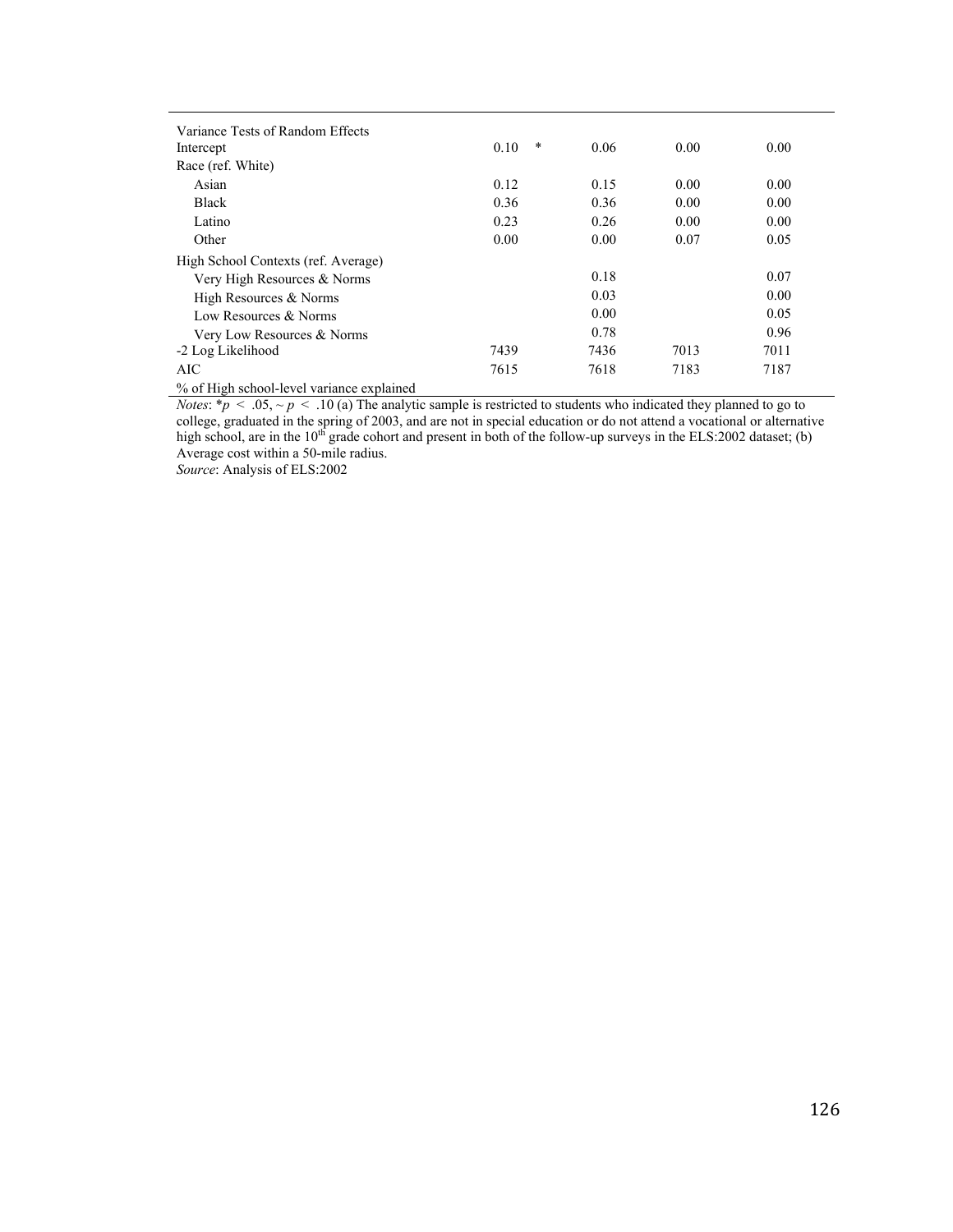| | | | | |
|---|---|---|---|---|
| Variance Tests of Random Effects | | | | |
| Intercept | 0.10 * | 0.06 | 0.00 | 0.00 |
| Race (ref. White) | | | | |
| Asian | 0.12 | 0.15 | 0.00 | 0.00 |
| Black | 0.36 | 0.36 | 0.00 | 0.00 |
| Latino | 0.23 | 0.26 | 0.00 | 0.00 |
| Other | 0.00 | 0.00 | 0.07 | 0.05 |
| High School Contexts (ref. Average) | | | | |
| Very High Resources & Norms | | 0.18 | | 0.07 |
| High Resources & Norms | | 0.03 | | 0.00 |
| Low Resources & Norms | | 0.00 | | 0.05 |
| Very Low Resources & Norms | | 0.78 | | 0.96 |
| -2 Log Likelihood | 7439 | 7436 | 7013 | 7011 |
| AIC | 7615 | 7618 | 7183 | 7187 |
| % of High school-level variance explained | | | | |

*Notes*: *$p < .05$, ~ $p < .10$ (a) The analytic sample is restricted to students who indicated they planned to go to college, graduated in the spring of 2003, and are not in special education or do not attend a vocational or alternative high school, are in the 10th grade cohort and present in both of the follow-up surveys in the ELS:2002 dataset; (b) Average cost within a 50-mile radius.

*Source*: Analysis of ELS:2002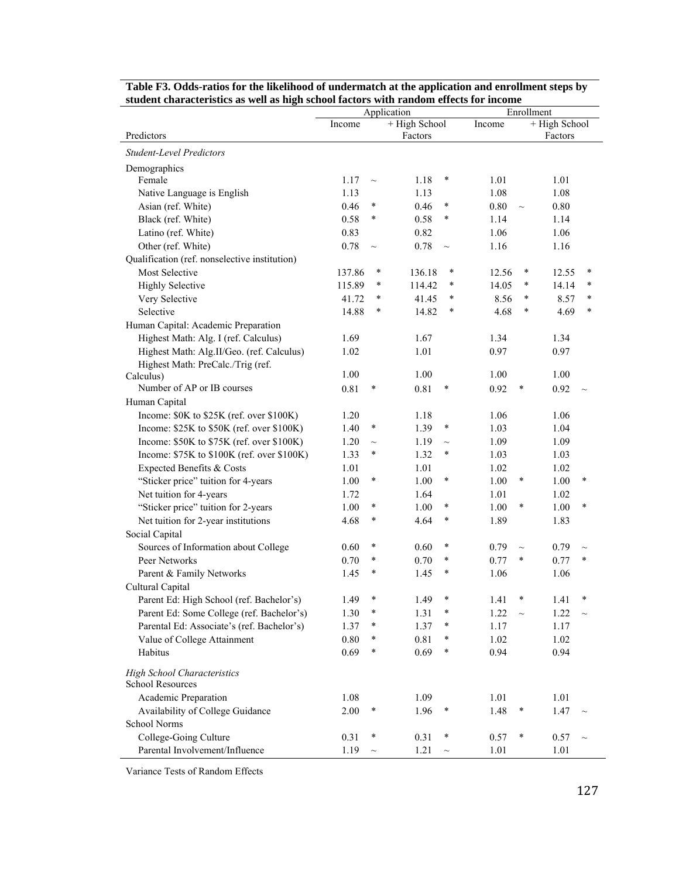**Table F3. Odds-ratios for the likelihood of undermatch at the application and enrollment steps by student characteristics as well as high school factors with random effects for income**

| Predictors | Application | | | | Enrollment | | | |
|---|---|---|---|---|---|---|---|---|
| | Income | | + High School Factors | | Income | | + High School Factors | |
| *Student-Level Predictors* | | | | | | | | |
| Demographics | | | | | | | | |
| Female | 1.17 | ~ | 1.18 | * | 1.01 | | 1.01 | |
| Native Language is English | 1.13 | | 1.13 | | 1.08 | | 1.08 | |
| Asian (ref. White) | 0.46 | * | 0.46 | * | 0.80 | ~ | 0.80 | |
| Black (ref. White) | 0.58 | * | 0.58 | * | 1.14 | | 1.14 | |
| Latino (ref. White) | 0.83 | | 0.82 | | 1.06 | | 1.06 | |
| Other (ref. White) | 0.78 | ~ | 0.78 | ~ | 1.16 | | 1.16 | |
| Qualification (ref. nonselective institution) | | | | | | | | |
| Most Selective | 137.86 | * | 136.18 | * | 12.56 | * | 12.55 | * |
| Highly Selective | 115.89 | * | 114.42 | * | 14.05 | * | 14.14 | * |
| Very Selective | 41.72 | * | 41.45 | * | 8.56 | * | 8.57 | * |
| Selective | 14.88 | * | 14.82 | * | 4.68 | * | 4.69 | * |
| Human Capital: Academic Preparation | | | | | | | | |
| Highest Math: Alg. I (ref. Calculus) | 1.69 | | 1.67 | | 1.34 | | 1.34 | |
| Highest Math: Alg.II/Geo. (ref. Calculus) | 1.02 | | 1.01 | | 0.97 | | 0.97 | |
| Highest Math: PreCalc./Trig (ref. Calculus) | 1.00 | | 1.00 | | 1.00 | | 1.00 | |
| Number of AP or IB courses | 0.81 | * | 0.81 | * | 0.92 | * | 0.92 | ~ |
| Human Capital | | | | | | | | |
| Income: $0K to $25K (ref. over $100K) | 1.20 | | 1.18 | | 1.06 | | 1.06 | |
| Income: $25K to $50K (ref. over $100K) | 1.40 | * | 1.39 | * | 1.03 | | 1.04 | |
| Income: $50K to $75K (ref. over $100K) | 1.20 | ~ | 1.19 | ~ | 1.09 | | 1.09 | |
| Income: $75K to $100K (ref. over $100K) | 1.33 | * | 1.32 | * | 1.03 | | 1.03 | |
| Expected Benefits & Costs | 1.01 | | 1.01 | | 1.02 | | 1.02 | |
| "Sticker price" tuition for 4-years | 1.00 | * | 1.00 | * | 1.00 | * | 1.00 | * |
| Net tuition for 4-years | 1.72 | | 1.64 | | 1.01 | | 1.02 | |
| "Sticker price" tuition for 2-years | 1.00 | * | 1.00 | * | 1.00 | * | 1.00 | * |
| Net tuition for 2-year institutions | 4.68 | * | 4.64 | * | 1.89 | | 1.83 | |
| Social Capital | | | | | | | | |
| Sources of Information about College | 0.60 | * | 0.60 | * | 0.79 | ~ | 0.79 | ~ |
| Peer Networks | 0.70 | * | 0.70 | * | 0.77 | * | 0.77 | * |
| Parent & Family Networks | 1.45 | * | 1.45 | * | 1.06 | | 1.06 | |
| Cultural Capital | | | | | | | | |
| Parent Ed: High School (ref. Bachelor's) | 1.49 | * | 1.49 | * | 1.41 | * | 1.41 | * |
| Parent Ed: Some College (ref. Bachelor's) | 1.30 | * | 1.31 | * | 1.22 | ~ | 1.22 | ~ |
| Parental Ed: Associate's (ref. Bachelor's) | 1.37 | * | 1.37 | * | 1.17 | | 1.17 | |
| Value of College Attainment | 0.80 | * | 0.81 | * | 1.02 | | 1.02 | |
| Habitus | 0.69 | * | 0.69 | * | 0.94 | | 0.94 | |
| *High School Characteristics* | | | | | | | | |
| School Resources | | | | | | | | |
| Academic Preparation | 1.08 | | 1.09 | | 1.01 | | 1.01 | |
| Availability of College Guidance | 2.00 | * | 1.96 | * | 1.48 | * | 1.47 | ~ |
| School Norms | | | | | | | | |
| College-Going Culture | 0.31 | * | 0.31 | * | 0.57 | * | 0.57 | ~ |
| Parental Involvement/Influence | 1.19 | ~ | 1.21 | ~ | 1.01 | | 1.01 | |

Variance Tests of Random Effects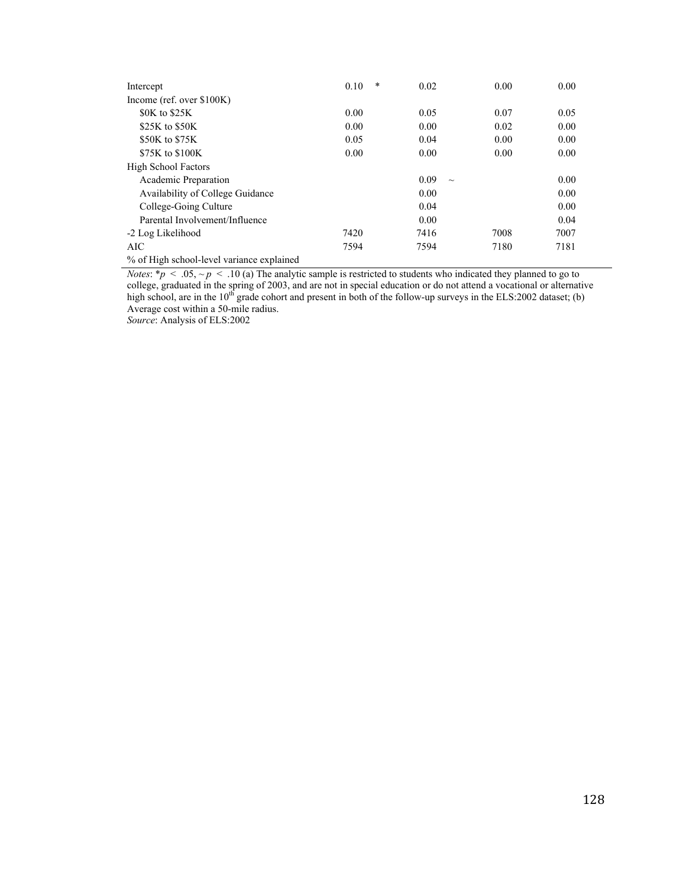| | | | | | | |
|---|---|---|---|---|---|---|
| Intercept | 0.10 | * | 0.02 | | 0.00 | 0.00 |
| Income (ref. over $100K) | | | | | | |
| $0K to $25K | 0.00 | | 0.05 | | 0.07 | 0.05 |
| $25K to $50K | 0.00 | | 0.00 | | 0.02 | 0.00 |
| $50K to $75K | 0.05 | | 0.04 | | 0.00 | 0.00 |
| $75K to $100K | 0.00 | | 0.00 | | 0.00 | 0.00 |
| High School Factors | | | | | | |
| Academic Preparation | | | 0.09 | ~ | | 0.00 |
| Availability of College Guidance | | | 0.00 | | | 0.00 |
| College-Going Culture | | | 0.04 | | | 0.00 |
| Parental Involvement/Influence | | | 0.00 | | | 0.04 |
| -2 Log Likelihood | 7420 | | 7416 | | 7008 | 7007 |
| AIC | 7594 | | 7594 | | 7180 | 7181 |
| % of High school-level variance explained | | | | | | |

*Notes*: $^*p < .05$, $\sim p < .10$ (a) The analytic sample is restricted to students who indicated they planned to go to college, graduated in the spring of 2003, and are not in special education or do not attend a vocational or alternative high school, are in the 10th grade cohort and present in both of the follow-up surveys in the ELS:2002 dataset; (b) Average cost within a 50-mile radius.
*Source*: Analysis of ELS:2002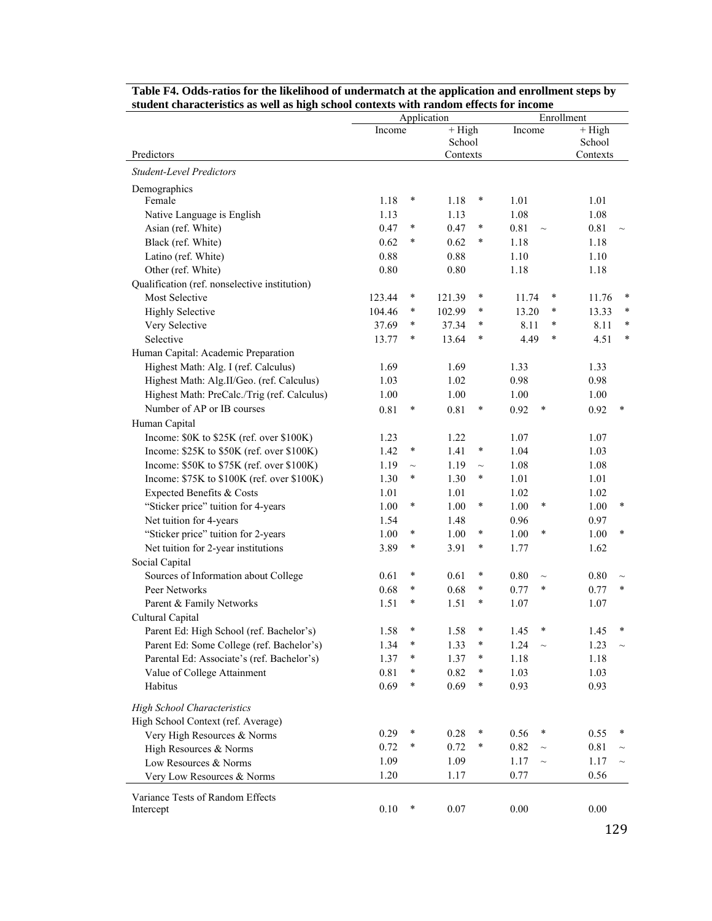**Table F4. Odds-ratios for the likelihood of undermatch at the application and enrollment steps by student characteristics as well as high school contexts with random effects for income**

| Predictors | Application | | | | Enrollment | | | |
|---|---|---|---|---|---|---|---|---|
| | Income | | + High School Contexts | | Income | | + High School Contexts | |
| *Student-Level Predictors* | | | | | | | | |
| Demographics | | | | | | | | |
| Female | 1.18 | * | 1.18 | * | 1.01 | | 1.01 | |
| Native Language is English | 1.13 | | 1.13 | | 1.08 | | 1.08 | |
| Asian (ref. White) | 0.47 | * | 0.47 | * | 0.81 | ~ | 0.81 | ~ |
| Black (ref. White) | 0.62 | * | 0.62 | * | 1.18 | | 1.18 | |
| Latino (ref. White) | 0.88 | | 0.88 | | 1.10 | | 1.10 | |
| Other (ref. White) | 0.80 | | 0.80 | | 1.18 | | 1.18 | |
| Qualification (ref. nonselective institution) | | | | | | | | |
| Most Selective | 123.44 | * | 121.39 | * | 11.74 | * | 11.76 | * |
| Highly Selective | 104.46 | * | 102.99 | * | 13.20 | * | 13.33 | * |
| Very Selective | 37.69 | * | 37.34 | * | 8.11 | * | 8.11 | * |
| Selective | 13.77 | * | 13.64 | * | 4.49 | * | 4.51 | * |
| Human Capital: Academic Preparation | | | | | | | | |
| Highest Math: Alg. I (ref. Calculus) | 1.69 | | 1.69 | | 1.33 | | 1.33 | |
| Highest Math: Alg.II/Geo. (ref. Calculus) | 1.03 | | 1.02 | | 0.98 | | 0.98 | |
| Highest Math: PreCalc./Trig (ref. Calculus) | 1.00 | | 1.00 | | 1.00 | | 1.00 | |
| Number of AP or IB courses | 0.81 | * | 0.81 | * | 0.92 | * | 0.92 | * |
| Human Capital | | | | | | | | |
| Income: $0K to $25K (ref. over $100K) | 1.23 | | 1.22 | | 1.07 | | 1.07 | |
| Income: $25K to $50K (ref. over $100K) | 1.42 | * | 1.41 | * | 1.04 | | 1.03 | |
| Income: $50K to $75K (ref. over $100K) | 1.19 | ~ | 1.19 | ~ | 1.08 | | 1.08 | |
| Income: $75K to $100K (ref. over $100K) | 1.30 | * | 1.30 | * | 1.01 | | 1.01 | |
| Expected Benefits & Costs | 1.01 | | 1.01 | | 1.02 | | 1.02 | |
| "Sticker price" tuition for 4-years | 1.00 | * | 1.00 | * | 1.00 | * | 1.00 | * |
| Net tuition for 4-years | 1.54 | | 1.48 | | 0.96 | | 0.97 | |
| "Sticker price" tuition for 2-years | 1.00 | * | 1.00 | * | 1.00 | * | 1.00 | * |
| Net tuition for 2-year institutions | 3.89 | * | 3.91 | * | 1.77 | | 1.62 | |
| Social Capital | | | | | | | | |
| Sources of Information about College | 0.61 | * | 0.61 | * | 0.80 | ~ | 0.80 | ~ |
| Peer Networks | 0.68 | * | 0.68 | * | 0.77 | * | 0.77 | * |
| Parent & Family Networks | 1.51 | * | 1.51 | * | 1.07 | | 1.07 | |
| Cultural Capital | | | | | | | | |
| Parent Ed: High School (ref. Bachelor's) | 1.58 | * | 1.58 | * | 1.45 | * | 1.45 | * |
| Parent Ed: Some College (ref. Bachelor's) | 1.34 | * | 1.33 | * | 1.24 | ~ | 1.23 | ~ |
| Parental Ed: Associate's (ref. Bachelor's) | 1.37 | * | 1.37 | * | 1.18 | | 1.18 | |
| Value of College Attainment | 0.81 | * | 0.82 | * | 1.03 | | 1.03 | |
| Habitus | 0.69 | * | 0.69 | * | 0.93 | | 0.93 | |
| *High School Characteristics* | | | | | | | | |
| High School Context (ref. Average) | | | | | | | | |
| Very High Resources & Norms | 0.29 | * | 0.28 | * | 0.56 | * | 0.55 | * |
| High Resources & Norms | 0.72 | * | 0.72 | * | 0.82 | ~ | 0.81 | ~ |
| Low Resources & Norms | 1.09 | | 1.09 | | 1.17 | ~ | 1.17 | ~ |
| Very Low Resources & Norms | 1.20 | | 1.17 | | 0.77 | | 0.56 | |
| Variance Tests of Random Effects | | | | | | | | |
| Intercept | 0.10 | * | 0.07 | | 0.00 | | 0.00 | |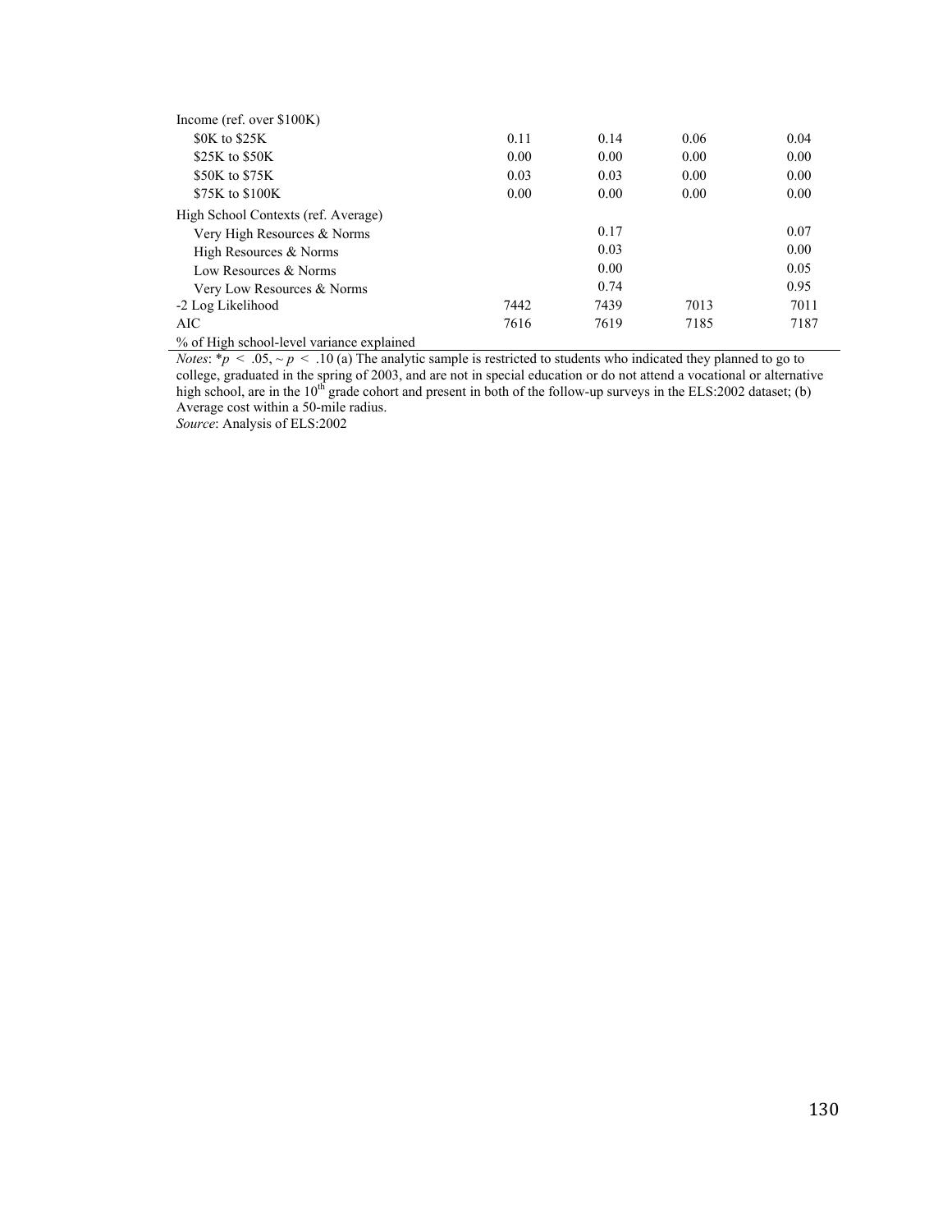| | | | | |
|---|---|---|---|---|
| Income (ref. over \$100K) | | | | |
| \$0K to \$25K | 0.11 | 0.14 | 0.06 | 0.04 |
| \$25K to \$50K | 0.00 | 0.00 | 0.00 | 0.00 |
| \$50K to \$75K | 0.03 | 0.03 | 0.00 | 0.00 |
| \$75K to \$100K | 0.00 | 0.00 | 0.00 | 0.00 |
| High School Contexts (ref. Average) | | | | |
| Very High Resources & Norms | | 0.17 | | 0.07 |
| High Resources & Norms | | 0.03 | | 0.00 |
| Low Resources & Norms | | 0.00 | | 0.05 |
| Very Low Resources & Norms | | 0.74 | | 0.95 |
| -2 Log Likelihood | 7442 | 7439 | 7013 | 7011 |
| AIC | 7616 | 7619 | 7185 | 7187 |
| % of High school-level variance explained | | | | |

*Notes*: $*p < .05$, $\sim p < .10$ (a) The analytic sample is restricted to students who indicated they planned to go to college, graduated in the spring of 2003, and are not in special education or do not attend a vocational or alternative high school, are in the 10th grade cohort and present in both of the follow-up surveys in the ELS:2002 dataset; (b) Average cost within a 50-mile radius.

*Source*: Analysis of ELS:2002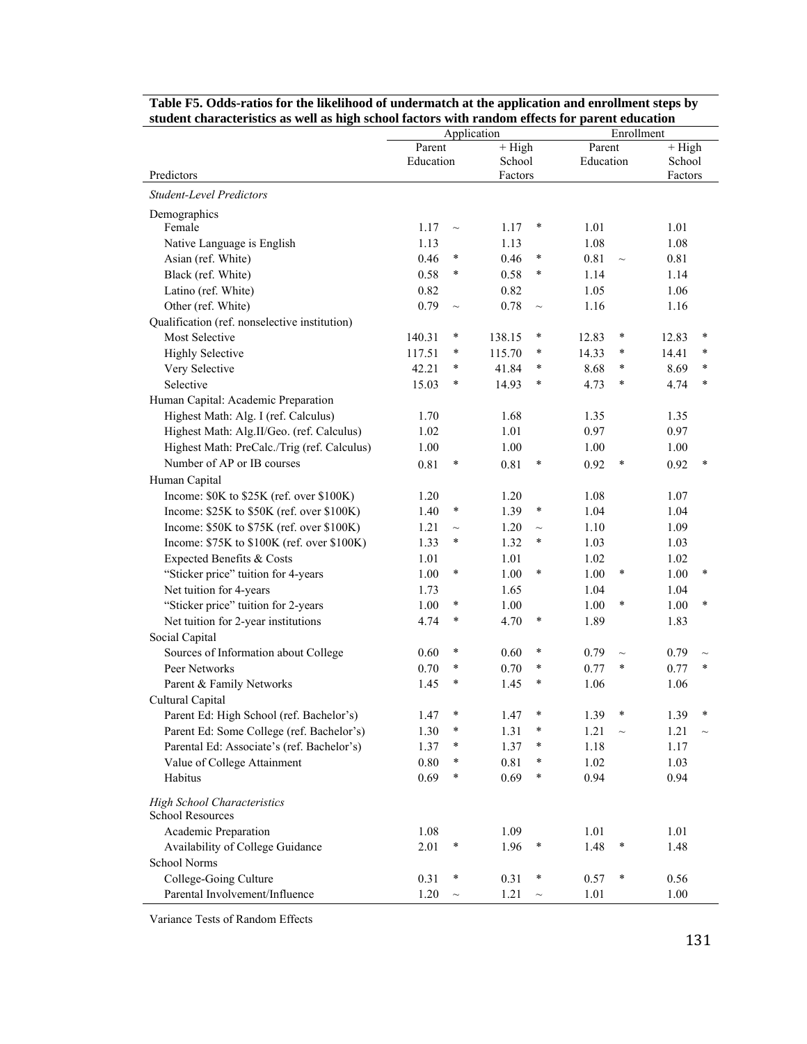**Table F5. Odds-ratios for the likelihood of undermatch at the application and enrollment steps by student characteristics as well as high school factors with random effects for parent education**

| Predictors | Application | | | | Enrollment | | | |
|---|---|---|---|---|---|---|---|---|
| | Parent Education | | + High School Factors | | Parent Education | | + High School Factors | |
| *Student-Level Predictors* | | | | | | | | |
| Demographics | | | | | | | | |
| Female | 1.17 | ~ | 1.17 | * | 1.01 | | 1.01 | |
| Native Language is English | 1.13 | | 1.13 | | 1.08 | | 1.08 | |
| Asian (ref. White) | 0.46 | * | 0.46 | * | 0.81 | ~ | 0.81 | |
| Black (ref. White) | 0.58 | * | 0.58 | * | 1.14 | | 1.14 | |
| Latino (ref. White) | 0.82 | | 0.82 | | 1.05 | | 1.06 | |
| Other (ref. White) | 0.79 | ~ | 0.78 | ~ | 1.16 | | 1.16 | |
| Qualification (ref. nonselective institution) | | | | | | | | |
| Most Selective | 140.31 | * | 138.15 | * | 12.83 | * | 12.83 | * |
| Highly Selective | 117.51 | * | 115.70 | * | 14.33 | * | 14.41 | * |
| Very Selective | 42.21 | * | 41.84 | * | 8.68 | * | 8.69 | * |
| Selective | 15.03 | * | 14.93 | * | 4.73 | * | 4.74 | * |
| Human Capital: Academic Preparation | | | | | | | | |
| Highest Math: Alg. I (ref. Calculus) | 1.70 | | 1.68 | | 1.35 | | 1.35 | |
| Highest Math: Alg.II/Geo. (ref. Calculus) | 1.02 | | 1.01 | | 0.97 | | 0.97 | |
| Highest Math: PreCalc./Trig (ref. Calculus) | 1.00 | | 1.00 | | 1.00 | | 1.00 | |
| Number of AP or IB courses | 0.81 | * | 0.81 | * | 0.92 | * | 0.92 | * |
| Human Capital | | | | | | | | |
| Income: $0K to $25K (ref. over $100K) | 1.20 | | 1.20 | | 1.08 | | 1.07 | |
| Income: $25K to $50K (ref. over $100K) | 1.40 | * | 1.39 | * | 1.04 | | 1.04 | |
| Income: $50K to $75K (ref. over $100K) | 1.21 | ~ | 1.20 | ~ | 1.10 | | 1.09 | |
| Income: $75K to $100K (ref. over $100K) | 1.33 | * | 1.32 | * | 1.03 | | 1.03 | |
| Expected Benefits & Costs | 1.01 | | 1.01 | | 1.02 | | 1.02 | |
| "Sticker price" tuition for 4-years | 1.00 | * | 1.00 | * | 1.00 | * | 1.00 | * |
| Net tuition for 4-years | 1.73 | | 1.65 | | 1.04 | | 1.04 | |
| "Sticker price" tuition for 2-years | 1.00 | * | 1.00 | | 1.00 | * | 1.00 | * |
| Net tuition for 2-year institutions | 4.74 | * | 4.70 | * | 1.89 | | 1.83 | |
| Social Capital | | | | | | | | |
| Sources of Information about College | 0.60 | * | 0.60 | * | 0.79 | ~ | 0.79 | ~ |
| Peer Networks | 0.70 | * | 0.70 | * | 0.77 | * | 0.77 | * |
| Parent & Family Networks | 1.45 | * | 1.45 | * | 1.06 | | 1.06 | |
| Cultural Capital | | | | | | | | |
| Parent Ed: High School (ref. Bachelor's) | 1.47 | * | 1.47 | * | 1.39 | * | 1.39 | * |
| Parent Ed: Some College (ref. Bachelor's) | 1.30 | * | 1.31 | * | 1.21 | ~ | 1.21 | ~ |
| Parental Ed: Associate's (ref. Bachelor's) | 1.37 | * | 1.37 | * | 1.18 | | 1.17 | |
| Value of College Attainment | 0.80 | * | 0.81 | * | 1.02 | | 1.03 | |
| Habitus | 0.69 | * | 0.69 | * | 0.94 | | 0.94 | |
| *High School Characteristics* | | | | | | | | |
| School Resources | | | | | | | | |
| Academic Preparation | 1.08 | | 1.09 | | 1.01 | | 1.01 | |
| Availability of College Guidance | 2.01 | * | 1.96 | * | 1.48 | * | 1.48 | |
| School Norms | | | | | | | | |
| College-Going Culture | 0.31 | * | 0.31 | * | 0.57 | * | 0.56 | |
| Parental Involvement/Influence | 1.20 | ~ | 1.21 | ~ | 1.01 | | 1.00 | |

Variance Tests of Random Effects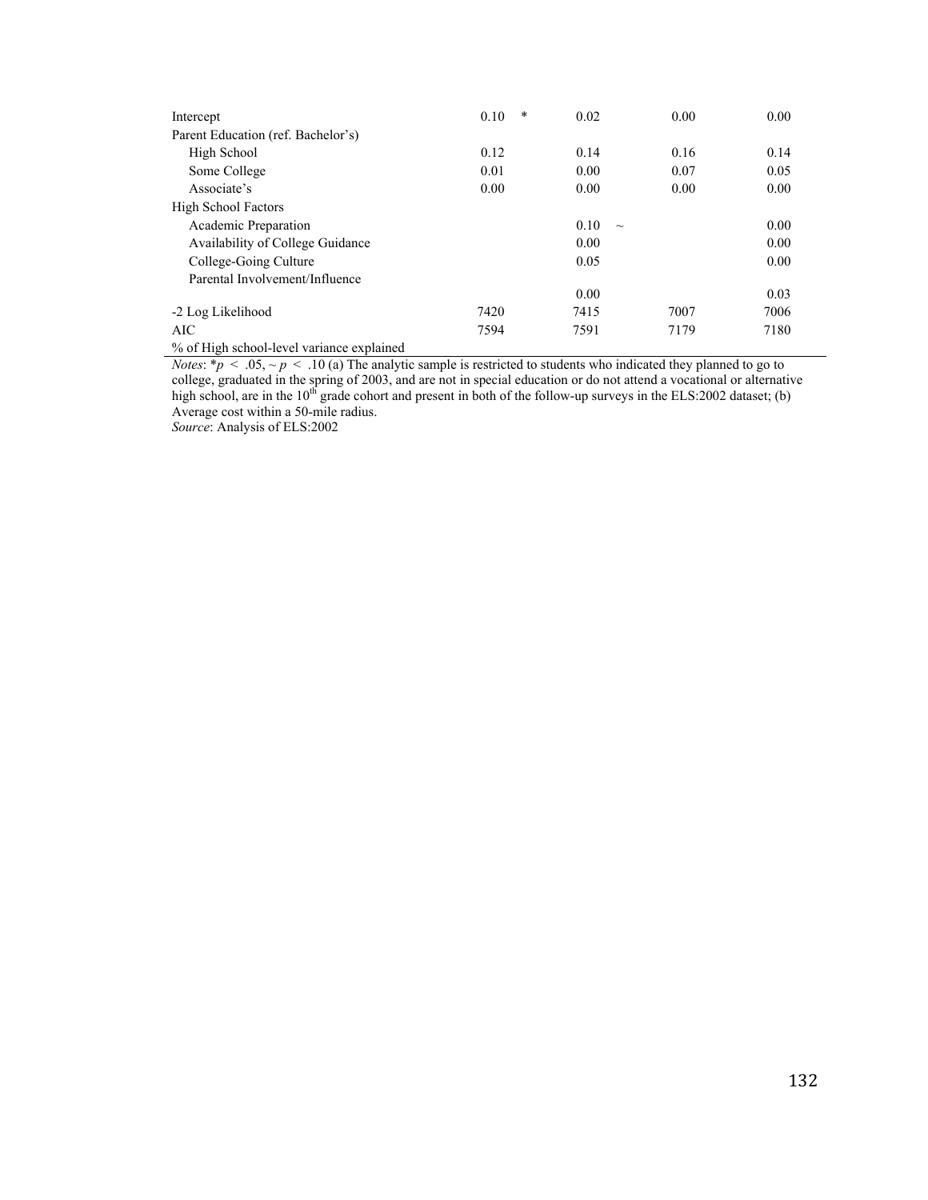| | | | | |
|---|---|---|---|---|
| Intercept | 0.10 * | 0.02 | 0.00 | 0.00 |
| Parent Education (ref. Bachelor's) | | | | |
| High School | 0.12 | 0.14 | 0.16 | 0.14 |
| Some College | 0.01 | 0.00 | 0.07 | 0.05 |
| Associate's | 0.00 | 0.00 | 0.00 | 0.00 |
| High School Factors | | | | |
| Academic Preparation | | 0.10 ~ | | 0.00 |
| Availability of College Guidance | | 0.00 | | 0.00 |
| College-Going Culture | | 0.05 | | 0.00 |
| Parental Involvement/Influence | | 0.00 | | 0.03 |
| -2 Log Likelihood | 7420 | 7415 | 7007 | 7006 |
| AIC | 7594 | 7591 | 7179 | 7180 |
| % of High school-level variance explained | | | | |

*Notes*: $*p < .05$, $\sim p < .10$ (a) The analytic sample is restricted to students who indicated they planned to go to college, graduated in the spring of 2003, and are not in special education or do not attend a vocational or alternative high school, are in the 10th grade cohort and present in both of the follow-up surveys in the ELS:2002 dataset; (b) Average cost within a 50-mile radius.

*Source*: Analysis of ELS:2002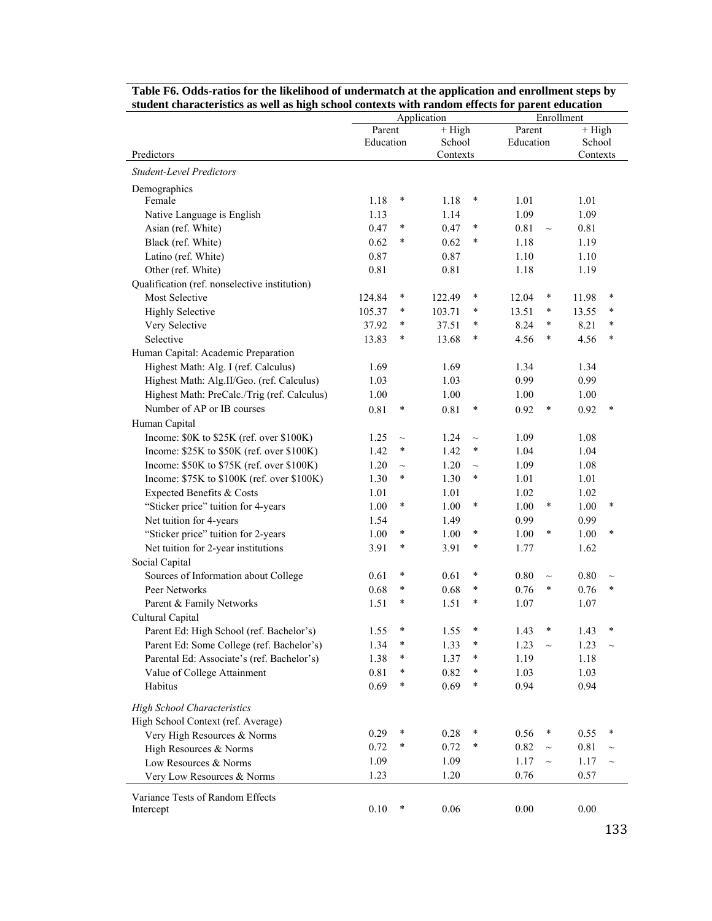**Table F6. Odds-ratios for the likelihood of undermatch at the application and enrollment steps by student characteristics as well as high school contexts with random effects for parent education**

| | Application | | | | Enrollment | | | |
|---|---|---|---|---|---|---|---|---|
| Predictors | Parent Education | | + High School Contexts | | Parent Education | | + High School Contexts | |
| *Student-Level Predictors* | | | | | | | | |
| Demographics | | | | | | | | |
| Female | 1.18 | * | 1.18 | * | 1.01 | | 1.01 | |
| Native Language is English | 1.13 | | 1.14 | | 1.09 | | 1.09 | |
| Asian (ref. White) | 0.47 | * | 0.47 | * | 0.81 | ~ | 0.81 | |
| Black (ref. White) | 0.62 | * | 0.62 | * | 1.18 | | 1.19 | |
| Latino (ref. White) | 0.87 | | 0.87 | | 1.10 | | 1.10 | |
| Other (ref. White) | 0.81 | | 0.81 | | 1.18 | | 1.19 | |
| Qualification (ref. nonselective institution) | | | | | | | | |
| Most Selective | 124.84 | * | 122.49 | * | 12.04 | * | 11.98 | * |
| Highly Selective | 105.37 | * | 103.71 | * | 13.51 | * | 13.55 | * |
| Very Selective | 37.92 | * | 37.51 | * | 8.24 | * | 8.21 | * |
| Selective | 13.83 | * | 13.68 | * | 4.56 | * | 4.56 | * |
| Human Capital: Academic Preparation | | | | | | | | |
| Highest Math: Alg. I (ref. Calculus) | 1.69 | | 1.69 | | 1.34 | | 1.34 | |
| Highest Math: Alg.II/Geo. (ref. Calculus) | 1.03 | | 1.03 | | 0.99 | | 0.99 | |
| Highest Math: PreCalc./Trig (ref. Calculus) | 1.00 | | 1.00 | | 1.00 | | 1.00 | |
| Number of AP or IB courses | 0.81 | * | 0.81 | * | 0.92 | * | 0.92 | * |
| Human Capital | | | | | | | | |
| Income: \$0K to \$25K (ref. over \$100K) | 1.25 | ~ | 1.24 | ~ | 1.09 | | 1.08 | |
| Income: \$25K to \$50K (ref. over \$100K) | 1.42 | * | 1.42 | * | 1.04 | | 1.04 | |
| Income: \$50K to \$75K (ref. over \$100K) | 1.20 | ~ | 1.20 | ~ | 1.09 | | 1.08 | |
| Income: \$75K to \$100K (ref. over \$100K) | 1.30 | * | 1.30 | * | 1.01 | | 1.01 | |
| Expected Benefits & Costs | 1.01 | | 1.01 | | 1.02 | | 1.02 | |
| "Sticker price" tuition for 4-years | 1.00 | * | 1.00 | * | 1.00 | * | 1.00 | * |
| Net tuition for 4-years | 1.54 | | 1.49 | | 0.99 | | 0.99 | |
| "Sticker price" tuition for 2-years | 1.00 | * | 1.00 | * | 1.00 | * | 1.00 | * |
| Net tuition for 2-year institutions | 3.91 | * | 3.91 | * | 1.77 | | 1.62 | |
| Social Capital | | | | | | | | |
| Sources of Information about College | 0.61 | * | 0.61 | * | 0.80 | ~ | 0.80 | ~ |
| Peer Networks | 0.68 | * | 0.68 | * | 0.76 | * | 0.76 | * |
| Parent & Family Networks | 1.51 | * | 1.51 | * | 1.07 | | 1.07 | |
| Cultural Capital | | | | | | | | |
| Parent Ed: High School (ref. Bachelor's) | 1.55 | * | 1.55 | * | 1.43 | * | 1.43 | * |
| Parent Ed: Some College (ref. Bachelor's) | 1.34 | * | 1.33 | * | 1.23 | ~ | 1.23 | ~ |
| Parental Ed: Associate's (ref. Bachelor's) | 1.38 | * | 1.37 | * | 1.19 | | 1.18 | |
| Value of College Attainment | 0.81 | * | 0.82 | * | 1.03 | | 1.03 | |
| Habitus | 0.69 | * | 0.69 | * | 0.94 | | 0.94 | |
| *High School Characteristics* | | | | | | | | |
| High School Context (ref. Average) | | | | | | | | |
| Very High Resources & Norms | 0.29 | * | 0.28 | * | 0.56 | * | 0.55 | * |
| High Resources & Norms | 0.72 | * | 0.72 | * | 0.82 | ~ | 0.81 | ~ |
| Low Resources & Norms | 1.09 | | 1.09 | | 1.17 | ~ | 1.17 | ~ |
| Very Low Resources & Norms | 1.23 | | 1.20 | | 0.76 | | 0.57 | |
| Variance Tests of Random Effects | | | | | | | | |
| Intercept | 0.10 | * | 0.06 | | 0.00 | | 0.00 | |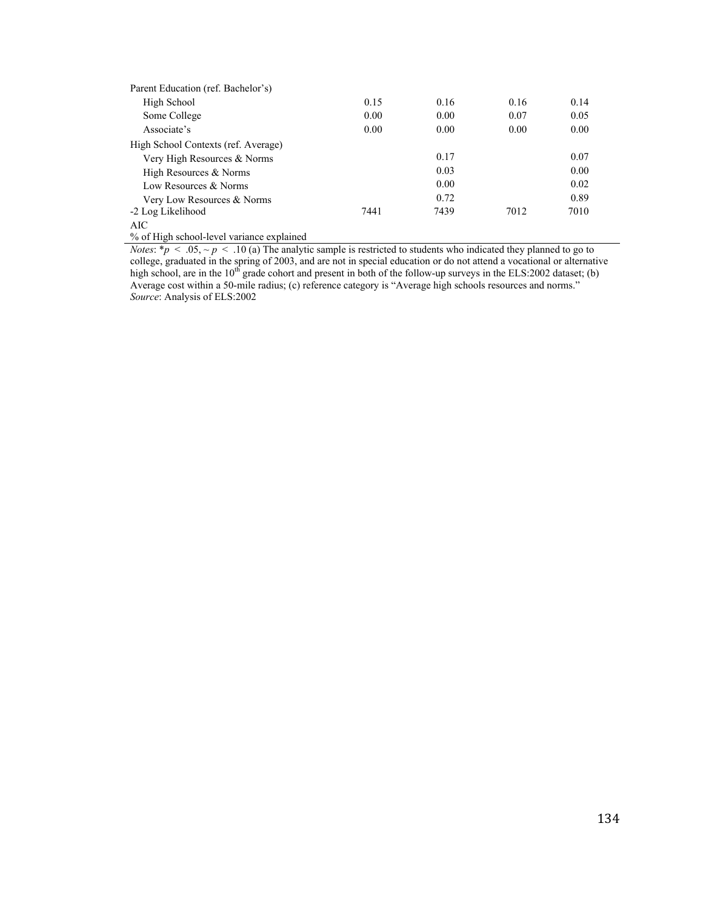| | | | | |
|---|---|---|---|---|
| Parent Education (ref. Bachelor's) | | | | |
| High School | 0.15 | 0.16 | 0.16 | 0.14 |
| Some College | 0.00 | 0.00 | 0.07 | 0.05 |
| Associate's | 0.00 | 0.00 | 0.00 | 0.00 |
| High School Contexts (ref. Average) | | | | |
| Very High Resources & Norms | | 0.17 | | 0.07 |
| High Resources & Norms | | 0.03 | | 0.00 |
| Low Resources & Norms | | 0.00 | | 0.02 |
| Very Low Resources & Norms | | 0.72 | | 0.89 |
| -2 Log Likelihood | 7441 | 7439 | 7012 | 7010 |
| AIC | | | | |
| % of High school-level variance explained | | | | |

*Notes*: \*$p < .05$, ~ $p < .10$ (a) The analytic sample is restricted to students who indicated they planned to go to college, graduated in the spring of 2003, and are not in special education or do not attend a vocational or alternative high school, are in the 10th grade cohort and present in both of the follow-up surveys in the ELS:2002 dataset; (b) Average cost within a 50-mile radius; (c) reference category is "Average high schools resources and norms."
*Source*: Analysis of ELS:2002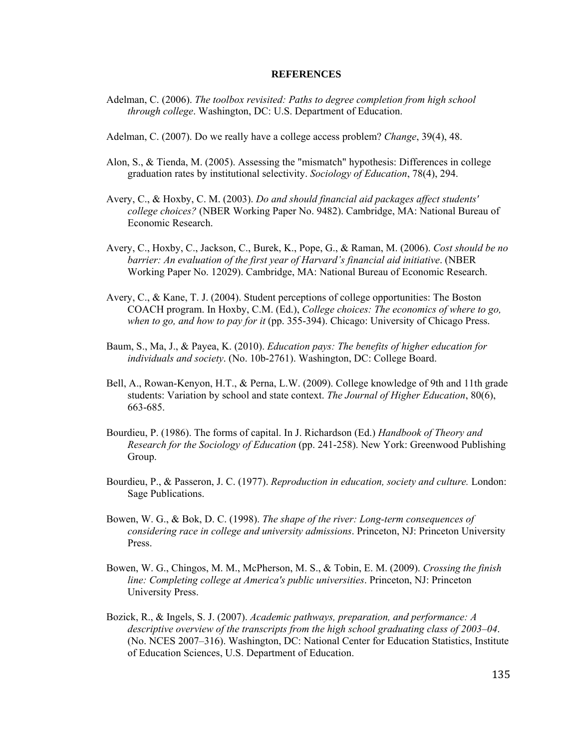# REFERENCES

Adelman, C. (2006). *The toolbox revisited: Paths to degree completion from high school through college*. Washington, DC: U.S. Department of Education.

Adelman, C. (2007). Do we really have a college access problem? *Change*, 39(4), 48.

Alon, S., & Tienda, M. (2005). Assessing the "mismatch" hypothesis: Differences in college graduation rates by institutional selectivity. *Sociology of Education*, 78(4), 294.

Avery, C., & Hoxby, C. M. (2003). *Do and should financial aid packages affect students' college choices?* (NBER Working Paper No. 9482). Cambridge, MA: National Bureau of Economic Research.

Avery, C., Hoxby, C., Jackson, C., Burek, K., Pope, G., & Raman, M. (2006). *Cost should be no barrier: An evaluation of the first year of Harvard's financial aid initiative*. (NBER Working Paper No. 12029). Cambridge, MA: National Bureau of Economic Research.

Avery, C., & Kane, T. J. (2004). Student perceptions of college opportunities: The Boston COACH program. In Hoxby, C.M. (Ed.), *College choices: The economics of where to go, when to go, and how to pay for it* (pp. 355-394). Chicago: University of Chicago Press.

Baum, S., Ma, J., & Payea, K. (2010). *Education pays: The benefits of higher education for individuals and society*. (No. 10b-2761). Washington, DC: College Board.

Bell, A., Rowan-Kenyon, H.T., & Perna, L.W. (2009). College knowledge of 9th and 11th grade students: Variation by school and state context. *The Journal of Higher Education*, 80(6), 663-685.

Bourdieu, P. (1986). The forms of capital. In J. Richardson (Ed.) *Handbook of Theory and Research for the Sociology of Education* (pp. 241-258). New York: Greenwood Publishing Group.

Bourdieu, P., & Passeron, J. C. (1977). *Reproduction in education, society and culture.* London: Sage Publications.

Bowen, W. G., & Bok, D. C. (1998). *The shape of the river: Long-term consequences of considering race in college and university admissions*. Princeton, NJ: Princeton University Press.

Bowen, W. G., Chingos, M. M., McPherson, M. S., & Tobin, E. M. (2009). *Crossing the finish line: Completing college at America's public universities*. Princeton, NJ: Princeton University Press.

Bozick, R., & Ingels, S. J. (2007). *Academic pathways, preparation, and performance: A descriptive overview of the transcripts from the high school graduating class of 2003–04*. (No. NCES 2007–316). Washington, DC: National Center for Education Statistics, Institute of Education Sciences, U.S. Department of Education.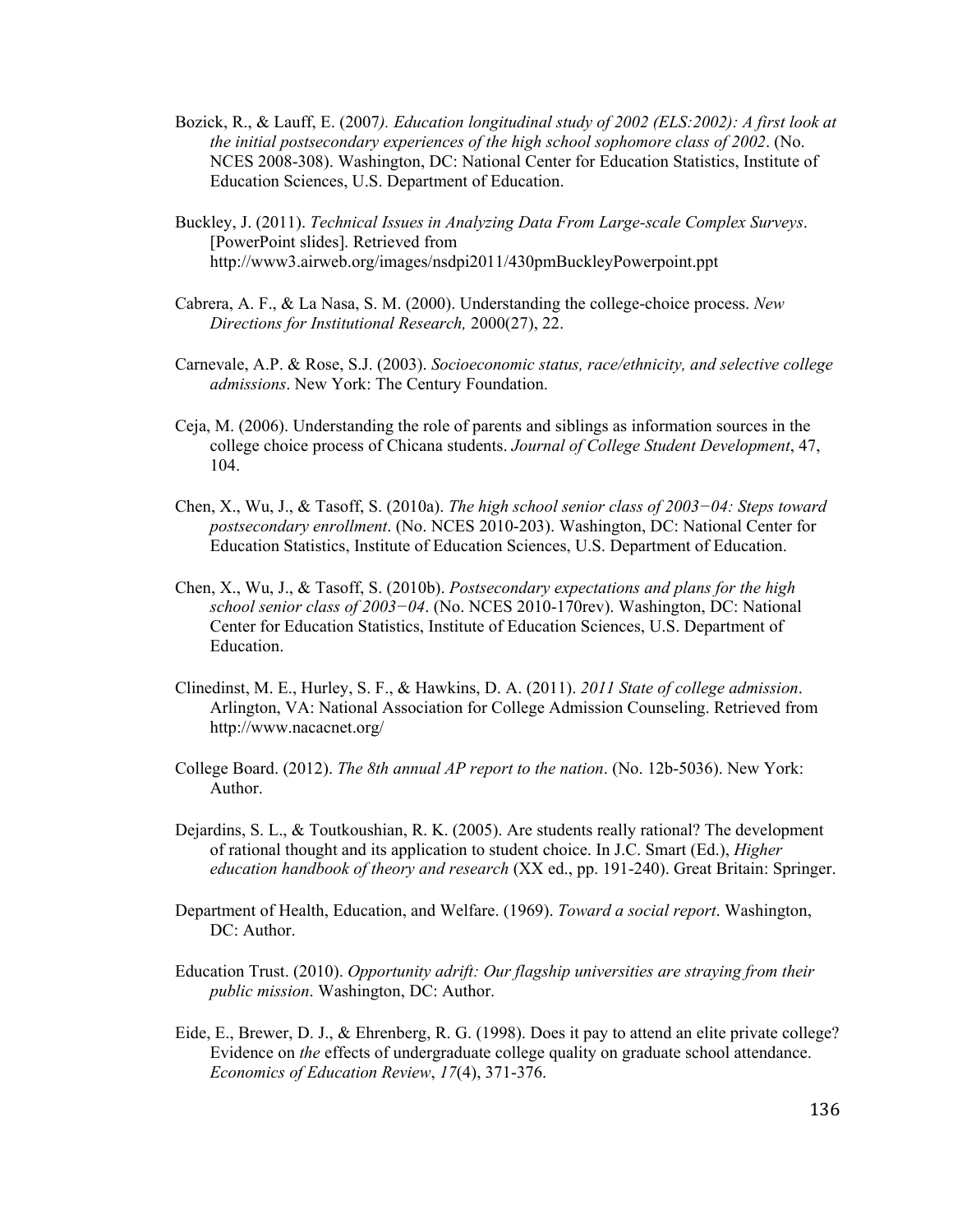Bozick, R., & Lauff, E. (2007*). Education longitudinal study of 2002 (ELS:2002): A first look at the initial postsecondary experiences of the high school sophomore class of 2002*. (No. NCES 2008-308). Washington, DC: National Center for Education Statistics, Institute of Education Sciences, U.S. Department of Education.

Buckley, J. (2011). *Technical Issues in Analyzing Data From Large-scale Complex Surveys*. [PowerPoint slides]. Retrieved from http://www3.airweb.org/images/nsdpi2011/430pmBuckleyPowerpoint.ppt

Cabrera, A. F., & La Nasa, S. M. (2000). Understanding the college-choice process. *New Directions for Institutional Research,* 2000(27), 22.

Carnevale, A.P. & Rose, S.J. (2003). *Socioeconomic status, race/ethnicity, and selective college admissions*. New York: The Century Foundation.

Ceja, M. (2006). Understanding the role of parents and siblings as information sources in the college choice process of Chicana students. *Journal of College Student Development*, 47, 104.

Chen, X., Wu, J., & Tasoff, S. (2010a). *The high school senior class of 2003−04: Steps toward postsecondary enrollment*. (No. NCES 2010-203). Washington, DC: National Center for Education Statistics, Institute of Education Sciences, U.S. Department of Education.

Chen, X., Wu, J., & Tasoff, S. (2010b). *Postsecondary expectations and plans for the high school senior class of 2003−04*. (No. NCES 2010-170rev). Washington, DC: National Center for Education Statistics, Institute of Education Sciences, U.S. Department of Education.

Clinedinst, M. E., Hurley, S. F., & Hawkins, D. A. (2011). *2011 State of college admission*. Arlington, VA: National Association for College Admission Counseling. Retrieved from http://www.nacacnet.org/

College Board. (2012). *The 8th annual AP report to the nation*. (No. 12b-5036). New York: Author.

Dejardins, S. L., & Toutkoushian, R. K. (2005). Are students really rational? The development of rational thought and its application to student choice. In J.C. Smart (Ed.), *Higher education handbook of theory and research* (XX ed., pp. 191-240). Great Britain: Springer.

Department of Health, Education, and Welfare. (1969). *Toward a social report*. Washington, DC: Author.

Education Trust. (2010). *Opportunity adrift: Our flagship universities are straying from their public mission*. Washington, DC: Author.

Eide, E., Brewer, D. J., & Ehrenberg, R. G. (1998). Does it pay to attend an elite private college? Evidence on *the* effects of undergraduate college quality on graduate school attendance. *Economics of Education Review*, *17*(4), 371-376.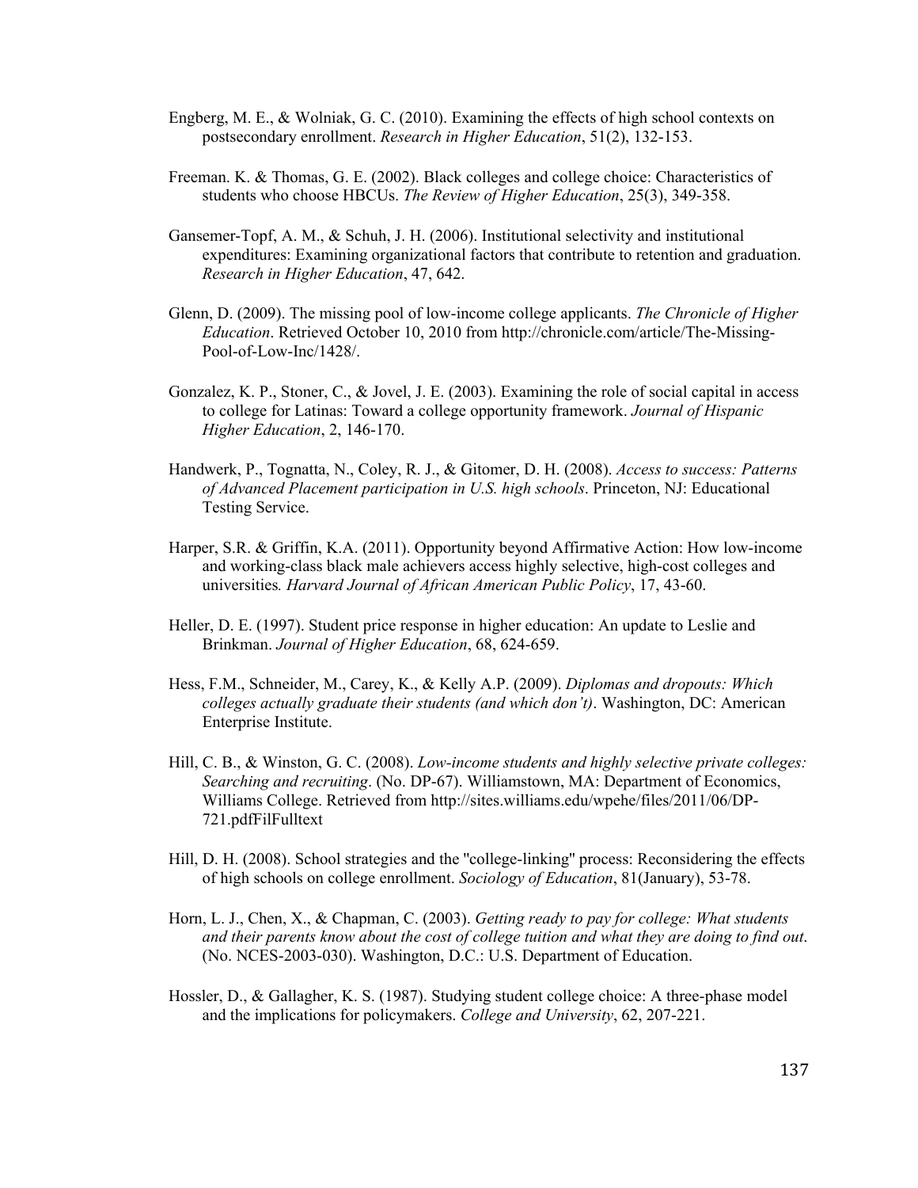Engberg, M. E., & Wolniak, G. C. (2010). Examining the effects of high school contexts on postsecondary enrollment. *Research in Higher Education*, 51(2), 132-153.

Freeman. K. & Thomas, G. E. (2002). Black colleges and college choice: Characteristics of students who choose HBCUs. *The Review of Higher Education*, 25(3), 349-358.

Gansemer-Topf, A. M., & Schuh, J. H. (2006). Institutional selectivity and institutional expenditures: Examining organizational factors that contribute to retention and graduation. *Research in Higher Education*, 47, 642.

Glenn, D. (2009). The missing pool of low-income college applicants. *The Chronicle of Higher Education*. Retrieved October 10, 2010 from http://chronicle.com/article/The-Missing-Pool-of-Low-Inc/1428/.

Gonzalez, K. P., Stoner, C., & Jovel, J. E. (2003). Examining the role of social capital in access to college for Latinas: Toward a college opportunity framework. *Journal of Hispanic Higher Education*, 2, 146-170.

Handwerk, P., Tognatta, N., Coley, R. J., & Gitomer, D. H. (2008). *Access to success: Patterns of Advanced Placement participation in U.S. high schools*. Princeton, NJ: Educational Testing Service.

Harper, S.R. & Griffin, K.A. (2011). Opportunity beyond Affirmative Action: How low-income and working-class black male achievers access highly selective, high-cost colleges and universities*. Harvard Journal of African American Public Policy*, 17, 43-60.

Heller, D. E. (1997). Student price response in higher education: An update to Leslie and Brinkman. *Journal of Higher Education*, 68, 624-659.

Hess, F.M., Schneider, M., Carey, K., & Kelly A.P. (2009). *Diplomas and dropouts: Which colleges actually graduate their students (and which don't)*. Washington, DC: American Enterprise Institute.

Hill, C. B., & Winston, G. C. (2008). *Low-income students and highly selective private colleges: Searching and recruiting*. (No. DP-67). Williamstown, MA: Department of Economics, Williams College. Retrieved from http://sites.williams.edu/wpehe/files/2011/06/DP-721.pdfFilFulltext

Hill, D. H. (2008). School strategies and the "college-linking" process: Reconsidering the effects of high schools on college enrollment. *Sociology of Education*, 81(January), 53-78.

Horn, L. J., Chen, X., & Chapman, C. (2003). *Getting ready to pay for college: What students and their parents know about the cost of college tuition and what they are doing to find out*. (No. NCES-2003-030). Washington, D.C.: U.S. Department of Education.

Hossler, D., & Gallagher, K. S. (1987). Studying student college choice: A three-phase model and the implications for policymakers. *College and University*, 62, 207-221.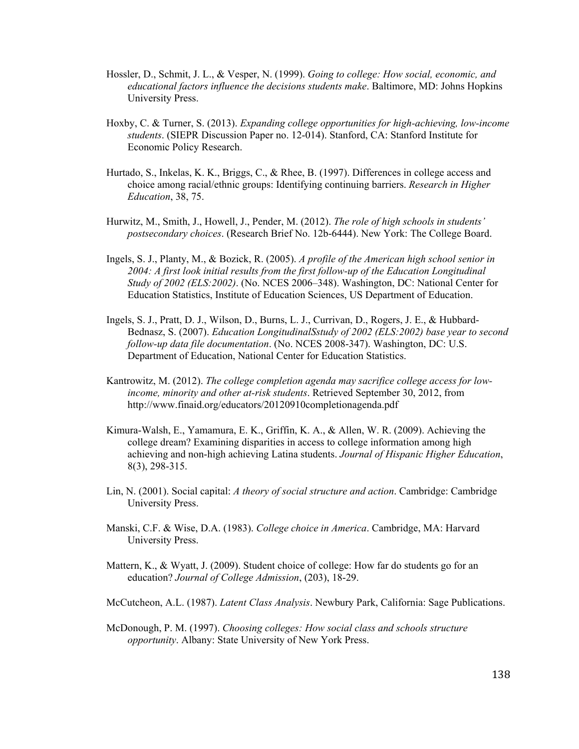Hossler, D., Schmit, J. L., & Vesper, N. (1999). *Going to college: How social, economic, and educational factors influence the decisions students make*. Baltimore, MD: Johns Hopkins University Press.

Hoxby, C. & Turner, S. (2013). *Expanding college opportunities for high-achieving, low-income students*. (SIEPR Discussion Paper no. 12-014). Stanford, CA: Stanford Institute for Economic Policy Research.

Hurtado, S., Inkelas, K. K., Briggs, C., & Rhee, B. (1997). Differences in college access and choice among racial/ethnic groups: Identifying continuing barriers. *Research in Higher Education*, 38, 75.

Hurwitz, M., Smith, J., Howell, J., Pender, M. (2012). *The role of high schools in students' postsecondary choices*. (Research Brief No. 12b-6444). New York: The College Board.

Ingels, S. J., Planty, M., & Bozick, R. (2005). *A profile of the American high school senior in 2004: A first look initial results from the first follow-up of the Education Longitudinal Study of 2002 (ELS:2002)*. (No. NCES 2006–348). Washington, DC: National Center for Education Statistics, Institute of Education Sciences, US Department of Education.

Ingels, S. J., Pratt, D. J., Wilson, D., Burns, L. J., Currivan, D., Rogers, J. E., & Hubbard-Bednasz, S. (2007). *Education LongitudinalSstudy of 2002 (ELS:2002) base year to second follow-up data file documentation*. (No. NCES 2008-347). Washington, DC: U.S. Department of Education, National Center for Education Statistics.

Kantrowitz, M. (2012). *The college completion agenda may sacrifice college access for low-income, minority and other at-risk students*. Retrieved September 30, 2012, from http://www.finaid.org/educators/20120910completionagenda.pdf

Kimura-Walsh, E., Yamamura, E. K., Griffin, K. A., & Allen, W. R. (2009). Achieving the college dream? Examining disparities in access to college information among high achieving and non-high achieving Latina students. *Journal of Hispanic Higher Education*, 8(3), 298-315.

Lin, N. (2001). Social capital: *A theory of social structure and action*. Cambridge: Cambridge University Press.

Manski, C.F. & Wise, D.A. (1983). *College choice in America*. Cambridge, MA: Harvard University Press.

Mattern, K., & Wyatt, J. (2009). Student choice of college: How far do students go for an education? *Journal of College Admission*, (203), 18-29.

McCutcheon, A.L. (1987). *Latent Class Analysis*. Newbury Park, California: Sage Publications.

McDonough, P. M. (1997). *Choosing colleges: How social class and schools structure opportunity*. Albany: State University of New York Press.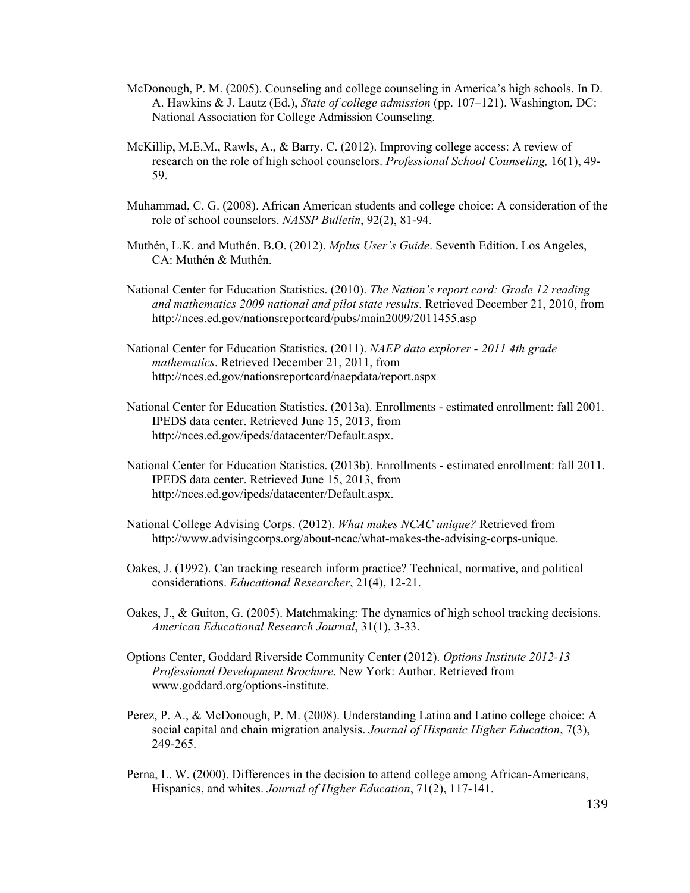McDonough, P. M. (2005). Counseling and college counseling in America's high schools. In D. A. Hawkins & J. Lautz (Ed.), *State of college admission* (pp. 107–121). Washington, DC: National Association for College Admission Counseling.

McKillip, M.E.M., Rawls, A., & Barry, C. (2012). Improving college access: A review of research on the role of high school counselors. *Professional School Counseling,* 16(1), 49-59.

Muhammad, C. G. (2008). African American students and college choice: A consideration of the role of school counselors. *NASSP Bulletin*, 92(2), 81-94.

Muthén, L.K. and Muthén, B.O. (2012). *Mplus User's Guide*. Seventh Edition. Los Angeles, CA: Muthén & Muthén.

National Center for Education Statistics. (2010). *The Nation's report card: Grade 12 reading and mathematics 2009 national and pilot state results*. Retrieved December 21, 2010, from http://nces.ed.gov/nationsreportcard/pubs/main2009/2011455.asp

National Center for Education Statistics. (2011). *NAEP data explorer - 2011 4th grade mathematics*. Retrieved December 21, 2011, from http://nces.ed.gov/nationsreportcard/naepdata/report.aspx

National Center for Education Statistics. (2013a). Enrollments - estimated enrollment: fall 2001. IPEDS data center. Retrieved June 15, 2013, from http://nces.ed.gov/ipeds/datacenter/Default.aspx.

National Center for Education Statistics. (2013b). Enrollments - estimated enrollment: fall 2011. IPEDS data center. Retrieved June 15, 2013, from http://nces.ed.gov/ipeds/datacenter/Default.aspx.

National College Advising Corps. (2012). *What makes NCAC unique?* Retrieved from http://www.advisingcorps.org/about-ncac/what-makes-the-advising-corps-unique.

Oakes, J. (1992). Can tracking research inform practice? Technical, normative, and political considerations. *Educational Researcher*, 21(4), 12-21.

Oakes, J., & Guiton, G. (2005). Matchmaking: The dynamics of high school tracking decisions. *American Educational Research Journal*, 31(1), 3-33.

Options Center, Goddard Riverside Community Center (2012). *Options Institute 2012-13 Professional Development Brochure*. New York: Author. Retrieved from www.goddard.org/options-institute.

Perez, P. A., & McDonough, P. M. (2008). Understanding Latina and Latino college choice: A social capital and chain migration analysis. *Journal of Hispanic Higher Education*, 7(3), 249-265.

Perna, L. W. (2000). Differences in the decision to attend college among African-Americans, Hispanics, and whites. *Journal of Higher Education*, 71(2), 117-141.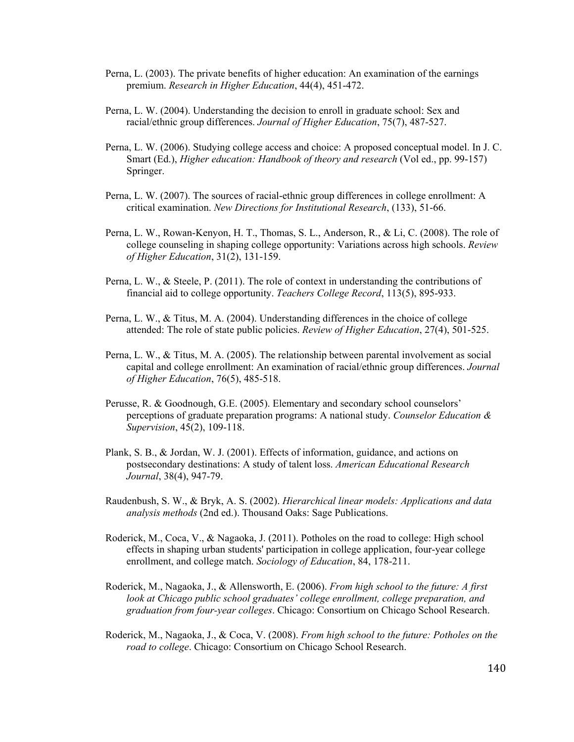Perna, L. (2003). The private benefits of higher education: An examination of the earnings premium. *Research in Higher Education*, 44(4), 451-472.

Perna, L. W. (2004). Understanding the decision to enroll in graduate school: Sex and racial/ethnic group differences. *Journal of Higher Education*, 75(7), 487-527.

Perna, L. W. (2006). Studying college access and choice: A proposed conceptual model. In J. C. Smart (Ed.), *Higher education: Handbook of theory and research* (Vol ed., pp. 99-157) Springer.

Perna, L. W. (2007). The sources of racial-ethnic group differences in college enrollment: A critical examination. *New Directions for Institutional Research*, (133), 51-66.

Perna, L. W., Rowan-Kenyon, H. T., Thomas, S. L., Anderson, R., & Li, C. (2008). The role of college counseling in shaping college opportunity: Variations across high schools. *Review of Higher Education*, 31(2), 131-159.

Perna, L. W., & Steele, P. (2011). The role of context in understanding the contributions of financial aid to college opportunity. *Teachers College Record*, 113(5), 895-933.

Perna, L. W., & Titus, M. A. (2004). Understanding differences in the choice of college attended: The role of state public policies. *Review of Higher Education*, 27(4), 501-525.

Perna, L. W., & Titus, M. A. (2005). The relationship between parental involvement as social capital and college enrollment: An examination of racial/ethnic group differences. *Journal of Higher Education*, 76(5), 485-518.

Perusse, R. & Goodnough, G.E. (2005). Elementary and secondary school counselors' perceptions of graduate preparation programs: A national study. *Counselor Education & Supervision*, 45(2), 109-118.

Plank, S. B., & Jordan, W. J. (2001). Effects of information, guidance, and actions on postsecondary destinations: A study of talent loss. *American Educational Research Journal*, 38(4), 947-79.

Raudenbush, S. W., & Bryk, A. S. (2002). *Hierarchical linear models: Applications and data analysis methods* (2nd ed.). Thousand Oaks: Sage Publications.

Roderick, M., Coca, V., & Nagaoka, J. (2011). Potholes on the road to college: High school effects in shaping urban students' participation in college application, four-year college enrollment, and college match. *Sociology of Education*, 84, 178-211.

Roderick, M., Nagaoka, J., & Allensworth, E. (2006). *From high school to the future: A first look at Chicago public school graduates' college enrollment, college preparation, and graduation from four-year colleges*. Chicago: Consortium on Chicago School Research.

Roderick, M., Nagaoka, J., & Coca, V. (2008). *From high school to the future: Potholes on the road to college*. Chicago: Consortium on Chicago School Research.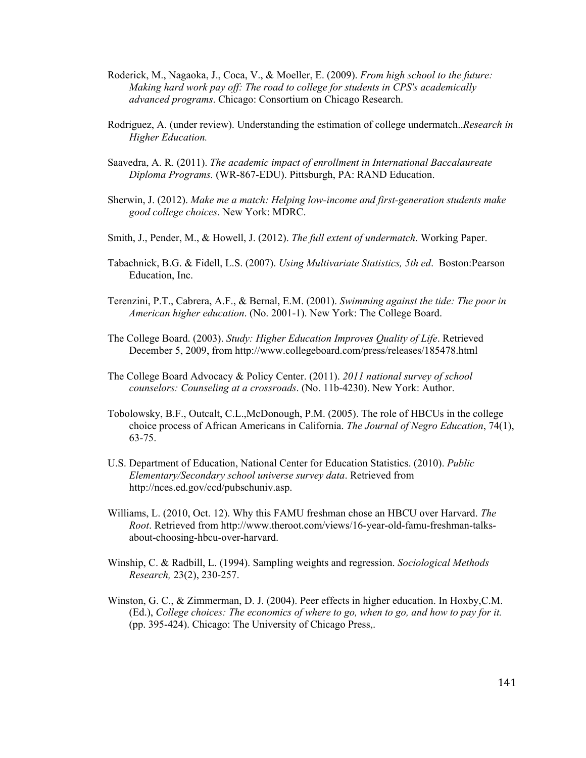Roderick, M., Nagaoka, J., Coca, V., & Moeller, E. (2009). *From high school to the future: Making hard work pay off: The road to college for students in CPS's academically advanced programs*. Chicago: Consortium on Chicago Research.

Rodriguez, A. (under review). Understanding the estimation of college undermatch..*Research in Higher Education.*

Saavedra, A. R. (2011). *The academic impact of enrollment in International Baccalaureate Diploma Programs.* (WR-867-EDU). Pittsburgh, PA: RAND Education.

Sherwin, J. (2012). *Make me a match: Helping low-income and first-generation students make good college choices*. New York: MDRC.

Smith, J., Pender, M., & Howell, J. (2012). *The full extent of undermatch*. Working Paper.

Tabachnick, B.G. & Fidell, L.S. (2007). *Using Multivariate Statistics, 5th ed*. Boston:Pearson Education, Inc.

Terenzini, P.T., Cabrera, A.F., & Bernal, E.M. (2001). *Swimming against the tide: The poor in American higher education*. (No. 2001-1). New York: The College Board.

The College Board. (2003). *Study: Higher Education Improves Quality of Life*. Retrieved December 5, 2009, from http://www.collegeboard.com/press/releases/185478.html

The College Board Advocacy & Policy Center. (2011). *2011 national survey of school counselors: Counseling at a crossroads*. (No. 11b-4230). New York: Author.

Tobolowsky, B.F., Outcalt, C.L.,McDonough, P.M. (2005). The role of HBCUs in the college choice process of African Americans in California. *The Journal of Negro Education*, 74(1), 63-75.

U.S. Department of Education, National Center for Education Statistics. (2010). *Public Elementary/Secondary school universe survey data*. Retrieved from http://nces.ed.gov/ccd/pubschuniv.asp.

Williams, L. (2010, Oct. 12). Why this FAMU freshman chose an HBCU over Harvard. *The Root*. Retrieved from http://www.theroot.com/views/16-year-old-famu-freshman-talks-about-choosing-hbcu-over-harvard.

Winship, C. & Radbill, L. (1994). Sampling weights and regression. *Sociological Methods Research,* 23(2), 230-257.

Winston, G. C., & Zimmerman, D. J. (2004). Peer effects in higher education. In Hoxby,C.M. (Ed.), *College choices: The economics of where to go, when to go, and how to pay for it.* (pp. 395-424). Chicago: The University of Chicago Press,.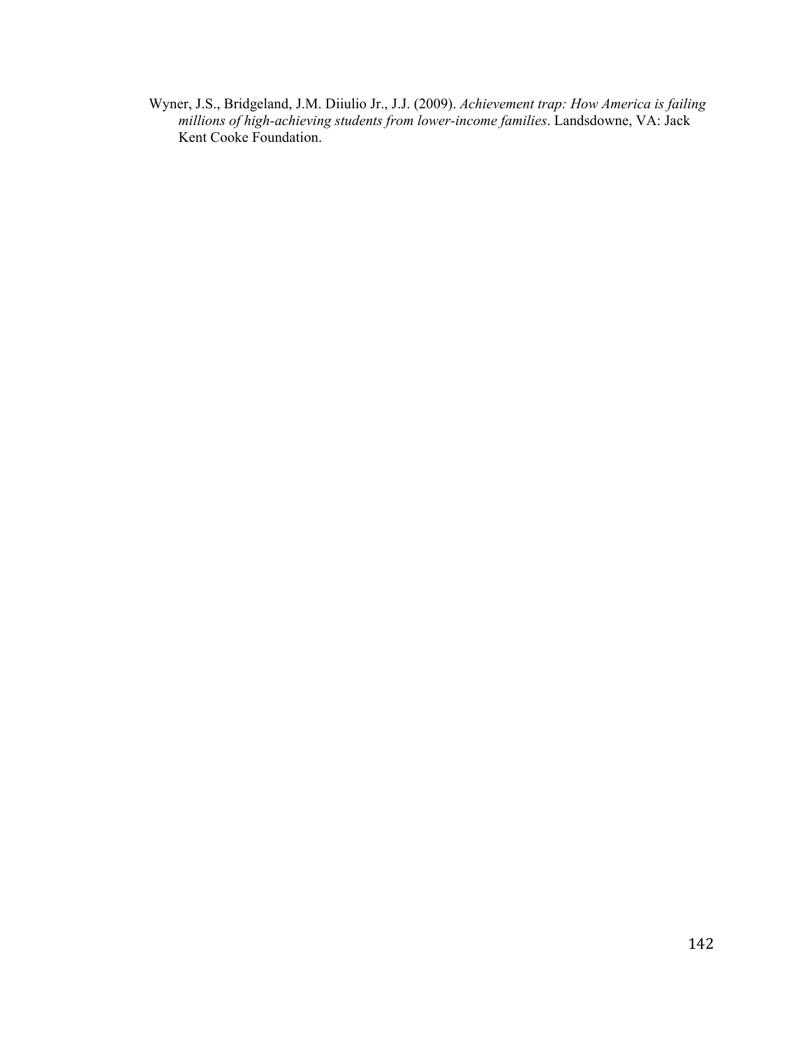Wyner, J.S., Bridgeland, J.M. Diiulio Jr., J.J. (2009). *Achievement trap: How America is failing millions of high-achieving students from lower-income families*. Landsdowne, VA: Jack Kent Cooke Foundation.